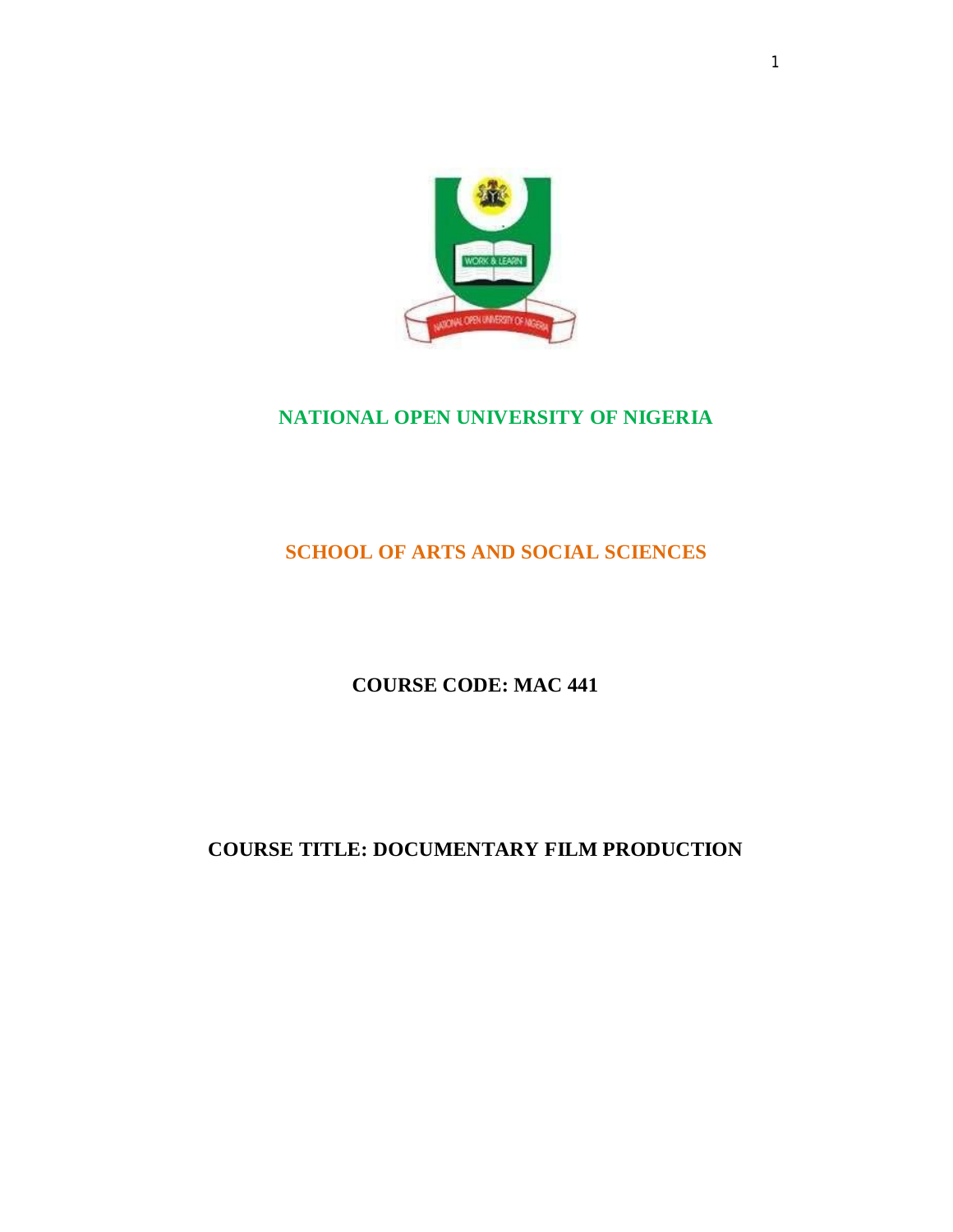# NATIONAL OPEN UNIVERSITY OF NIGERIA

## SCHOOL OF ARTS AND SOCIAL SCIENCES

**COURSE CODE: MAC 441**

**COURSE TITLE: DOCUMENTARY FILM PRODUCTION**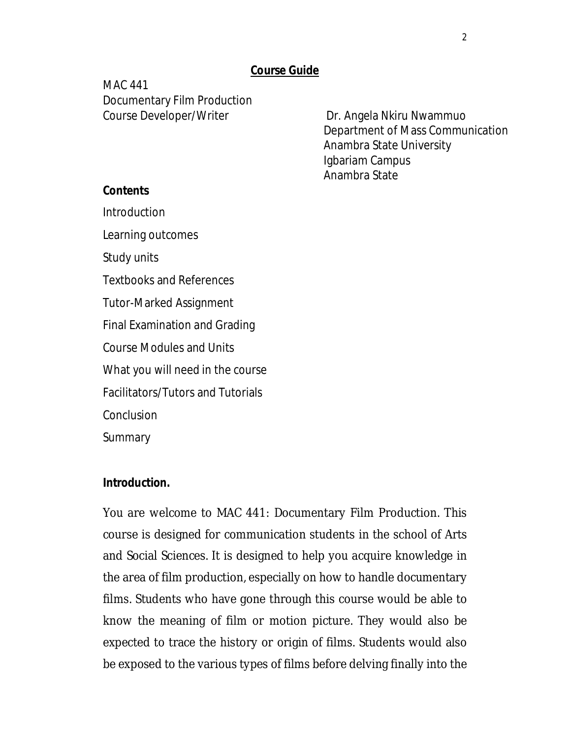## Course Guide

MAC 441
Documentary Film Production
Course Developer/Writer

Dr. Angela Nkiru Nwammuo
Department of Mass Communication
Anambra State University
Igbariam Campus
Anambra State

**Contents**

Introduction

Learning outcomes

Study units

Textbooks and References

Tutor-Marked Assignment

Final Examination and Grading

Course Modules and Units

What you will need in the course

Facilitators/Tutors and Tutorials

Conclusion

Summary

**Introduction.**

You are welcome to MAC 441: Documentary Film Production. This course is designed for communication students in the school of Arts and Social Sciences. It is designed to help you acquire knowledge in the area of film production, especially on how to handle documentary films. Students who have gone through this course would be able to know the meaning of film or motion picture. They would also be expected to trace the history or origin of films. Students would also be exposed to the various types of films before delving finally into the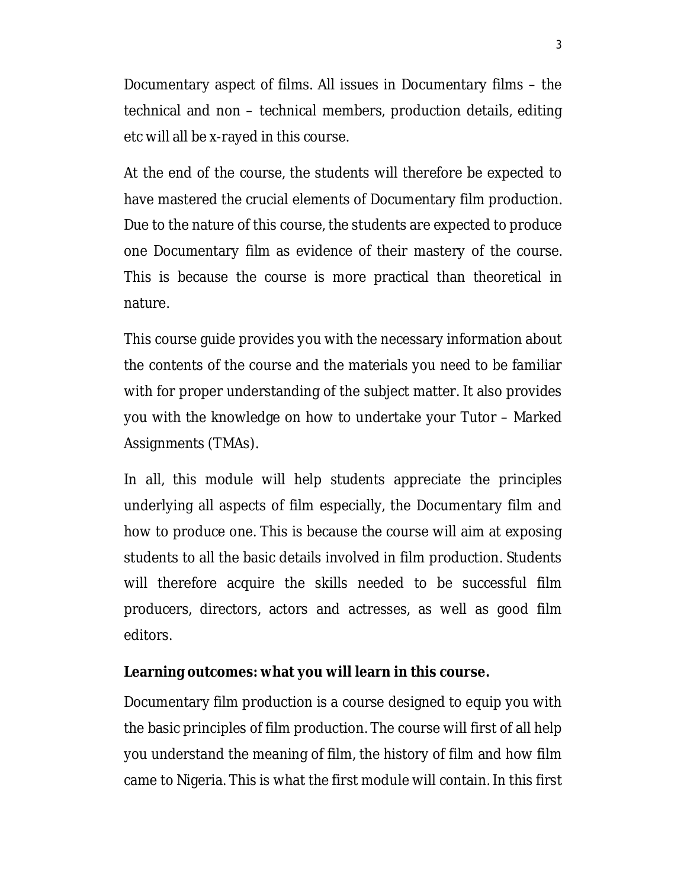Documentary aspect of films. All issues in Documentary films – the technical and non – technical members, production details, editing etc will all be x-rayed in this course.

At the end of the course, the students will therefore be expected to have mastered the crucial elements of Documentary film production. Due to the nature of this course, the students are expected to produce one Documentary film as evidence of their mastery of the course. This is because the course is more practical than theoretical in nature.

This course guide provides you with the necessary information about the contents of the course and the materials you need to be familiar with for proper understanding of the subject matter. It also provides you with the knowledge on how to undertake your Tutor – Marked Assignments (TMAs).

In all, this module will help students appreciate the principles underlying all aspects of film especially, the Documentary film and how to produce one. This is because the course will aim at exposing students to all the basic details involved in film production. Students will therefore acquire the skills needed to be successful film producers, directors, actors and actresses, as well as good film editors.

**Learning outcomes: what you will learn in this course.**

Documentary film production is a course designed to equip you with the basic principles of film production. The course will first of all help you understand the meaning of film, the history of film and how film came to Nigeria. This is what the first module will contain. In this first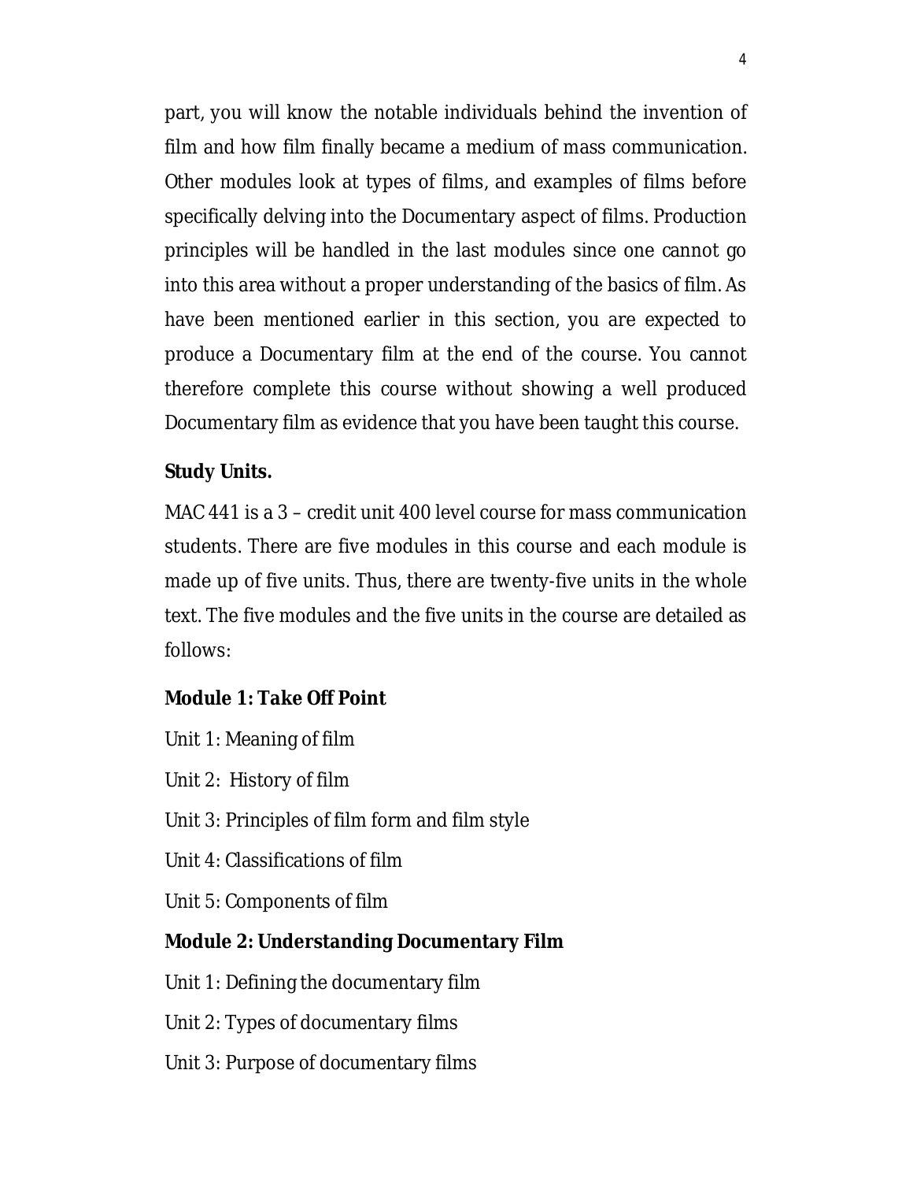part, you will know the notable individuals behind the invention of film and how film finally became a medium of mass communication. Other modules look at types of films, and examples of films before specifically delving into the Documentary aspect of films. Production principles will be handled in the last modules since one cannot go into this area without a proper understanding of the basics of film. As have been mentioned earlier in this section, you are expected to produce a Documentary film at the end of the course. You cannot therefore complete this course without showing a well produced Documentary film as evidence that you have been taught this course.

**Study Units.**

MAC 441 is a 3 – credit unit 400 level course for mass communication students. There are five modules in this course and each module is made up of five units. Thus, there are twenty-five units in the whole text. The five modules and the five units in the course are detailed as follows:

**Module 1: Take Off Point**

Unit 1: Meaning of film

Unit 2: History of film

Unit 3: Principles of film form and film style

Unit 4: Classifications of film

Unit 5: Components of film

**Module 2: Understanding Documentary Film**

Unit 1: Defining the documentary film

Unit 2: Types of documentary films

Unit 3: Purpose of documentary films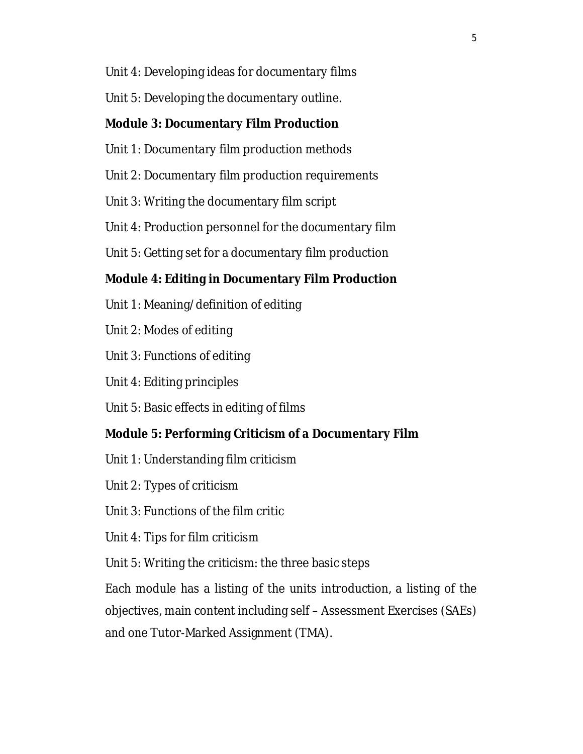Unit 4: Developing ideas for documentary films

Unit 5: Developing the documentary outline.

**Module 3: Documentary Film Production**

Unit 1: Documentary film production methods

Unit 2: Documentary film production requirements

Unit 3: Writing the documentary film script

Unit 4: Production personnel for the documentary film

Unit 5: Getting set for a documentary film production

**Module 4: Editing in Documentary Film Production**

Unit 1: Meaning/definition of editing

Unit 2: Modes of editing

Unit 3: Functions of editing

Unit 4: Editing principles

Unit 5: Basic effects in editing of films

**Module 5: Performing Criticism of a Documentary Film**

Unit 1: Understanding film criticism

Unit 2: Types of criticism

Unit 3: Functions of the film critic

Unit 4: Tips for film criticism

Unit 5: Writing the criticism: the three basic steps

Each module has a listing of the units introduction, a listing of the objectives, main content including self – Assessment Exercises (SAEs) and one Tutor-Marked Assignment (TMA).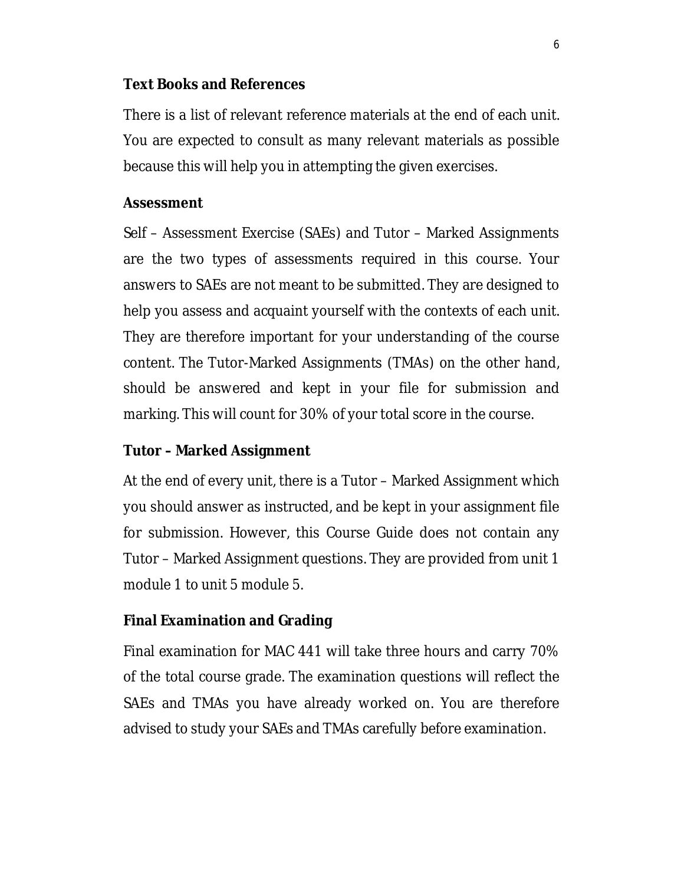## Text Books and References

There is a list of relevant reference materials at the end of each unit. You are expected to consult as many relevant materials as possible because this will help you in attempting the given exercises.

## Assessment

Self – Assessment Exercise (SAEs) and Tutor – Marked Assignments are the two types of assessments required in this course. Your answers to SAEs are not meant to be submitted. They are designed to help you assess and acquaint yourself with the contexts of each unit. They are therefore important for your understanding of the course content. The Tutor-Marked Assignments (TMAs) on the other hand, should be answered and kept in your file for submission and marking. This will count for 30% of your total score in the course.

## Tutor – Marked Assignment

At the end of every unit, there is a Tutor – Marked Assignment which you should answer as instructed, and be kept in your assignment file for submission. However, this Course Guide does not contain any Tutor – Marked Assignment questions. They are provided from unit 1 module 1 to unit 5 module 5.

## Final Examination and Grading

Final examination for MAC 441 will take three hours and carry 70% of the total course grade. The examination questions will reflect the SAEs and TMAs you have already worked on. You are therefore advised to study your SAEs and TMAs carefully before examination.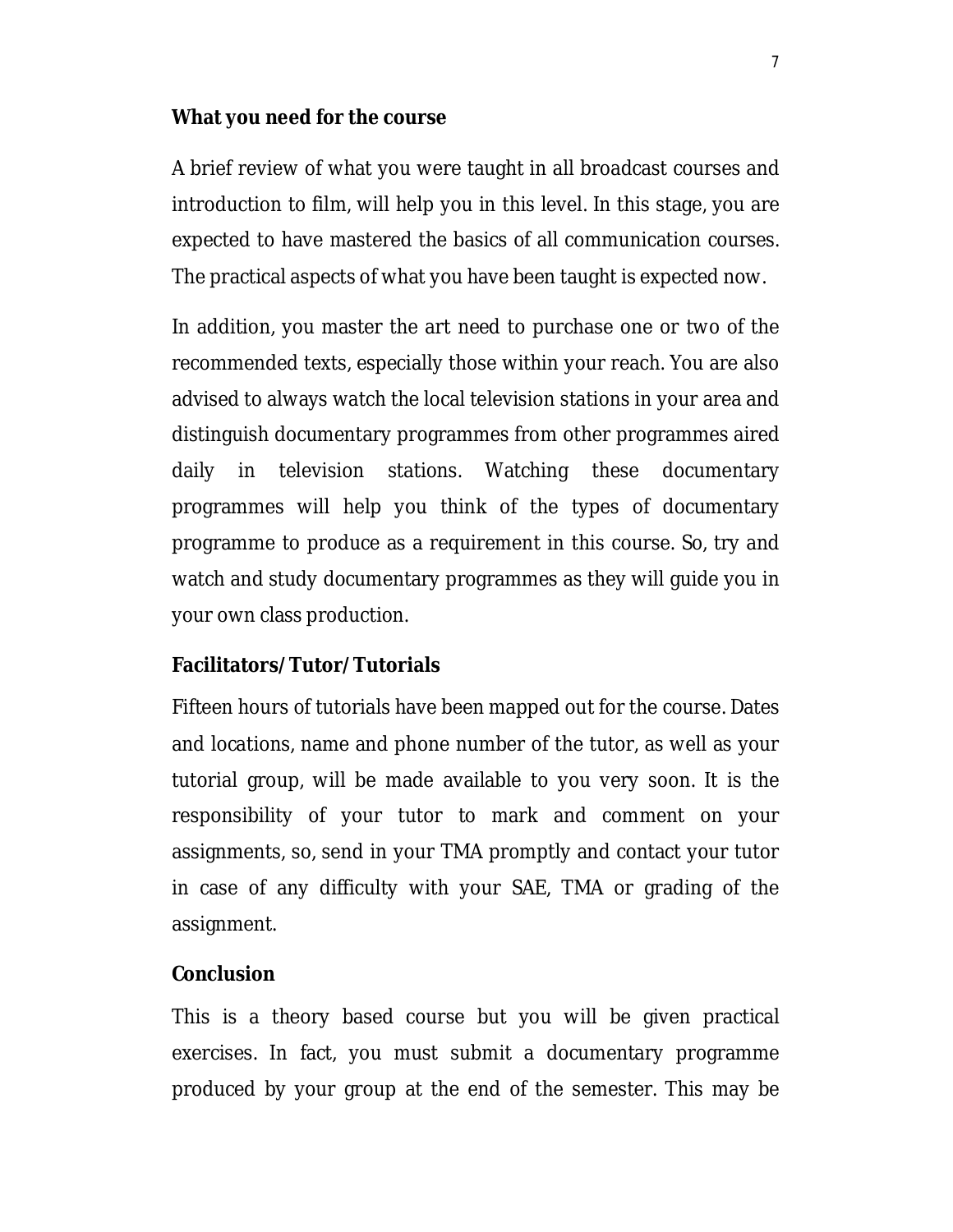**What you need for the course**

A brief review of what you were taught in all broadcast courses and introduction to film, will help you in this level. In this stage, you are expected to have mastered the basics of all communication courses. The practical aspects of what you have been taught is expected now.

In addition, you master the art need to purchase one or two of the recommended texts, especially those within your reach. You are also advised to always watch the local television stations in your area and distinguish documentary programmes from other programmes aired daily in television stations. Watching these documentary programmes will help you think of the types of documentary programme to produce as a requirement in this course. So, try and watch and study documentary programmes as they will guide you in your own class production.

**Facilitators/Tutor/Tutorials**

Fifteen hours of tutorials have been mapped out for the course. Dates and locations, name and phone number of the tutor, as well as your tutorial group, will be made available to you very soon. It is the responsibility of your tutor to mark and comment on your assignments, so, send in your TMA promptly and contact your tutor in case of any difficulty with your SAE, TMA or grading of the assignment.

**Conclusion**

This is a theory based course but you will be given practical exercises. In fact, you must submit a documentary programme produced by your group at the end of the semester. This may be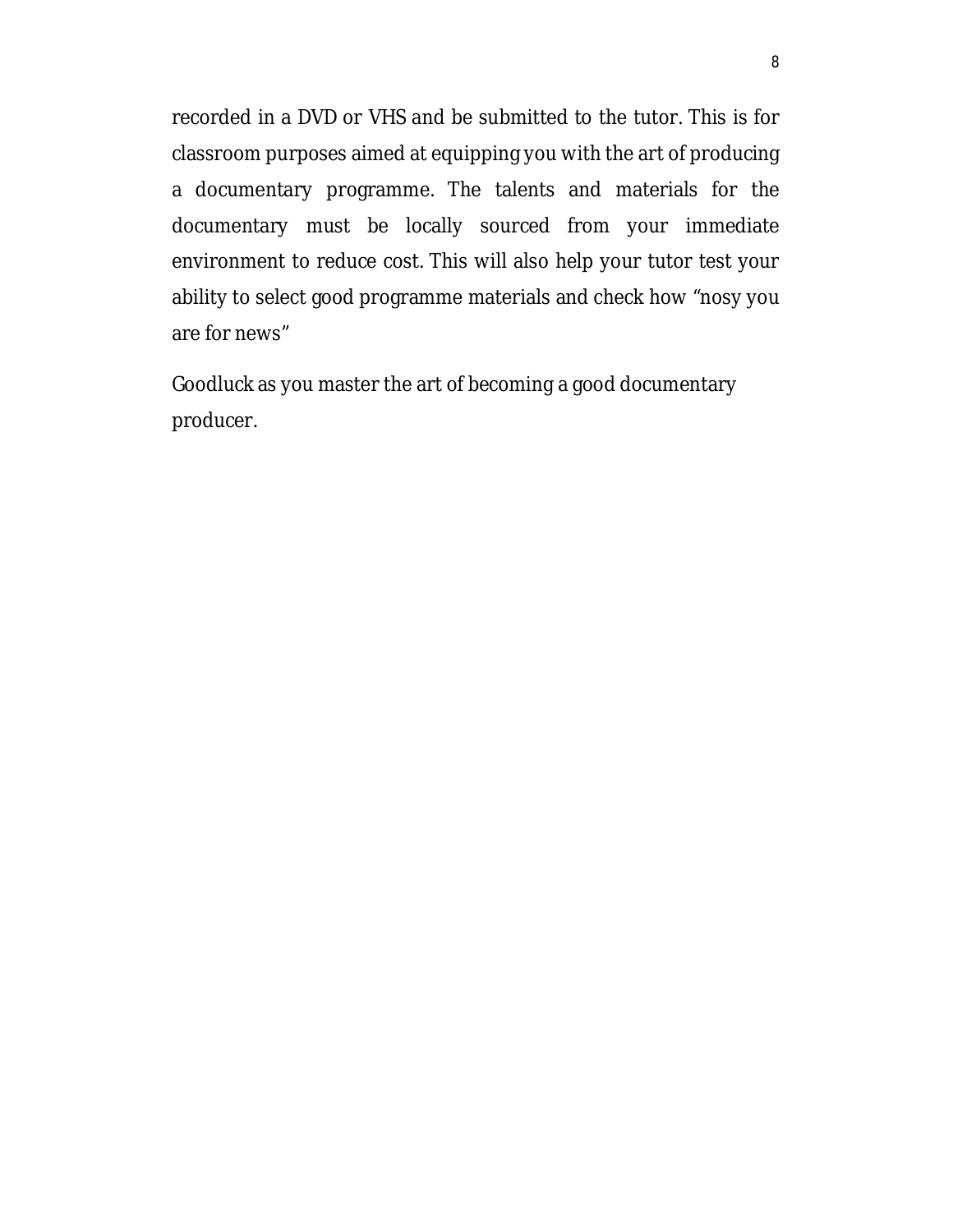recorded in a DVD or VHS and be submitted to the tutor. This is for classroom purposes aimed at equipping you with the art of producing a documentary programme. The talents and materials for the documentary must be locally sourced from your immediate environment to reduce cost. This will also help your tutor test your ability to select good programme materials and check how "nosy you are for news"

Goodluck as you master the art of becoming a good documentary producer.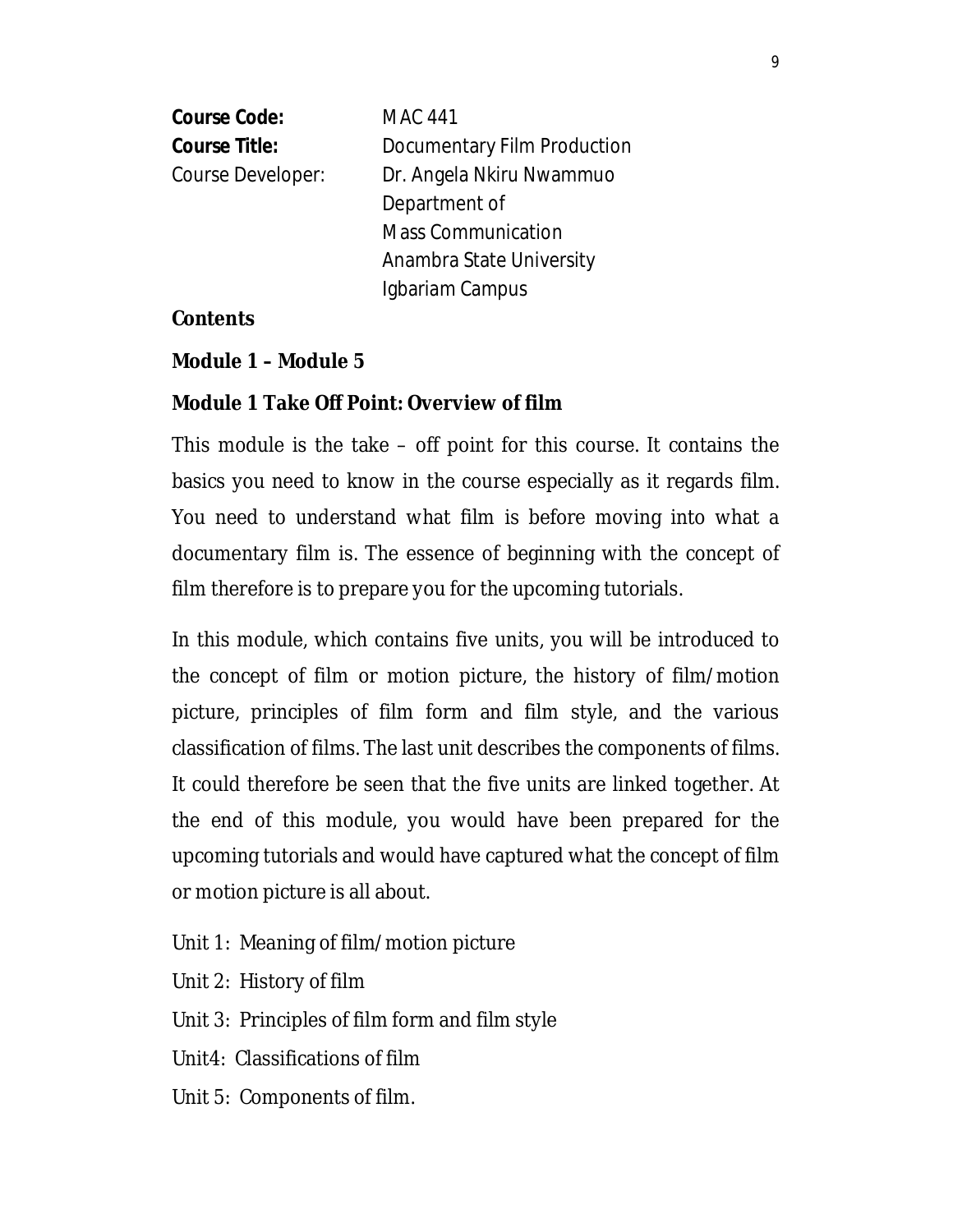**Course Code:** MAC 441

**Course Title:** Documentary Film Production

Course Developer: Dr. Angela Nkiru Nwammuo
Department of
Mass Communication
Anambra State University
Igbariam Campus

**Contents**

**Module 1 – Module 5**

**Module 1 Take Off Point: Overview of film**

This module is the take – off point for this course. It contains the basics you need to know in the course especially as it regards film. You need to understand what film is before moving into what a documentary film is. The essence of beginning with the concept of film therefore is to prepare you for the upcoming tutorials.

In this module, which contains five units, you will be introduced to the concept of film or motion picture, the history of film/motion picture, principles of film form and film style, and the various classification of films. The last unit describes the components of films. It could therefore be seen that the five units are linked together. At the end of this module, you would have been prepared for the upcoming tutorials and would have captured what the concept of film or motion picture is all about.

Unit 1: Meaning of film/motion picture

Unit 2: History of film

Unit 3: Principles of film form and film style

Unit4: Classifications of film

Unit 5: Components of film.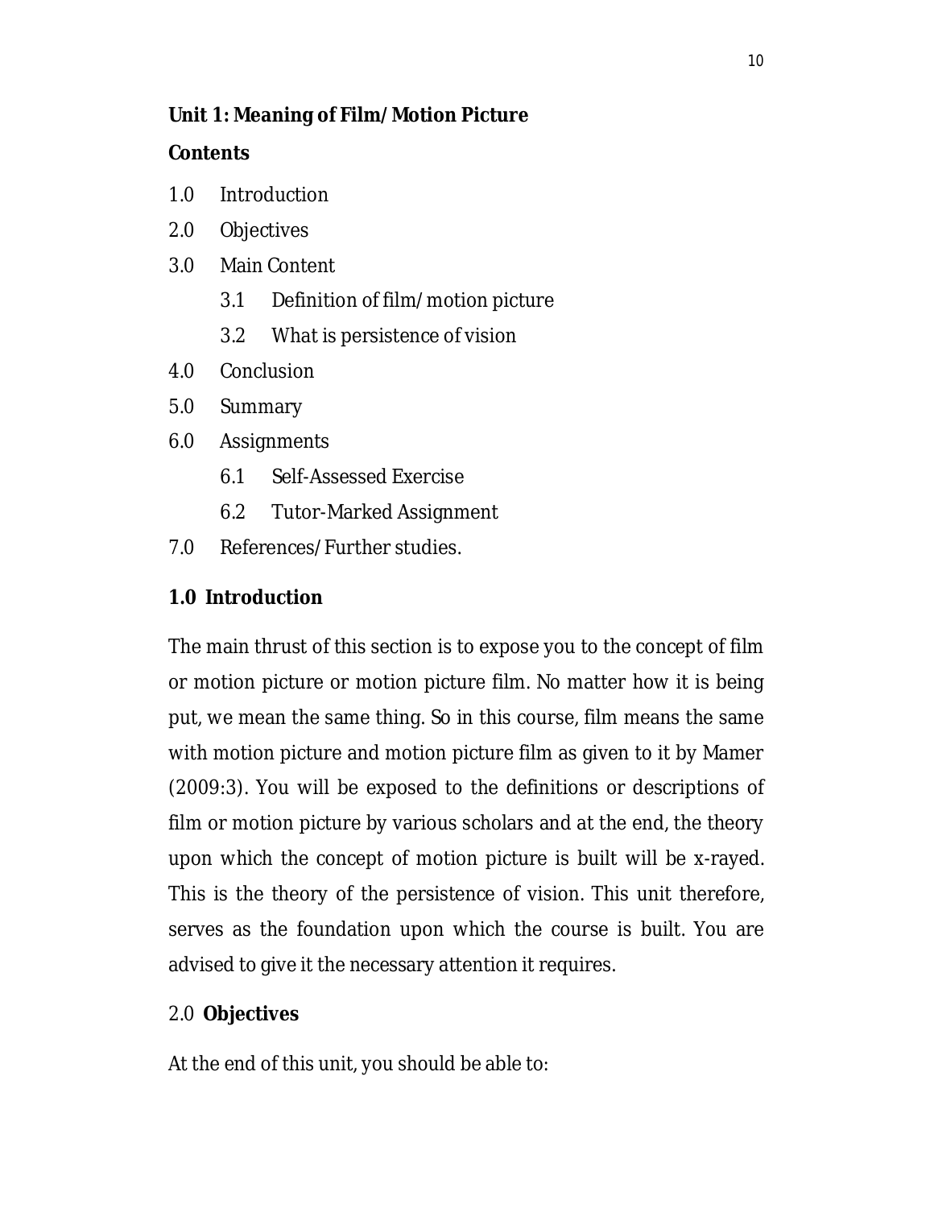**Unit 1: Meaning of Film/Motion Picture**

**Contents**

1.0 Introduction

2.0 Objectives

3.0 Main Content

- 3.1 Definition of film/motion picture
- 3.2 What is persistence of vision

4.0 Conclusion

5.0 Summary

6.0 Assignments

- 6.1 Self-Assessed Exercise
- 6.2 Tutor-Marked Assignment

7.0 References/Further studies.

## 1.0 Introduction

The main thrust of this section is to expose you to the concept of film or motion picture or motion picture film. No matter how it is being put, we mean the same thing. So in this course, film means the same with motion picture and motion picture film as given to it by Mamer (2009:3). You will be exposed to the definitions or descriptions of film or motion picture by various scholars and at the end, the theory upon which the concept of motion picture is built will be x-rayed. This is the theory of the persistence of vision. This unit therefore, serves as the foundation upon which the course is built. You are advised to give it the necessary attention it requires.

## 2.0 Objectives

At the end of this unit, you should be able to: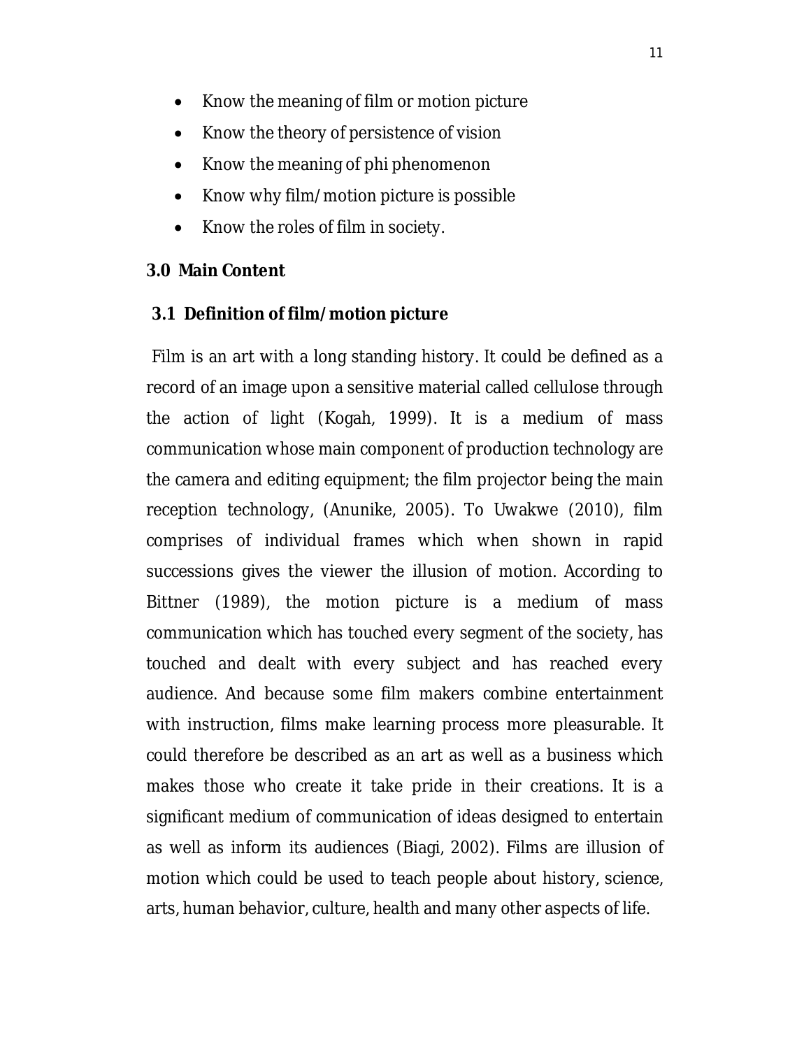- Know the meaning of film or motion picture
- Know the theory of persistence of vision
- Know the meaning of phi phenomenon
- Know why film/motion picture is possible
- Know the roles of film in society.

## 3.0 Main Content

### 3.1 Definition of film/motion picture

Film is an art with a long standing history. It could be defined as a record of an image upon a sensitive material called cellulose through the action of light (Kogah, 1999). It is a medium of mass communication whose main component of production technology are the camera and editing equipment; the film projector being the main reception technology, (Anunike, 2005). To Uwakwe (2010), film comprises of individual frames which when shown in rapid successions gives the viewer the illusion of motion. According to Bittner (1989), the motion picture is a medium of mass communication which has touched every segment of the society, has touched and dealt with every subject and has reached every audience. And because some film makers combine entertainment with instruction, films make learning process more pleasurable. It could therefore be described as an art as well as a business which makes those who create it take pride in their creations. It is a significant medium of communication of ideas designed to entertain as well as inform its audiences (Biagi, 2002). Films are illusion of motion which could be used to teach people about history, science, arts, human behavior, culture, health and many other aspects of life.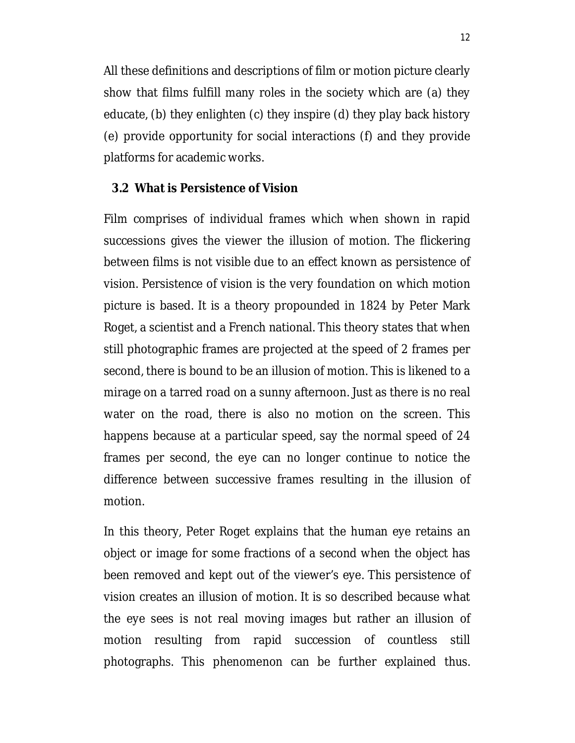All these definitions and descriptions of film or motion picture clearly show that films fulfill many roles in the society which are (a) they educate, (b) they enlighten (c) they inspire (d) they play back history (e) provide opportunity for social interactions (f) and they provide platforms for academic works.

### 3.2 What is Persistence of Vision

Film comprises of individual frames which when shown in rapid successions gives the viewer the illusion of motion. The flickering between films is not visible due to an effect known as persistence of vision. Persistence of vision is the very foundation on which motion picture is based. It is a theory propounded in 1824 by Peter Mark Roget, a scientist and a French national. This theory states that when still photographic frames are projected at the speed of 2 frames per second, there is bound to be an illusion of motion. This is likened to a mirage on a tarred road on a sunny afternoon. Just as there is no real water on the road, there is also no motion on the screen. This happens because at a particular speed, say the normal speed of 24 frames per second, the eye can no longer continue to notice the difference between successive frames resulting in the illusion of motion.

In this theory, Peter Roget explains that the human eye retains an object or image for some fractions of a second when the object has been removed and kept out of the viewer's eye. This persistence of vision creates an illusion of motion. It is so described because what the eye sees is not real moving images but rather an illusion of motion resulting from rapid succession of countless still photographs. This phenomenon can be further explained thus.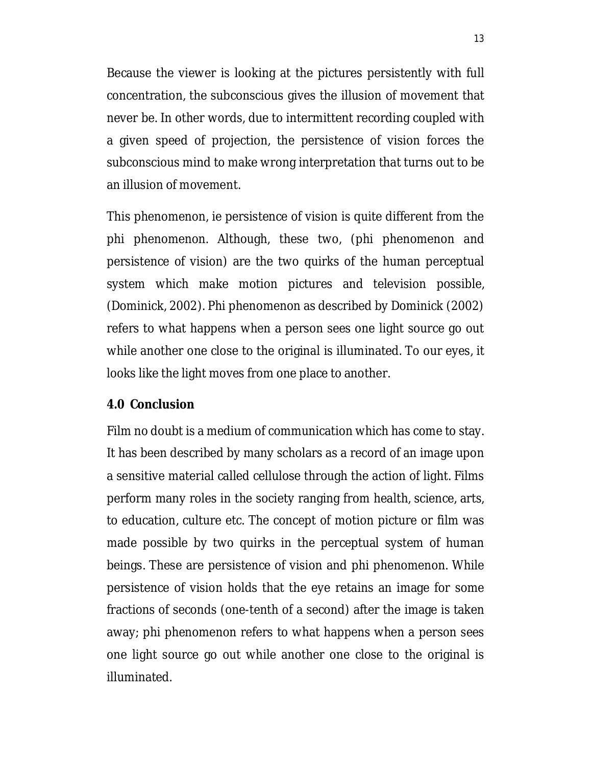Because the viewer is looking at the pictures persistently with full concentration, the subconscious gives the illusion of movement that never be. In other words, due to intermittent recording coupled with a given speed of projection, the persistence of vision forces the subconscious mind to make wrong interpretation that turns out to be an illusion of movement.

This phenomenon, ie persistence of vision is quite different from the phi phenomenon. Although, these two, (phi phenomenon and persistence of vision) are the two quirks of the human perceptual system which make motion pictures and television possible, (Dominick, 2002). Phi phenomenon as described by Dominick (2002) refers to what happens when a person sees one light source go out while another one close to the original is illuminated. To our eyes, it looks like the light moves from one place to another.

### 4.0 Conclusion

Film no doubt is a medium of communication which has come to stay. It has been described by many scholars as a record of an image upon a sensitive material called cellulose through the action of light. Films perform many roles in the society ranging from health, science, arts, to education, culture etc. The concept of motion picture or film was made possible by two quirks in the perceptual system of human beings. These are persistence of vision and phi phenomenon. While persistence of vision holds that the eye retains an image for some fractions of seconds (one-tenth of a second) after the image is taken away; phi phenomenon refers to what happens when a person sees one light source go out while another one close to the original is illuminated.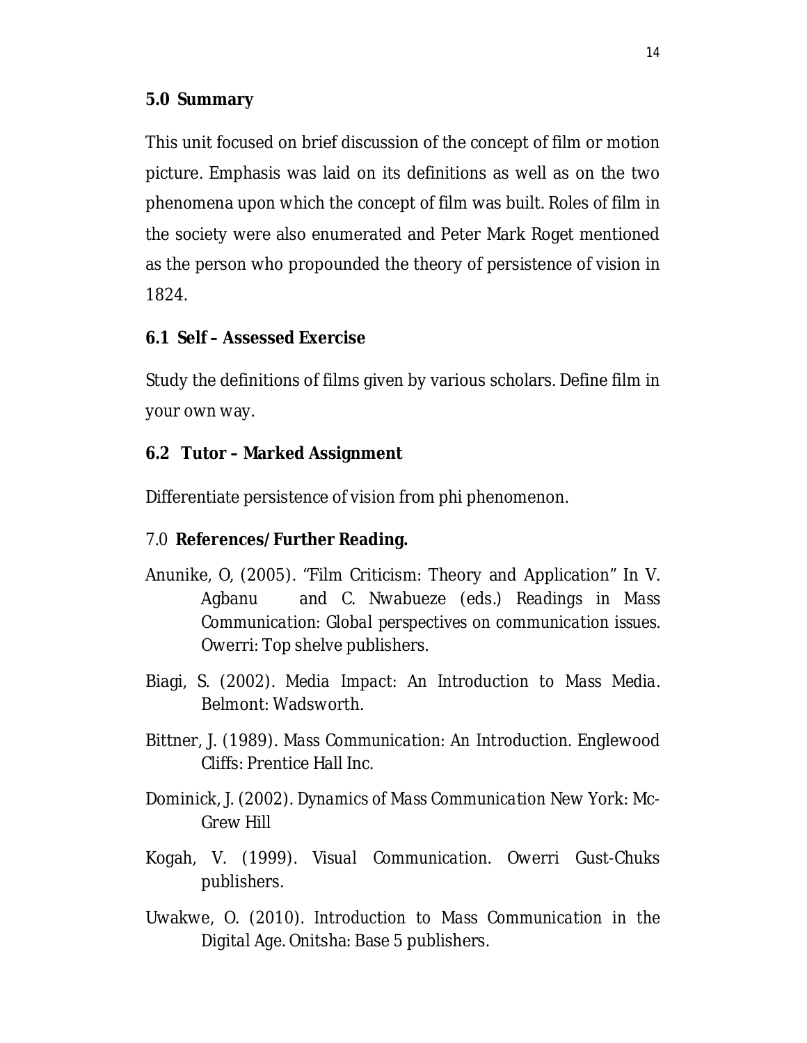### 5.0 Summary

This unit focused on brief discussion of the concept of film or motion picture. Emphasis was laid on its definitions as well as on the two phenomena upon which the concept of film was built. Roles of film in the society were also enumerated and Peter Mark Roget mentioned as the person who propounded the theory of persistence of vision in 1824.

### 6.1 Self – Assessed Exercise

Study the definitions of films given by various scholars. Define film in your own way.

### 6.2 Tutor – Marked Assignment

Differentiate persistence of vision from phi phenomenon.

### 7.0 References/Further Reading.

Anunike, O, (2005). "Film Criticism: Theory and Application" In V. Agbanu and C. Nwabueze (eds.) *Readings in Mass Communication: Global perspectives on communication issues*. Owerri: Top shelve publishers.

Biagi, S. (2002). *Media Impact: An Introduction to Mass Media*. Belmont: Wadsworth.

Bittner, J. (1989). *Mass Communication: An Introduction*. Englewood Cliffs: Prentice Hall Inc.

Dominick, J. (2002). *Dynamics of Mass Communication* New York: Mc-Grew Hill

Kogah, V. (1999). *Visual Communication*. Owerri Gust-Chuks publishers.

Uwakwe, O. (2010). *Introduction to Mass Communication in the Digital Age*. Onitsha: Base 5 publishers.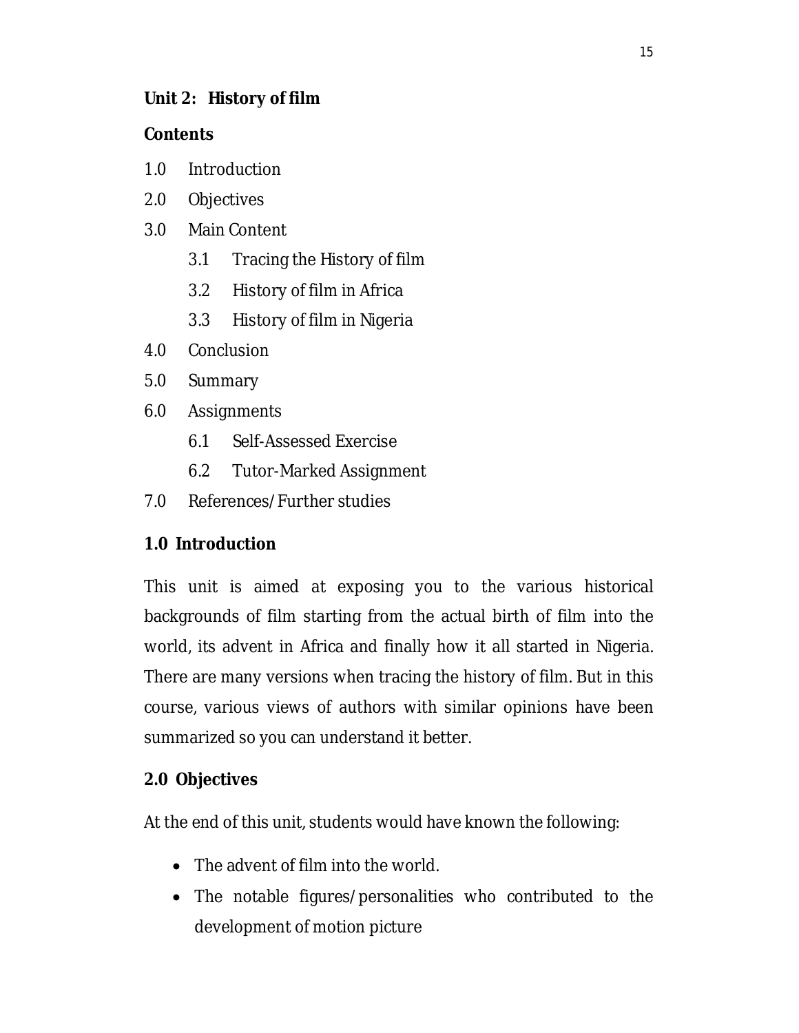## Unit 2: History of film

**Contents**

- 1.0 Introduction
- 2.0 Objectives
- 3.0 Main Content
  - 3.1 Tracing the History of film
  - 3.2 History of film in Africa
  - 3.3 History of film in Nigeria
- 4.0 Conclusion
- 5.0 Summary
- 6.0 Assignments
  - 6.1 Self-Assessed Exercise
  - 6.2 Tutor-Marked Assignment
- 7.0 References/Further studies

### 1.0 Introduction

This unit is aimed at exposing you to the various historical backgrounds of film starting from the actual birth of film into the world, its advent in Africa and finally how it all started in Nigeria. There are many versions when tracing the history of film. But in this course, various views of authors with similar opinions have been summarized so you can understand it better.

### 2.0 Objectives

At the end of this unit, students would have known the following:

- The advent of film into the world.
- The notable figures/personalities who contributed to the development of motion picture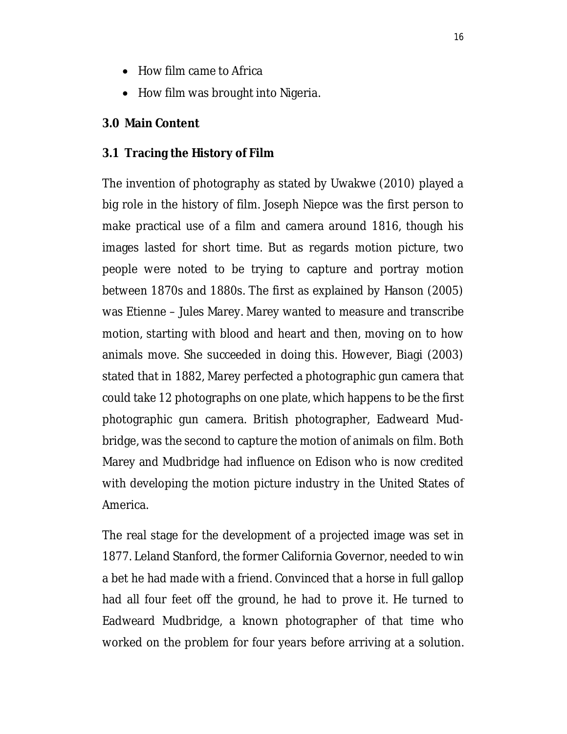- How film came to Africa
- How film was brought into Nigeria.

## 3.0 Main Content

### 3.1 Tracing the History of Film

The invention of photography as stated by Uwakwe (2010) played a big role in the history of film. Joseph Niepce was the first person to make practical use of a film and camera around 1816, though his images lasted for short time. But as regards motion picture, two people were noted to be trying to capture and portray motion between 1870s and 1880s. The first as explained by Hanson (2005) was Etienne – Jules Marey. Marey wanted to measure and transcribe motion, starting with blood and heart and then, moving on to how animals move. She succeeded in doing this. However, Biagi (2003) stated that in 1882, Marey perfected a photographic gun camera that could take 12 photographs on one plate, which happens to be the first photographic gun camera. British photographer, Eadweard Mud-bridge, was the second to capture the motion of animals on film. Both Marey and Mudbridge had influence on Edison who is now credited with developing the motion picture industry in the United States of America.

The real stage for the development of a projected image was set in 1877. Leland Stanford, the former California Governor, needed to win a bet he had made with a friend. Convinced that a horse in full gallop had all four feet off the ground, he had to prove it. He turned to Eadweard Mudbridge, a known photographer of that time who worked on the problem for four years before arriving at a solution.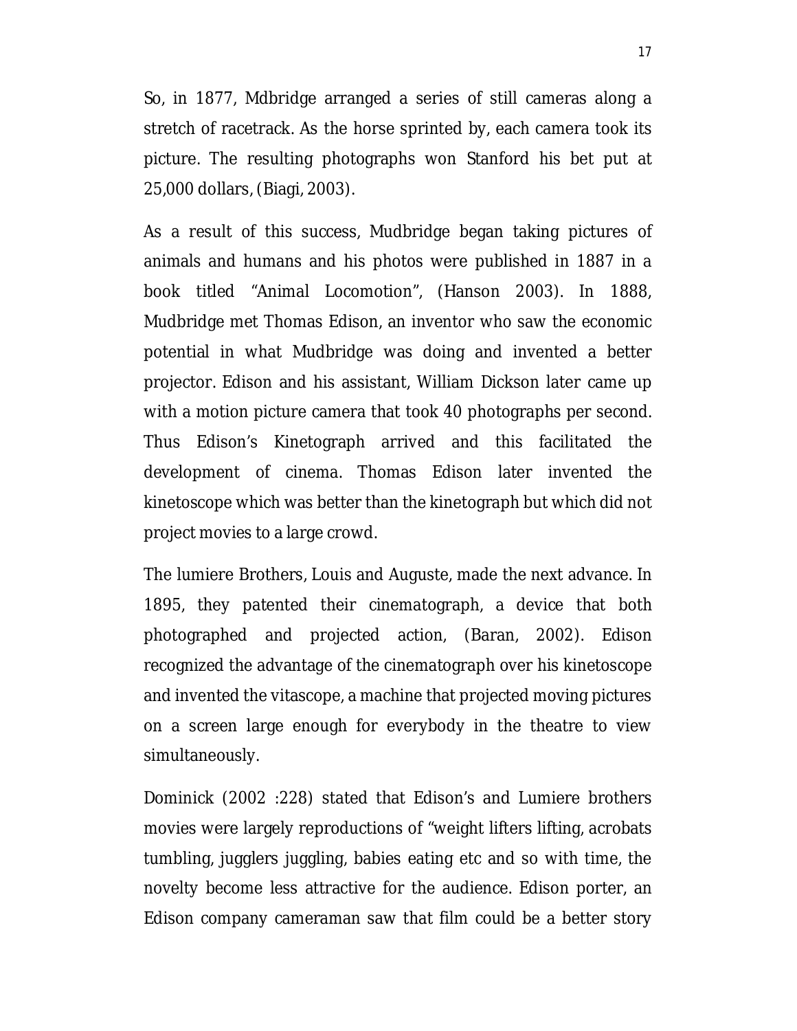So, in 1877, Mdbridge arranged a series of still cameras along a stretch of racetrack. As the horse sprinted by, each camera took its picture. The resulting photographs won Stanford his bet put at 25,000 dollars, (Biagi, 2003).

As a result of this success, Mudbridge began taking pictures of animals and humans and his photos were published in 1887 in a book titled "Animal Locomotion", (Hanson 2003). In 1888, Mudbridge met Thomas Edison, an inventor who saw the economic potential in what Mudbridge was doing and invented a better projector. Edison and his assistant, William Dickson later came up with a motion picture camera that took 40 photographs per second. Thus Edison's Kinetograph arrived and this facilitated the development of cinema. Thomas Edison later invented the kinetoscope which was better than the kinetograph but which did not project movies to a large crowd.

The lumiere Brothers, Louis and Auguste, made the next advance. In 1895, they patented their cinematograph, a device that both photographed and projected action, (Baran, 2002). Edison recognized the advantage of the cinematograph over his kinetoscope and invented the vitascope, a machine that projected moving pictures on a screen large enough for everybody in the theatre to view simultaneously.

Dominick (2002 :228) stated that Edison's and Lumiere brothers movies were largely reproductions of "weight lifters lifting, acrobats tumbling, jugglers juggling, babies eating etc and so with time, the novelty become less attractive for the audience. Edison porter, an Edison company cameraman saw that film could be a better story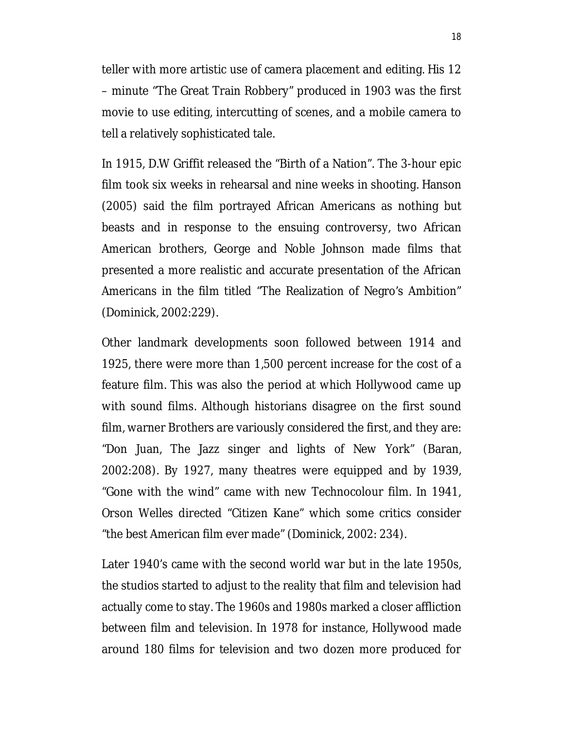teller with more artistic use of camera placement and editing. His 12 – minute "The Great Train Robbery" produced in 1903 was the first movie to use editing, intercutting of scenes, and a mobile camera to tell a relatively sophisticated tale.

In 1915, D.W Griffit released the "Birth of a Nation". The 3-hour epic film took six weeks in rehearsal and nine weeks in shooting. Hanson (2005) said the film portrayed African Americans as nothing but beasts and in response to the ensuing controversy, two African American brothers, George and Noble Johnson made films that presented a more realistic and accurate presentation of the African Americans in the film titled "The Realization of Negro's Ambition" (Dominick, 2002:229).

Other landmark developments soon followed between 1914 and 1925, there were more than 1,500 percent increase for the cost of a feature film. This was also the period at which Hollywood came up with sound films. Although historians disagree on the first sound film, warner Brothers are variously considered the first, and they are: "Don Juan, The Jazz singer and lights of New York" (Baran, 2002:208). By 1927, many theatres were equipped and by 1939, "Gone with the wind" came with new Technocolour film. In 1941, Orson Welles directed "Citizen Kane" which some critics consider "the best American film ever made" (Dominick, 2002: 234).

Later 1940's came with the second world war but in the late 1950s, the studios started to adjust to the reality that film and television had actually come to stay. The 1960s and 1980s marked a closer affliction between film and television. In 1978 for instance, Hollywood made around 180 films for television and two dozen more produced for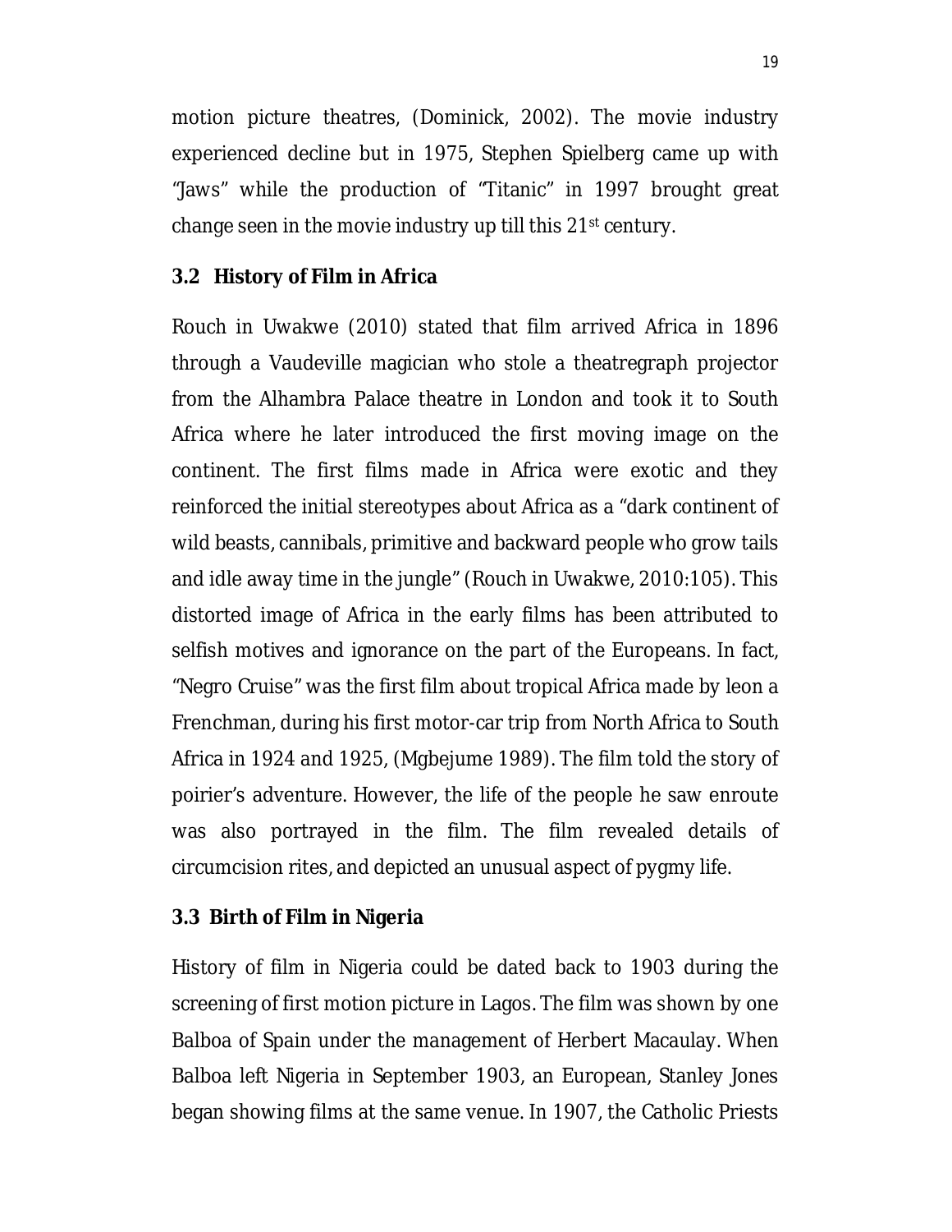motion picture theatres, (Dominick, 2002). The movie industry experienced decline but in 1975, Stephen Spielberg came up with "Jaws" while the production of "Titanic" in 1997 brought great change seen in the movie industry up till this 21st century.

### 3.2 History of Film in Africa

Rouch in Uwakwe (2010) stated that film arrived Africa in 1896 through a Vaudeville magician who stole a theatregraph projector from the Alhambra Palace theatre in London and took it to South Africa where he later introduced the first moving image on the continent. The first films made in Africa were exotic and they reinforced the initial stereotypes about Africa as a "dark continent of wild beasts, cannibals, primitive and backward people who grow tails and idle away time in the jungle" (Rouch in Uwakwe, 2010:105). This distorted image of Africa in the early films has been attributed to selfish motives and ignorance on the part of the Europeans. In fact, "Negro Cruise" was the first film about tropical Africa made by leon a Frenchman, during his first motor-car trip from North Africa to South Africa in 1924 and 1925, (Mgbejume 1989). The film told the story of poirier's adventure. However, the life of the people he saw enroute was also portrayed in the film. The film revealed details of circumcision rites, and depicted an unusual aspect of pygmy life.

### 3.3 Birth of Film in Nigeria

History of film in Nigeria could be dated back to 1903 during the screening of first motion picture in Lagos. The film was shown by one Balboa of Spain under the management of Herbert Macaulay. When Balboa left Nigeria in September 1903, an European, Stanley Jones began showing films at the same venue. In 1907, the Catholic Priests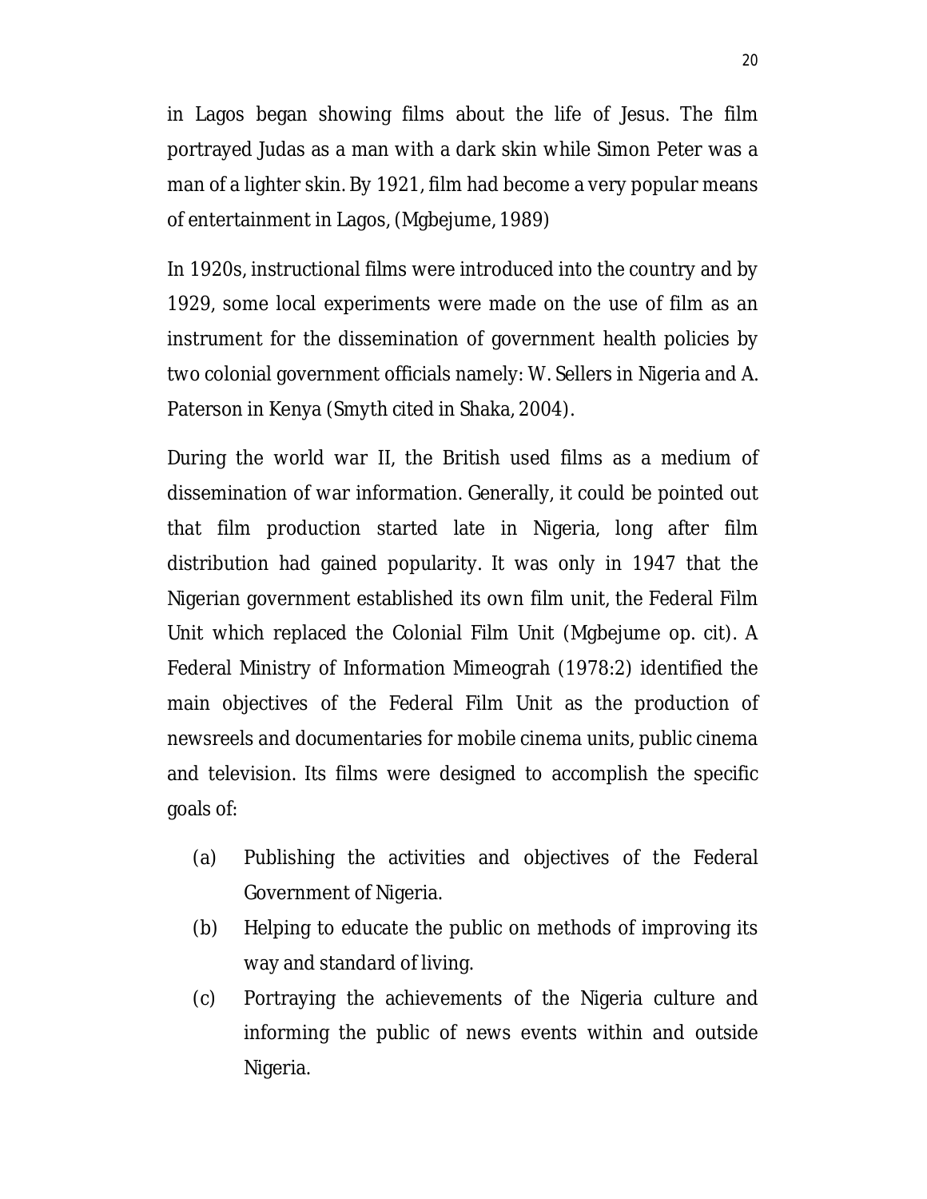in Lagos began showing films about the life of Jesus. The film portrayed Judas as a man with a dark skin while Simon Peter was a man of a lighter skin. By 1921, film had become a very popular means of entertainment in Lagos, (Mgbejume, 1989)

In 1920s, instructional films were introduced into the country and by 1929, some local experiments were made on the use of film as an instrument for the dissemination of government health policies by two colonial government officials namely: W. Sellers in Nigeria and A. Paterson in Kenya (Smyth cited in Shaka, 2004).

During the world war II, the British used films as a medium of dissemination of war information. Generally, it could be pointed out that film production started late in Nigeria, long after film distribution had gained popularity. It was only in 1947 that the Nigerian government established its own film unit, the Federal Film Unit which replaced the Colonial Film Unit (Mgbejume op. cit). A Federal Ministry of Information Mimeograh (1978:2) identified the main objectives of the Federal Film Unit as the production of newsreels and documentaries for mobile cinema units, public cinema and television. Its films were designed to accomplish the specific goals of:

(a) Publishing the activities and objectives of the Federal Government of Nigeria.
(b) Helping to educate the public on methods of improving its way and standard of living.
(c) Portraying the achievements of the Nigeria culture and informing the public of news events within and outside Nigeria.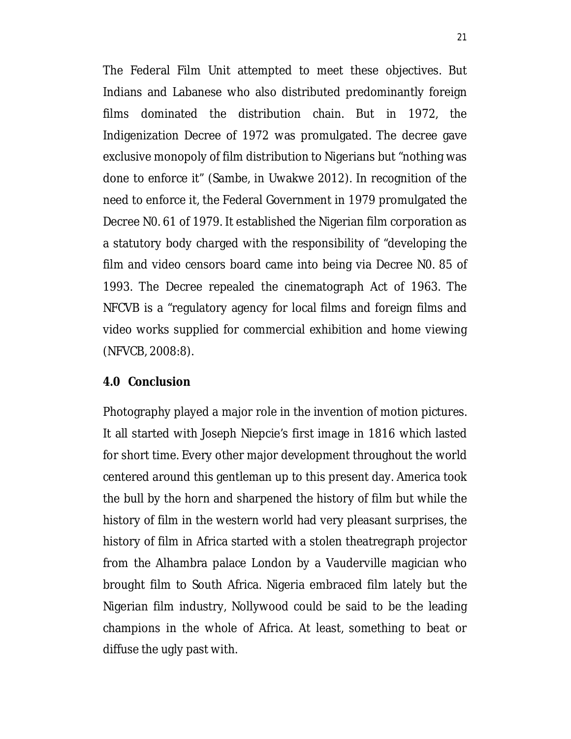The Federal Film Unit attempted to meet these objectives. But Indians and Labanese who also distributed predominantly foreign films dominated the distribution chain. But in 1972, the Indigenization Decree of 1972 was promulgated. The decree gave exclusive monopoly of film distribution to Nigerians but "nothing was done to enforce it" (Sambe, in Uwakwe 2012). In recognition of the need to enforce it, the Federal Government in 1979 promulgated the Decree N0. 61 of 1979. It established the Nigerian film corporation as a statutory body charged with the responsibility of "developing the film and video censors board came into being via Decree N0. 85 of 1993. The Decree repealed the cinematograph Act of 1963. The NFCVB is a "regulatory agency for local films and foreign films and video works supplied for commercial exhibition and home viewing (NFVCB, 2008:8).

## 4.0 Conclusion

Photography played a major role in the invention of motion pictures. It all started with Joseph Niepcie's first image in 1816 which lasted for short time. Every other major development throughout the world centered around this gentleman up to this present day. America took the bull by the horn and sharpened the history of film but while the history of film in the western world had very pleasant surprises, the history of film in Africa started with a stolen theatregraph projector from the Alhambra palace London by a Vauderville magician who brought film to South Africa. Nigeria embraced film lately but the Nigerian film industry, Nollywood could be said to be the leading champions in the whole of Africa. At least, something to beat or diffuse the ugly past with.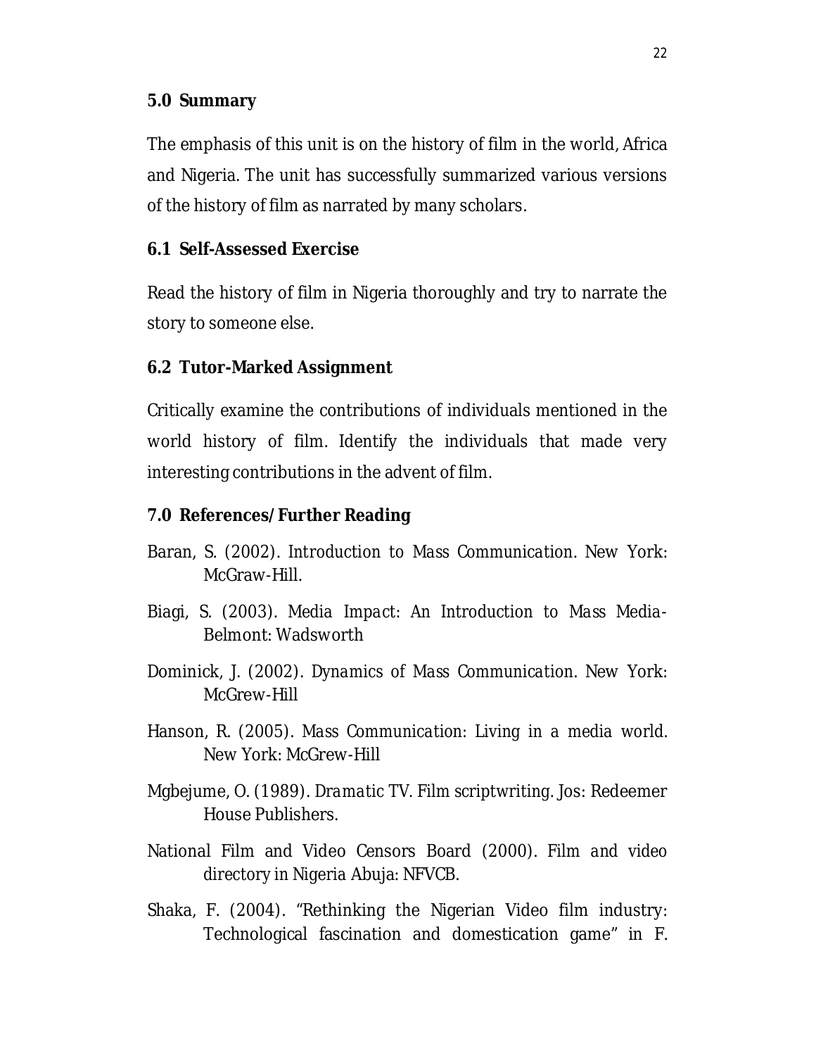## 5.0 Summary

The emphasis of this unit is on the history of film in the world, Africa and Nigeria. The unit has successfully summarized various versions of the history of film as narrated by many scholars.

## 6.1 Self-Assessed Exercise

Read the history of film in Nigeria thoroughly and try to narrate the story to someone else.

## 6.2 Tutor-Marked Assignment

Critically examine the contributions of individuals mentioned in the world history of film. Identify the individuals that made very interesting contributions in the advent of film.

## 7.0 References/Further Reading

Baran, S. (2002). *Introduction to Mass Communication*. New York: McGraw-Hill.

Biagi, S. (2003). *Media Impact: An Introduction to Mass Media*- Belmont: Wadsworth

Dominick, J. (2002). *Dynamics of Mass Communication*. New York: McGrew-Hill

Hanson, R. (2005). *Mass Communication: Living in a media world*. New York: McGrew-Hill

Mgbejume, O. (1989). *Dramatic TV. Film scriptwriting*. Jos: Redeemer House Publishers.

National Film and Video Censors Board (2000). *Film and video directory in Nigeria* Abuja: NFVCB.

Shaka, F. (2004). "Rethinking the Nigerian Video film industry: Technological fascination and domestication game" in F.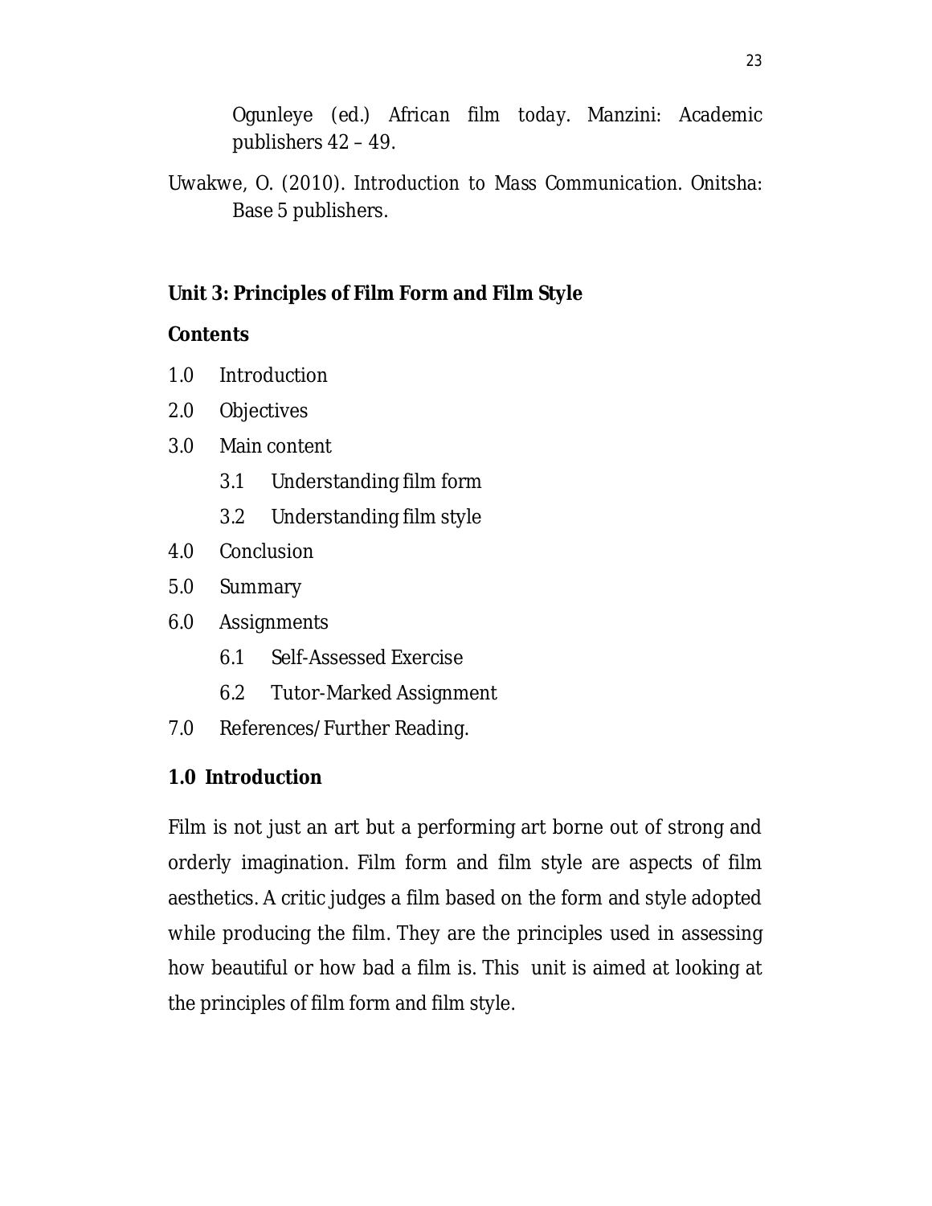Ogunleye (ed.) *African film today*. Manzini: Academic publishers 42 – 49.

Uwakwe, O. (2010). *Introduction to Mass Communication*. Onitsha: Base 5 publishers.

## Unit 3: Principles of Film Form and Film Style

**Contents**

1.0 Introduction

2.0 Objectives

3.0 Main content

 3.1 Understanding film form

 3.2 Understanding film style

4.0 Conclusion

5.0 Summary

6.0 Assignments

 6.1 Self-Assessed Exercise

 6.2 Tutor-Marked Assignment

7.0 References/Further Reading.

### 1.0 Introduction

Film is not just an art but a performing art borne out of strong and orderly imagination. Film form and film style are aspects of film aesthetics. A critic judges a film based on the form and style adopted while producing the film. They are the principles used in assessing how beautiful or how bad a film is. This unit is aimed at looking at the principles of film form and film style.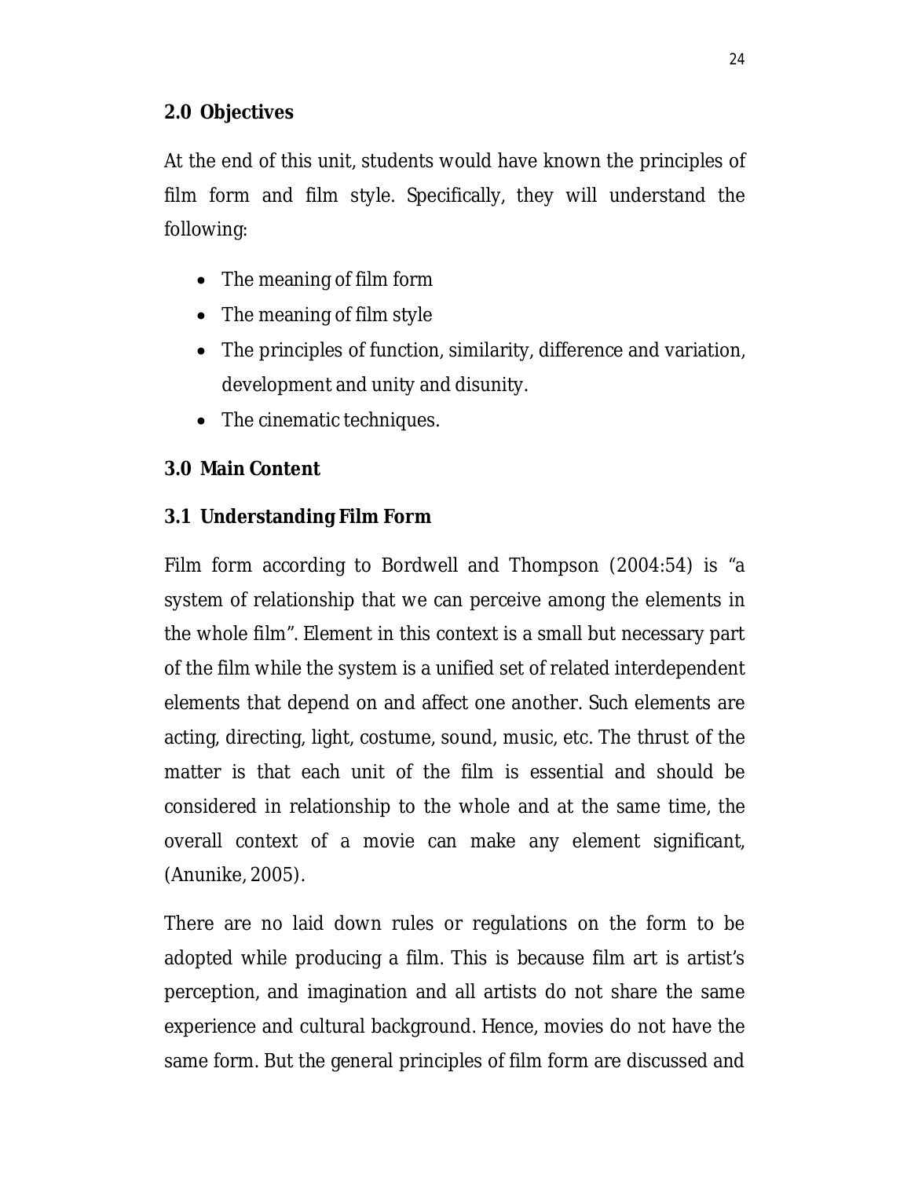## 2.0 Objectives

At the end of this unit, students would have known the principles of film form and film style. Specifically, they will understand the following:

- The meaning of film form
- The meaning of film style
- The principles of function, similarity, difference and variation, development and unity and disunity.
- The cinematic techniques.

## 3.0 Main Content

### 3.1 Understanding Film Form

Film form according to Bordwell and Thompson (2004:54) is "a system of relationship that we can perceive among the elements in the whole film". Element in this context is a small but necessary part of the film while the system is a unified set of related interdependent elements that depend on and affect one another. Such elements are acting, directing, light, costume, sound, music, etc. The thrust of the matter is that each unit of the film is essential and should be considered in relationship to the whole and at the same time, the overall context of a movie can make any element significant, (Anunike, 2005).

There are no laid down rules or regulations on the form to be adopted while producing a film. This is because film art is artist's perception, and imagination and all artists do not share the same experience and cultural background. Hence, movies do not have the same form. But the general principles of film form are discussed and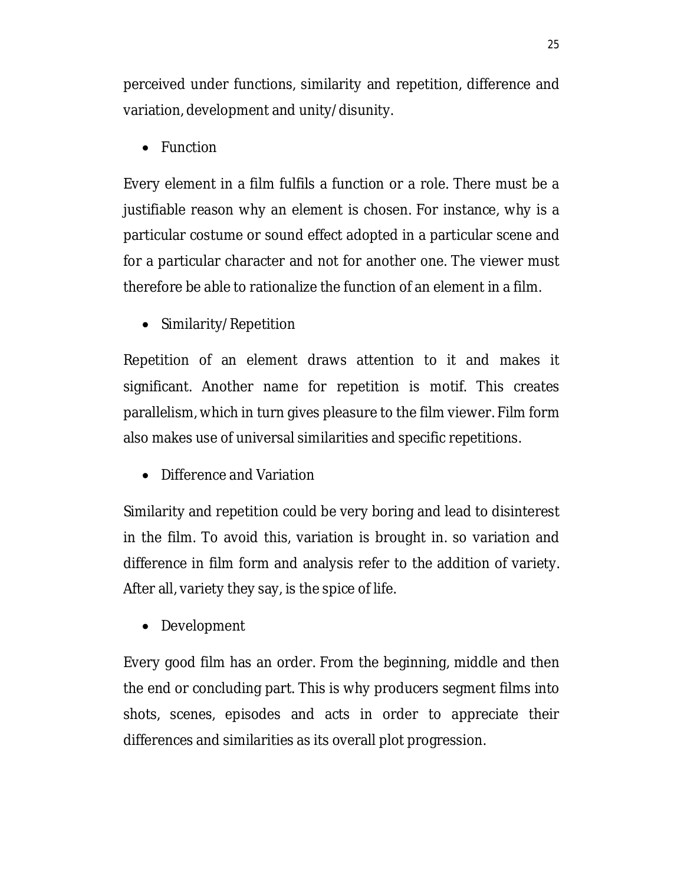perceived under functions, similarity and repetition, difference and variation, development and unity/disunity.

- Function

Every element in a film fulfils a function or a role. There must be a justifiable reason why an element is chosen. For instance, why is a particular costume or sound effect adopted in a particular scene and for a particular character and not for another one. The viewer must therefore be able to rationalize the function of an element in a film.

- Similarity/Repetition

Repetition of an element draws attention to it and makes it significant. Another name for repetition is motif. This creates parallelism, which in turn gives pleasure to the film viewer. Film form also makes use of universal similarities and specific repetitions.

- Difference and Variation

Similarity and repetition could be very boring and lead to disinterest in the film. To avoid this, variation is brought in. so variation and difference in film form and analysis refer to the addition of variety. After all, variety they say, is the spice of life.

- Development

Every good film has an order. From the beginning, middle and then the end or concluding part. This is why producers segment films into shots, scenes, episodes and acts in order to appreciate their differences and similarities as its overall plot progression.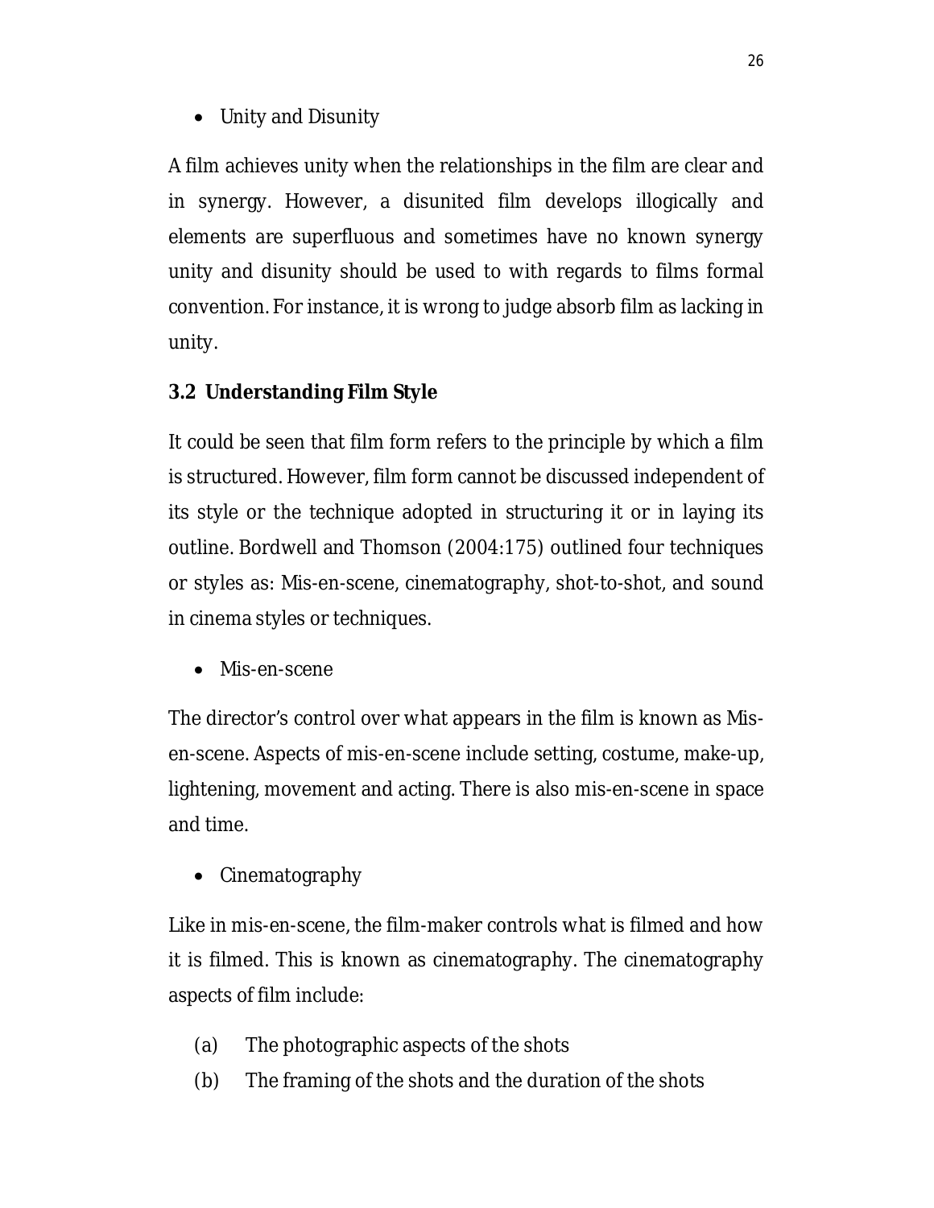- Unity and Disunity

A film achieves unity when the relationships in the film are clear and in synergy. However, a disunited film develops illogically and elements are superfluous and sometimes have no known synergy unity and disunity should be used to with regards to films formal convention. For instance, it is wrong to judge absorb film as lacking in unity.

### 3.2 Understanding Film Style

It could be seen that film form refers to the principle by which a film is structured. However, film form cannot be discussed independent of its style or the technique adopted in structuring it or in laying its outline. Bordwell and Thomson (2004:175) outlined four techniques or styles as: Mis-en-scene, cinematography, shot-to-shot, and sound in cinema styles or techniques.

- Mis-en-scene

The director's control over what appears in the film is known as Mis-en-scene. Aspects of mis-en-scene include setting, costume, make-up, lightening, movement and acting. There is also mis-en-scene in space and time.

- Cinematography

Like in mis-en-scene, the film-maker controls what is filmed and how it is filmed. This is known as cinematography. The cinematography aspects of film include:

(a) The photographic aspects of the shots

(b) The framing of the shots and the duration of the shots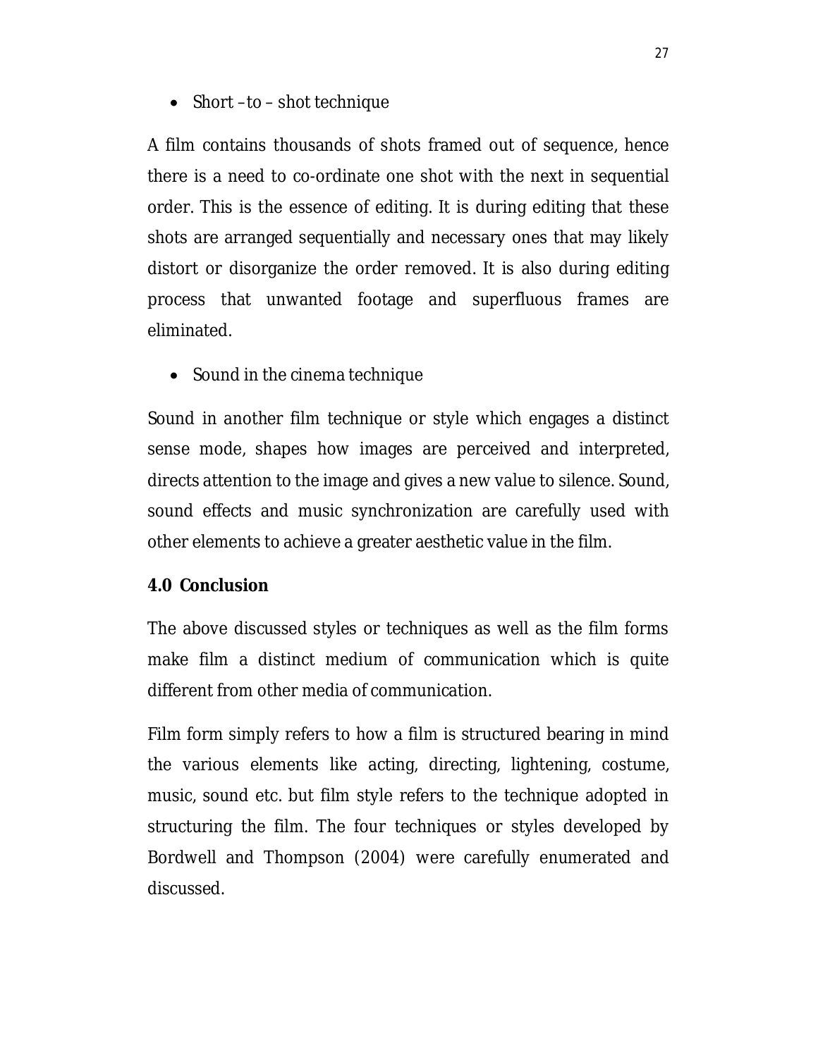- Short –to – shot technique

A film contains thousands of shots framed out of sequence, hence there is a need to co-ordinate one shot with the next in sequential order. This is the essence of editing. It is during editing that these shots are arranged sequentially and necessary ones that may likely distort or disorganize the order removed. It is also during editing process that unwanted footage and superfluous frames are eliminated.

- Sound in the cinema technique

Sound in another film technique or style which engages a distinct sense mode, shapes how images are perceived and interpreted, directs attention to the image and gives a new value to silence. Sound, sound effects and music synchronization are carefully used with other elements to achieve a greater aesthetic value in the film.

**4.0 Conclusion**

The above discussed styles or techniques as well as the film forms make film a distinct medium of communication which is quite different from other media of communication.

Film form simply refers to how a film is structured bearing in mind the various elements like acting, directing, lightening, costume, music, sound etc. but film style refers to the technique adopted in structuring the film. The four techniques or styles developed by Bordwell and Thompson (2004) were carefully enumerated and discussed.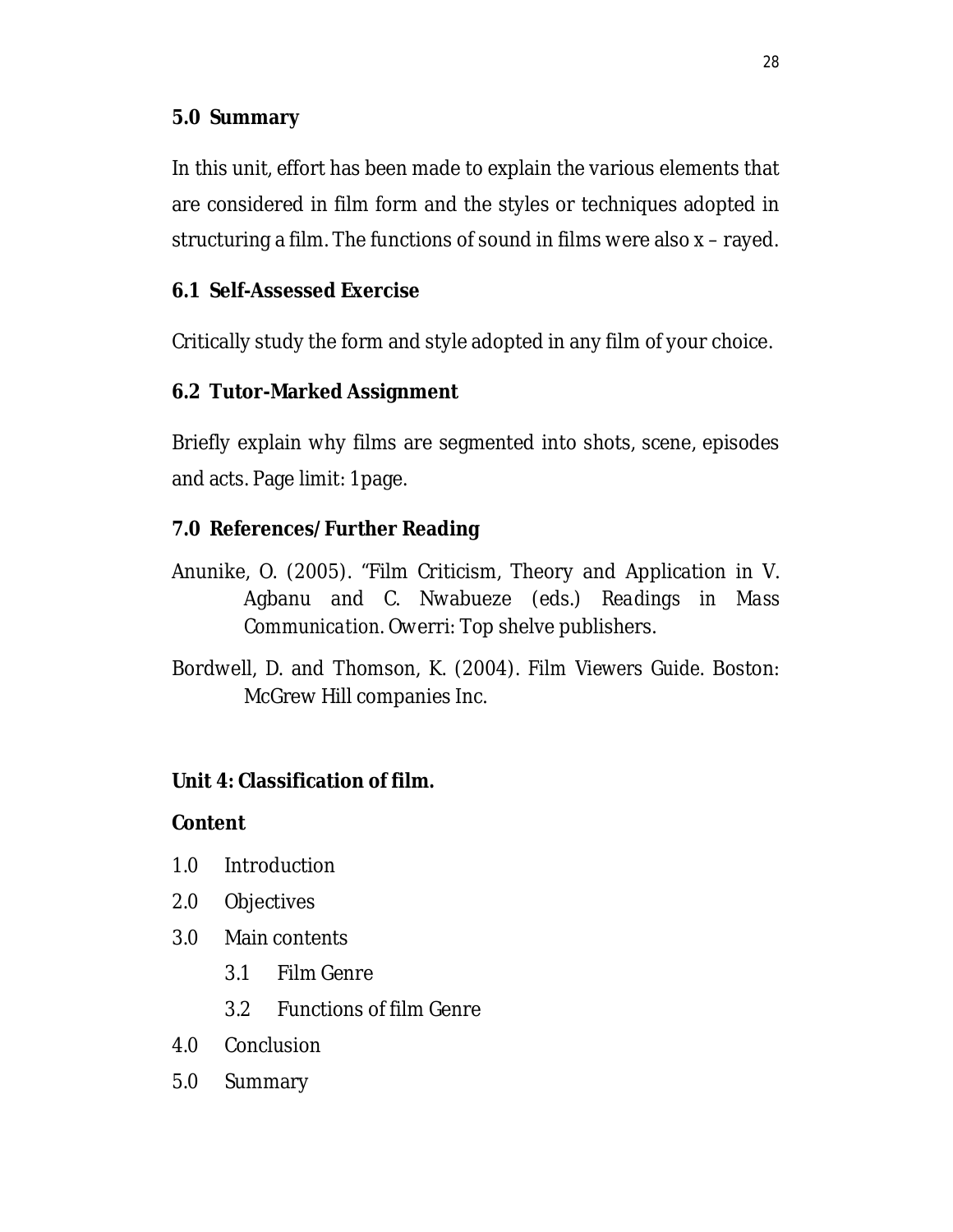## 5.0 Summary

In this unit, effort has been made to explain the various elements that are considered in film form and the styles or techniques adopted in structuring a film. The functions of sound in films were also x – rayed.

## 6.1 Self-Assessed Exercise

Critically study the form and style adopted in any film of your choice.

## 6.2 Tutor-Marked Assignment

Briefly explain why films are segmented into shots, scene, episodes and acts. Page limit: 1page.

## 7.0 References/Further Reading

Anunike, O. (2005). "Film Criticism, Theory and Application in V. Agbanu and C. Nwabueze (eds.) *Readings in Mass Communication*. Owerri: Top shelve publishers.

Bordwell, D. and Thomson, K. (2004). *Film Viewers Guide*. Boston: McGrew Hill companies Inc.

# Unit 4: Classification of film.

**Content**

1.0 Introduction
2.0 Objectives
3.0 Main contents
 3.1 Film Genre
 3.2 Functions of film Genre
4.0 Conclusion
5.0 Summary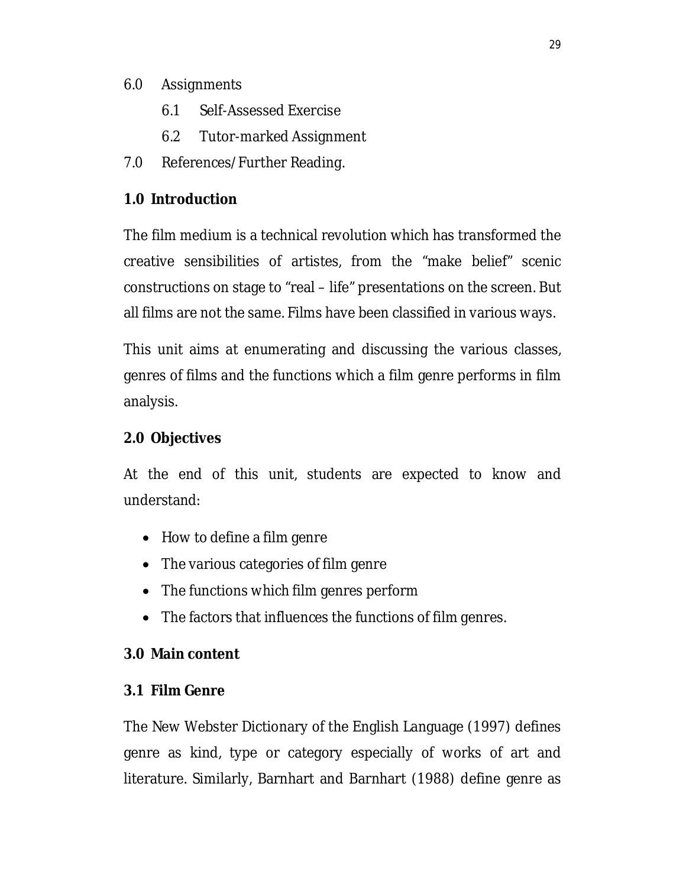6.0 Assignments

- 6.1 Self-Assessed Exercise
- 6.2 Tutor-marked Assignment

7.0 References/Further Reading.

## 1.0 Introduction

The film medium is a technical revolution which has transformed the creative sensibilities of artistes, from the "make belief" scenic constructions on stage to "real – life" presentations on the screen. But all films are not the same. Films have been classified in various ways.

This unit aims at enumerating and discussing the various classes, genres of films and the functions which a film genre performs in film analysis.

## 2.0 Objectives

At the end of this unit, students are expected to know and understand:

- How to define a film genre
- The various categories of film genre
- The functions which film genres perform
- The factors that influences the functions of film genres.

## 3.0 Main content

### 3.1 Film Genre

The New Webster Dictionary of the English Language (1997) defines genre as kind, type or category especially of works of art and literature. Similarly, Barnhart and Barnhart (1988) define genre as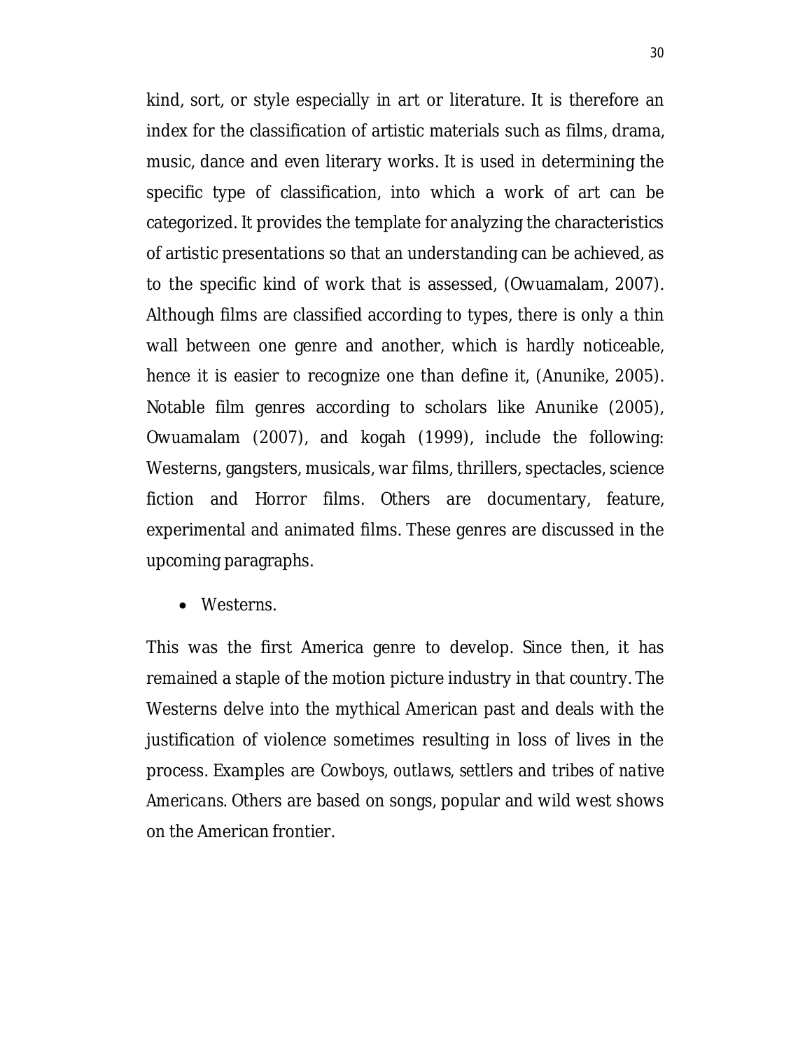kind, sort, or style especially in art or literature. It is therefore an index for the classification of artistic materials such as films, drama, music, dance and even literary works. It is used in determining the specific type of classification, into which a work of art can be categorized. It provides the template for analyzing the characteristics of artistic presentations so that an understanding can be achieved, as to the specific kind of work that is assessed, (Owuamalam, 2007). Although films are classified according to types, there is only a thin wall between one genre and another, which is hardly noticeable, hence it is easier to recognize one than define it, (Anunike, 2005). Notable film genres according to scholars like Anunike (2005), Owuamalam (2007), and kogah (1999), include the following: Westerns, gangsters, musicals, war films, thrillers, spectacles, science fiction and Horror films. Others are documentary, feature, experimental and animated films. These genres are discussed in the upcoming paragraphs.

- Westerns.

This was the first America genre to develop. Since then, it has remained a staple of the motion picture industry in that country. The Westerns delve into the mythical American past and deals with the justification of violence sometimes resulting in loss of lives in the process. Examples are Cowboys, outlaws, settlers and tribes of native Americans. Others are based on songs, popular and wild west shows on the American frontier.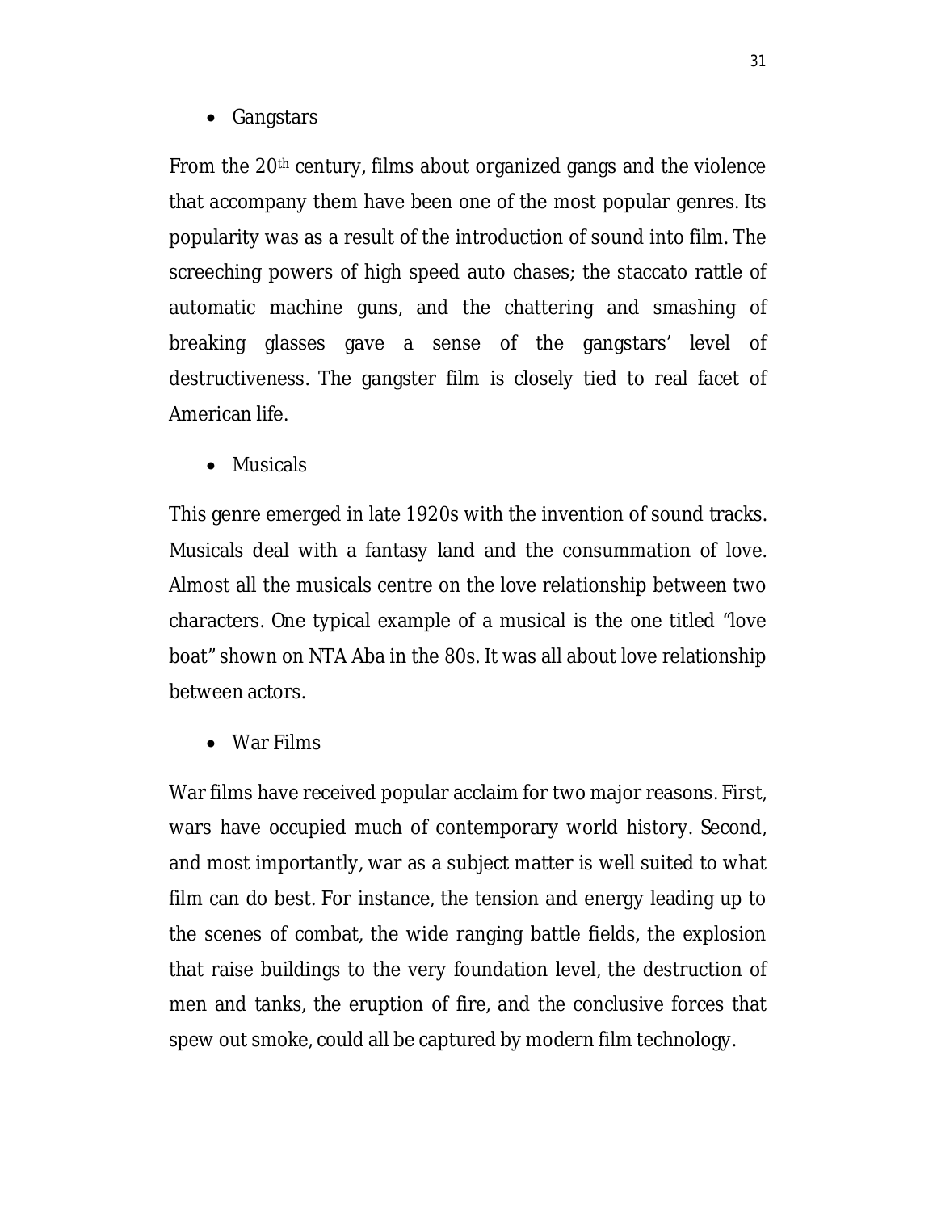- Gangstars

From the 20th century, films about organized gangs and the violence that accompany them have been one of the most popular genres. Its popularity was as a result of the introduction of sound into film. The screeching powers of high speed auto chases; the staccato rattle of automatic machine guns, and the chattering and smashing of breaking glasses gave a sense of the gangstars' level of destructiveness. The gangster film is closely tied to real facet of American life.

- Musicals

This genre emerged in late 1920s with the invention of sound tracks. Musicals deal with a fantasy land and the consummation of love. Almost all the musicals centre on the love relationship between two characters. One typical example of a musical is the one titled "love boat" shown on NTA Aba in the 80s. It was all about love relationship between actors.

- War Films

War films have received popular acclaim for two major reasons. First, wars have occupied much of contemporary world history. Second, and most importantly, war as a subject matter is well suited to what film can do best. For instance, the tension and energy leading up to the scenes of combat, the wide ranging battle fields, the explosion that raise buildings to the very foundation level, the destruction of men and tanks, the eruption of fire, and the conclusive forces that spew out smoke, could all be captured by modern film technology.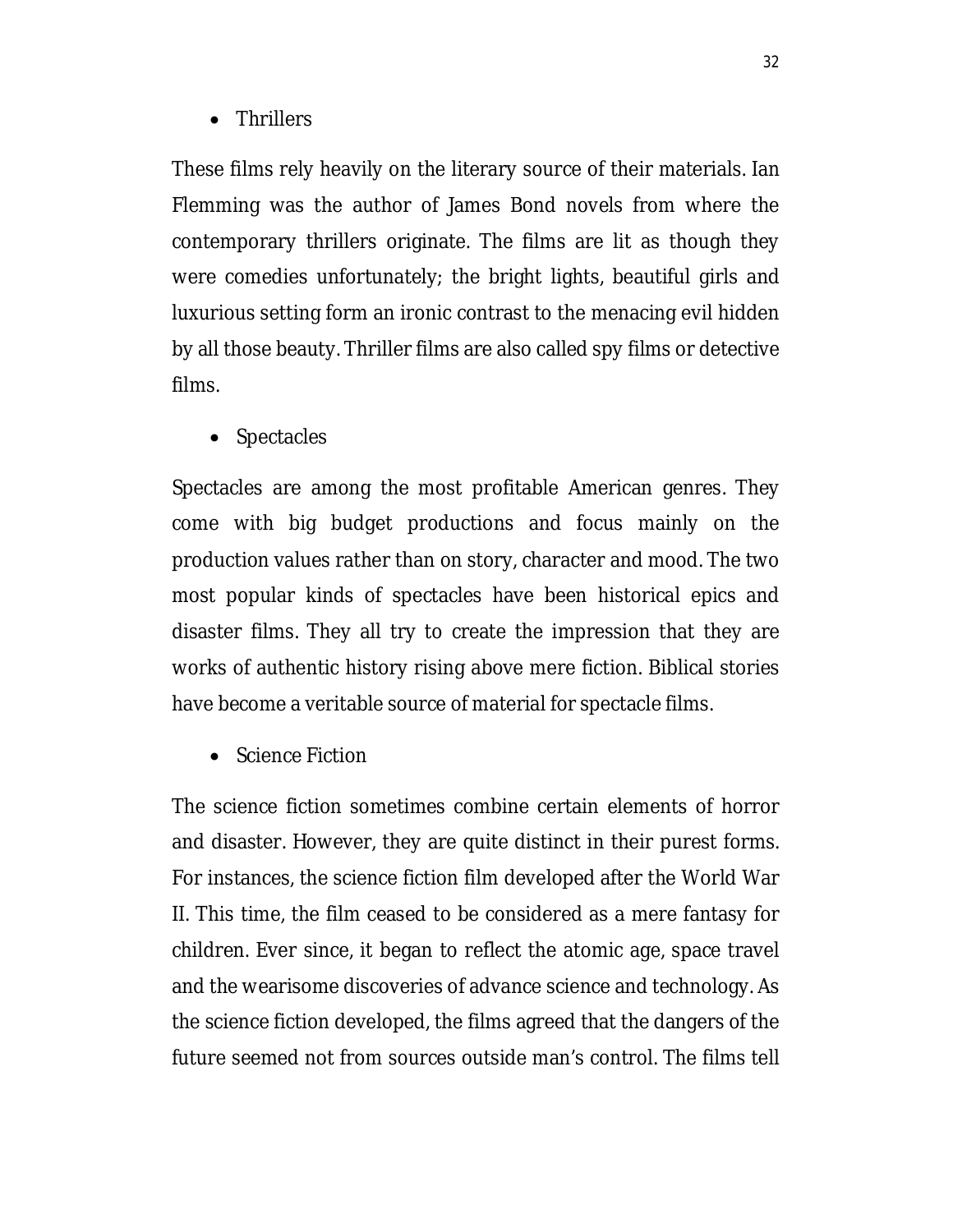- Thrillers

These films rely heavily on the literary source of their materials. Ian Flemming was the author of James Bond novels from where the contemporary thrillers originate. The films are lit as though they were comedies unfortunately; the bright lights, beautiful girls and luxurious setting form an ironic contrast to the menacing evil hidden by all those beauty. Thriller films are also called spy films or detective films.

- Spectacles

Spectacles are among the most profitable American genres. They come with big budget productions and focus mainly on the production values rather than on story, character and mood. The two most popular kinds of spectacles have been historical epics and disaster films. They all try to create the impression that they are works of authentic history rising above mere fiction. Biblical stories have become a veritable source of material for spectacle films.

- Science Fiction

The science fiction sometimes combine certain elements of horror and disaster. However, they are quite distinct in their purest forms. For instances, the science fiction film developed after the World War II. This time, the film ceased to be considered as a mere fantasy for children. Ever since, it began to reflect the atomic age, space travel and the wearisome discoveries of advance science and technology. As the science fiction developed, the films agreed that the dangers of the future seemed not from sources outside man's control. The films tell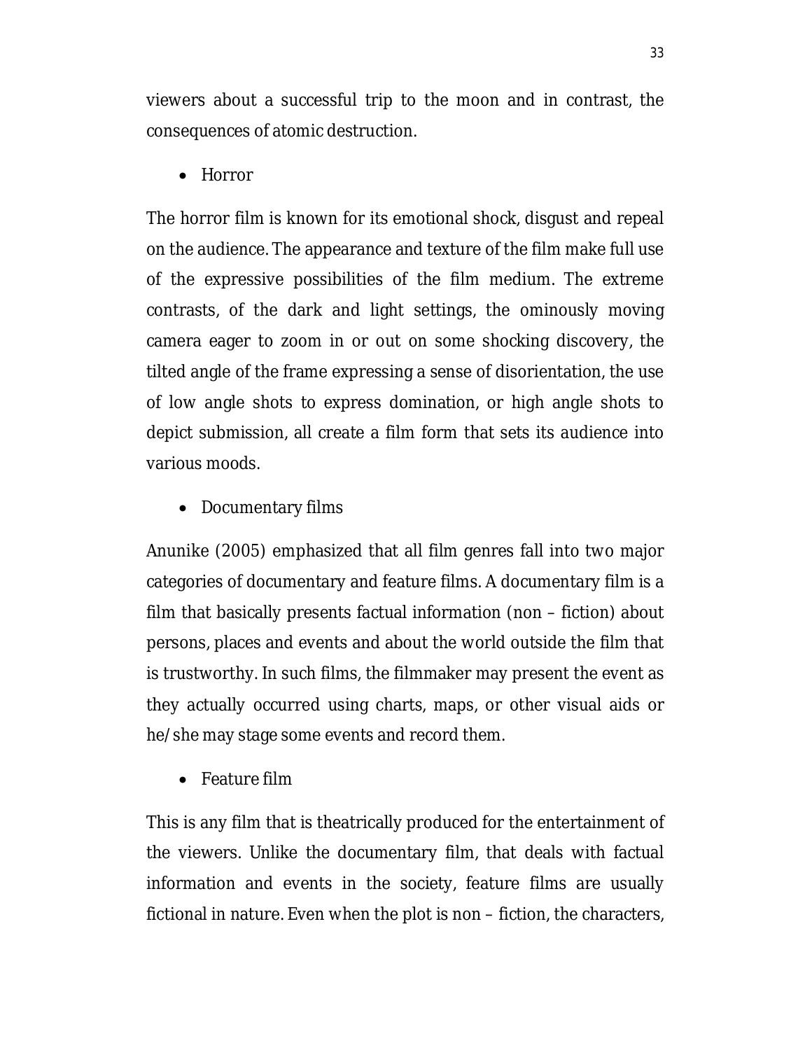viewers about a successful trip to the moon and in contrast, the consequences of atomic destruction.

- Horror

The horror film is known for its emotional shock, disgust and repeal on the audience. The appearance and texture of the film make full use of the expressive possibilities of the film medium. The extreme contrasts, of the dark and light settings, the ominously moving camera eager to zoom in or out on some shocking discovery, the tilted angle of the frame expressing a sense of disorientation, the use of low angle shots to express domination, or high angle shots to depict submission, all create a film form that sets its audience into various moods.

- Documentary films

Anunike (2005) emphasized that all film genres fall into two major categories of documentary and feature films. A documentary film is a film that basically presents factual information (non – fiction) about persons, places and events and about the world outside the film that is trustworthy. In such films, the filmmaker may present the event as they actually occurred using charts, maps, or other visual aids or he/she may stage some events and record them.

- Feature film

This is any film that is theatrically produced for the entertainment of the viewers. Unlike the documentary film, that deals with factual information and events in the society, feature films are usually fictional in nature. Even when the plot is non – fiction, the characters,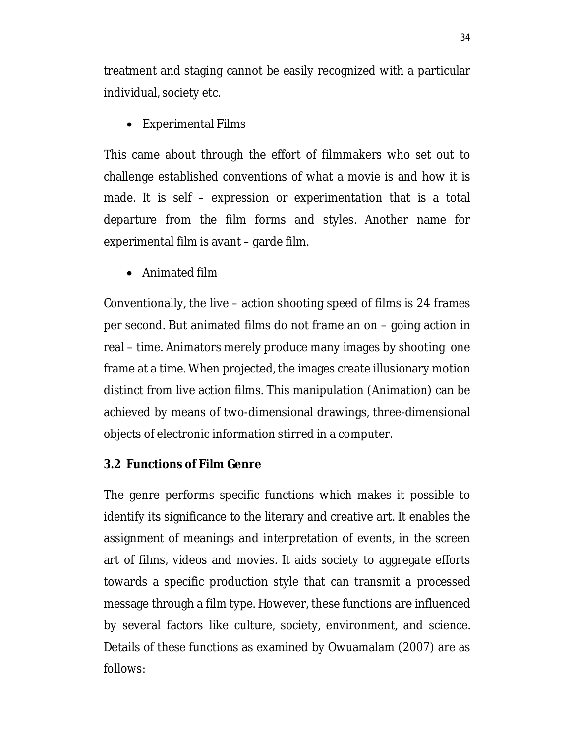treatment and staging cannot be easily recognized with a particular individual, society etc.

- Experimental Films

This came about through the effort of filmmakers who set out to challenge established conventions of what a movie is and how it is made. It is self – expression or experimentation that is a total departure from the film forms and styles. Another name for experimental film is avant – garde film.

- Animated film

Conventionally, the live – action shooting speed of films is 24 frames per second. But animated films do not frame an on – going action in real – time. Animators merely produce many images by shooting one frame at a time. When projected, the images create illusionary motion distinct from live action films. This manipulation (Animation) can be achieved by means of two-dimensional drawings, three-dimensional objects of electronic information stirred in a computer.

### 3.2 Functions of Film Genre

The genre performs specific functions which makes it possible to identify its significance to the literary and creative art. It enables the assignment of meanings and interpretation of events, in the screen art of films, videos and movies. It aids society to aggregate efforts towards a specific production style that can transmit a processed message through a film type. However, these functions are influenced by several factors like culture, society, environment, and science. Details of these functions as examined by Owuamalam (2007) are as follows: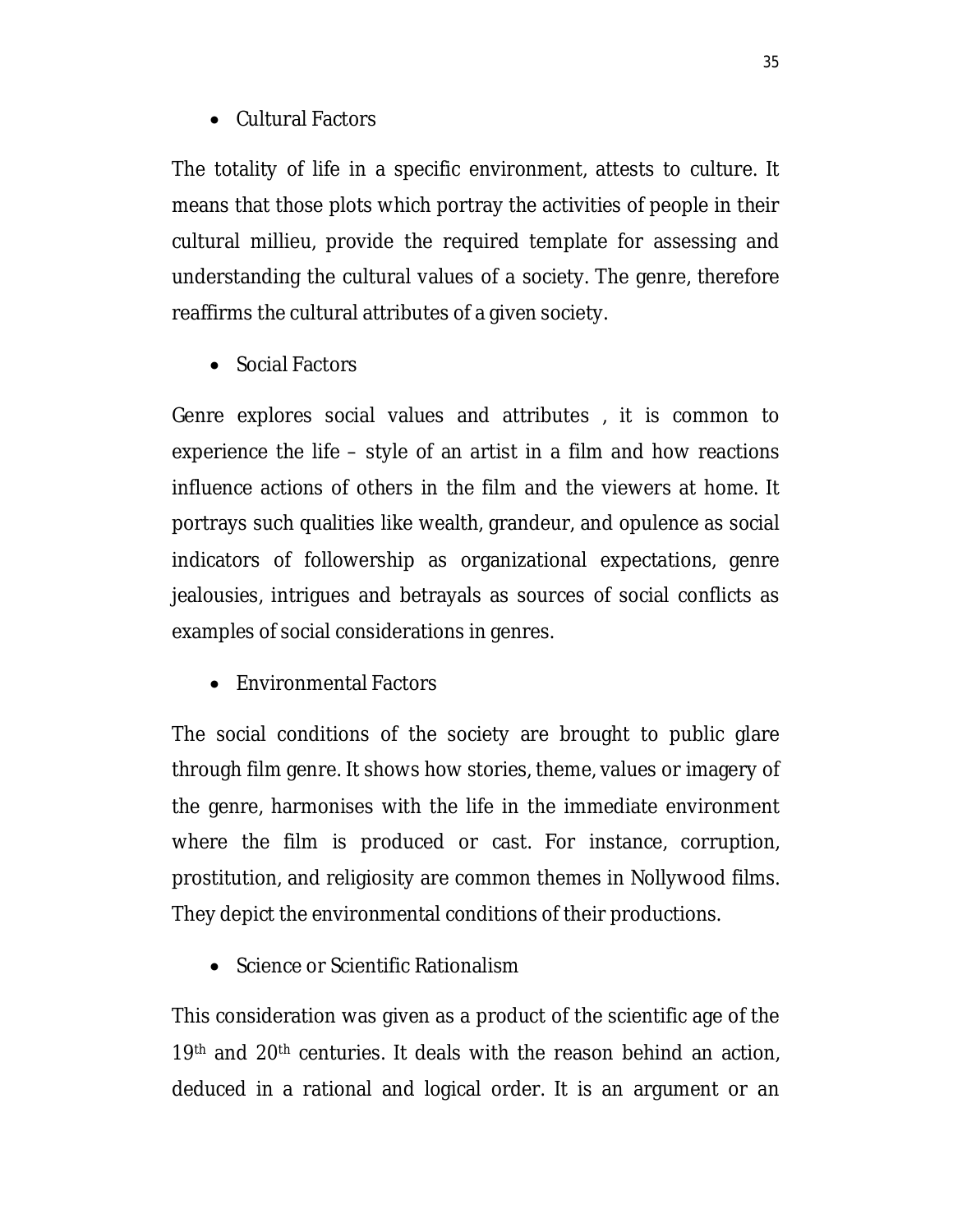- Cultural Factors

The totality of life in a specific environment, attests to culture. It means that those plots which portray the activities of people in their cultural millieu, provide the required template for assessing and understanding the cultural values of a society. The genre, therefore reaffirms the cultural attributes of a given society.

- Social Factors

Genre explores social values and attributes , it is common to experience the life – style of an artist in a film and how reactions influence actions of others in the film and the viewers at home. It portrays such qualities like wealth, grandeur, and opulence as social indicators of followership as organizational expectations, genre jealousies, intrigues and betrayals as sources of social conflicts as examples of social considerations in genres.

- Environmental Factors

The social conditions of the society are brought to public glare through film genre. It shows how stories, theme, values or imagery of the genre, harmonises with the life in the immediate environment where the film is produced or cast. For instance, corruption, prostitution, and religiosity are common themes in Nollywood films. They depict the environmental conditions of their productions.

- Science or Scientific Rationalism

This consideration was given as a product of the scientific age of the 19th and 20th centuries. It deals with the reason behind an action, deduced in a rational and logical order. It is an argument or an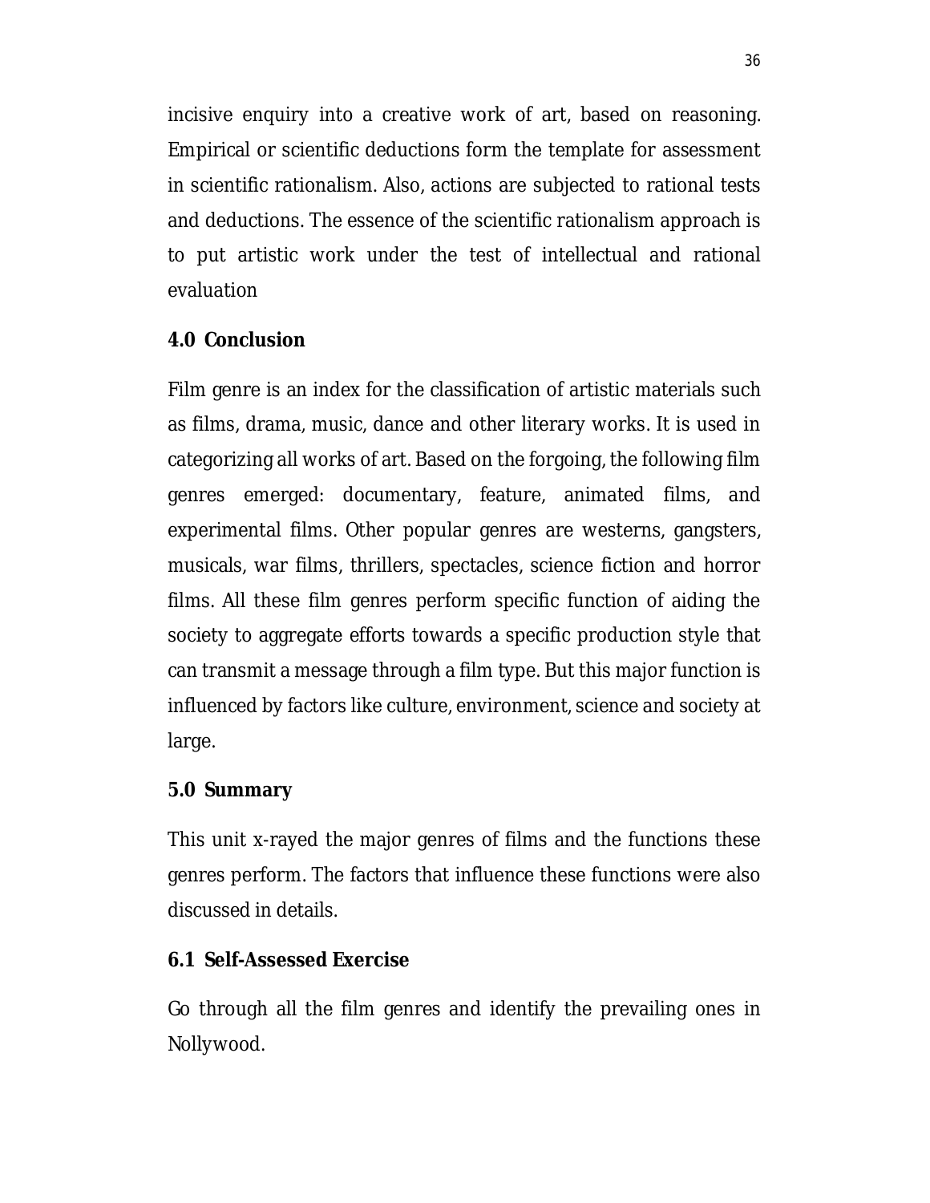incisive enquiry into a creative work of art, based on reasoning. Empirical or scientific deductions form the template for assessment in scientific rationalism. Also, actions are subjected to rational tests and deductions. The essence of the scientific rationalism approach is to put artistic work under the test of intellectual and rational evaluation

## 4.0 Conclusion

Film genre is an index for the classification of artistic materials such as films, drama, music, dance and other literary works. It is used in categorizing all works of art. Based on the forgoing, the following film genres emerged: documentary, feature, animated films, and experimental films. Other popular genres are westerns, gangsters, musicals, war films, thrillers, spectacles, science fiction and horror films. All these film genres perform specific function of aiding the society to aggregate efforts towards a specific production style that can transmit a message through a film type. But this major function is influenced by factors like culture, environment, science and society at large.

## 5.0 Summary

This unit x-rayed the major genres of films and the functions these genres perform. The factors that influence these functions were also discussed in details.

## 6.1 Self-Assessed Exercise

Go through all the film genres and identify the prevailing ones in Nollywood.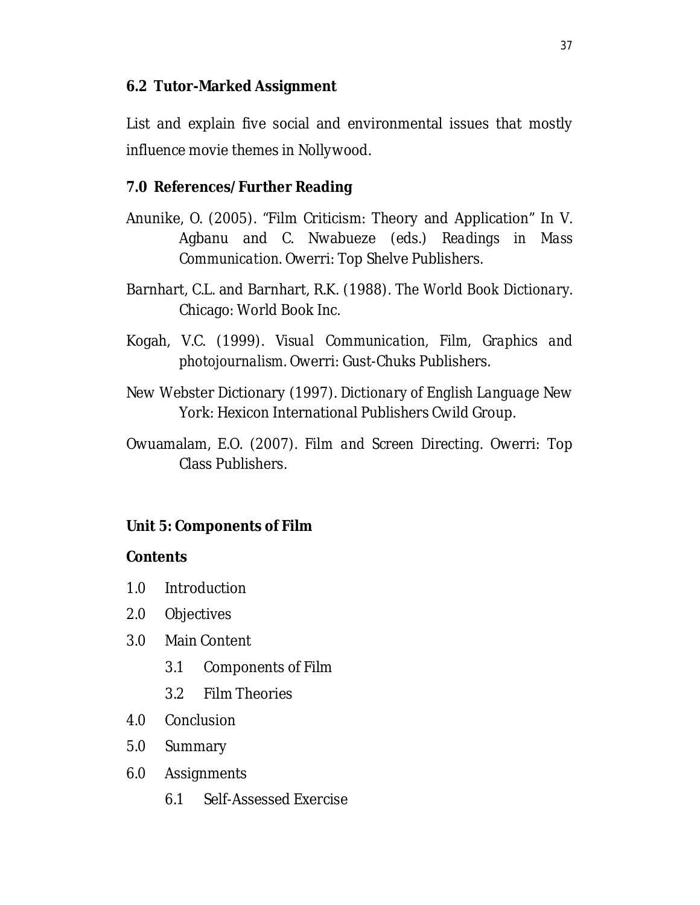### 6.2 Tutor-Marked Assignment

List and explain five social and environmental issues that mostly influence movie themes in Nollywood.

### 7.0 References/Further Reading

Anunike, O. (2005). "Film Criticism: Theory and Application" In V. Agbanu and C. Nwabueze (eds.) *Readings in Mass Communication*. Owerri: Top Shelve Publishers.

Barnhart, C.L. and Barnhart, R.K. (1988). *The World Book Dictionary*. Chicago: World Book Inc.

Kogah, V.C. (1999). *Visual Communication, Film, Graphics and photojournalism*. Owerri: Gust-Chuks Publishers.

New Webster Dictionary (1997). *Dictionary of English Language* New York: Hexicon International Publishers Cwild Group.

Owuamalam, E.O. (2007). *Film and Screen Directing*. Owerri: Top Class Publishers.

## Unit 5: Components of Film

**Contents**

1.0 Introduction

2.0 Objectives

3.0 Main Content

- 3.1 Components of Film
- 3.2 Film Theories

4.0 Conclusion

5.0 Summary

6.0 Assignments

- 6.1 Self-Assessed Exercise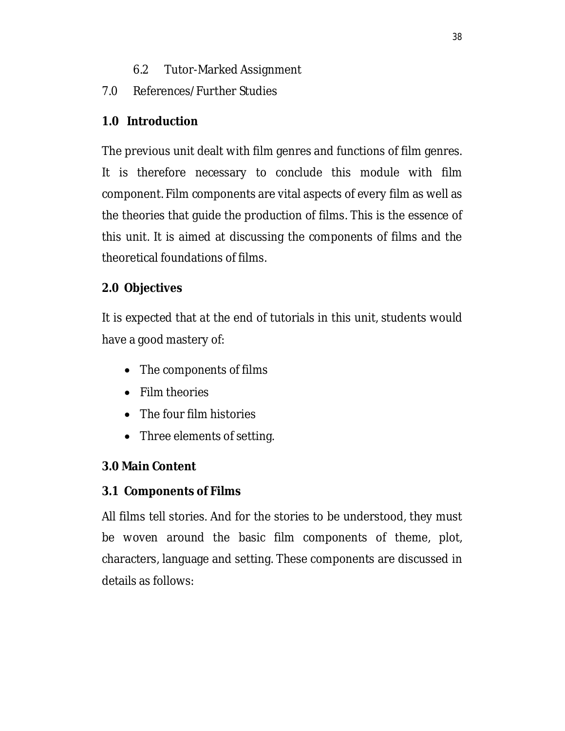6.2 Tutor-Marked Assignment

7.0 References/Further Studies

## 1.0 Introduction

The previous unit dealt with film genres and functions of film genres. It is therefore necessary to conclude this module with film component. Film components are vital aspects of every film as well as the theories that guide the production of films. This is the essence of this unit. It is aimed at discussing the components of films and the theoretical foundations of films.

## 2.0 Objectives

It is expected that at the end of tutorials in this unit, students would have a good mastery of:

- The components of films
- Film theories
- The four film histories
- Three elements of setting.

## 3.0 Main Content

### 3.1 Components of Films

All films tell stories. And for the stories to be understood, they must be woven around the basic film components of theme, plot, characters, language and setting. These components are discussed in details as follows: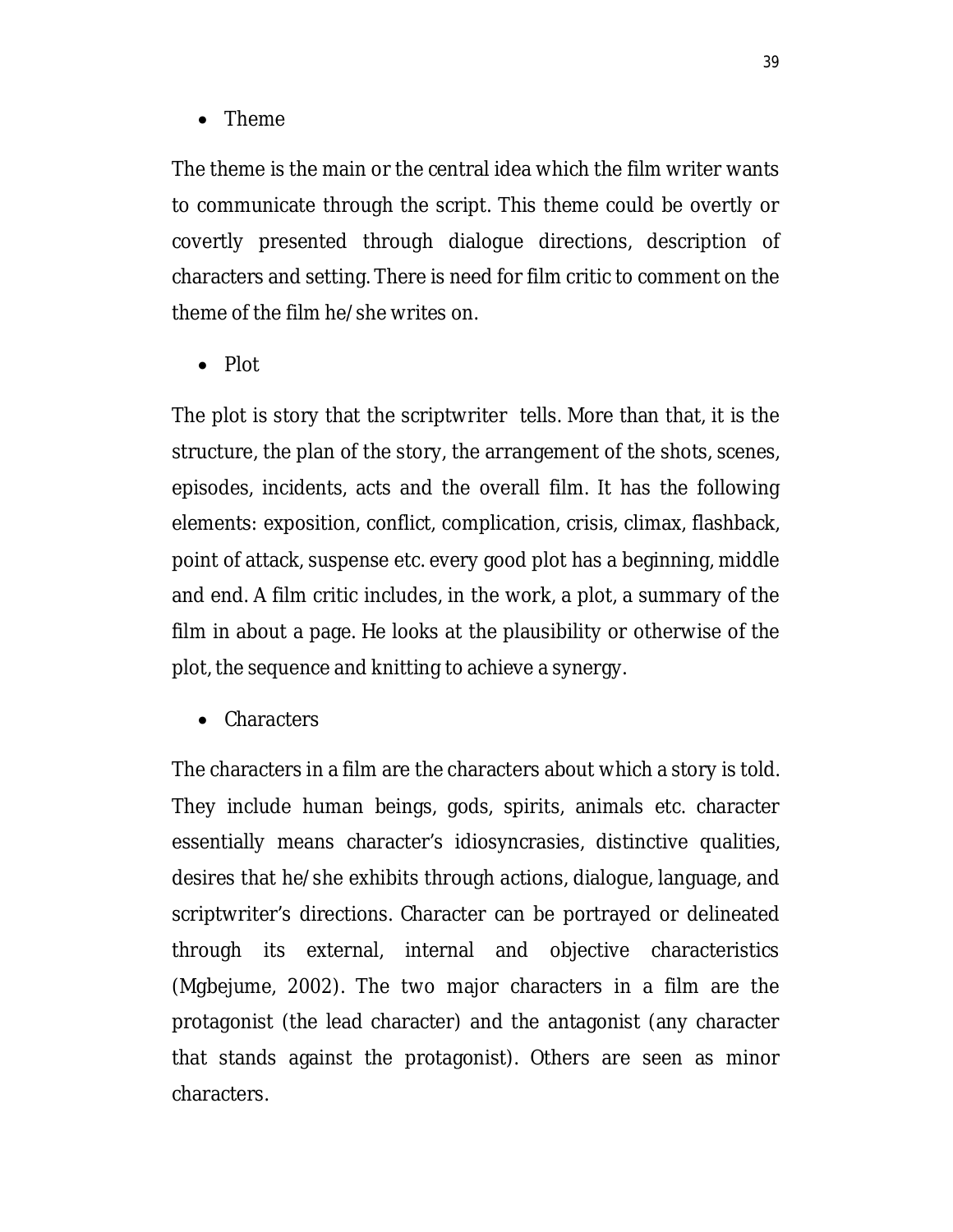- Theme

The theme is the main or the central idea which the film writer wants to communicate through the script. This theme could be overtly or covertly presented through dialogue directions, description of characters and setting. There is need for film critic to comment on the theme of the film he/she writes on.

- Plot

The plot is story that the scriptwriter tells. More than that, it is the structure, the plan of the story, the arrangement of the shots, scenes, episodes, incidents, acts and the overall film. It has the following elements: exposition, conflict, complication, crisis, climax, flashback, point of attack, suspense etc. every good plot has a beginning, middle and end. A film critic includes, in the work, a plot, a summary of the film in about a page. He looks at the plausibility or otherwise of the plot, the sequence and knitting to achieve a synergy.

- Characters

The characters in a film are the characters about which a story is told. They include human beings, gods, spirits, animals etc. character essentially means character's idiosyncrasies, distinctive qualities, desires that he/she exhibits through actions, dialogue, language, and scriptwriter's directions. Character can be portrayed or delineated through its external, internal and objective characteristics (Mgbejume, 2002). The two major characters in a film are the protagonist (the lead character) and the antagonist (any character that stands against the protagonist). Others are seen as minor characters.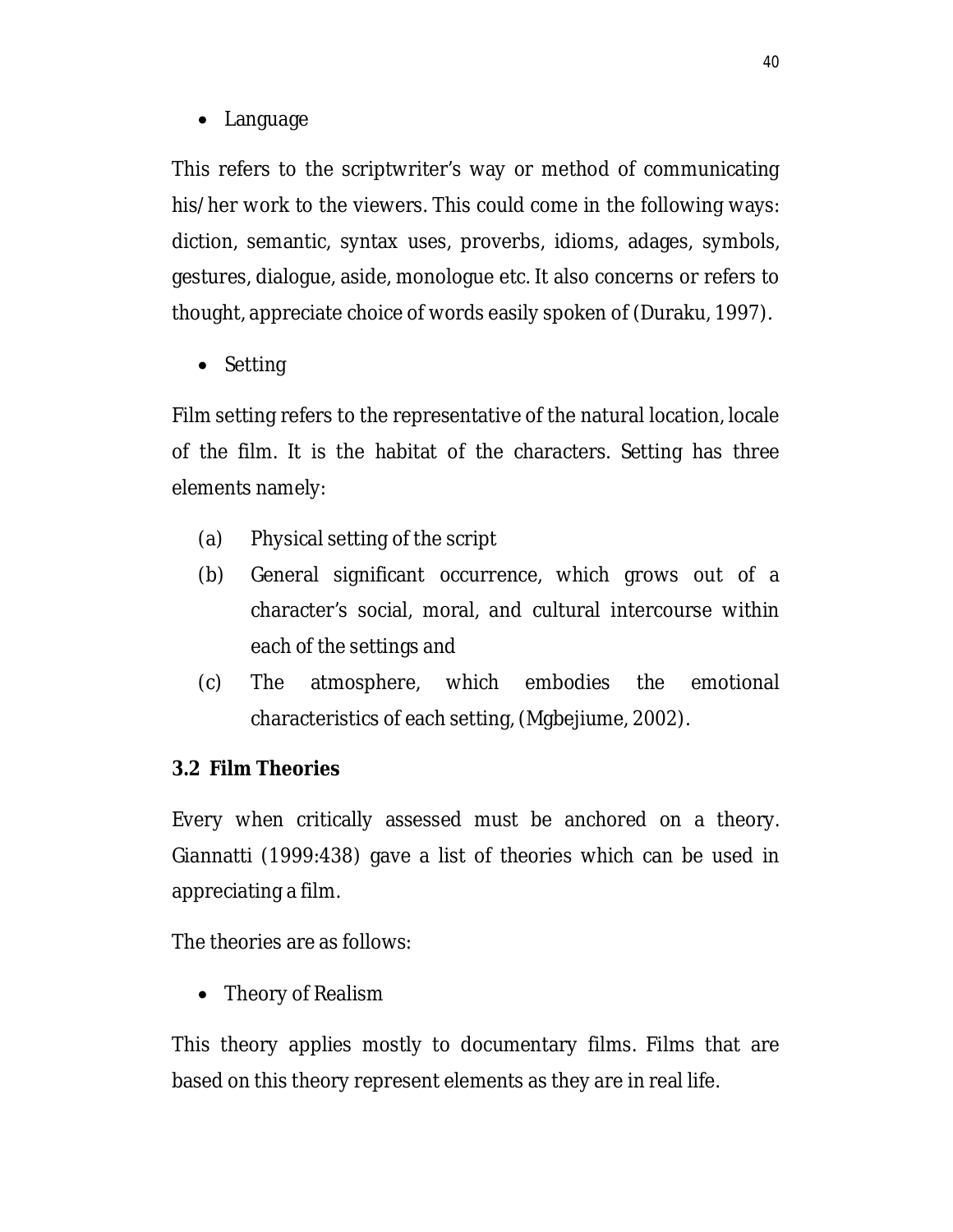- Language

This refers to the scriptwriter's way or method of communicating his/her work to the viewers. This could come in the following ways: diction, semantic, syntax uses, proverbs, idioms, adages, symbols, gestures, dialogue, aside, monologue etc. It also concerns or refers to thought, appreciate choice of words easily spoken of (Duraku, 1997).

- Setting

Film setting refers to the representative of the natural location, locale of the film. It is the habitat of the characters. Setting has three elements namely:

(a) Physical setting of the script

(b) General significant occurrence, which grows out of a character's social, moral, and cultural intercourse within each of the settings and

(c) The atmosphere, which embodies the emotional characteristics of each setting, (Mgbejiume, 2002).

### 3.2 Film Theories

Every when critically assessed must be anchored on a theory. Giannatti (1999:438) gave a list of theories which can be used in appreciating a film.

The theories are as follows:

- Theory of Realism

This theory applies mostly to documentary films. Films that are based on this theory represent elements as they are in real life.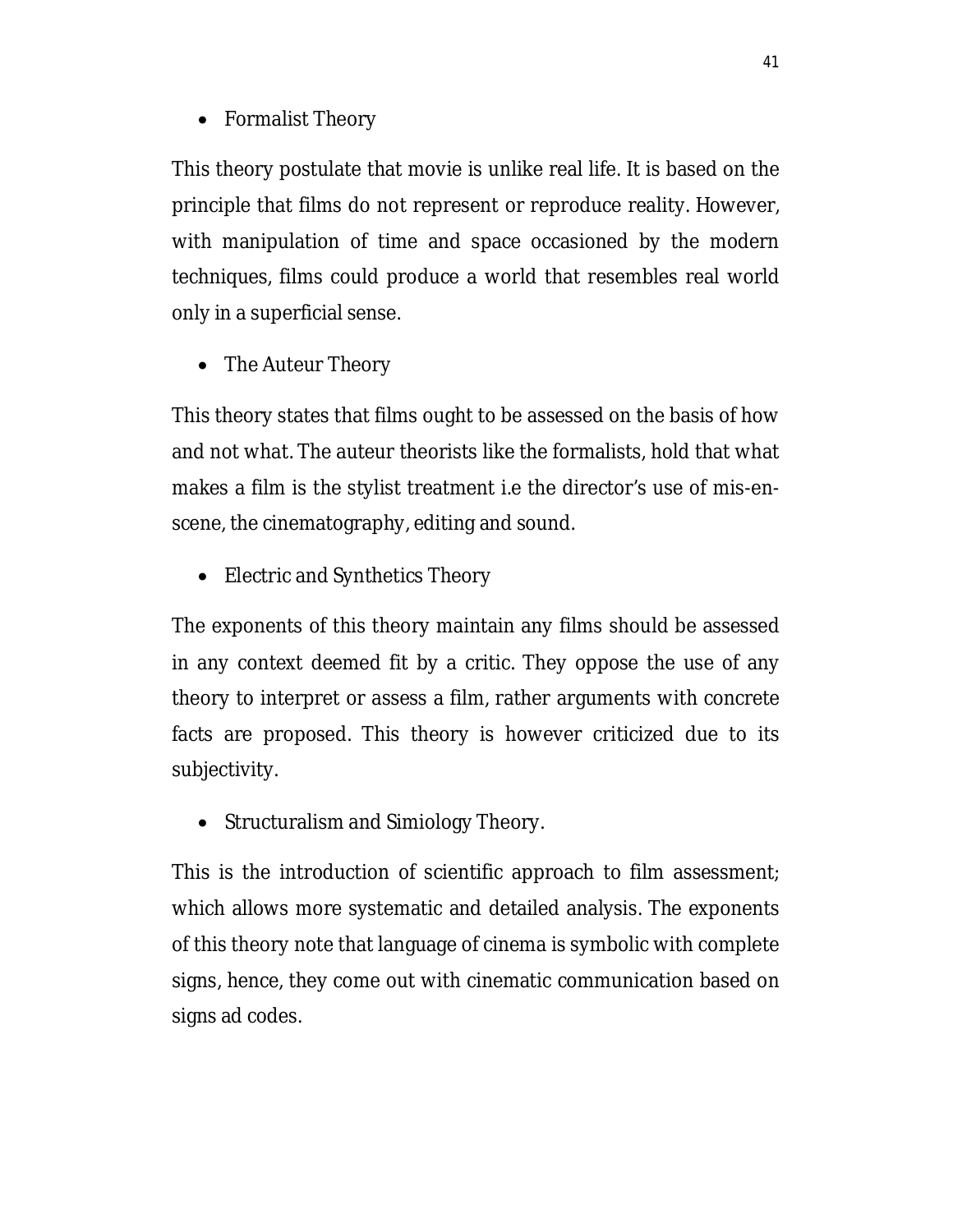- Formalist Theory

This theory postulate that movie is unlike real life. It is based on the principle that films do not represent or reproduce reality. However, with manipulation of time and space occasioned by the modern techniques, films could produce a world that resembles real world only in a superficial sense.

- The Auteur Theory

This theory states that films ought to be assessed on the basis of how and not what. The auteur theorists like the formalists, hold that what makes a film is the stylist treatment i.e the director's use of mis-en-scene, the cinematography, editing and sound.

- Electric and Synthetics Theory

The exponents of this theory maintain any films should be assessed in any context deemed fit by a critic. They oppose the use of any theory to interpret or assess a film, rather arguments with concrete facts are proposed. This theory is however criticized due to its subjectivity.

- Structuralism and Simiology Theory.

This is the introduction of scientific approach to film assessment; which allows more systematic and detailed analysis. The exponents of this theory note that language of cinema is symbolic with complete signs, hence, they come out with cinematic communication based on signs ad codes.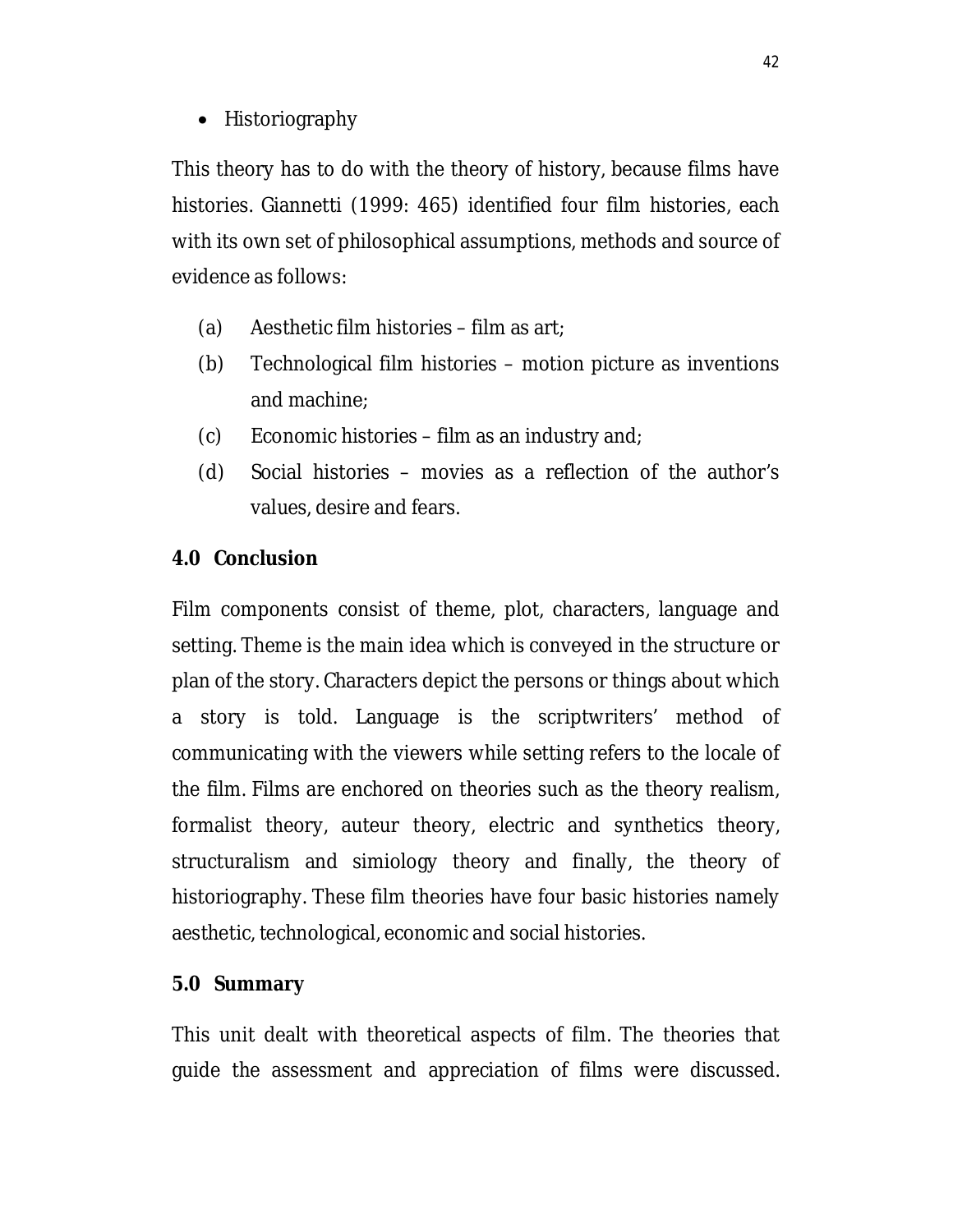- Historiography

This theory has to do with the theory of history, because films have histories. Giannetti (1999: 465) identified four film histories, each with its own set of philosophical assumptions, methods and source of evidence as follows:

(a) Aesthetic film histories – film as art;

(b) Technological film histories – motion picture as inventions and machine;

(c) Economic histories – film as an industry and;

(d) Social histories – movies as a reflection of the author's values, desire and fears.

## 4.0 Conclusion

Film components consist of theme, plot, characters, language and setting. Theme is the main idea which is conveyed in the structure or plan of the story. Characters depict the persons or things about which a story is told. Language is the scriptwriters' method of communicating with the viewers while setting refers to the locale of the film. Films are enchored on theories such as the theory realism, formalist theory, auteur theory, electric and synthetics theory, structuralism and simiology theory and finally, the theory of historiography. These film theories have four basic histories namely aesthetic, technological, economic and social histories.

## 5.0 Summary

This unit dealt with theoretical aspects of film. The theories that guide the assessment and appreciation of films were discussed.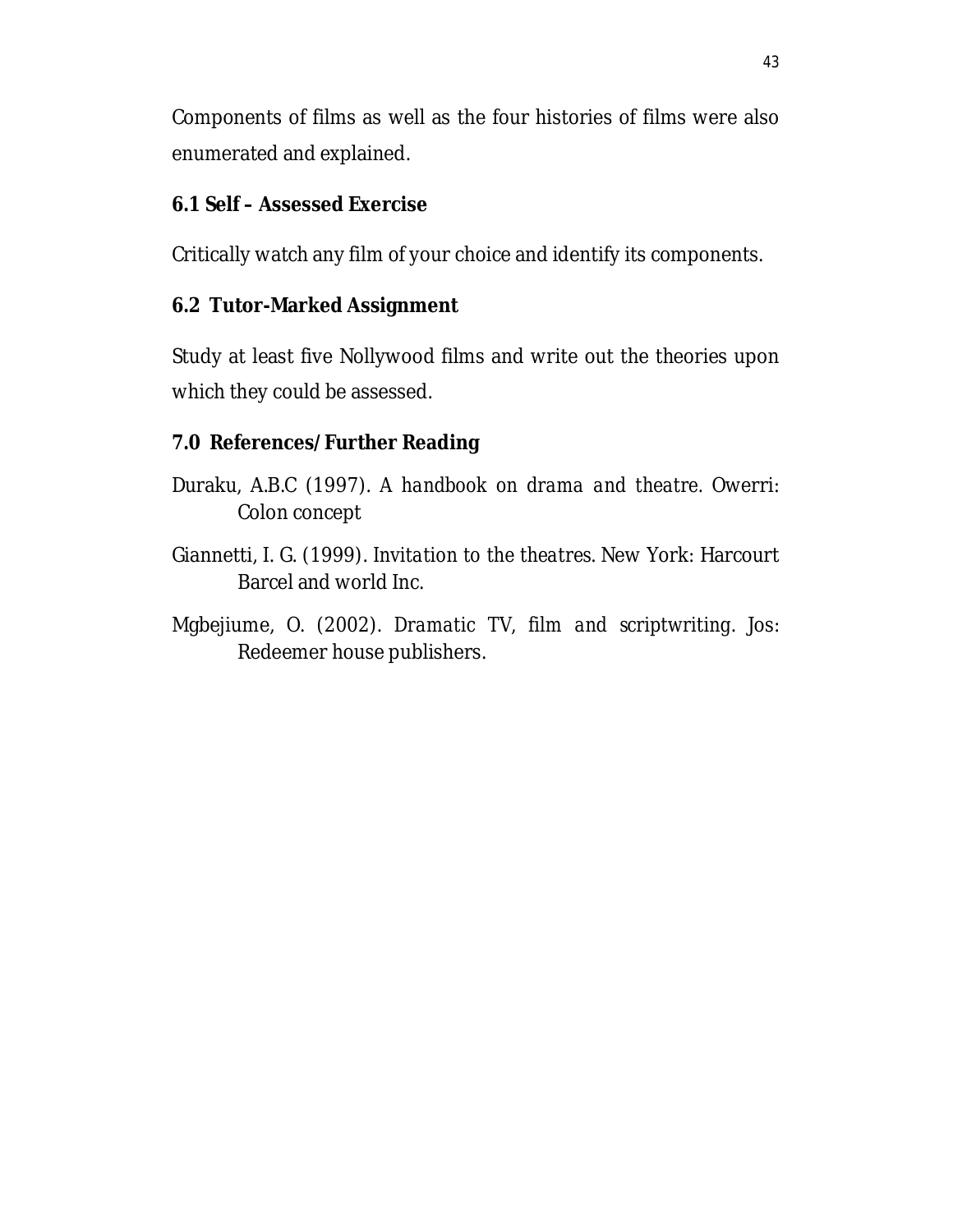Components of films as well as the four histories of films were also enumerated and explained.

**6.1 Self – Assessed Exercise**

Critically watch any film of your choice and identify its components.

**6.2 Tutor-Marked Assignment**

Study at least five Nollywood films and write out the theories upon which they could be assessed.

**7.0 References/Further Reading**

Duraku, A.B.C (1997). *A handbook on drama and theatre.* Owerri: Colon concept

Giannetti, I. G. (1999). *Invitation to the theatres.* New York: Harcourt Barcel and world Inc.

Mgbejiume, O. (2002). *Dramatic TV, film and scriptwriting.* Jos: Redeemer house publishers.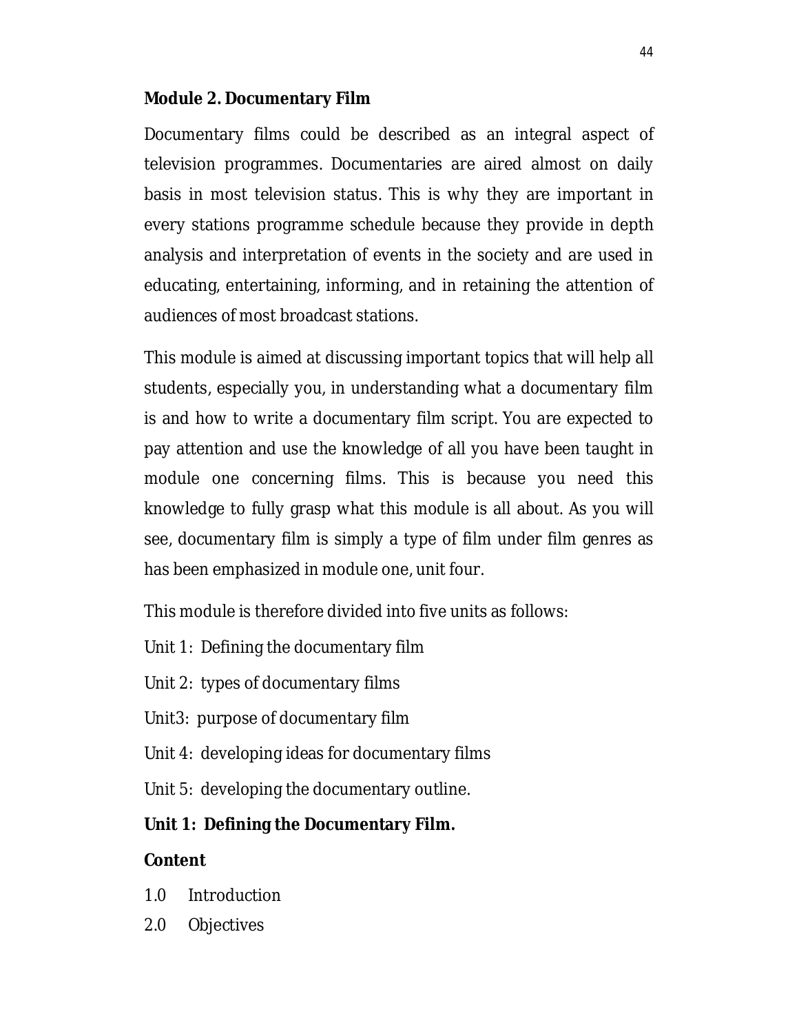**Module 2. Documentary Film**

Documentary films could be described as an integral aspect of television programmes. Documentaries are aired almost on daily basis in most television status. This is why they are important in every stations programme schedule because they provide in depth analysis and interpretation of events in the society and are used in educating, entertaining, informing, and in retaining the attention of audiences of most broadcast stations.

This module is aimed at discussing important topics that will help all students, especially you, in understanding what a documentary film is and how to write a documentary film script. You are expected to pay attention and use the knowledge of all you have been taught in module one concerning films. This is because you need this knowledge to fully grasp what this module is all about. As you will see, documentary film is simply a type of film under film genres as has been emphasized in module one, unit four.

This module is therefore divided into five units as follows:

Unit 1: Defining the documentary film

Unit 2: types of documentary films

Unit3: purpose of documentary film

Unit 4: developing ideas for documentary films

Unit 5: developing the documentary outline.

**Unit 1: Defining the Documentary Film.**

**Content**

1.0 Introduction

2.0 Objectives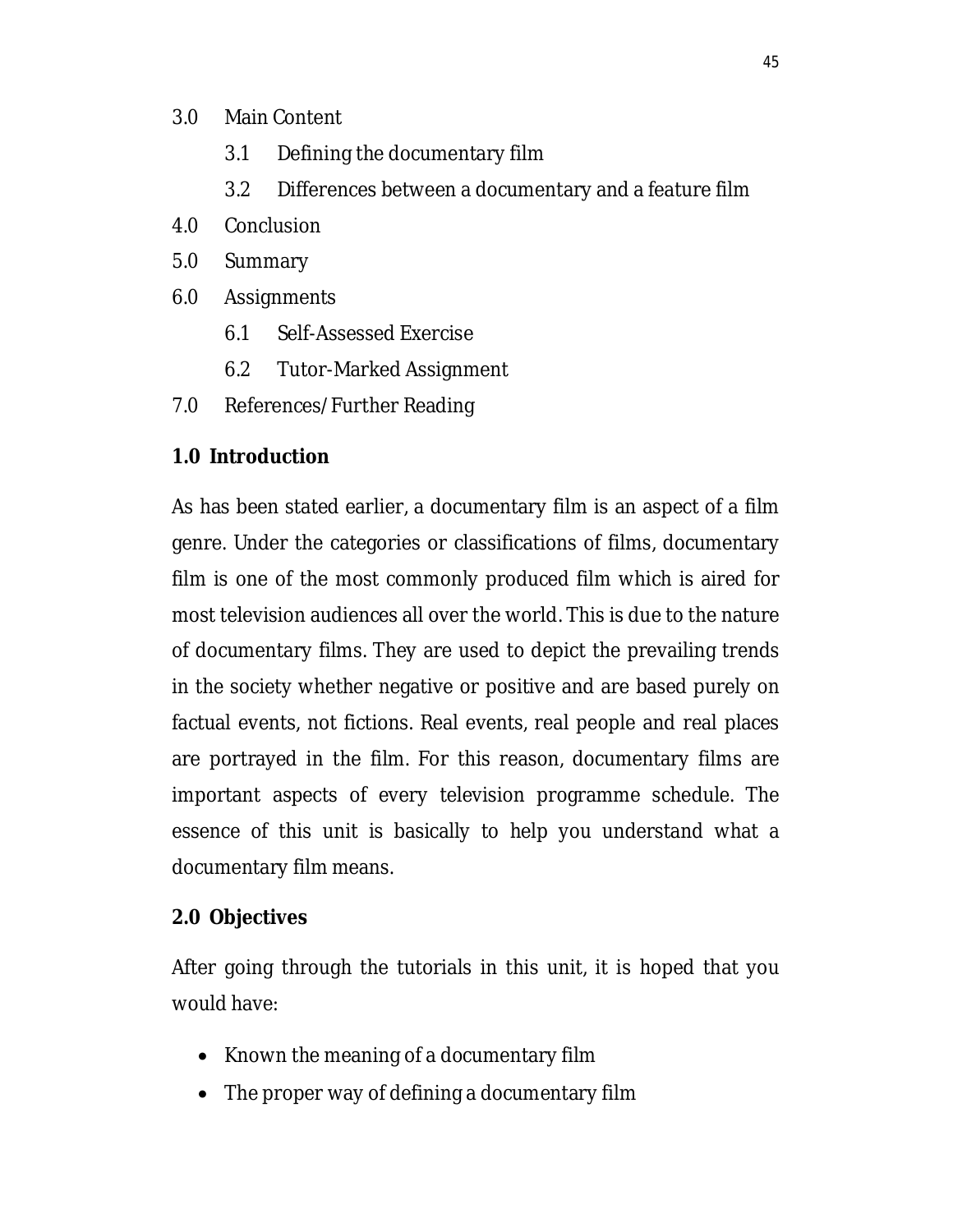3.0 Main Content

- 3.1 Defining the documentary film
- 3.2 Differences between a documentary and a feature film

4.0 Conclusion

5.0 Summary

6.0 Assignments

- 6.1 Self-Assessed Exercise
- 6.2 Tutor-Marked Assignment

7.0 References/Further Reading

## 1.0 Introduction

As has been stated earlier, a documentary film is an aspect of a film genre. Under the categories or classifications of films, documentary film is one of the most commonly produced film which is aired for most television audiences all over the world. This is due to the nature of documentary films. They are used to depict the prevailing trends in the society whether negative or positive and are based purely on factual events, not fictions. Real events, real people and real places are portrayed in the film. For this reason, documentary films are important aspects of every television programme schedule. The essence of this unit is basically to help you understand what a documentary film means.

## 2.0 Objectives

After going through the tutorials in this unit, it is hoped that you would have:

- Known the meaning of a documentary film
- The proper way of defining a documentary film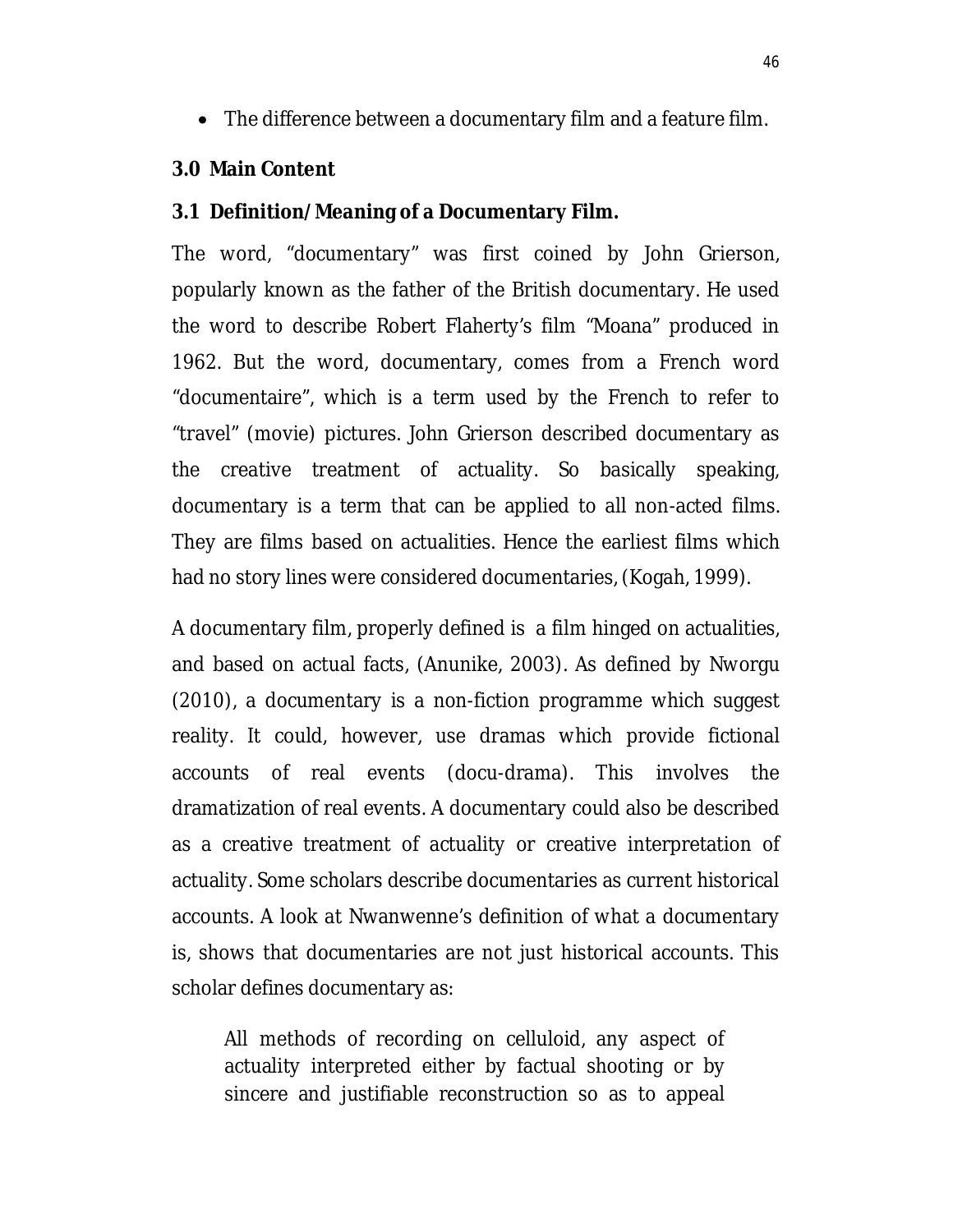- The difference between a documentary film and a feature film.

## 3.0 Main Content

### 3.1 Definition/Meaning of a Documentary Film.

The word, "documentary" was first coined by John Grierson, popularly known as the father of the British documentary. He used the word to describe Robert Flaherty's film "Moana" produced in 1962. But the word, documentary, comes from a French word "documentaire", which is a term used by the French to refer to "travel" (movie) pictures. John Grierson described documentary as the creative treatment of actuality. So basically speaking, documentary is a term that can be applied to all non-acted films. They are films based on actualities. Hence the earliest films which had no story lines were considered documentaries, (Kogah, 1999).

A documentary film, properly defined is a film hinged on actualities, and based on actual facts, (Anunike, 2003). As defined by Nworgu (2010), a documentary is a non-fiction programme which suggest reality. It could, however, use dramas which provide fictional accounts of real events (docu-drama). This involves the dramatization of real events. A documentary could also be described as a creative treatment of actuality or creative interpretation of actuality. Some scholars describe documentaries as current historical accounts. A look at Nwanwenne's definition of what a documentary is, shows that documentaries are not just historical accounts. This scholar defines documentary as:

> All methods of recording on celluloid, any aspect of actuality interpreted either by factual shooting or by sincere and justifiable reconstruction so as to appeal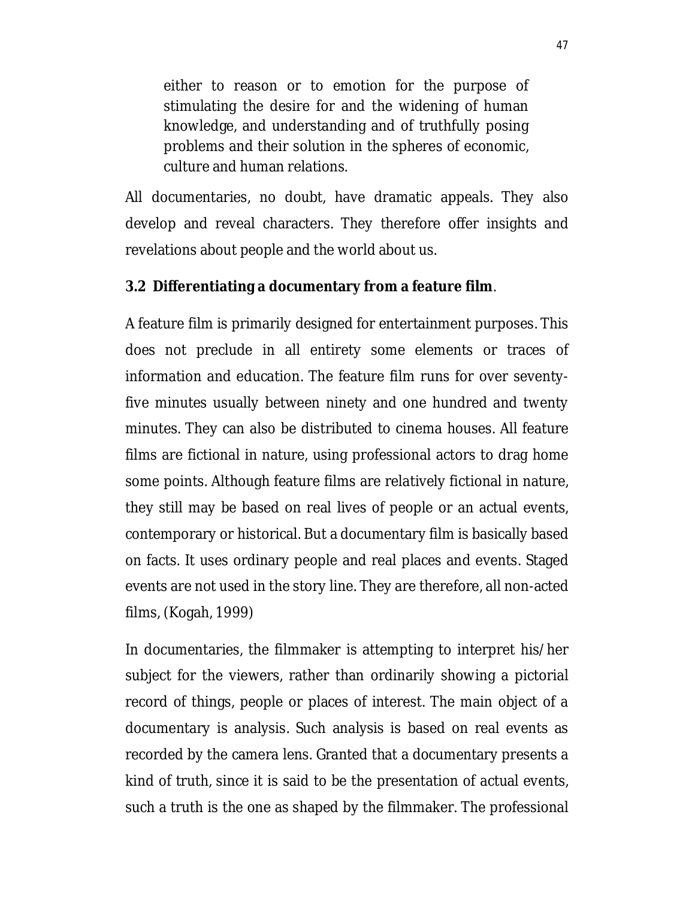> either to reason or to emotion for the purpose of stimulating the desire for and the widening of human knowledge, and understanding and of truthfully posing problems and their solution in the spheres of economic, culture and human relations.

All documentaries, no doubt, have dramatic appeals. They also develop and reveal characters. They therefore offer insights and revelations about people and the world about us.

### 3.2 Differentiating a documentary from a feature film.

A feature film is primarily designed for entertainment purposes. This does not preclude in all entirety some elements or traces of information and education. The feature film runs for over seventy-five minutes usually between ninety and one hundred and twenty minutes. They can also be distributed to cinema houses. All feature films are fictional in nature, using professional actors to drag home some points. Although feature films are relatively fictional in nature, they still may be based on real lives of people or an actual events, contemporary or historical. But a documentary film is basically based on facts. It uses ordinary people and real places and events. Staged events are not used in the story line. They are therefore, all non-acted films, (Kogah, 1999)

In documentaries, the filmmaker is attempting to interpret his/her subject for the viewers, rather than ordinarily showing a pictorial record of things, people or places of interest. The main object of a documentary is analysis. Such analysis is based on real events as recorded by the camera lens. Granted that a documentary presents a kind of truth, since it is said to be the presentation of actual events, such a truth is the one as shaped by the filmmaker. The professional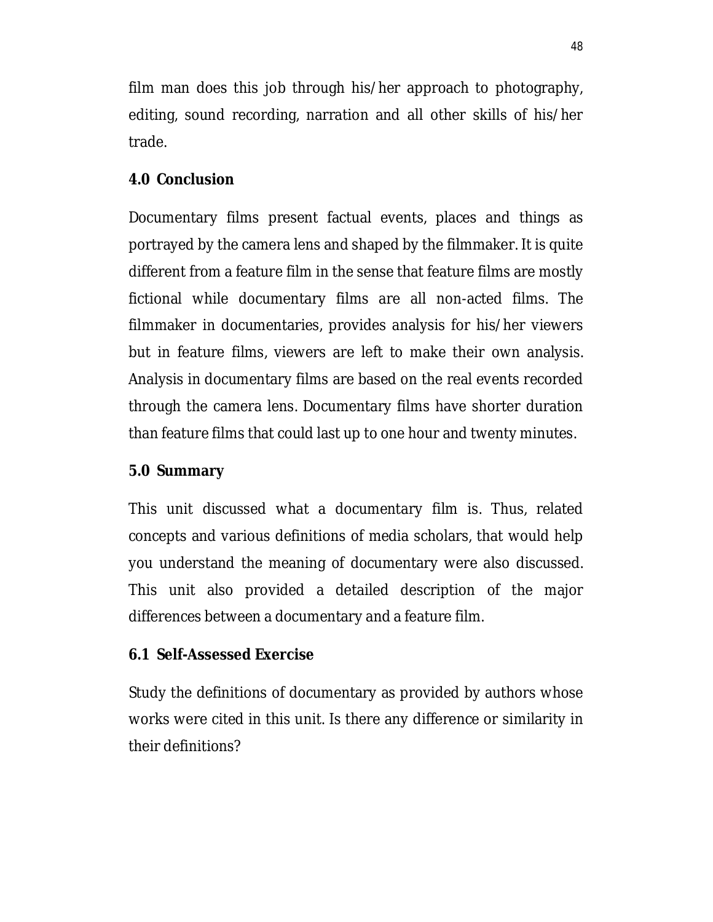film man does this job through his/her approach to photography, editing, sound recording, narration and all other skills of his/her trade.

## 4.0 Conclusion

Documentary films present factual events, places and things as portrayed by the camera lens and shaped by the filmmaker. It is quite different from a feature film in the sense that feature films are mostly fictional while documentary films are all non-acted films. The filmmaker in documentaries, provides analysis for his/her viewers but in feature films, viewers are left to make their own analysis. Analysis in documentary films are based on the real events recorded through the camera lens. Documentary films have shorter duration than feature films that could last up to one hour and twenty minutes.

## 5.0 Summary

This unit discussed what a documentary film is. Thus, related concepts and various definitions of media scholars, that would help you understand the meaning of documentary were also discussed. This unit also provided a detailed description of the major differences between a documentary and a feature film.

## 6.1 Self-Assessed Exercise

Study the definitions of documentary as provided by authors whose works were cited in this unit. Is there any difference or similarity in their definitions?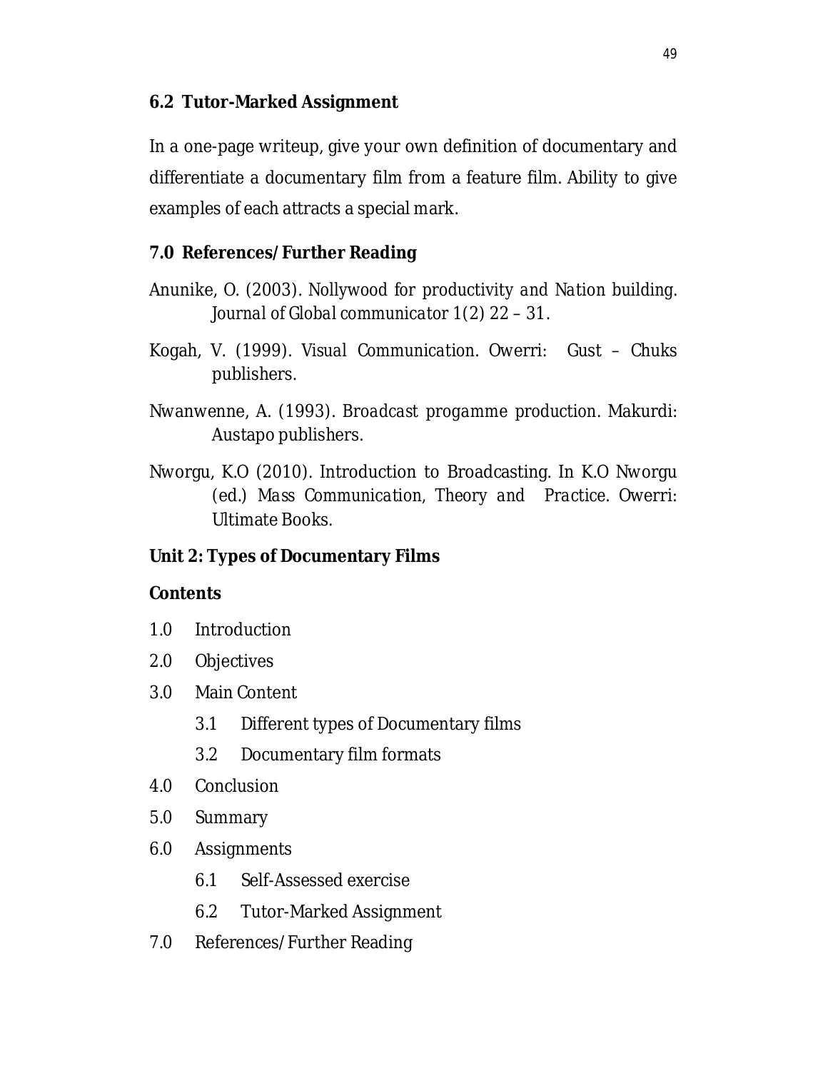### 6.2 Tutor-Marked Assignment

In a one-page writeup, give your own definition of documentary and differentiate a documentary film from a feature film. Ability to give examples of each attracts a special mark.

### 7.0 References/Further Reading

Anunike, O. (2003). Nollywood for productivity and Nation building. *Journal of Global communicator* 1(2) 22 – 31.

Kogah, V. (1999). *Visual Communication*. Owerri: Gust – Chuks publishers.

Nwanwenne, A. (1993). *Broadcast progamme production*. Makurdi: Austapo publishers.

Nworgu, K.O (2010). Introduction to Broadcasting. In K.O Nworgu (ed.) *Mass Communication, Theory and Practice*. Owerri: Ultimate Books.

## Unit 2: Types of Documentary Films

**Contents**

1.0 Introduction

2.0 Objectives

3.0 Main Content

- 3.1 Different types of Documentary films
- 3.2 Documentary film formats

4.0 Conclusion

5.0 Summary

6.0 Assignments

- 6.1 Self-Assessed exercise
- 6.2 Tutor-Marked Assignment

7.0 References/Further Reading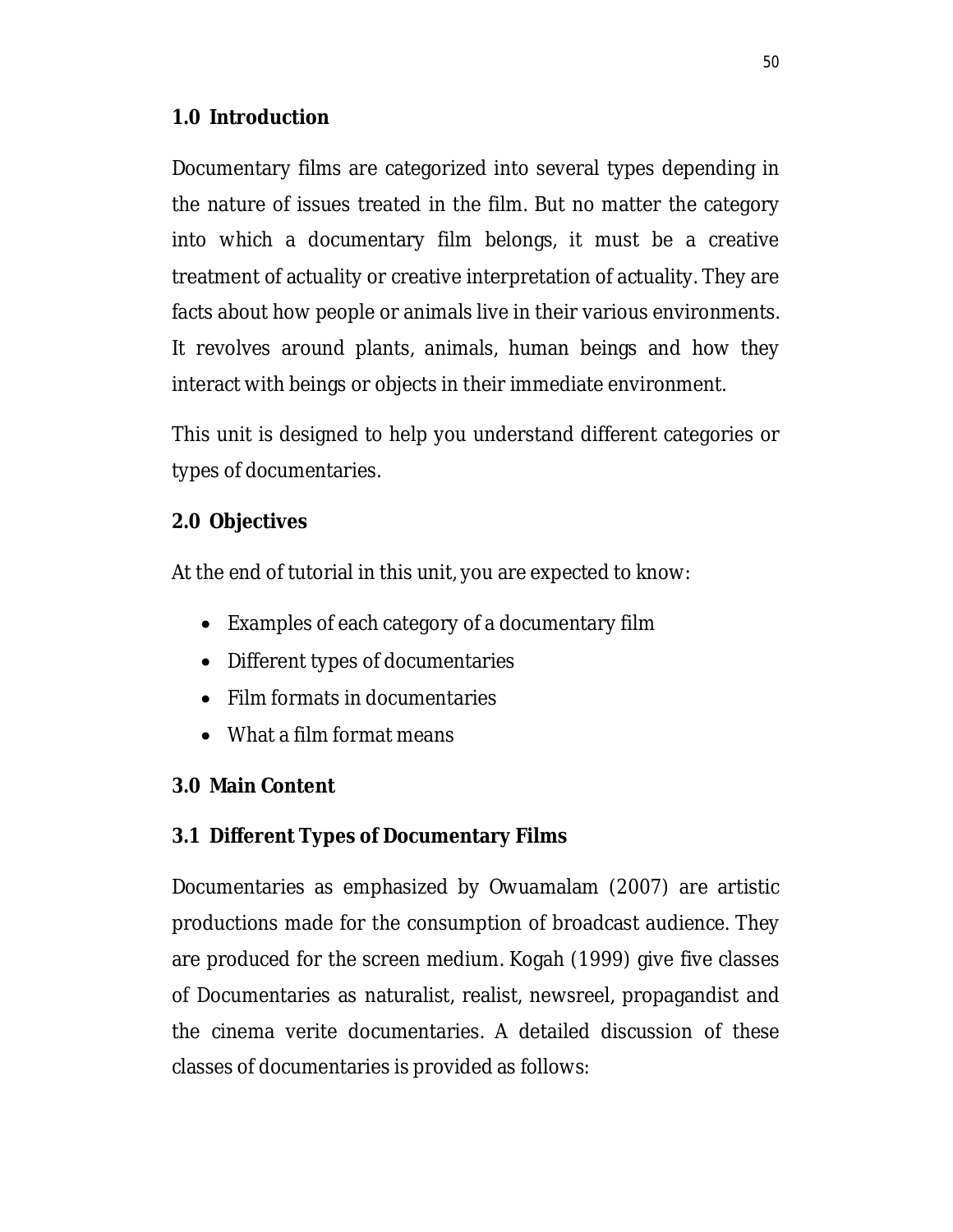## 1.0 Introduction

Documentary films are categorized into several types depending in the nature of issues treated in the film. But no matter the category into which a documentary film belongs, it must be a creative treatment of actuality or creative interpretation of actuality. They are facts about how people or animals live in their various environments. It revolves around plants, animals, human beings and how they interact with beings or objects in their immediate environment.

This unit is designed to help you understand different categories or types of documentaries.

## 2.0 Objectives

At the end of tutorial in this unit, you are expected to know:

- Examples of each category of a documentary film
- Different types of documentaries
- Film formats in documentaries
- What a film format means

## 3.0 Main Content

### 3.1 Different Types of Documentary Films

Documentaries as emphasized by Owuamalam (2007) are artistic productions made for the consumption of broadcast audience. They are produced for the screen medium. Kogah (1999) give five classes of Documentaries as naturalist, realist, newsreel, propagandist and the cinema verite documentaries. A detailed discussion of these classes of documentaries is provided as follows: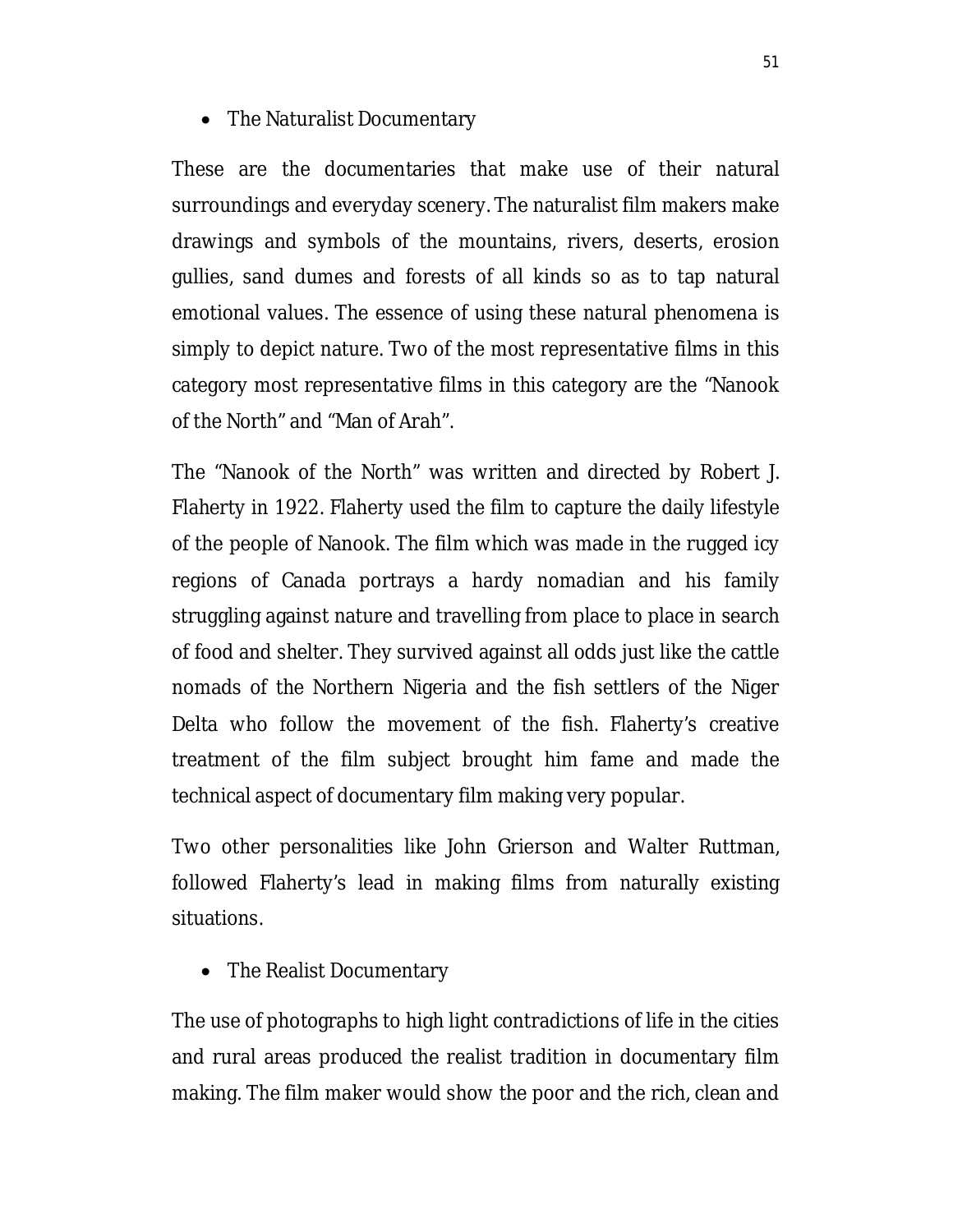- The Naturalist Documentary

These are the documentaries that make use of their natural surroundings and everyday scenery. The naturalist film makers make drawings and symbols of the mountains, rivers, deserts, erosion gullies, sand dumes and forests of all kinds so as to tap natural emotional values. The essence of using these natural phenomena is simply to depict nature. Two of the most representative films in this category most representative films in this category are the "Nanook of the North" and "Man of Arah".

The "Nanook of the North" was written and directed by Robert J. Flaherty in 1922. Flaherty used the film to capture the daily lifestyle of the people of Nanook. The film which was made in the rugged icy regions of Canada portrays a hardy nomadian and his family struggling against nature and travelling from place to place in search of food and shelter. They survived against all odds just like the cattle nomads of the Northern Nigeria and the fish settlers of the Niger Delta who follow the movement of the fish. Flaherty's creative treatment of the film subject brought him fame and made the technical aspect of documentary film making very popular.

Two other personalities like John Grierson and Walter Ruttman, followed Flaherty's lead in making films from naturally existing situations.

- The Realist Documentary

The use of photographs to high light contradictions of life in the cities and rural areas produced the realist tradition in documentary film making. The film maker would show the poor and the rich, clean and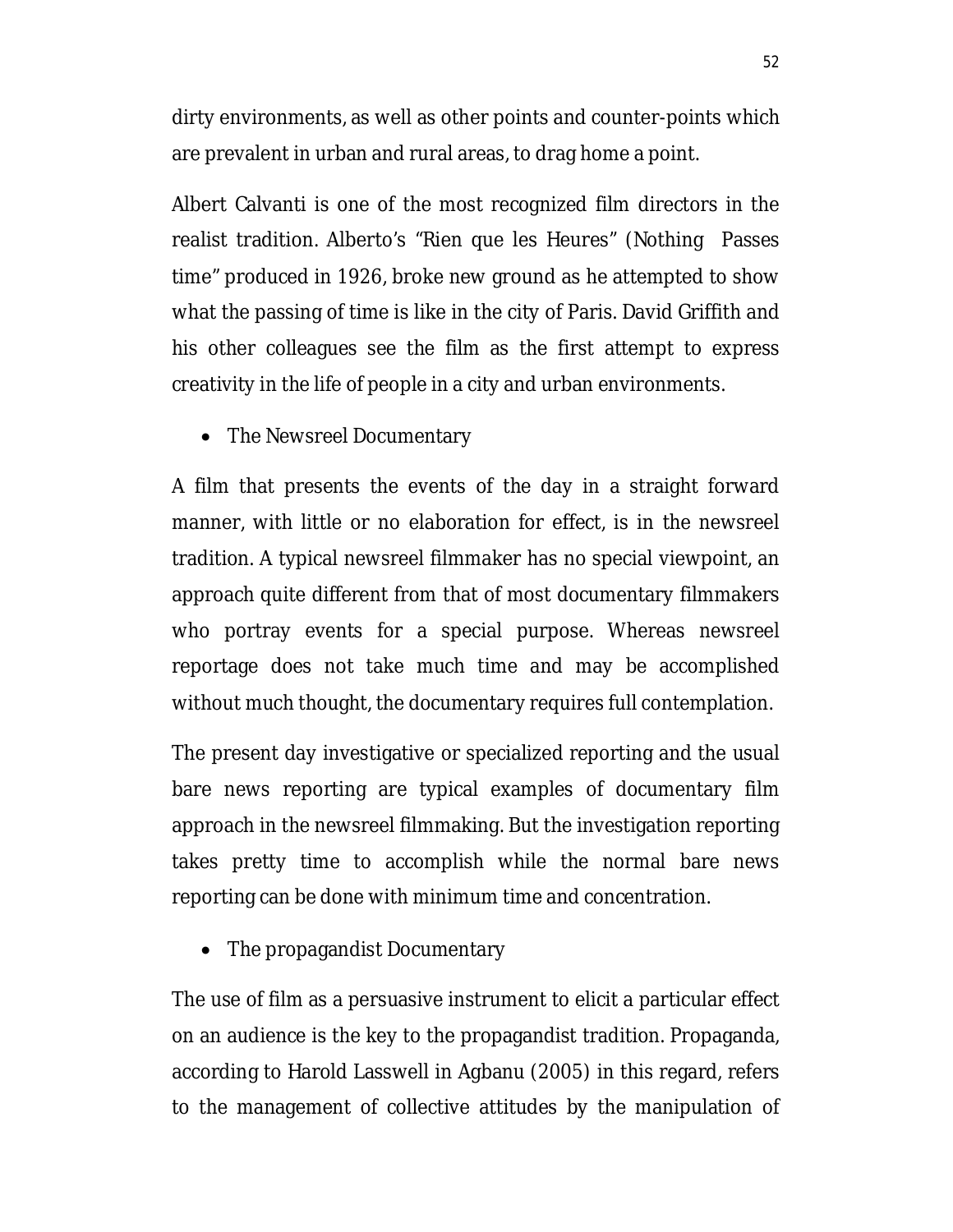dirty environments, as well as other points and counter-points which are prevalent in urban and rural areas, to drag home a point.

Albert Calvanti is one of the most recognized film directors in the realist tradition. Alberto's "Rien que les Heures" (Nothing Passes time" produced in 1926, broke new ground as he attempted to show what the passing of time is like in the city of Paris. David Griffith and his other colleagues see the film as the first attempt to express creativity in the life of people in a city and urban environments.

- The Newsreel Documentary

A film that presents the events of the day in a straight forward manner, with little or no elaboration for effect, is in the newsreel tradition. A typical newsreel filmmaker has no special viewpoint, an approach quite different from that of most documentary filmmakers who portray events for a special purpose. Whereas newsreel reportage does not take much time and may be accomplished without much thought, the documentary requires full contemplation.

The present day investigative or specialized reporting and the usual bare news reporting are typical examples of documentary film approach in the newsreel filmmaking. But the investigation reporting takes pretty time to accomplish while the normal bare news reporting can be done with minimum time and concentration.

- The propagandist Documentary

The use of film as a persuasive instrument to elicit a particular effect on an audience is the key to the propagandist tradition. Propaganda, according to Harold Lasswell in Agbanu (2005) in this regard, refers to the management of collective attitudes by the manipulation of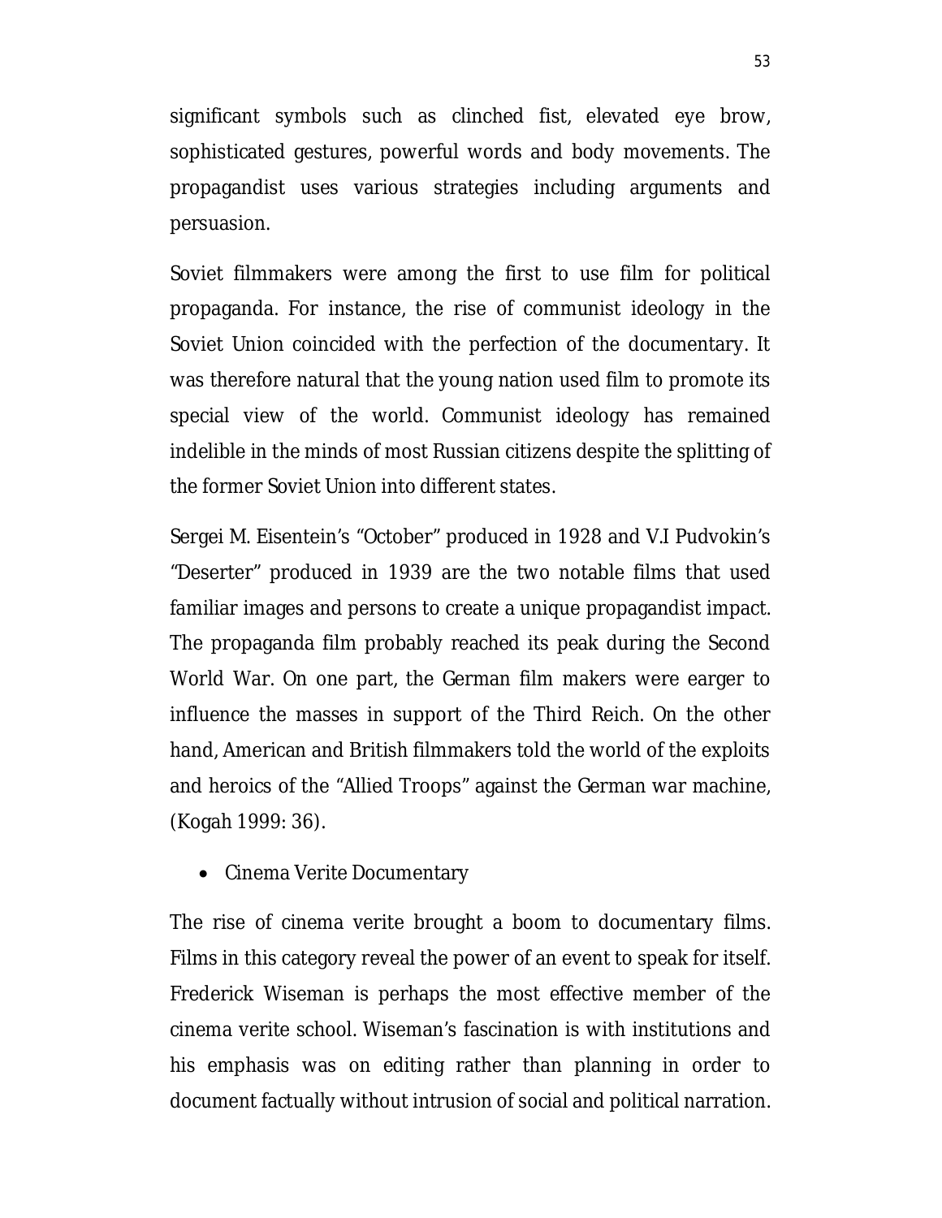significant symbols such as clinched fist, elevated eye brow, sophisticated gestures, powerful words and body movements. The propagandist uses various strategies including arguments and persuasion.

Soviet filmmakers were among the first to use film for political propaganda. For instance, the rise of communist ideology in the Soviet Union coincided with the perfection of the documentary. It was therefore natural that the young nation used film to promote its special view of the world. Communist ideology has remained indelible in the minds of most Russian citizens despite the splitting of the former Soviet Union into different states.

Sergei M. Eisentein's "October" produced in 1928 and V.I Pudvokin's "Deserter" produced in 1939 are the two notable films that used familiar images and persons to create a unique propagandist impact. The propaganda film probably reached its peak during the Second World War. On one part, the German film makers were earger to influence the masses in support of the Third Reich. On the other hand, American and British filmmakers told the world of the exploits and heroics of the "Allied Troops" against the German war machine, (Kogah 1999: 36).

- Cinema Verite Documentary

The rise of cinema verite brought a boom to documentary films. Films in this category reveal the power of an event to speak for itself. Frederick Wiseman is perhaps the most effective member of the cinema verite school. Wiseman's fascination is with institutions and his emphasis was on editing rather than planning in order to document factually without intrusion of social and political narration.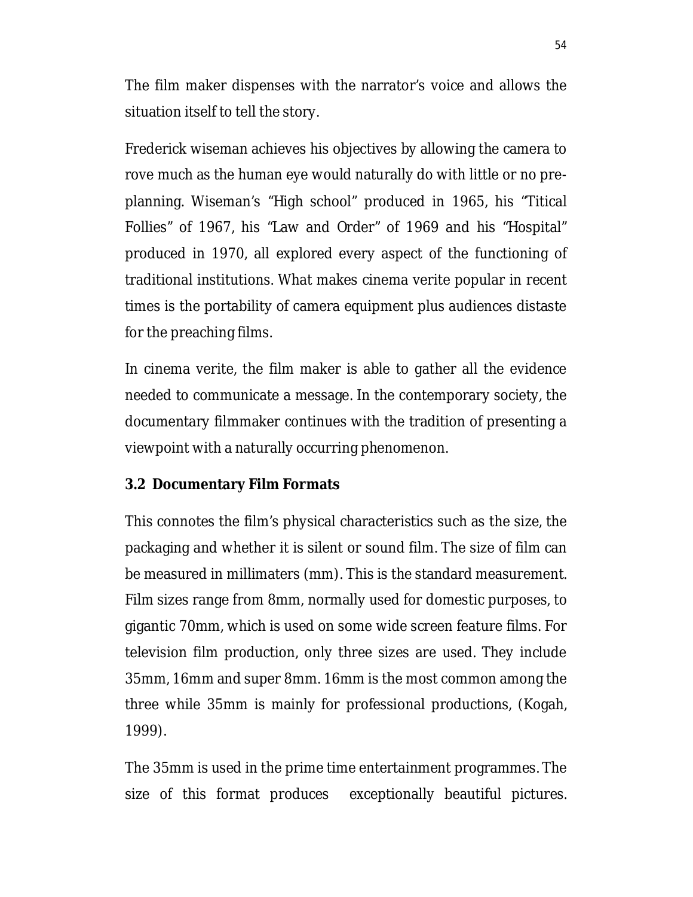The film maker dispenses with the narrator's voice and allows the situation itself to tell the story.

Frederick wiseman achieves his objectives by allowing the camera to rove much as the human eye would naturally do with little or no pre-planning. Wiseman's "High school" produced in 1965, his "Titical Follies" of 1967, his "Law and Order" of 1969 and his "Hospital" produced in 1970, all explored every aspect of the functioning of traditional institutions. What makes cinema verite popular in recent times is the portability of camera equipment plus audiences distaste for the preaching films.

In cinema verite, the film maker is able to gather all the evidence needed to communicate a message. In the contemporary society, the documentary filmmaker continues with the tradition of presenting a viewpoint with a naturally occurring phenomenon.

### 3.2 Documentary Film Formats

This connotes the film's physical characteristics such as the size, the packaging and whether it is silent or sound film. The size of film can be measured in millimaters (mm). This is the standard measurement. Film sizes range from 8mm, normally used for domestic purposes, to gigantic 70mm, which is used on some wide screen feature films. For television film production, only three sizes are used. They include 35mm, 16mm and super 8mm. 16mm is the most common among the three while 35mm is mainly for professional productions, (Kogah, 1999).

The 35mm is used in the prime time entertainment programmes. The size of this format produces exceptionally beautiful pictures.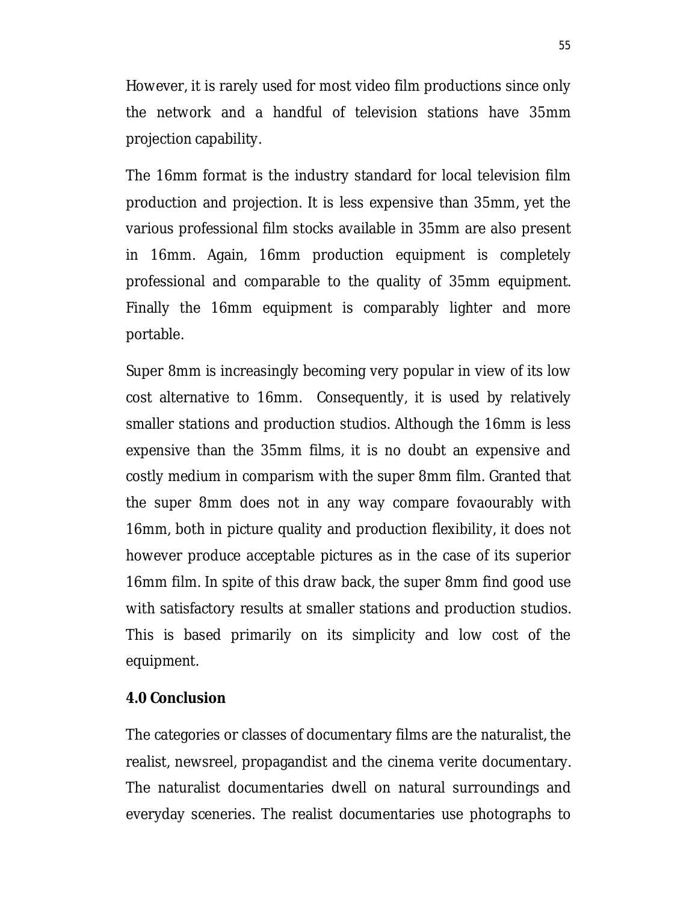However, it is rarely used for most video film productions since only the network and a handful of television stations have 35mm projection capability.

The 16mm format is the industry standard for local television film production and projection. It is less expensive than 35mm, yet the various professional film stocks available in 35mm are also present in 16mm. Again, 16mm production equipment is completely professional and comparable to the quality of 35mm equipment. Finally the 16mm equipment is comparably lighter and more portable.

Super 8mm is increasingly becoming very popular in view of its low cost alternative to 16mm. Consequently, it is used by relatively smaller stations and production studios. Although the 16mm is less expensive than the 35mm films, it is no doubt an expensive and costly medium in comparism with the super 8mm film. Granted that the super 8mm does not in any way compare fovaourably with 16mm, both in picture quality and production flexibility, it does not however produce acceptable pictures as in the case of its superior 16mm film. In spite of this draw back, the super 8mm find good use with satisfactory results at smaller stations and production studios. This is based primarily on its simplicity and low cost of the equipment.

**4.0 Conclusion**

The categories or classes of documentary films are the naturalist, the realist, newsreel, propagandist and the cinema verite documentary. The naturalist documentaries dwell on natural surroundings and everyday sceneries. The realist documentaries use photographs to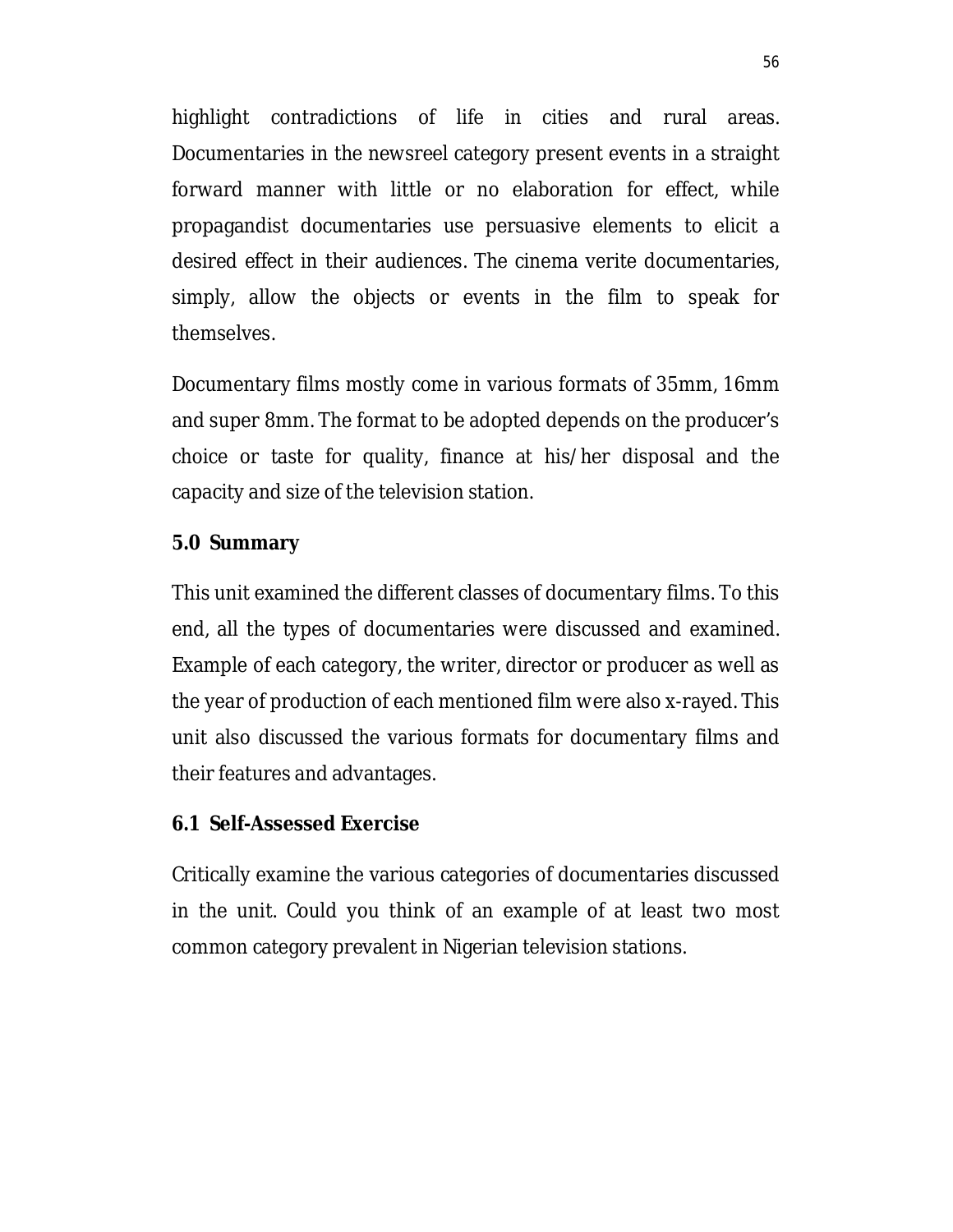highlight contradictions of life in cities and rural areas. Documentaries in the newsreel category present events in a straight forward manner with little or no elaboration for effect, while propagandist documentaries use persuasive elements to elicit a desired effect in their audiences. The cinema verite documentaries, simply, allow the objects or events in the film to speak for themselves.

Documentary films mostly come in various formats of 35mm, 16mm and super 8mm. The format to be adopted depends on the producer's choice or taste for quality, finance at his/her disposal and the capacity and size of the television station.

## 5.0 Summary

This unit examined the different classes of documentary films. To this end, all the types of documentaries were discussed and examined. Example of each category, the writer, director or producer as well as the year of production of each mentioned film were also x-rayed. This unit also discussed the various formats for documentary films and their features and advantages.

## 6.1 Self-Assessed Exercise

Critically examine the various categories of documentaries discussed in the unit. Could you think of an example of at least two most common category prevalent in Nigerian television stations.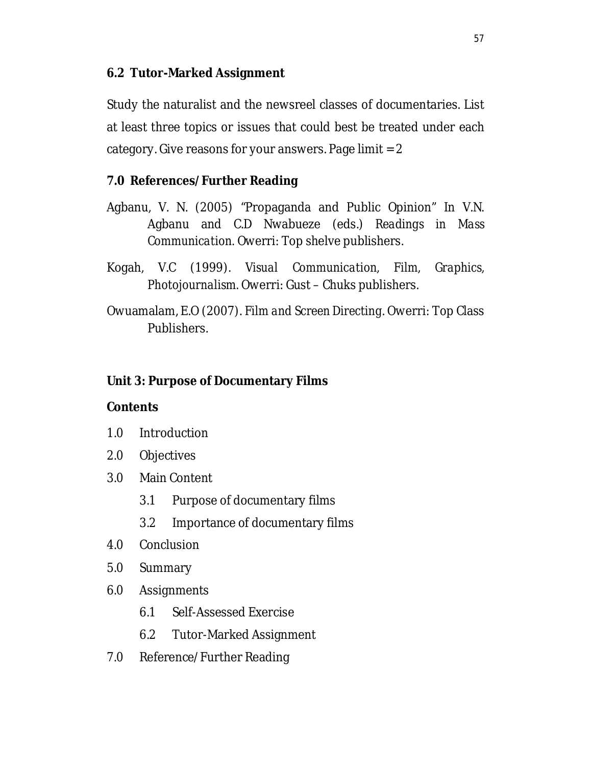### 6.2 Tutor-Marked Assignment

Study the naturalist and the newsreel classes of documentaries. List at least three topics or issues that could best be treated under each category. Give reasons for your answers. Page limit = 2

### 7.0 References/Further Reading

Agbanu, V. N. (2005) "Propaganda and Public Opinion" In V.N. Agbanu and C.D Nwabueze (eds.) *Readings in Mass Communication*. Owerri: Top shelve publishers.

Kogah, V.C (1999). *Visual Communication, Film, Graphics, Photojournalism*. Owerri: Gust – Chuks publishers.

Owuamalam, E.O (2007). *Film and Screen Directing*. Owerri: Top Class Publishers.

## Unit 3: Purpose of Documentary Films

**Contents**

- 1.0 Introduction
- 2.0 Objectives
- 3.0 Main Content
  - 3.1 Purpose of documentary films
  - 3.2 Importance of documentary films
- 4.0 Conclusion
- 5.0 Summary
- 6.0 Assignments
  - 6.1 Self-Assessed Exercise
  - 6.2 Tutor-Marked Assignment
- 7.0 Reference/Further Reading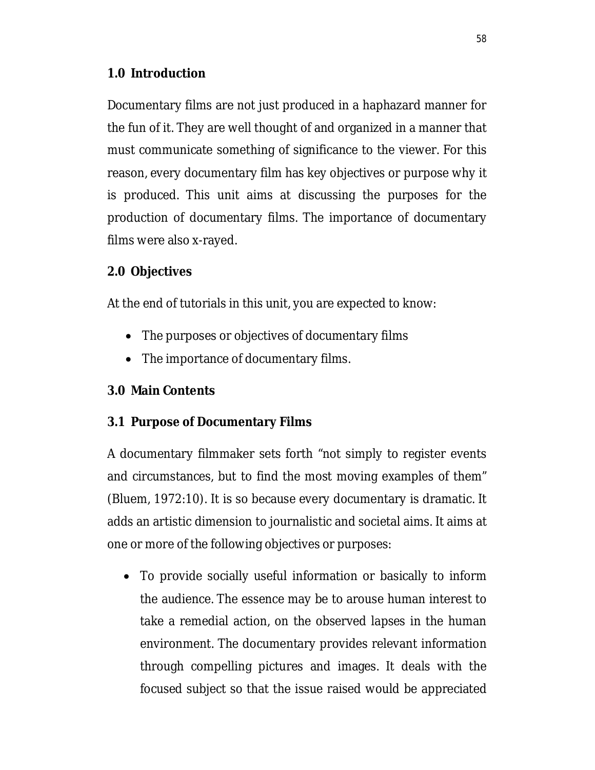## 1.0 Introduction

Documentary films are not just produced in a haphazard manner for the fun of it. They are well thought of and organized in a manner that must communicate something of significance to the viewer. For this reason, every documentary film has key objectives or purpose why it is produced. This unit aims at discussing the purposes for the production of documentary films. The importance of documentary films were also x-rayed.

## 2.0 Objectives

At the end of tutorials in this unit, you are expected to know:

- The purposes or objectives of documentary films
- The importance of documentary films.

## 3.0 Main Contents

### 3.1 Purpose of Documentary Films

A documentary filmmaker sets forth "not simply to register events and circumstances, but to find the most moving examples of them" (Bluem, 1972:10). It is so because every documentary is dramatic. It adds an artistic dimension to journalistic and societal aims. It aims at one or more of the following objectives or purposes:

- To provide socially useful information or basically to inform the audience. The essence may be to arouse human interest to take a remedial action, on the observed lapses in the human environment. The documentary provides relevant information through compelling pictures and images. It deals with the focused subject so that the issue raised would be appreciated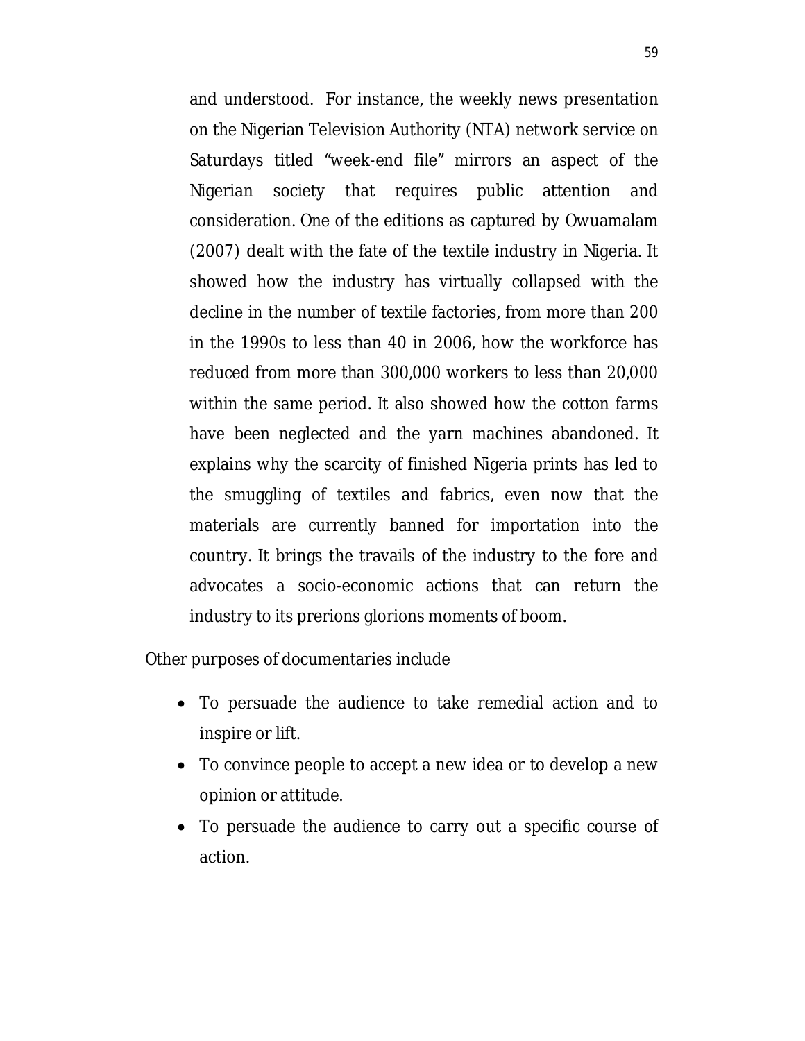and understood. For instance, the weekly news presentation on the Nigerian Television Authority (NTA) network service on Saturdays titled "week-end file" mirrors an aspect of the Nigerian society that requires public attention and consideration. One of the editions as captured by Owuamalam (2007) dealt with the fate of the textile industry in Nigeria. It showed how the industry has virtually collapsed with the decline in the number of textile factories, from more than 200 in the 1990s to less than 40 in 2006, how the workforce has reduced from more than 300,000 workers to less than 20,000 within the same period. It also showed how the cotton farms have been neglected and the yarn machines abandoned. It explains why the scarcity of finished Nigeria prints has led to the smuggling of textiles and fabrics, even now that the materials are currently banned for importation into the country. It brings the travails of the industry to the fore and advocates a socio-economic actions that can return the industry to its prerions glorions moments of boom.

Other purposes of documentaries include

- To persuade the audience to take remedial action and to inspire or lift.
- To convince people to accept a new idea or to develop a new opinion or attitude.
- To persuade the audience to carry out a specific course of action.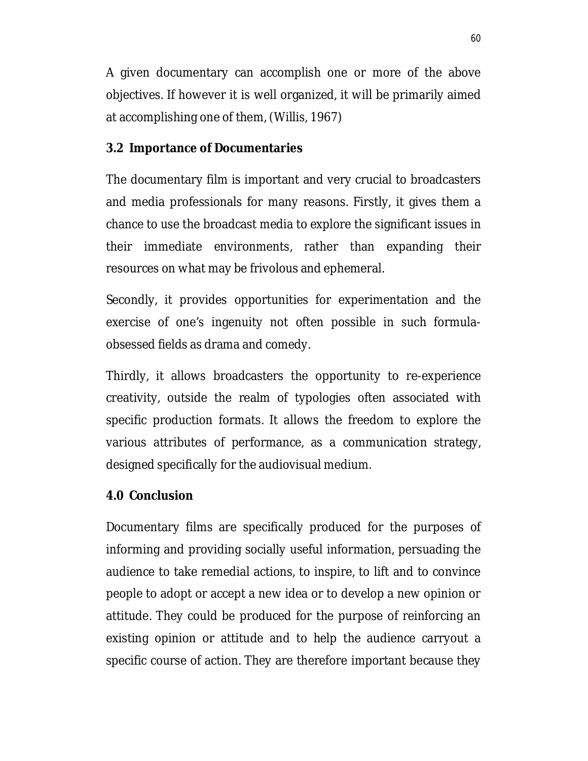A given documentary can accomplish one or more of the above objectives. If however it is well organized, it will be primarily aimed at accomplishing one of them, (Willis, 1967)

### 3.2 Importance of Documentaries

The documentary film is important and very crucial to broadcasters and media professionals for many reasons. Firstly, it gives them a chance to use the broadcast media to explore the significant issues in their immediate environments, rather than expanding their resources on what may be frivolous and ephemeral.

Secondly, it provides opportunities for experimentation and the exercise of one's ingenuity not often possible in such formula-obsessed fields as drama and comedy.

Thirdly, it allows broadcasters the opportunity to re-experience creativity, outside the realm of typologies often associated with specific production formats. It allows the freedom to explore the various attributes of performance, as a communication strategy, designed specifically for the audiovisual medium.

## 4.0 Conclusion

Documentary films are specifically produced for the purposes of informing and providing socially useful information, persuading the audience to take remedial actions, to inspire, to lift and to convince people to adopt or accept a new idea or to develop a new opinion or attitude. They could be produced for the purpose of reinforcing an existing opinion or attitude and to help the audience carryout a specific course of action. They are therefore important because they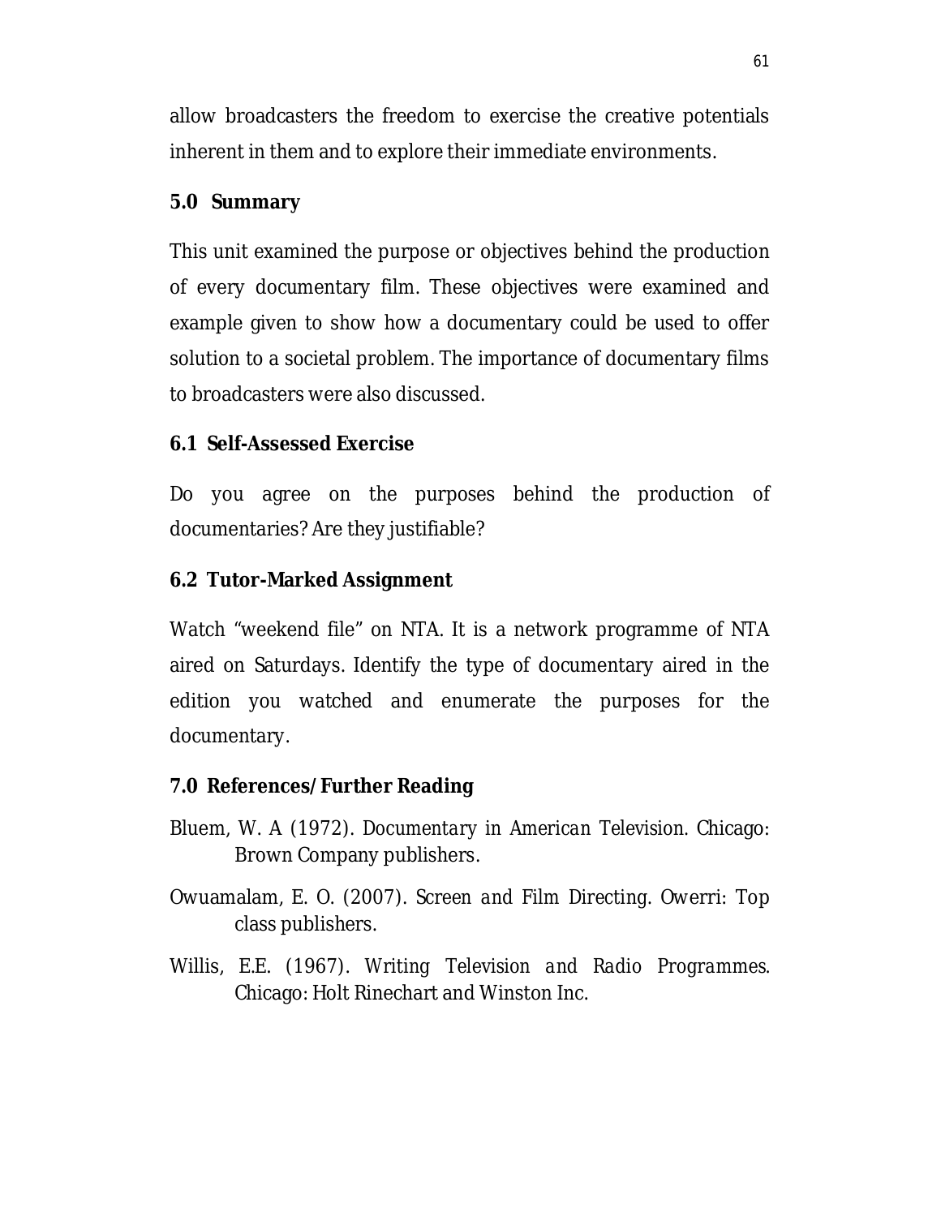allow broadcasters the freedom to exercise the creative potentials inherent in them and to explore their immediate environments.

## 5.0 Summary

This unit examined the purpose or objectives behind the production of every documentary film. These objectives were examined and example given to show how a documentary could be used to offer solution to a societal problem. The importance of documentary films to broadcasters were also discussed.

## 6.1 Self-Assessed Exercise

Do you agree on the purposes behind the production of documentaries? Are they justifiable?

## 6.2 Tutor-Marked Assignment

Watch "weekend file" on NTA. It is a network programme of NTA aired on Saturdays. Identify the type of documentary aired in the edition you watched and enumerate the purposes for the documentary.

## 7.0 References/Further Reading

Bluem, W. A (1972). *Documentary in American Television*. Chicago: Brown Company publishers.

Owuamalam, E. O. (2007). *Screen and Film Directing*. Owerri: Top class publishers.

Willis, E.E. (1967). *Writing Television and Radio Programmes*. Chicago: Holt Rinechart and Winston Inc.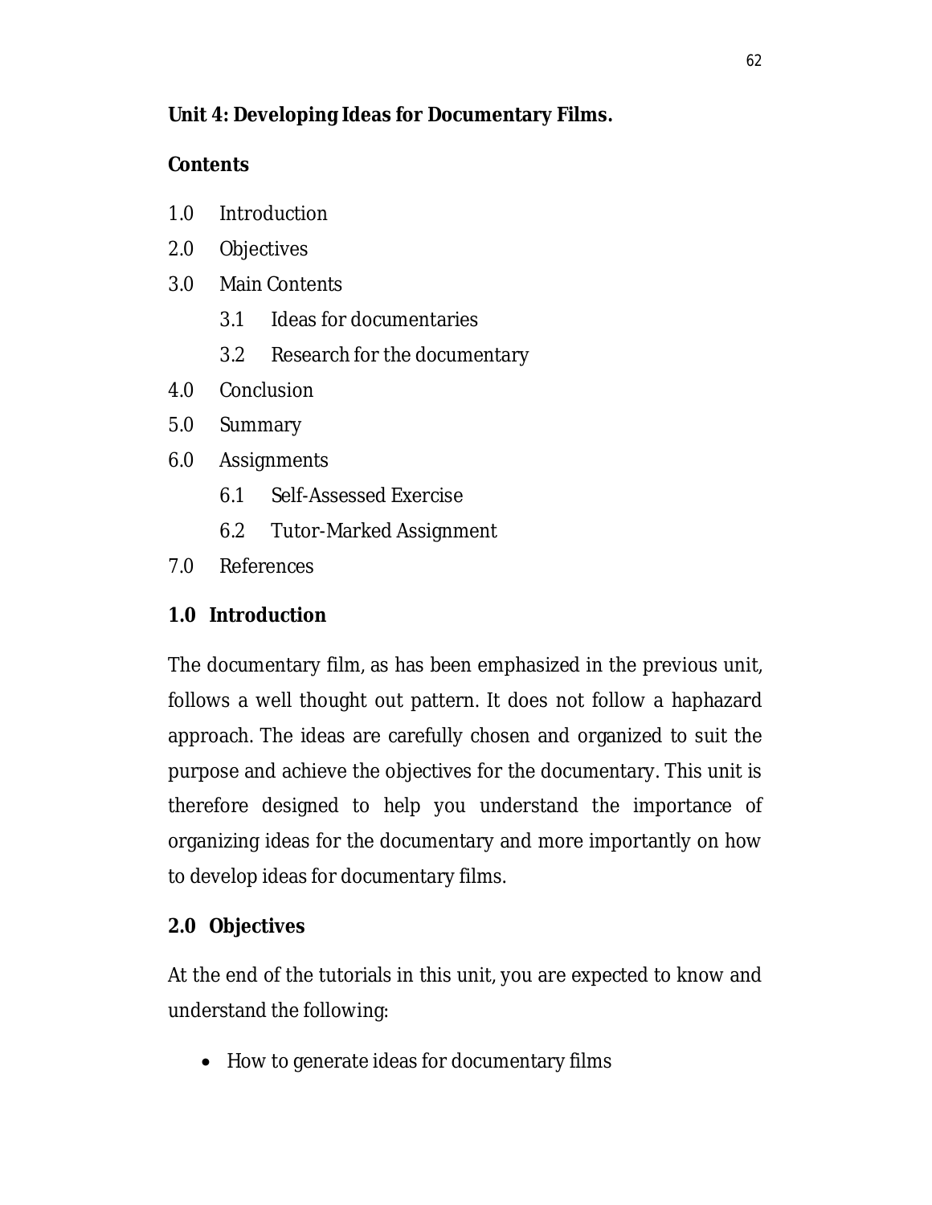## Unit 4: Developing Ideas for Documentary Films.

**Contents**

1.0 Introduction

2.0 Objectives

3.0 Main Contents

- 3.1 Ideas for documentaries
- 3.2 Research for the documentary

4.0 Conclusion

5.0 Summary

6.0 Assignments

- 6.1 Self-Assessed Exercise
- 6.2 Tutor-Marked Assignment

7.0 References

### 1.0 Introduction

The documentary film, as has been emphasized in the previous unit, follows a well thought out pattern. It does not follow a haphazard approach. The ideas are carefully chosen and organized to suit the purpose and achieve the objectives for the documentary. This unit is therefore designed to help you understand the importance of organizing ideas for the documentary and more importantly on how to develop ideas for documentary films.

### 2.0 Objectives

At the end of the tutorials in this unit, you are expected to know and understand the following:

- How to generate ideas for documentary films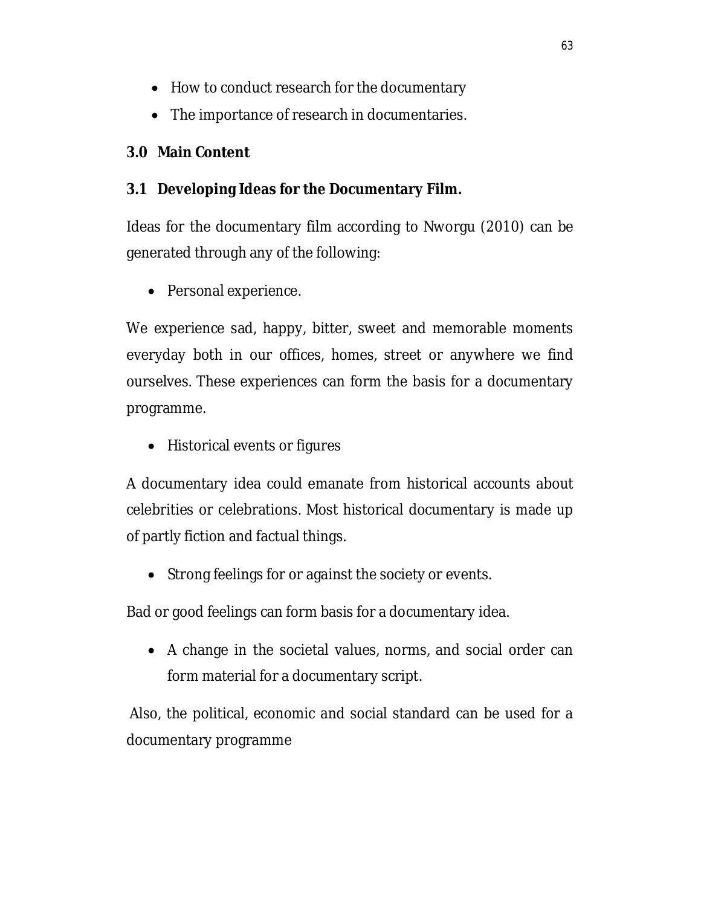- How to conduct research for the documentary
- The importance of research in documentaries.

## 3.0 Main Content

### 3.1 Developing Ideas for the Documentary Film.

Ideas for the documentary film according to Nworgu (2010) can be generated through any of the following:

- Personal experience.

We experience sad, happy, bitter, sweet and memorable moments everyday both in our offices, homes, street or anywhere we find ourselves. These experiences can form the basis for a documentary programme.

- Historical events or figures

A documentary idea could emanate from historical accounts about celebrities or celebrations. Most historical documentary is made up of partly fiction and factual things.

- Strong feelings for or against the society or events.

Bad or good feelings can form basis for a documentary idea.

- A change in the societal values, norms, and social order can form material for a documentary script.

Also, the political, economic and social standard can be used for a documentary programme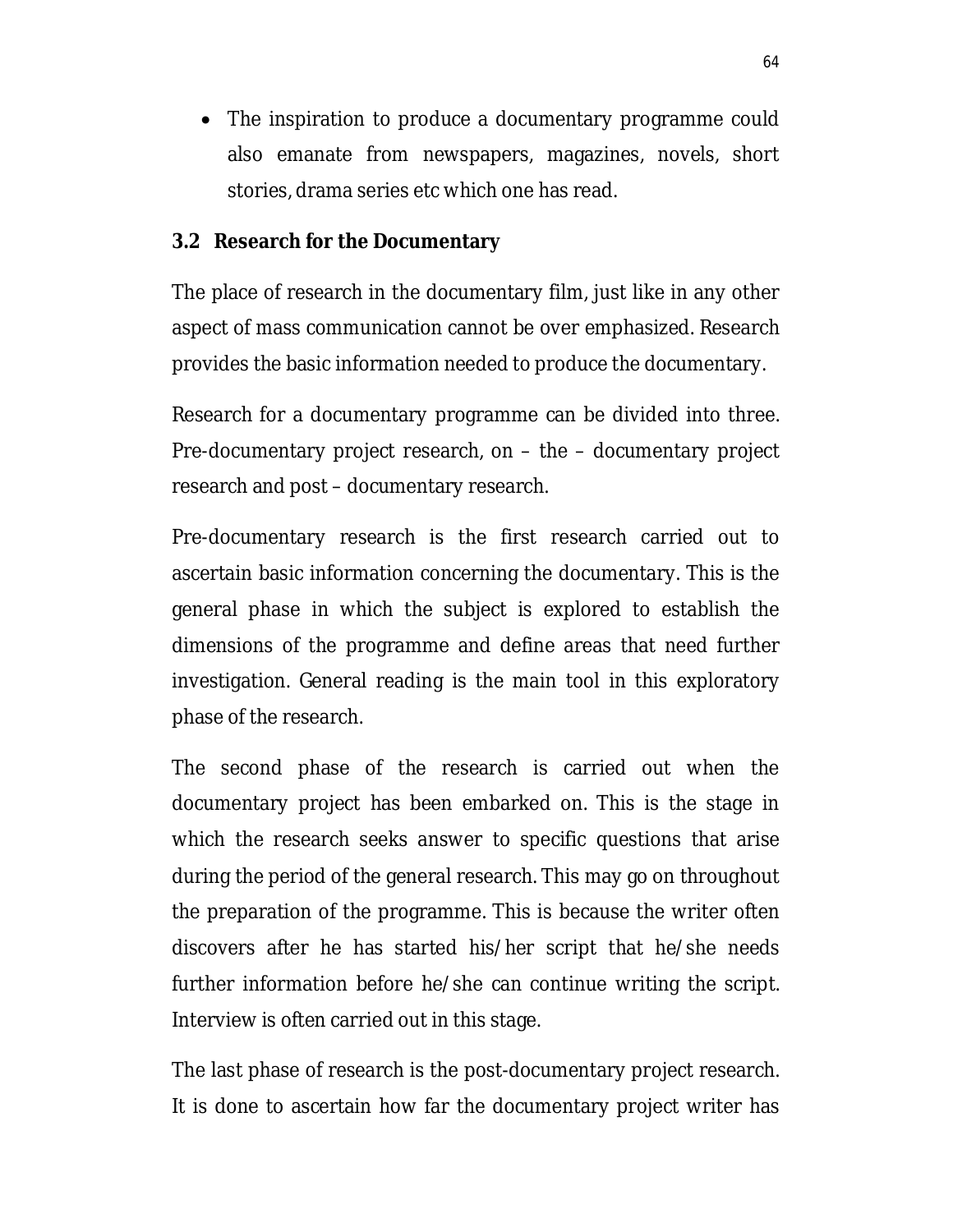- The inspiration to produce a documentary programme could also emanate from newspapers, magazines, novels, short stories, drama series etc which one has read.

### 3.2 Research for the Documentary

The place of research in the documentary film, just like in any other aspect of mass communication cannot be over emphasized. Research provides the basic information needed to produce the documentary.

Research for a documentary programme can be divided into three. Pre-documentary project research, on – the – documentary project research and post – documentary research.

Pre-documentary research is the first research carried out to ascertain basic information concerning the documentary. This is the general phase in which the subject is explored to establish the dimensions of the programme and define areas that need further investigation. General reading is the main tool in this exploratory phase of the research.

The second phase of the research is carried out when the documentary project has been embarked on. This is the stage in which the research seeks answer to specific questions that arise during the period of the general research. This may go on throughout the preparation of the programme. This is because the writer often discovers after he has started his/her script that he/she needs further information before he/she can continue writing the script. Interview is often carried out in this stage.

The last phase of research is the post-documentary project research. It is done to ascertain how far the documentary project writer has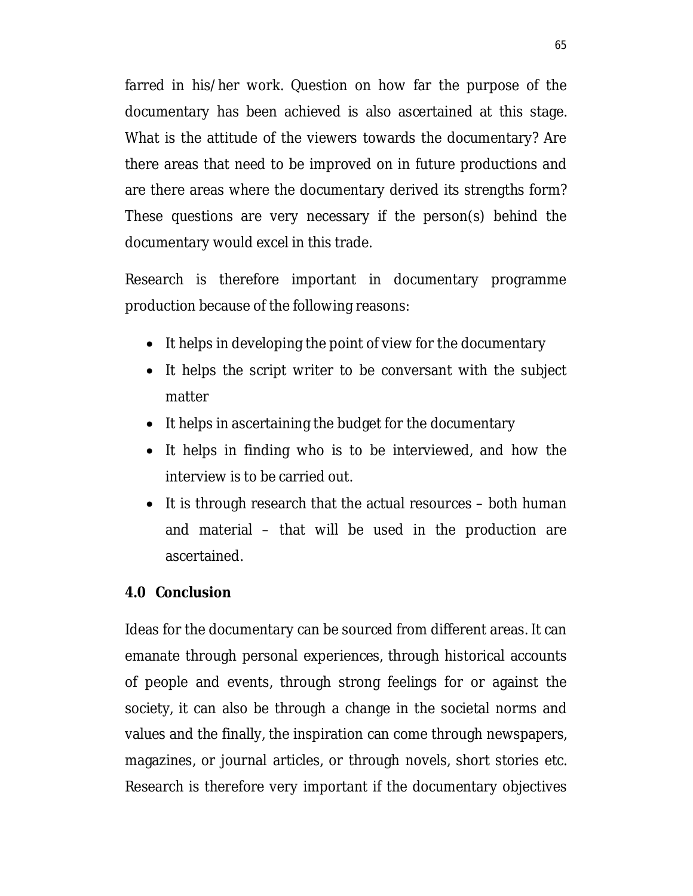farred in his/her work. Question on how far the purpose of the documentary has been achieved is also ascertained at this stage. What is the attitude of the viewers towards the documentary? Are there areas that need to be improved on in future productions and are there areas where the documentary derived its strengths form? These questions are very necessary if the person(s) behind the documentary would excel in this trade.

Research is therefore important in documentary programme production because of the following reasons:

- It helps in developing the point of view for the documentary
- It helps the script writer to be conversant with the subject matter
- It helps in ascertaining the budget for the documentary
- It helps in finding who is to be interviewed, and how the interview is to be carried out.
- It is through research that the actual resources – both human and material – that will be used in the production are ascertained.

## 4.0 Conclusion

Ideas for the documentary can be sourced from different areas. It can emanate through personal experiences, through historical accounts of people and events, through strong feelings for or against the society, it can also be through a change in the societal norms and values and the finally, the inspiration can come through newspapers, magazines, or journal articles, or through novels, short stories etc. Research is therefore very important if the documentary objectives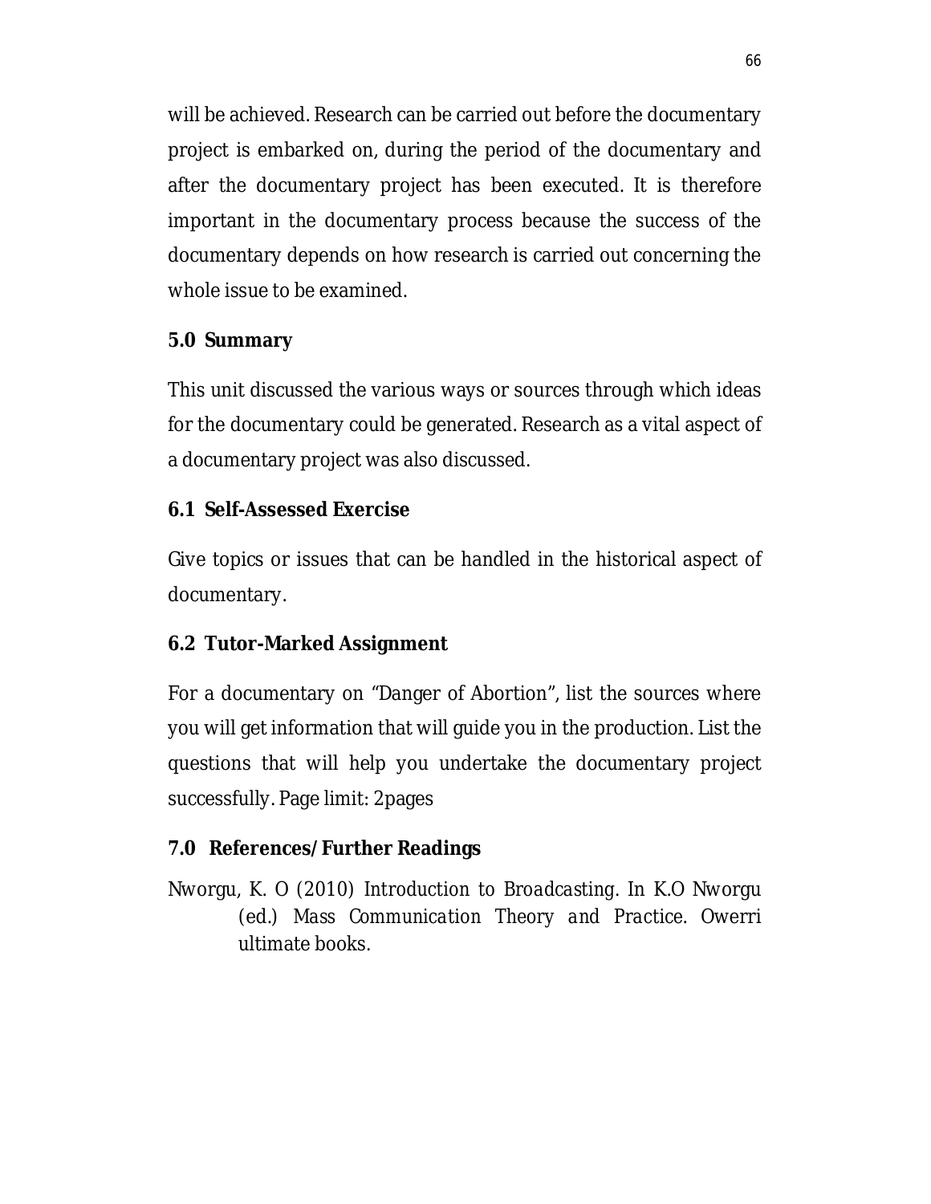will be achieved. Research can be carried out before the documentary project is embarked on, during the period of the documentary and after the documentary project has been executed. It is therefore important in the documentary process because the success of the documentary depends on how research is carried out concerning the whole issue to be examined.

## 5.0 Summary

This unit discussed the various ways or sources through which ideas for the documentary could be generated. Research as a vital aspect of a documentary project was also discussed.

### 6.1 Self-Assessed Exercise

Give topics or issues that can be handled in the historical aspect of documentary.

### 6.2 Tutor-Marked Assignment

For a documentary on "Danger of Abortion", list the sources where you will get information that will guide you in the production. List the questions that will help you undertake the documentary project successfully. Page limit: 2pages

## 7.0 References/ Further Readings

Nworgu, K. O (2010) *Introduction to Broadcasting*. In K.O Nworgu (ed.) *Mass Communication Theory and Practice*. Owerri ultimate books.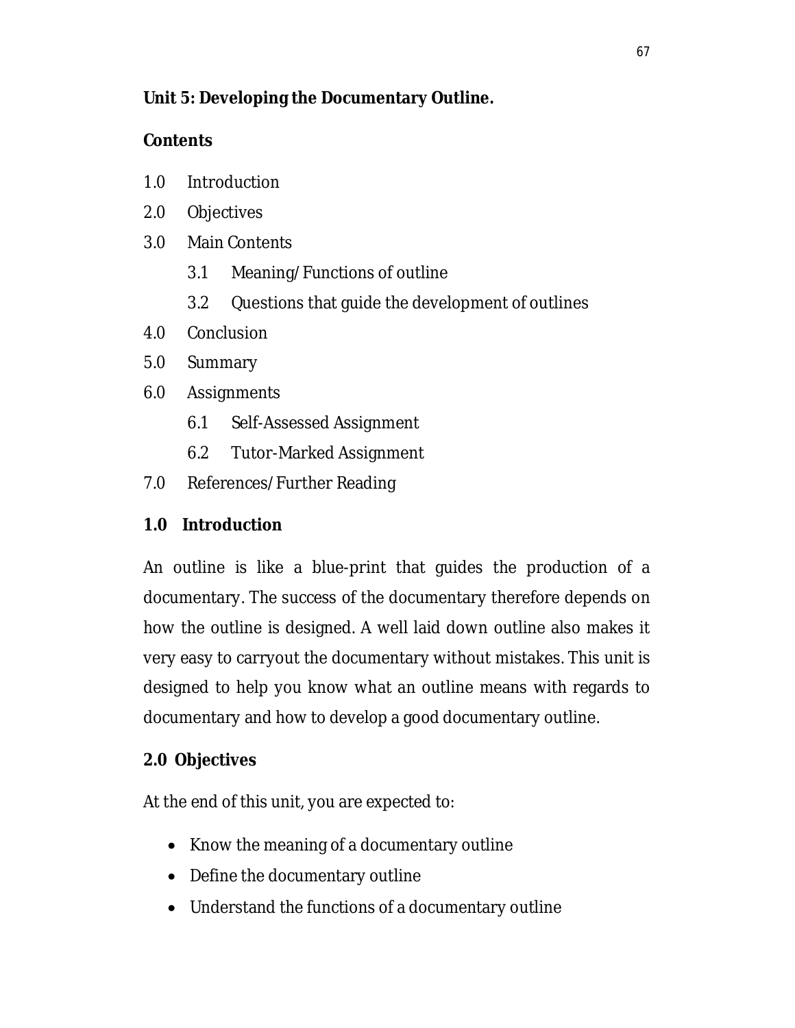## Unit 5: Developing the Documentary Outline.

### Contents

1.0 Introduction

2.0 Objectives

3.0 Main Contents

- 3.1 Meaning/Functions of outline
- 3.2 Questions that guide the development of outlines

4.0 Conclusion

5.0 Summary

6.0 Assignments

- 6.1 Self-Assessed Assignment
- 6.2 Tutor-Marked Assignment

7.0 References/Further Reading

### 1.0 Introduction

An outline is like a blue-print that guides the production of a documentary. The success of the documentary therefore depends on how the outline is designed. A well laid down outline also makes it very easy to carryout the documentary without mistakes. This unit is designed to help you know what an outline means with regards to documentary and how to develop a good documentary outline.

### 2.0 Objectives

At the end of this unit, you are expected to:

- Know the meaning of a documentary outline
- Define the documentary outline
- Understand the functions of a documentary outline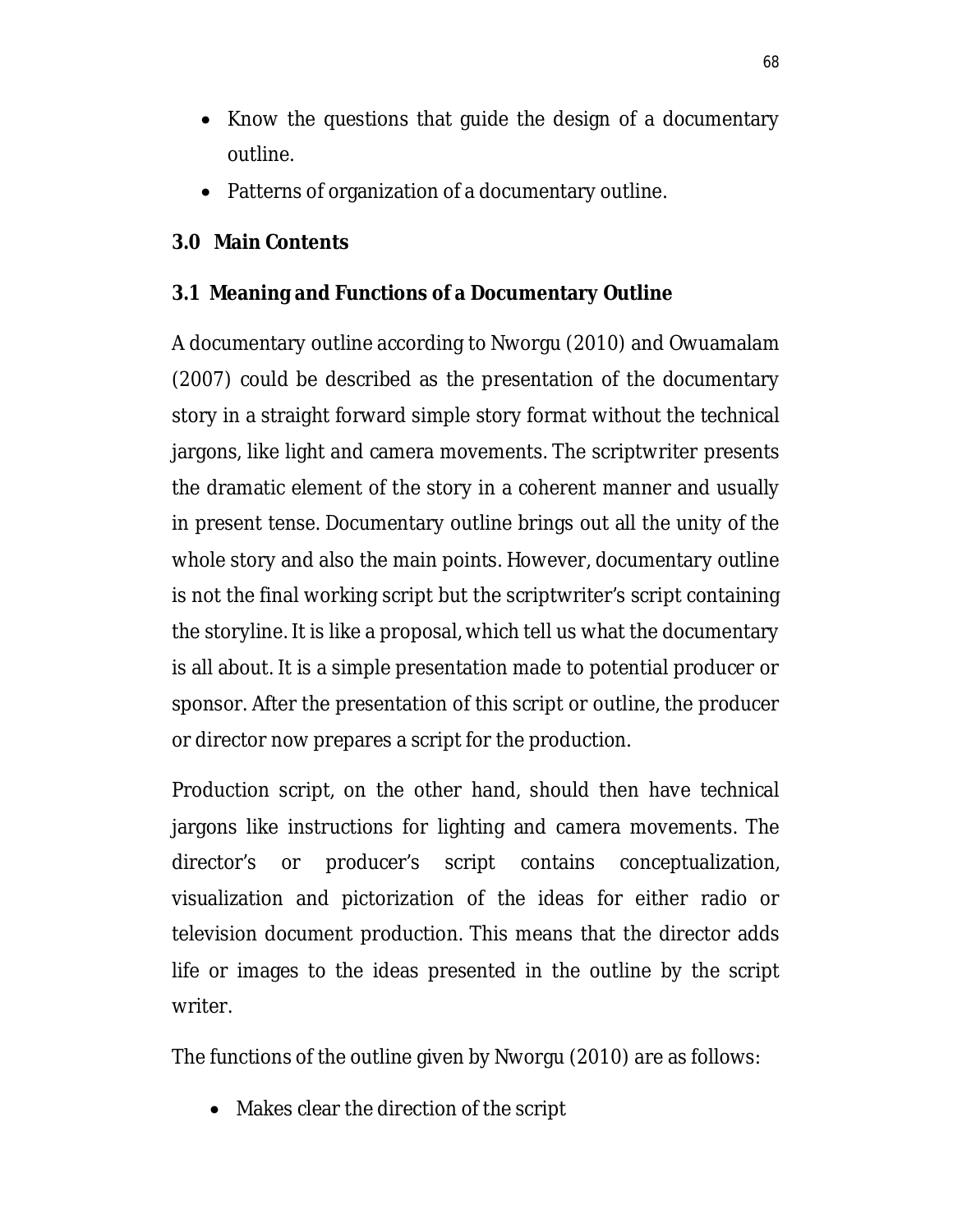- Know the questions that guide the design of a documentary outline.
- Patterns of organization of a documentary outline.

## 3.0 Main Contents

### 3.1 Meaning and Functions of a Documentary Outline

A documentary outline according to Nworgu (2010) and Owuamalam (2007) could be described as the presentation of the documentary story in a straight forward simple story format without the technical jargons, like light and camera movements. The scriptwriter presents the dramatic element of the story in a coherent manner and usually in present tense. Documentary outline brings out all the unity of the whole story and also the main points. However, documentary outline is not the final working script but the scriptwriter's script containing the storyline. It is like a proposal, which tell us what the documentary is all about. It is a simple presentation made to potential producer or sponsor. After the presentation of this script or outline, the producer or director now prepares a script for the production.

Production script, on the other hand, should then have technical jargons like instructions for lighting and camera movements. The director's or producer's script contains conceptualization, visualization and pictorization of the ideas for either radio or television document production. This means that the director adds life or images to the ideas presented in the outline by the script writer.

The functions of the outline given by Nworgu (2010) are as follows:

- Makes clear the direction of the script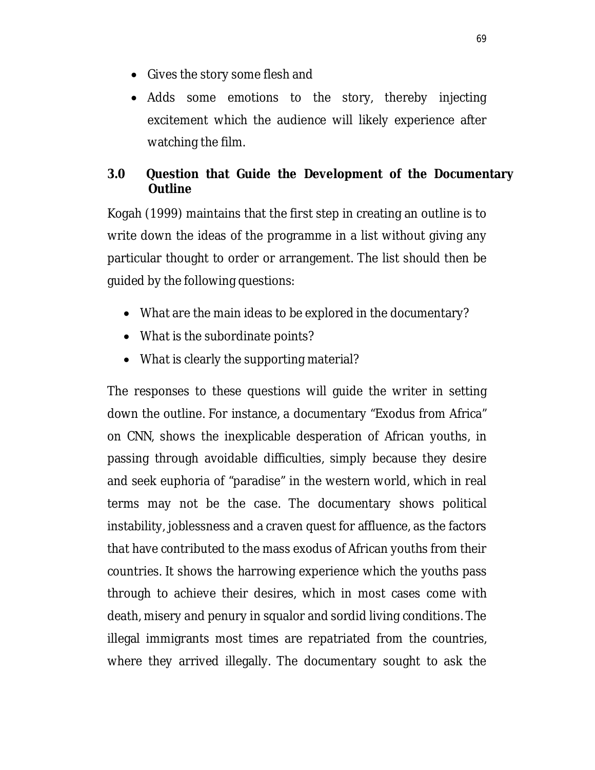- Gives the story some flesh and
- Adds some emotions to the story, thereby injecting excitement which the audience will likely experience after watching the film.

## 3.0 Question that Guide the Development of the Documentary Outline

Kogah (1999) maintains that the first step in creating an outline is to write down the ideas of the programme in a list without giving any particular thought to order or arrangement. The list should then be guided by the following questions:

- What are the main ideas to be explored in the documentary?
- What is the subordinate points?
- What is clearly the supporting material?

The responses to these questions will guide the writer in setting down the outline. For instance, a documentary "Exodus from Africa" on CNN, shows the inexplicable desperation of African youths, in passing through avoidable difficulties, simply because they desire and seek euphoria of "paradise" in the western world, which in real terms may not be the case. The documentary shows political instability, joblessness and a craven quest for affluence, as the factors that have contributed to the mass exodus of African youths from their countries. It shows the harrowing experience which the youths pass through to achieve their desires, which in most cases come with death, misery and penury in squalor and sordid living conditions. The illegal immigrants most times are repatriated from the countries, where they arrived illegally. The documentary sought to ask the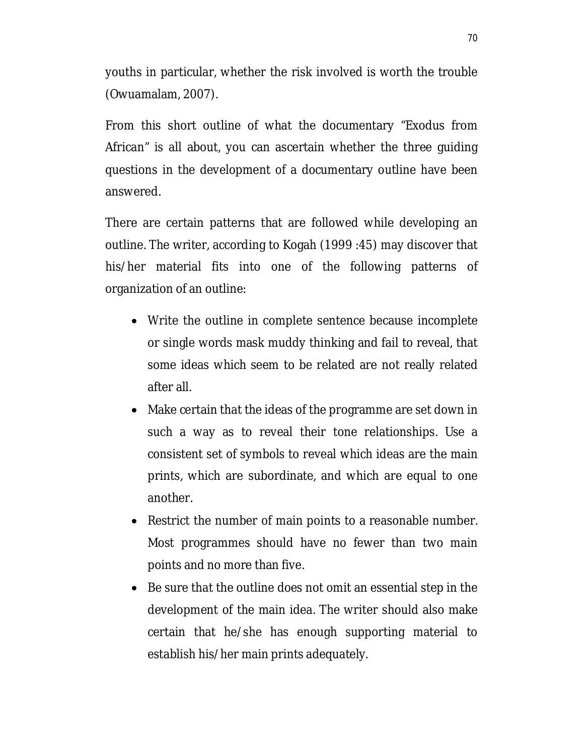youths in particular, whether the risk involved is worth the trouble (Owuamalam, 2007).

From this short outline of what the documentary "Exodus from African" is all about, you can ascertain whether the three guiding questions in the development of a documentary outline have been answered.

There are certain patterns that are followed while developing an outline. The writer, according to Kogah (1999 :45) may discover that his/her material fits into one of the following patterns of organization of an outline:

- Write the outline in complete sentence because incomplete or single words mask muddy thinking and fail to reveal, that some ideas which seem to be related are not really related after all.
- Make certain that the ideas of the programme are set down in such a way as to reveal their tone relationships. Use a consistent set of symbols to reveal which ideas are the main prints, which are subordinate, and which are equal to one another.
- Restrict the number of main points to a reasonable number. Most programmes should have no fewer than two main points and no more than five.
- Be sure that the outline does not omit an essential step in the development of the main idea. The writer should also make certain that he/she has enough supporting material to establish his/her main prints adequately.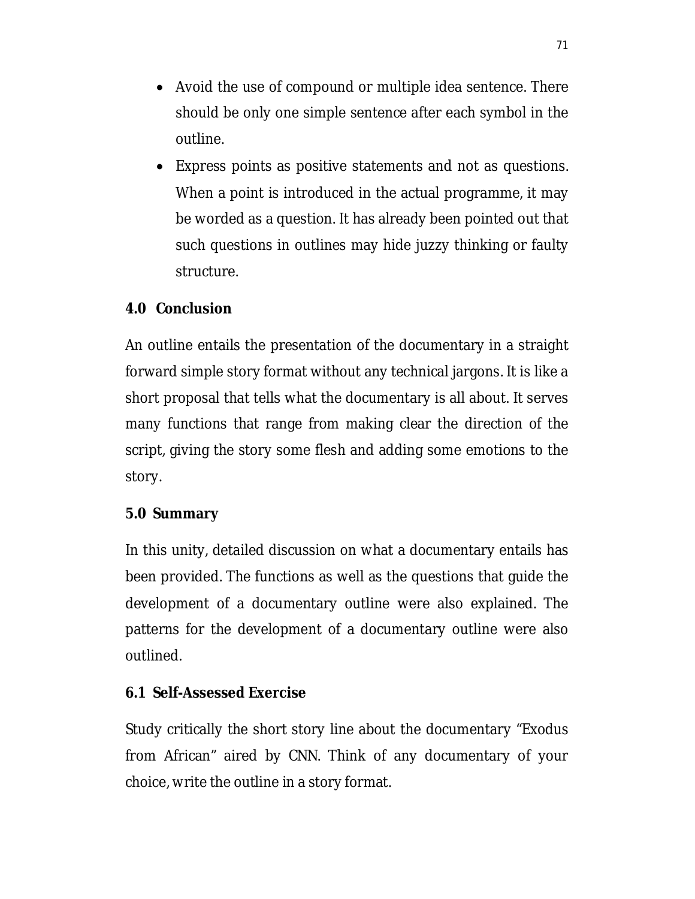- Avoid the use of compound or multiple idea sentence. There should be only one simple sentence after each symbol in the outline.
- Express points as positive statements and not as questions. When a point is introduced in the actual programme, it may be worded as a question. It has already been pointed out that such questions in outlines may hide juzzy thinking or faulty structure.

## 4.0 Conclusion

An outline entails the presentation of the documentary in a straight forward simple story format without any technical jargons. It is like a short proposal that tells what the documentary is all about. It serves many functions that range from making clear the direction of the script, giving the story some flesh and adding some emotions to the story.

## 5.0 Summary

In this unity, detailed discussion on what a documentary entails has been provided. The functions as well as the questions that guide the development of a documentary outline were also explained. The patterns for the development of a documentary outline were also outlined.

## 6.1 Self-Assessed Exercise

Study critically the short story line about the documentary "Exodus from African" aired by CNN. Think of any documentary of your choice, write the outline in a story format.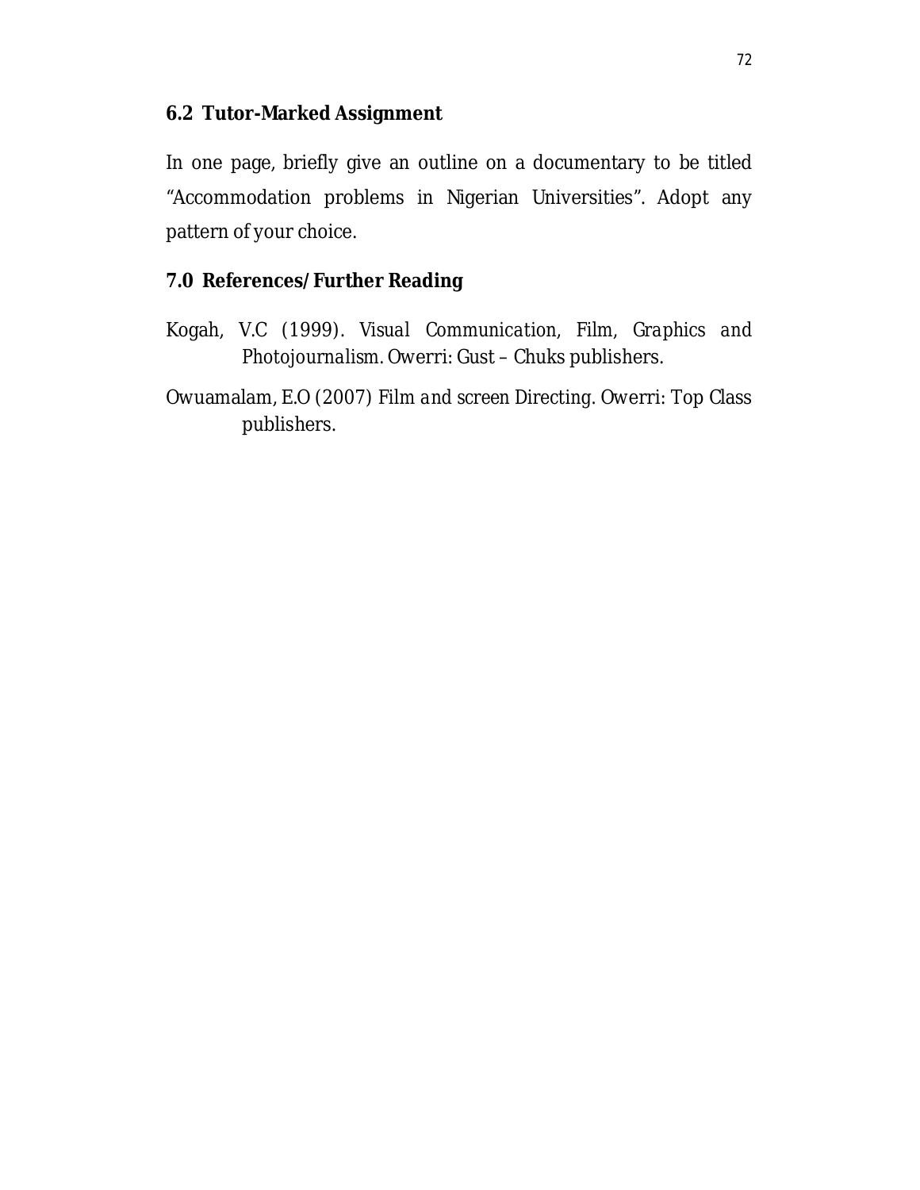### 6.2 Tutor-Marked Assignment

In one page, briefly give an outline on a documentary to be titled "Accommodation problems in Nigerian Universities". Adopt any pattern of your choice.

## 7.0 References/Further Reading

Kogah, V.C (1999). *Visual Communication, Film, Graphics and Photojournalism*. Owerri: Gust – Chuks publishers.

Owuamalam, E.O (2007) *Film and screen Directing*. Owerri: Top Class publishers.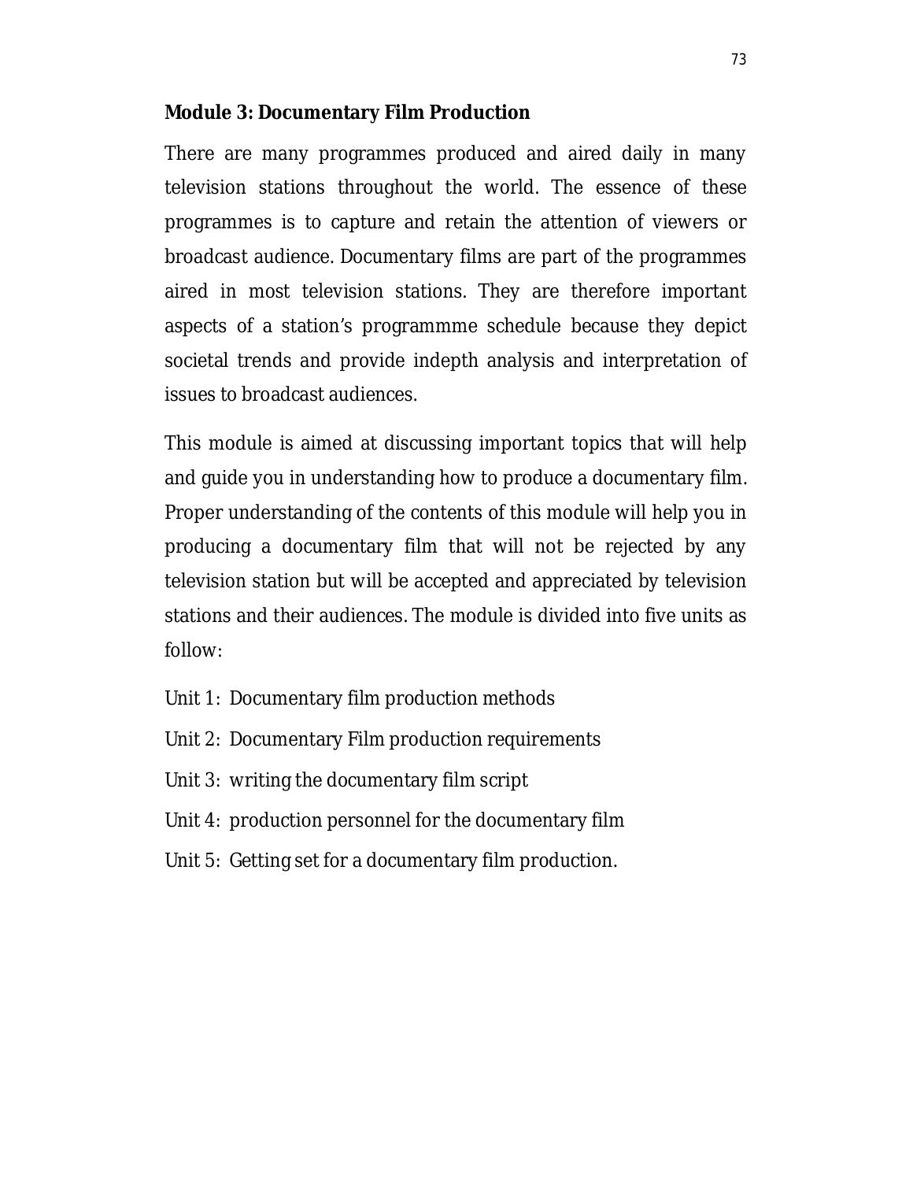## Module 3: Documentary Film Production

There are many programmes produced and aired daily in many television stations throughout the world. The essence of these programmes is to capture and retain the attention of viewers or broadcast audience. Documentary films are part of the programmes aired in most television stations. They are therefore important aspects of a station's programmme schedule because they depict societal trends and provide indepth analysis and interpretation of issues to broadcast audiences.

This module is aimed at discussing important topics that will help and guide you in understanding how to produce a documentary film. Proper understanding of the contents of this module will help you in producing a documentary film that will not be rejected by any television station but will be accepted and appreciated by television stations and their audiences. The module is divided into five units as follow:

Unit 1: Documentary film production methods

Unit 2: Documentary Film production requirements

Unit 3: writing the documentary film script

Unit 4: production personnel for the documentary film

Unit 5: Getting set for a documentary film production.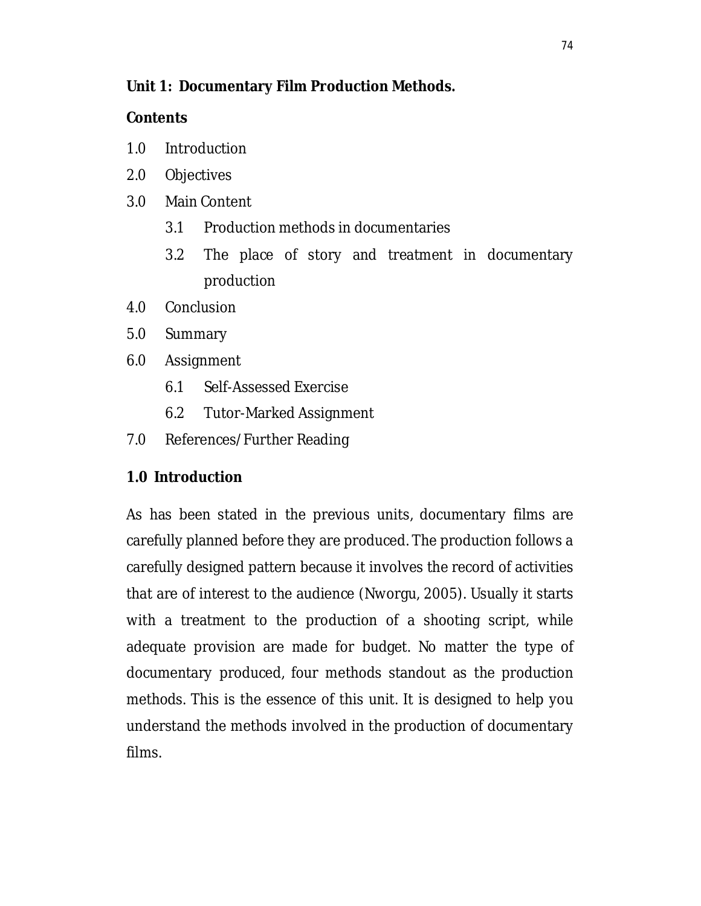## Unit 1: Documentary Film Production Methods.

**Contents**

1.0 Introduction

2.0 Objectives

3.0 Main Content

  3.1 Production methods in documentaries

  3.2 The place of story and treatment in documentary production

4.0 Conclusion

5.0 Summary

6.0 Assignment

  6.1 Self-Assessed Exercise

  6.2 Tutor-Marked Assignment

7.0 References/Further Reading

### 1.0 Introduction

As has been stated in the previous units, documentary films are carefully planned before they are produced. The production follows a carefully designed pattern because it involves the record of activities that are of interest to the audience (Nworgu, 2005). Usually it starts with a treatment to the production of a shooting script, while adequate provision are made for budget. No matter the type of documentary produced, four methods standout as the production methods. This is the essence of this unit. It is designed to help you understand the methods involved in the production of documentary films.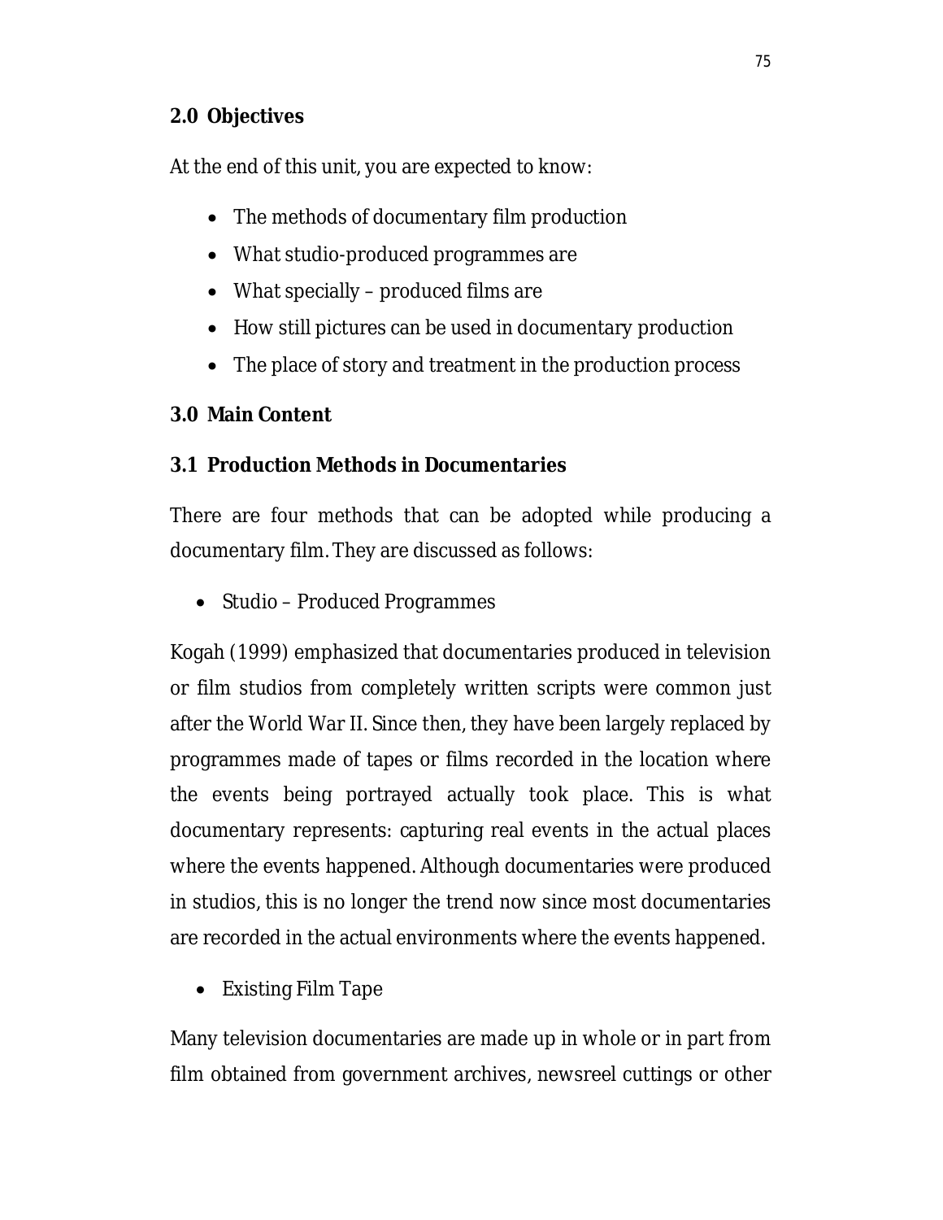## 2.0 Objectives

At the end of this unit, you are expected to know:

- The methods of documentary film production
- What studio-produced programmes are
- What specially – produced films are
- How still pictures can be used in documentary production
- The place of story and treatment in the production process

## 3.0 Main Content

### 3.1 Production Methods in Documentaries

There are four methods that can be adopted while producing a documentary film. They are discussed as follows:

- Studio – Produced Programmes

Kogah (1999) emphasized that documentaries produced in television or film studios from completely written scripts were common just after the World War II. Since then, they have been largely replaced by programmes made of tapes or films recorded in the location where the events being portrayed actually took place. This is what documentary represents: capturing real events in the actual places where the events happened. Although documentaries were produced in studios, this is no longer the trend now since most documentaries are recorded in the actual environments where the events happened.

- Existing Film Tape

Many television documentaries are made up in whole or in part from film obtained from government archives, newsreel cuttings or other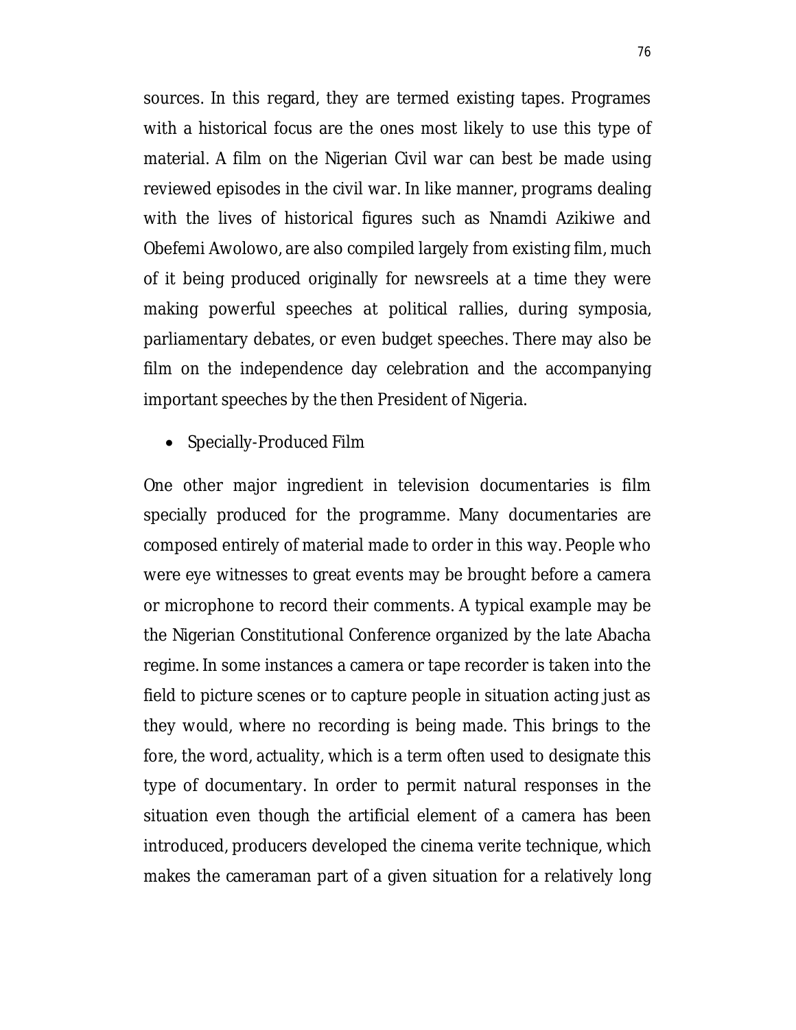sources. In this regard, they are termed existing tapes. Programes with a historical focus are the ones most likely to use this type of material. A film on the Nigerian Civil war can best be made using reviewed episodes in the civil war. In like manner, programs dealing with the lives of historical figures such as Nnamdi Azikiwe and Obefemi Awolowo, are also compiled largely from existing film, much of it being produced originally for newsreels at a time they were making powerful speeches at political rallies, during symposia, parliamentary debates, or even budget speeches. There may also be film on the independence day celebration and the accompanying important speeches by the then President of Nigeria.

- Specially-Produced Film

One other major ingredient in television documentaries is film specially produced for the programme. Many documentaries are composed entirely of material made to order in this way. People who were eye witnesses to great events may be brought before a camera or microphone to record their comments. A typical example may be the Nigerian Constitutional Conference organized by the late Abacha regime. In some instances a camera or tape recorder is taken into the field to picture scenes or to capture people in situation acting just as they would, where no recording is being made. This brings to the fore, the word, actuality, which is a term often used to designate this type of documentary. In order to permit natural responses in the situation even though the artificial element of a camera has been introduced, producers developed the cinema verite technique, which makes the cameraman part of a given situation for a relatively long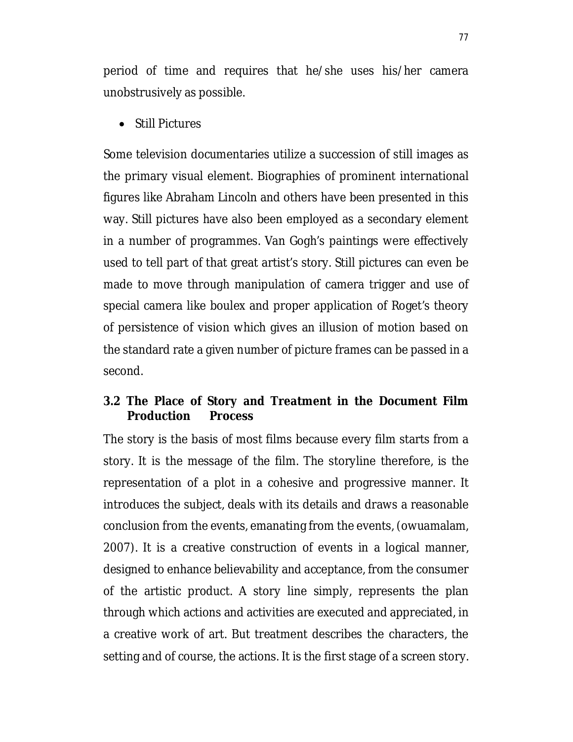period of time and requires that he/she uses his/her camera unobstrusively as possible.

- Still Pictures

Some television documentaries utilize a succession of still images as the primary visual element. Biographies of prominent international figures like Abraham Lincoln and others have been presented in this way. Still pictures have also been employed as a secondary element in a number of programmes. Van Gogh's paintings were effectively used to tell part of that great artist's story. Still pictures can even be made to move through manipulation of camera trigger and use of special camera like boulex and proper application of Roget's theory of persistence of vision which gives an illusion of motion based on the standard rate a given number of picture frames can be passed in a second.

### 3.2 The Place of Story and Treatment in the Document Film Production Process

The story is the basis of most films because every film starts from a story. It is the message of the film. The storyline therefore, is the representation of a plot in a cohesive and progressive manner. It introduces the subject, deals with its details and draws a reasonable conclusion from the events, emanating from the events, (owuamalam, 2007). It is a creative construction of events in a logical manner, designed to enhance believability and acceptance, from the consumer of the artistic product. A story line simply, represents the plan through which actions and activities are executed and appreciated, in a creative work of art. But treatment describes the characters, the setting and of course, the actions. It is the first stage of a screen story.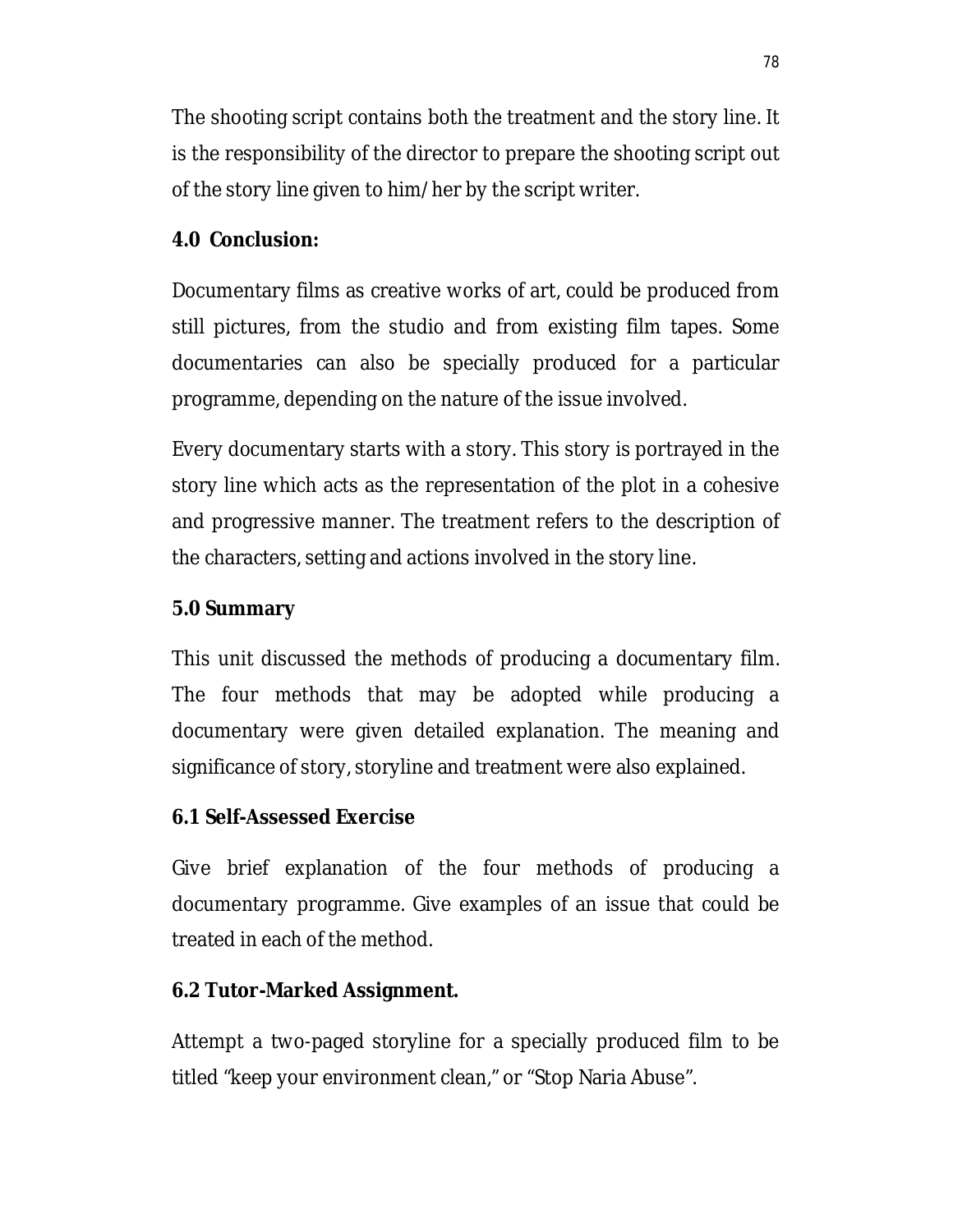The shooting script contains both the treatment and the story line. It is the responsibility of the director to prepare the shooting script out of the story line given to him/her by the script writer.

**4.0 Conclusion:**

Documentary films as creative works of art, could be produced from still pictures, from the studio and from existing film tapes. Some documentaries can also be specially produced for a particular programme, depending on the nature of the issue involved.

Every documentary starts with a story. This story is portrayed in the story line which acts as the representation of the plot in a cohesive and progressive manner. The treatment refers to the description of the characters, setting and actions involved in the story line.

**5.0 Summary**

This unit discussed the methods of producing a documentary film. The four methods that may be adopted while producing a documentary were given detailed explanation. The meaning and significance of story, storyline and treatment were also explained.

**6.1 Self-Assessed Exercise**

Give brief explanation of the four methods of producing a documentary programme. Give examples of an issue that could be treated in each of the method.

**6.2 Tutor-Marked Assignment.**

Attempt a two-paged storyline for a specially produced film to be titled "keep your environment clean," or "Stop Naria Abuse".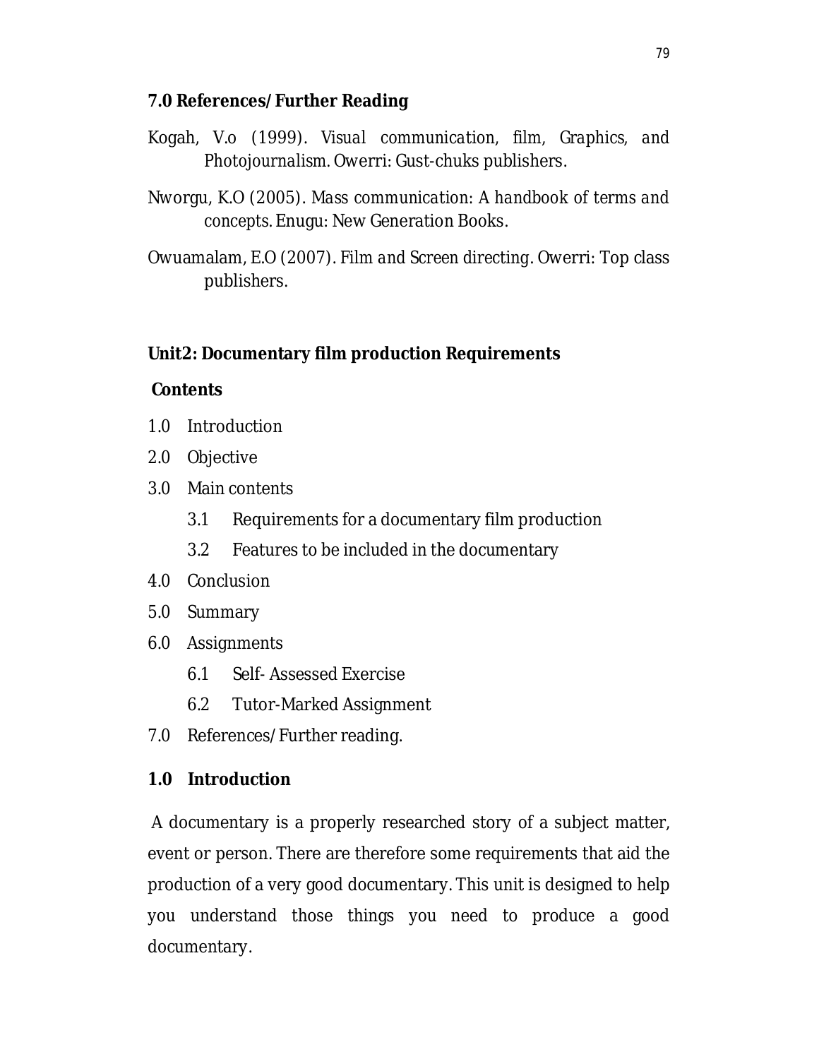**7.0 References/ Further Reading**

Kogah, V.o (1999). *Visual communication, film, Graphics, and Photojournalism*. Owerri: Gust-chuks publishers.

Nworgu, K.O (2005). *Mass communication: A handbook of terms and concepts*. Enugu: New Generation Books.

Owuamalam, E.O (2007). *Film and Screen directing*. Owerri: Top class publishers.

## Unit2: Documentary film production Requirements

**Contents**

1.0 Introduction

2.0 Objective

3.0 Main contents

- 3.1 Requirements for a documentary film production
- 3.2 Features to be included in the documentary

4.0 Conclusion

5.0 Summary

6.0 Assignments

- 6.1 Self- Assessed Exercise
- 6.2 Tutor-Marked Assignment

7.0 References/ Further reading.

### 1.0 Introduction

A documentary is a properly researched story of a subject matter, event or person. There are therefore some requirements that aid the production of a very good documentary. This unit is designed to help you understand those things you need to produce a good documentary.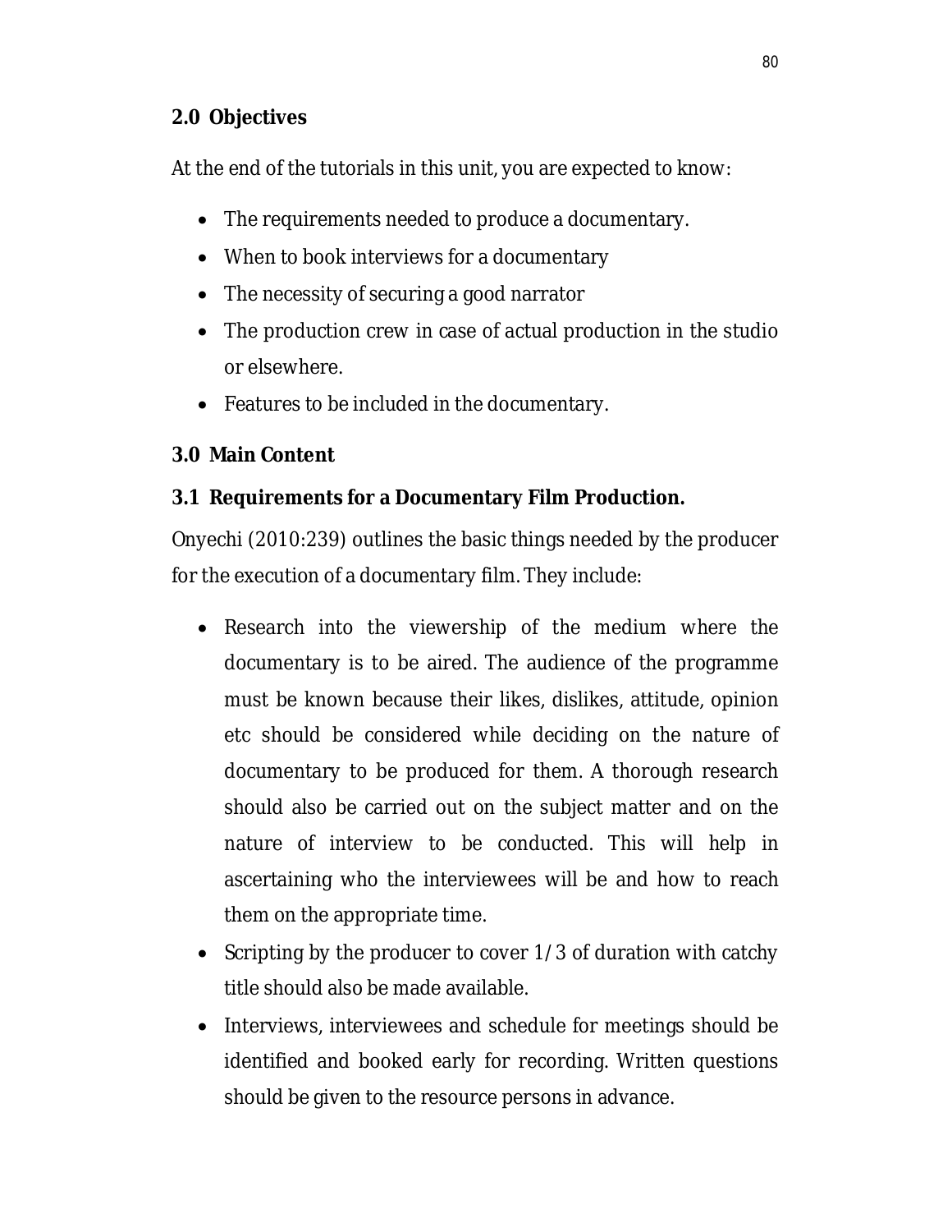## 2.0 Objectives

At the end of the tutorials in this unit, you are expected to know:

- The requirements needed to produce a documentary.
- When to book interviews for a documentary
- The necessity of securing a good narrator
- The production crew in case of actual production in the studio or elsewhere.
- Features to be included in the documentary.

## 3.0 Main Content

### 3.1 Requirements for a Documentary Film Production.

Onyechi (2010:239) outlines the basic things needed by the producer for the execution of a documentary film. They include:

- Research into the viewership of the medium where the documentary is to be aired. The audience of the programme must be known because their likes, dislikes, attitude, opinion etc should be considered while deciding on the nature of documentary to be produced for them. A thorough research should also be carried out on the subject matter and on the nature of interview to be conducted. This will help in ascertaining who the interviewees will be and how to reach them on the appropriate time.
- Scripting by the producer to cover 1/3 of duration with catchy title should also be made available.
- Interviews, interviewees and schedule for meetings should be identified and booked early for recording. Written questions should be given to the resource persons in advance.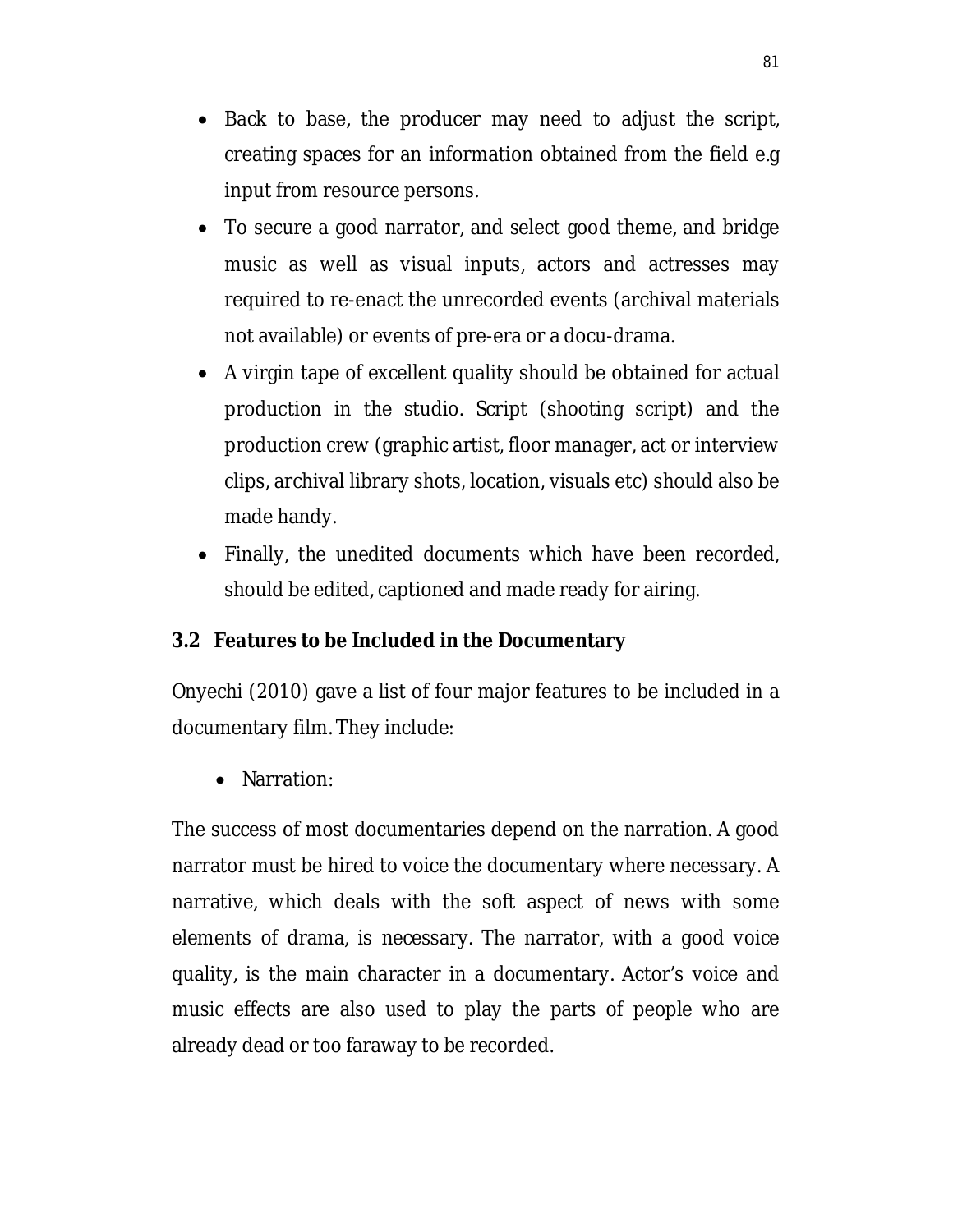- Back to base, the producer may need to adjust the script, creating spaces for an information obtained from the field e.g input from resource persons.
- To secure a good narrator, and select good theme, and bridge music as well as visual inputs, actors and actresses may required to re-enact the unrecorded events (archival materials not available) or events of pre-era or a docu-drama.
- A virgin tape of excellent quality should be obtained for actual production in the studio. Script (shooting script) and the production crew (graphic artist, floor manager, act or interview clips, archival library shots, location, visuals etc) should also be made handy.
- Finally, the unedited documents which have been recorded, should be edited, captioned and made ready for airing.

### 3.2 Features to be Included in the Documentary

Onyechi (2010) gave a list of four major features to be included in a documentary film. They include:

- Narration:

The success of most documentaries depend on the narration. A good narrator must be hired to voice the documentary where necessary. A narrative, which deals with the soft aspect of news with some elements of drama, is necessary. The narrator, with a good voice quality, is the main character in a documentary. Actor's voice and music effects are also used to play the parts of people who are already dead or too faraway to be recorded.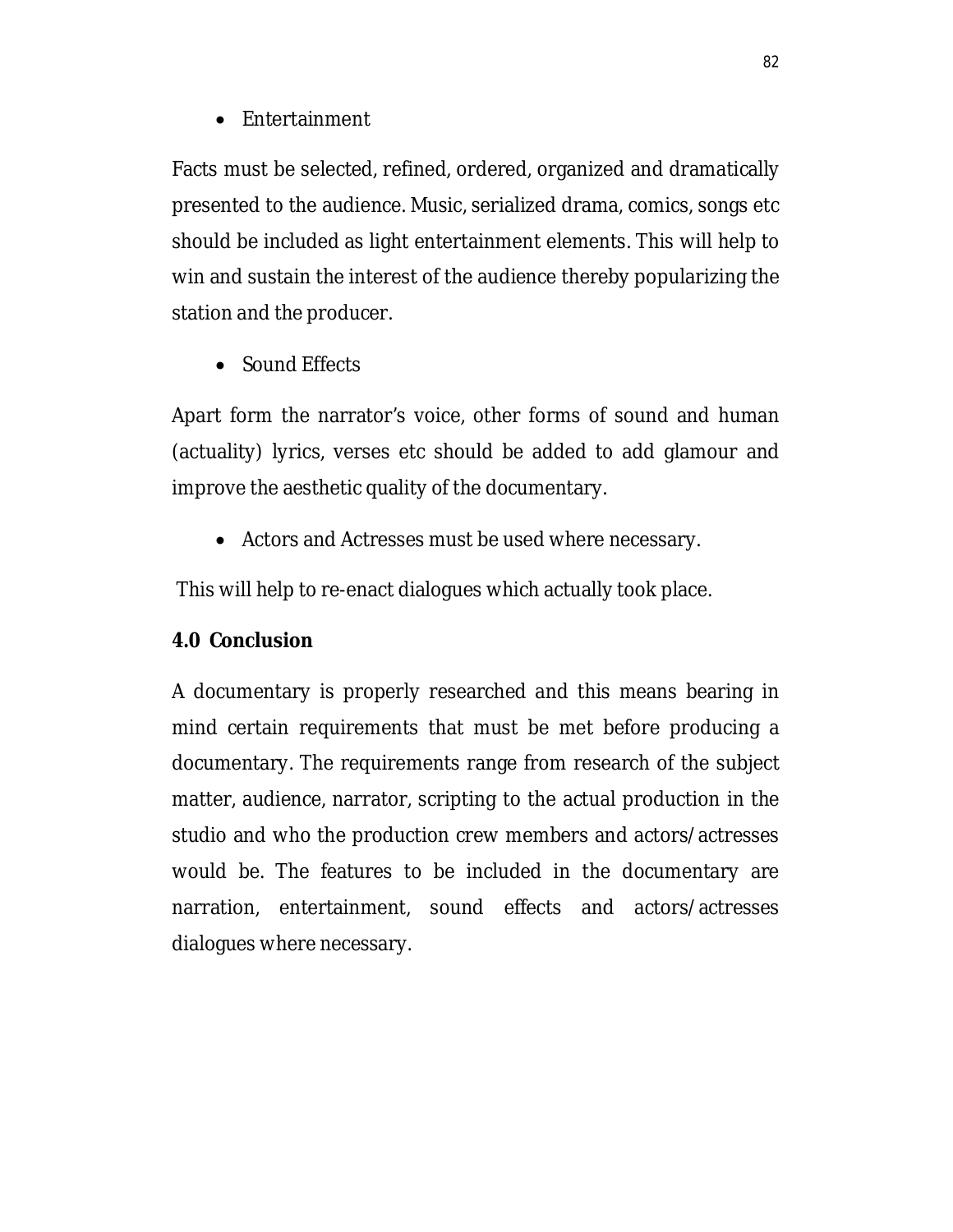- Entertainment

Facts must be selected, refined, ordered, organized and dramatically presented to the audience. Music, serialized drama, comics, songs etc should be included as light entertainment elements. This will help to win and sustain the interest of the audience thereby popularizing the station and the producer.

- Sound Effects

Apart form the narrator's voice, other forms of sound and human (actuality) lyrics, verses etc should be added to add glamour and improve the aesthetic quality of the documentary.

- Actors and Actresses must be used where necessary.

This will help to re-enact dialogues which actually took place.

**4.0 Conclusion**

A documentary is properly researched and this means bearing in mind certain requirements that must be met before producing a documentary. The requirements range from research of the subject matter, audience, narrator, scripting to the actual production in the studio and who the production crew members and actors/actresses would be. The features to be included in the documentary are narration, entertainment, sound effects and actors/actresses dialogues where necessary.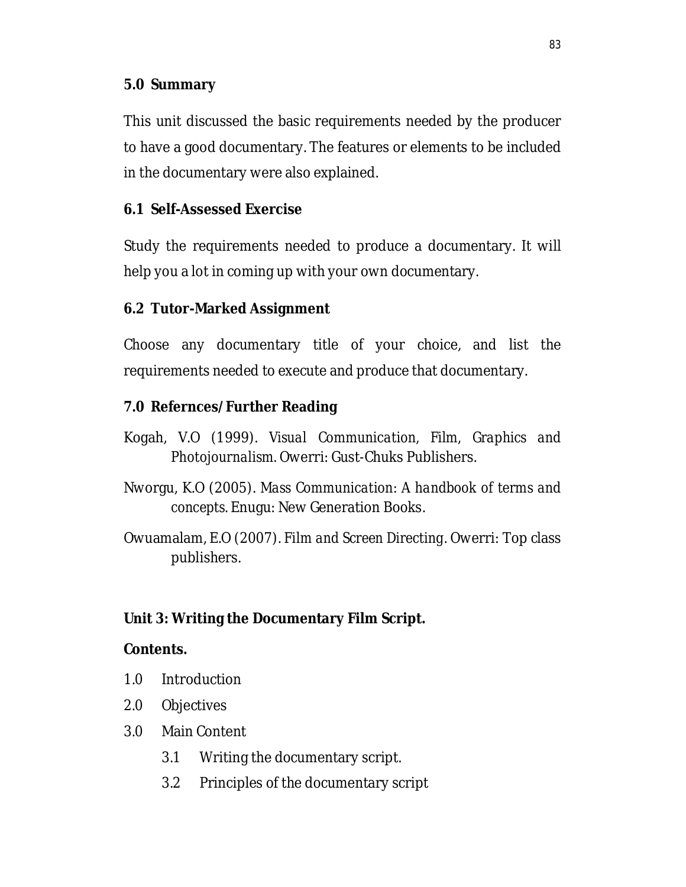### 5.0 Summary

This unit discussed the basic requirements needed by the producer to have a good documentary. The features or elements to be included in the documentary were also explained.

### 6.1 Self-Assessed Exercise

Study the requirements needed to produce a documentary. It will help you a lot in coming up with your own documentary.

### 6.2 Tutor-Marked Assignment

Choose any documentary title of your choice, and list the requirements needed to execute and produce that documentary.

### 7.0 Refernces/Further Reading

Kogah, V.O (1999). *Visual Communication, Film, Graphics and Photojournalism.* Owerri: Gust-Chuks Publishers.

Nworgu, K.O (2005). *Mass Communication: A handbook of terms and concepts.* Enugu: New Generation Books.

Owuamalam, E.O (2007). *Film and Screen Directing.* Owerri: Top class publishers.

## Unit 3: Writing the Documentary Film Script.

**Contents.**

1.0 Introduction

2.0 Objectives

3.0 Main Content

  3.1 Writing the documentary script.

  3.2 Principles of the documentary script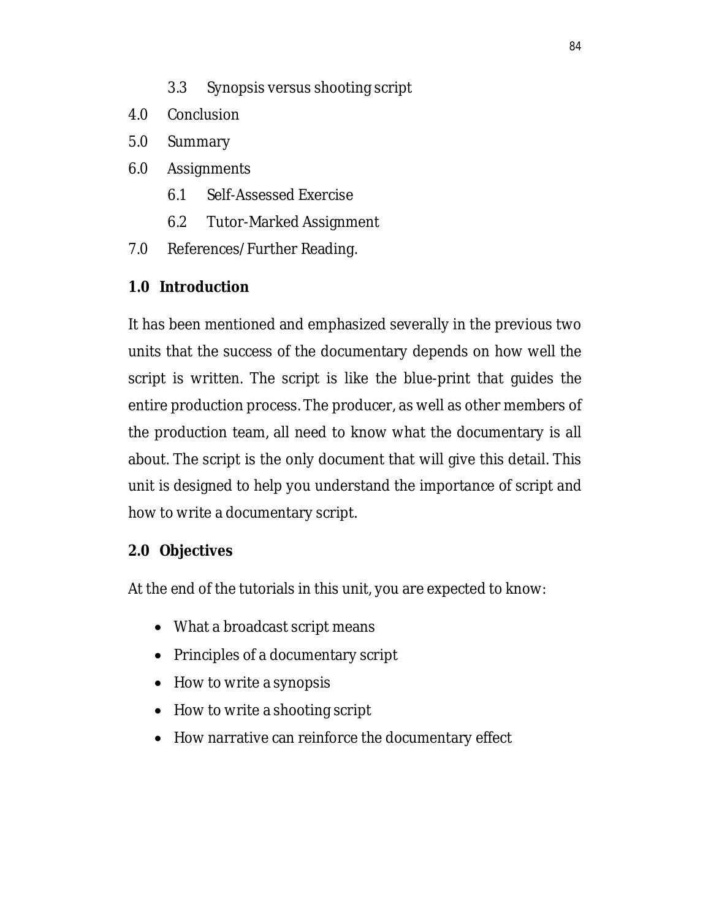3.3 Synopsis versus shooting script

4.0 Conclusion

5.0 Summary

6.0 Assignments

6.1 Self-Assessed Exercise

6.2 Tutor-Marked Assignment

7.0 References/Further Reading.

## 1.0 Introduction

It has been mentioned and emphasized severally in the previous two units that the success of the documentary depends on how well the script is written. The script is like the blue-print that guides the entire production process. The producer, as well as other members of the production team, all need to know what the documentary is all about. The script is the only document that will give this detail. This unit is designed to help you understand the importance of script and how to write a documentary script.

## 2.0 Objectives

At the end of the tutorials in this unit, you are expected to know:

- What a broadcast script means
- Principles of a documentary script
- How to write a synopsis
- How to write a shooting script
- How narrative can reinforce the documentary effect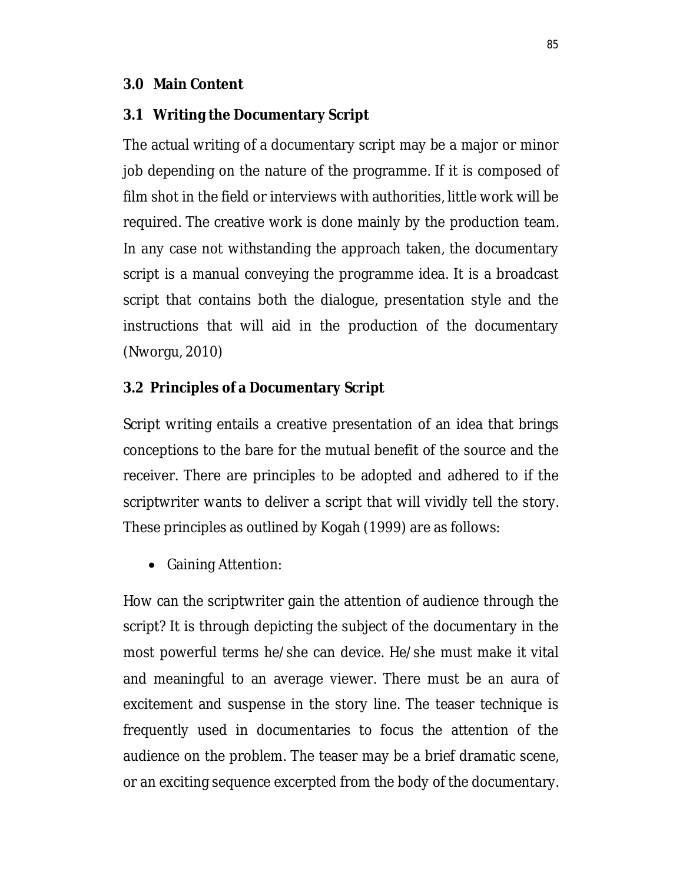## 3.0 Main Content

### 3.1 Writing the Documentary Script

The actual writing of a documentary script may be a major or minor job depending on the nature of the programme. If it is composed of film shot in the field or interviews with authorities, little work will be required. The creative work is done mainly by the production team. In any case not withstanding the approach taken, the documentary script is a manual conveying the programme idea. It is a broadcast script that contains both the dialogue, presentation style and the instructions that will aid in the production of the documentary (Nworgu, 2010)

### 3.2 Principles of a Documentary Script

Script writing entails a creative presentation of an idea that brings conceptions to the bare for the mutual benefit of the source and the receiver. There are principles to be adopted and adhered to if the scriptwriter wants to deliver a script that will vividly tell the story. These principles as outlined by Kogah (1999) are as follows:

- Gaining Attention:

How can the scriptwriter gain the attention of audience through the script? It is through depicting the subject of the documentary in the most powerful terms he/she can device. He/she must make it vital and meaningful to an average viewer. There must be an aura of excitement and suspense in the story line. The teaser technique is frequently used in documentaries to focus the attention of the audience on the problem. The teaser may be a brief dramatic scene, or an exciting sequence excerpted from the body of the documentary.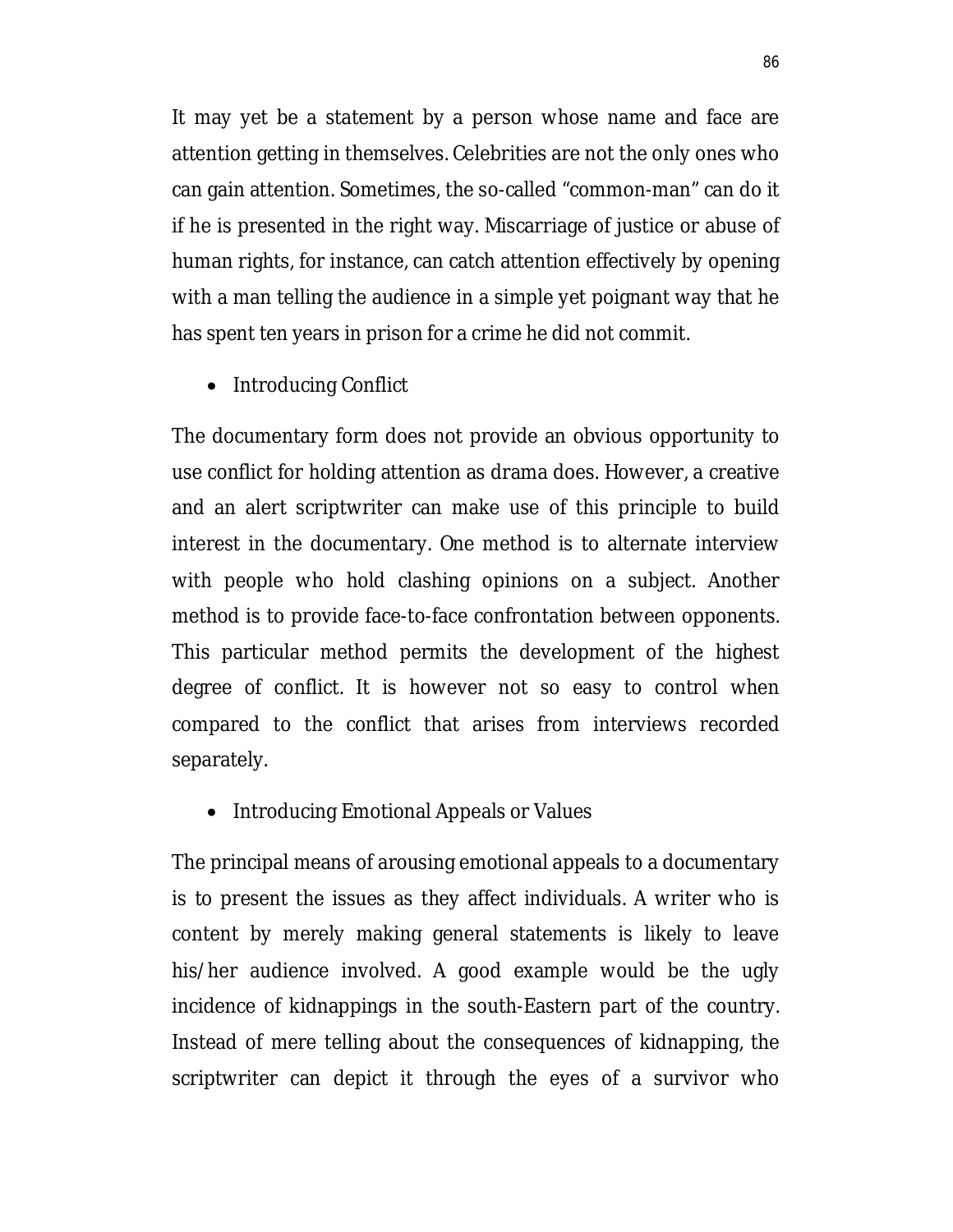It may yet be a statement by a person whose name and face are attention getting in themselves. Celebrities are not the only ones who can gain attention. Sometimes, the so-called "common-man" can do it if he is presented in the right way. Miscarriage of justice or abuse of human rights, for instance, can catch attention effectively by opening with a man telling the audience in a simple yet poignant way that he has spent ten years in prison for a crime he did not commit.

- Introducing Conflict

The documentary form does not provide an obvious opportunity to use conflict for holding attention as drama does. However, a creative and an alert scriptwriter can make use of this principle to build interest in the documentary. One method is to alternate interview with people who hold clashing opinions on a subject. Another method is to provide face-to-face confrontation between opponents. This particular method permits the development of the highest degree of conflict. It is however not so easy to control when compared to the conflict that arises from interviews recorded separately.

- Introducing Emotional Appeals or Values

The principal means of arousing emotional appeals to a documentary is to present the issues as they affect individuals. A writer who is content by merely making general statements is likely to leave his/her audience involved. A good example would be the ugly incidence of kidnappings in the south-Eastern part of the country. Instead of mere telling about the consequences of kidnapping, the scriptwriter can depict it through the eyes of a survivor who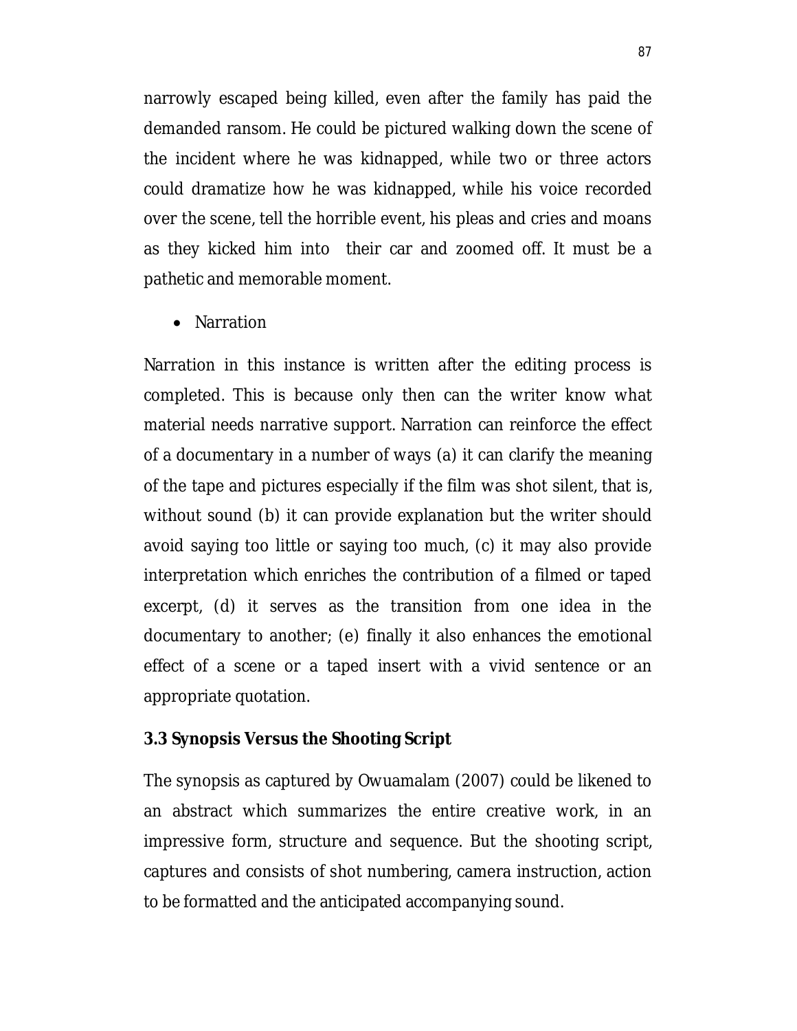narrowly escaped being killed, even after the family has paid the demanded ransom. He could be pictured walking down the scene of the incident where he was kidnapped, while two or three actors could dramatize how he was kidnapped, while his voice recorded over the scene, tell the horrible event, his pleas and cries and moans as they kicked him into their car and zoomed off. It must be a pathetic and memorable moment.

- Narration

Narration in this instance is written after the editing process is completed. This is because only then can the writer know what material needs narrative support. Narration can reinforce the effect of a documentary in a number of ways (a) it can clarify the meaning of the tape and pictures especially if the film was shot silent, that is, without sound (b) it can provide explanation but the writer should avoid saying too little or saying too much, (c) it may also provide interpretation which enriches the contribution of a filmed or taped excerpt, (d) it serves as the transition from one idea in the documentary to another; (e) finally it also enhances the emotional effect of a scene or a taped insert with a vivid sentence or an appropriate quotation.

### 3.3 Synopsis Versus the Shooting Script

The synopsis as captured by Owuamalam (2007) could be likened to an abstract which summarizes the entire creative work, in an impressive form, structure and sequence. But the shooting script, captures and consists of shot numbering, camera instruction, action to be formatted and the anticipated accompanying sound.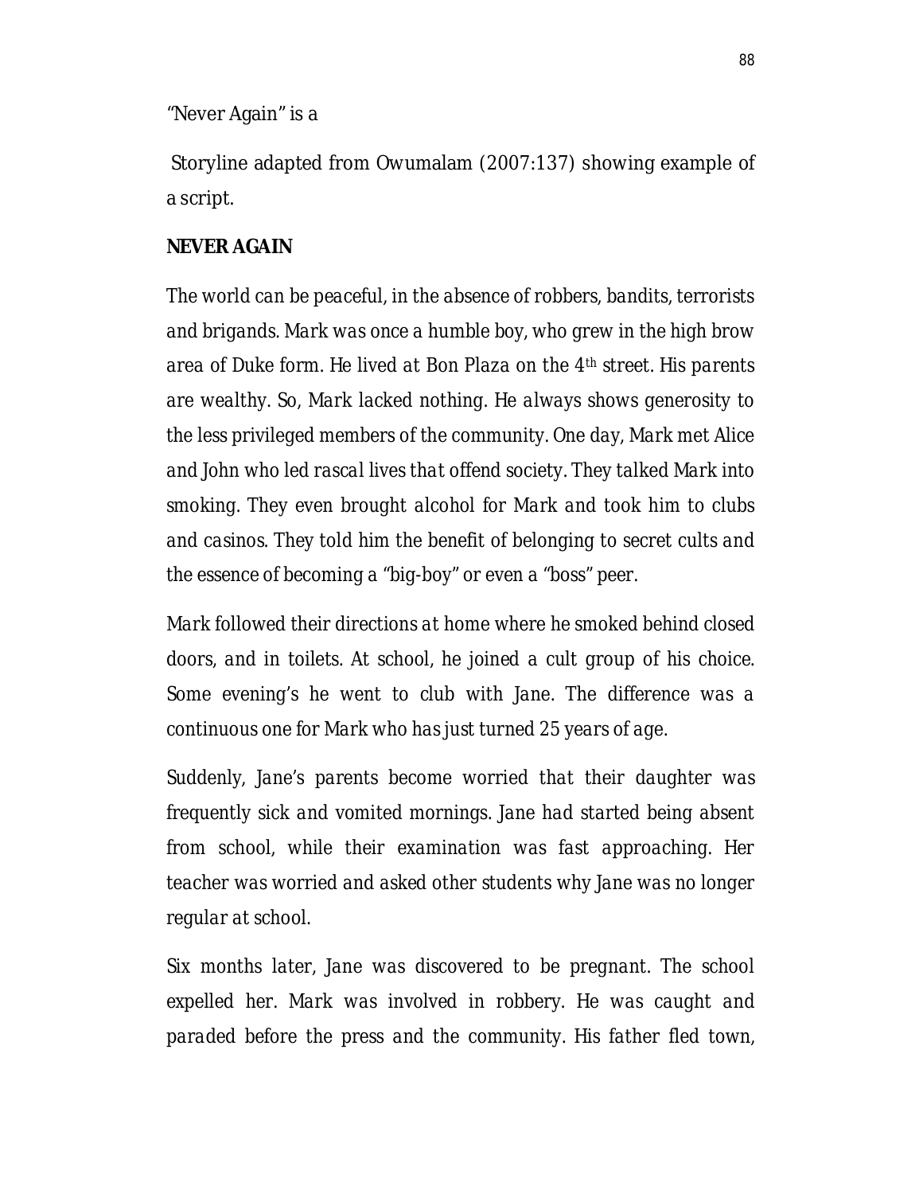"Never Again" is a

Storyline adapted from Owumalam (2007:137) showing example of a script.

**NEVER AGAIN**

*The world can be peaceful, in the absence of robbers, bandits, terrorists and brigands. Mark was once a humble boy, who grew in the high brow area of Duke form. He lived at Bon Plaza on the 4th street. His parents are wealthy. So, Mark lacked nothing. He always shows generosity to the less privileged members of the community. One day, Mark met Alice and John who led rascal lives that offend society. They talked Mark into smoking. They even brought alcohol for Mark and took him to clubs and casinos. They told him the benefit of belonging to secret cults and the essence of becoming a "big-boy" or even a "boss" peer.*

*Mark followed their directions at home where he smoked behind closed doors, and in toilets. At school, he joined a cult group of his choice. Some evening's he went to club with Jane. The difference was a continuous one for Mark who has just turned 25 years of age.*

*Suddenly, Jane's parents become worried that their daughter was frequently sick and vomited mornings. Jane had started being absent from school, while their examination was fast approaching. Her teacher was worried and asked other students why Jane was no longer regular at school.*

*Six months later, Jane was discovered to be pregnant. The school expelled her. Mark was involved in robbery. He was caught and paraded before the press and the community. His father fled town,*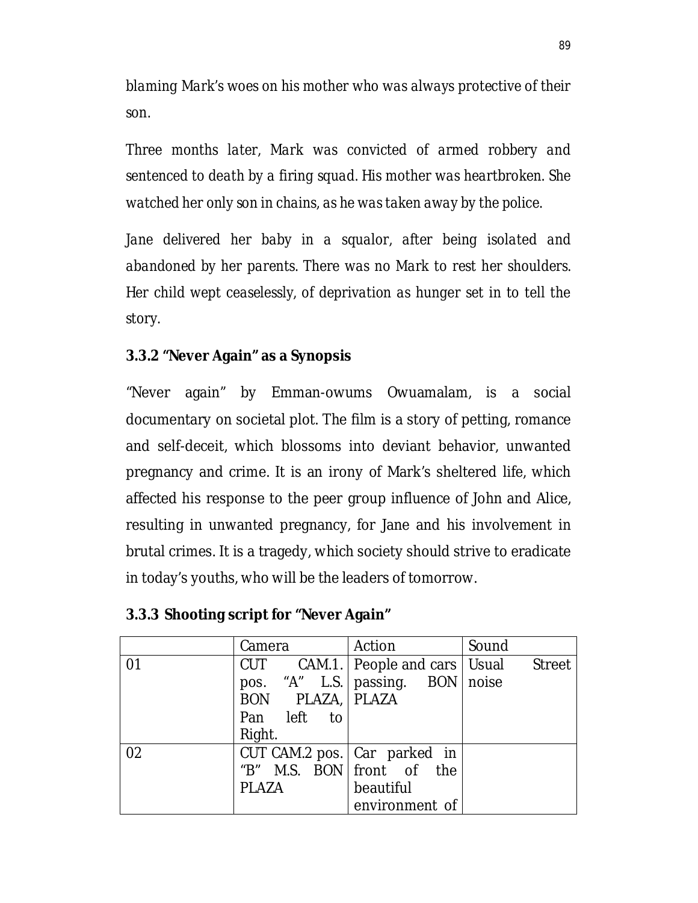*blaming Mark's woes on his mother who was always protective of their son.*

*Three months later, Mark was convicted of armed robbery and sentenced to death by a firing squad. His mother was heartbroken. She watched her only son in chains, as he was taken away by the police.*

*Jane delivered her baby in a squalor, after being isolated and abandoned by her parents. There was no Mark to rest her shoulders. Her child wept ceaselessly, of deprivation as hunger set in to tell the story.*

### 3.3.2 "Never Again" as a Synopsis

"Never again" by Emman-owums Owuamalam, is a social documentary on societal plot. The film is a story of petting, romance and self-deceit, which blossoms into deviant behavior, unwanted pregnancy and crime. It is an irony of Mark's sheltered life, which affected his response to the peer group influence of John and Alice, resulting in unwanted pregnancy, for Jane and his involvement in brutal crimes. It is a tragedy, which society should strive to eradicate in today's youths, who will be the leaders of tomorrow.

### 3.3.3 Shooting script for "Never Again"

| | Camera | Action | Sound |
|---|---|---|---|
| 01 | CUT CAM.1. pos. "A" L.S. BON PLAZA, Pan left to Right. | People and cars passing. BON PLAZA | Usual Street noise |
| 02 | CUT CAM.2 pos. "B" M.S. BON PLAZA | Car parked in front of the beautiful environment of | |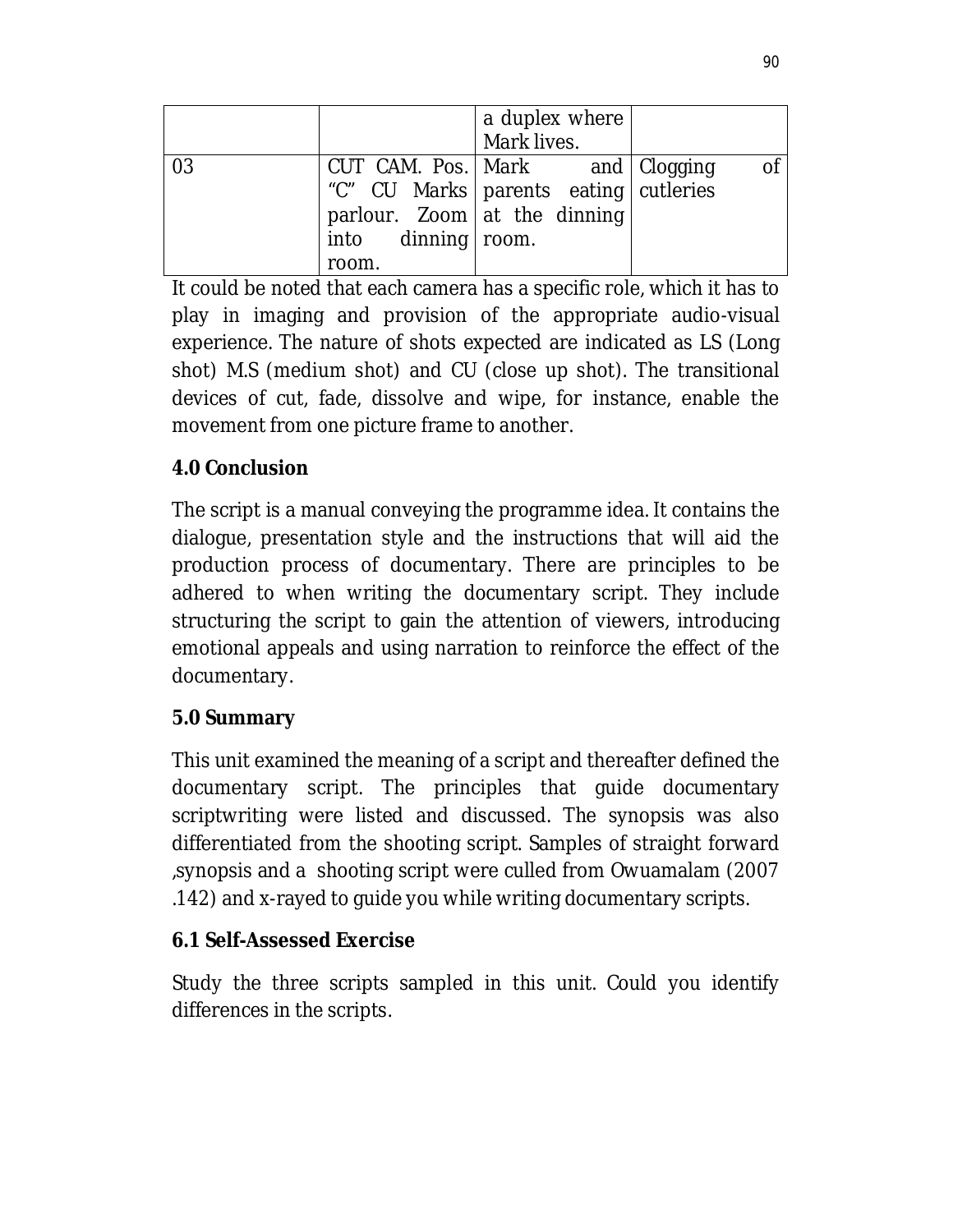| | | | |
|---|---|---|---|
| | | a duplex where Mark lives. | |
| 03 | CUT CAM. Pos. "C" CU Marks parlour. Zoom into dinning room. | Mark and parents eating at the dinning room. | Clogging of cutleries |

It could be noted that each camera has a specific role, which it has to play in imaging and provision of the appropriate audio-visual experience. The nature of shots expected are indicated as LS (Long shot) M.S (medium shot) and CU (close up shot). The transitional devices of cut, fade, dissolve and wipe, for instance, enable the movement from one picture frame to another.

## 4.0 Conclusion

The script is a manual conveying the programme idea. It contains the dialogue, presentation style and the instructions that will aid the production process of documentary. There are principles to be adhered to when writing the documentary script. They include structuring the script to gain the attention of viewers, introducing emotional appeals and using narration to reinforce the effect of the documentary.

## 5.0 Summary

This unit examined the meaning of a script and thereafter defined the documentary script. The principles that guide documentary scriptwriting were listed and discussed. The synopsis was also differentiated from the shooting script. Samples of straight forward ,synopsis and a shooting script were culled from Owuamalam (2007 .142) and x-rayed to guide you while writing documentary scripts.

## 6.1 Self-Assessed Exercise

Study the three scripts sampled in this unit. Could you identify differences in the scripts.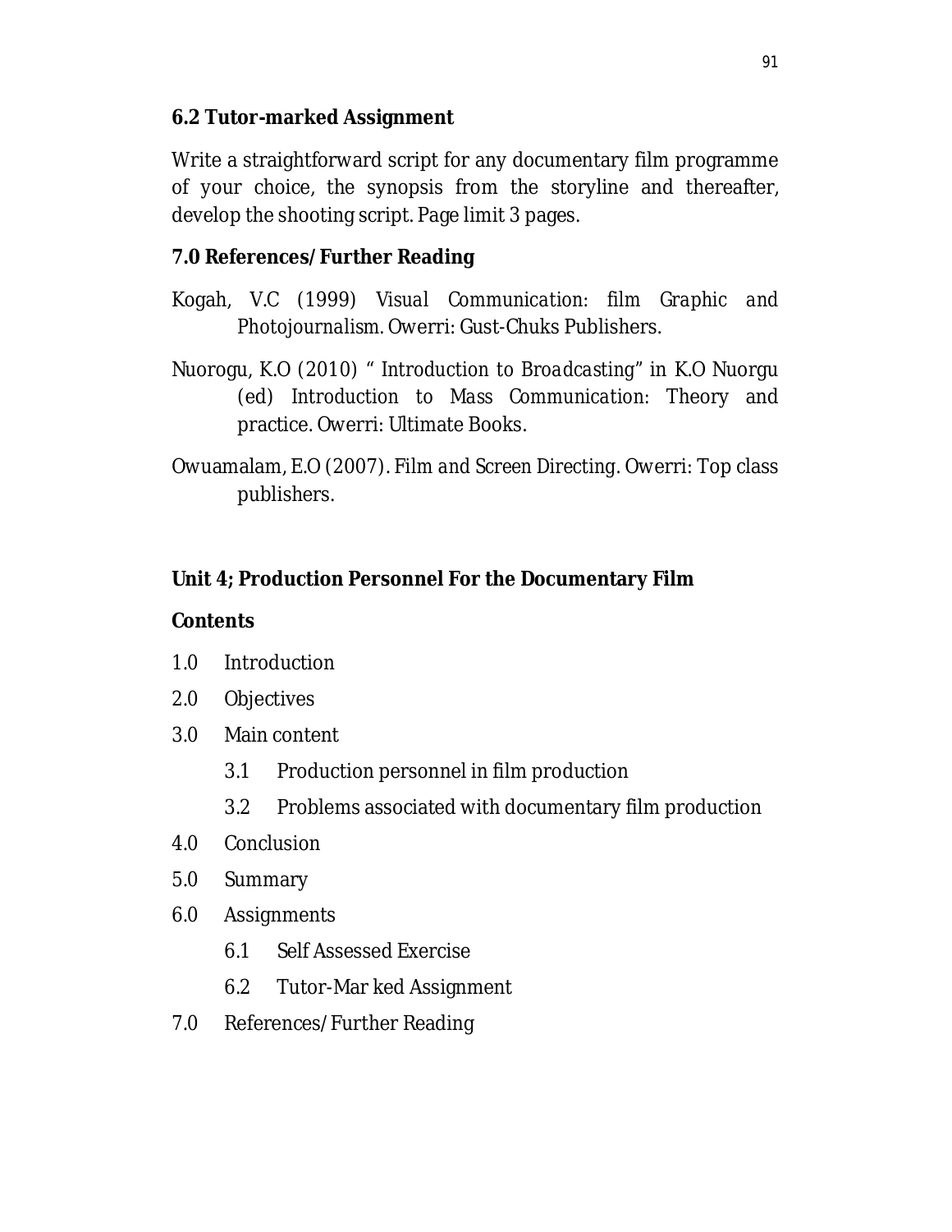### 6.2 Tutor-marked Assignment

Write a straightforward script for any documentary film programme of your choice, the synopsis from the storyline and thereafter, develop the shooting script. Page limit 3 pages.

### 7.0 References/Further Reading

Kogah, V.C (1999) *Visual Communication: film Graphic and Photojournalism*. Owerri: Gust-Chuks Publishers.

Nuorogu, K.O (2010) " *Introduction to Broadcasting*" in K.O Nuorgu (ed) *Introduction to Mass Communication*: Theory and practice. Owerri: Ultimate Books.

Owuamalam, E.O (2007). *Film and Screen Directing*. Owerri: Top class publishers.

## Unit 4; Production Personnel For the Documentary Film

**Contents**

1.0 Introduction

2.0 Objectives

3.0 Main content

- 3.1 Production personnel in film production
- 3.2 Problems associated with documentary film production

4.0 Conclusion

5.0 Summary

6.0 Assignments

- 6.1 Self Assessed Exercise
- 6.2 Tutor-Mar ked Assignment

7.0 References/Further Reading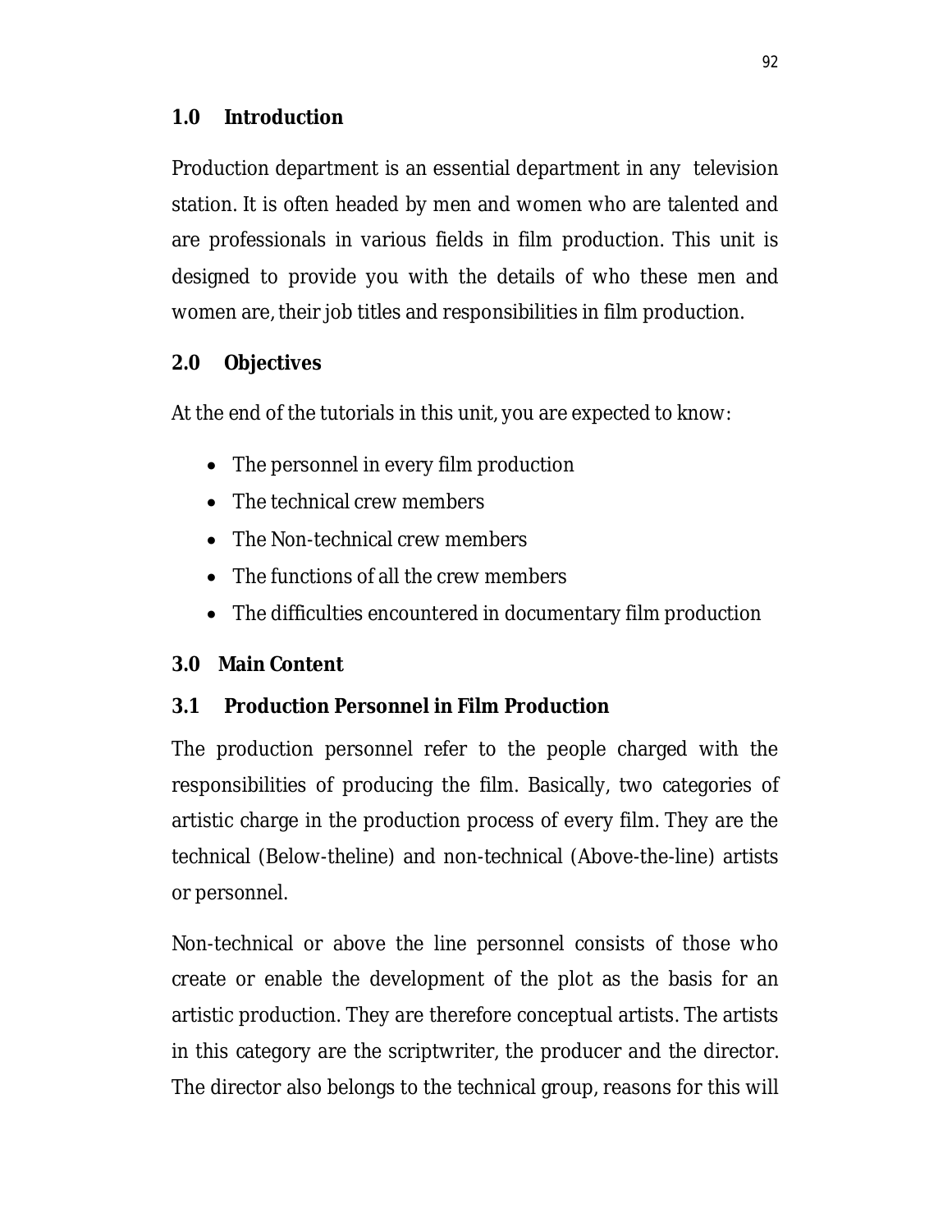## 1.0 Introduction

Production department is an essential department in any television station. It is often headed by men and women who are talented and are professionals in various fields in film production. This unit is designed to provide you with the details of who these men and women are, their job titles and responsibilities in film production.

## 2.0 Objectives

At the end of the tutorials in this unit, you are expected to know:

- The personnel in every film production
- The technical crew members
- The Non-technical crew members
- The functions of all the crew members
- The difficulties encountered in documentary film production

## 3.0 Main Content

### 3.1 Production Personnel in Film Production

The production personnel refer to the people charged with the responsibilities of producing the film. Basically, two categories of artistic charge in the production process of every film. They are the technical (Below-theline) and non-technical (Above-the-line) artists or personnel.

Non-technical or above the line personnel consists of those who create or enable the development of the plot as the basis for an artistic production. They are therefore conceptual artists. The artists in this category are the scriptwriter, the producer and the director. The director also belongs to the technical group, reasons for this will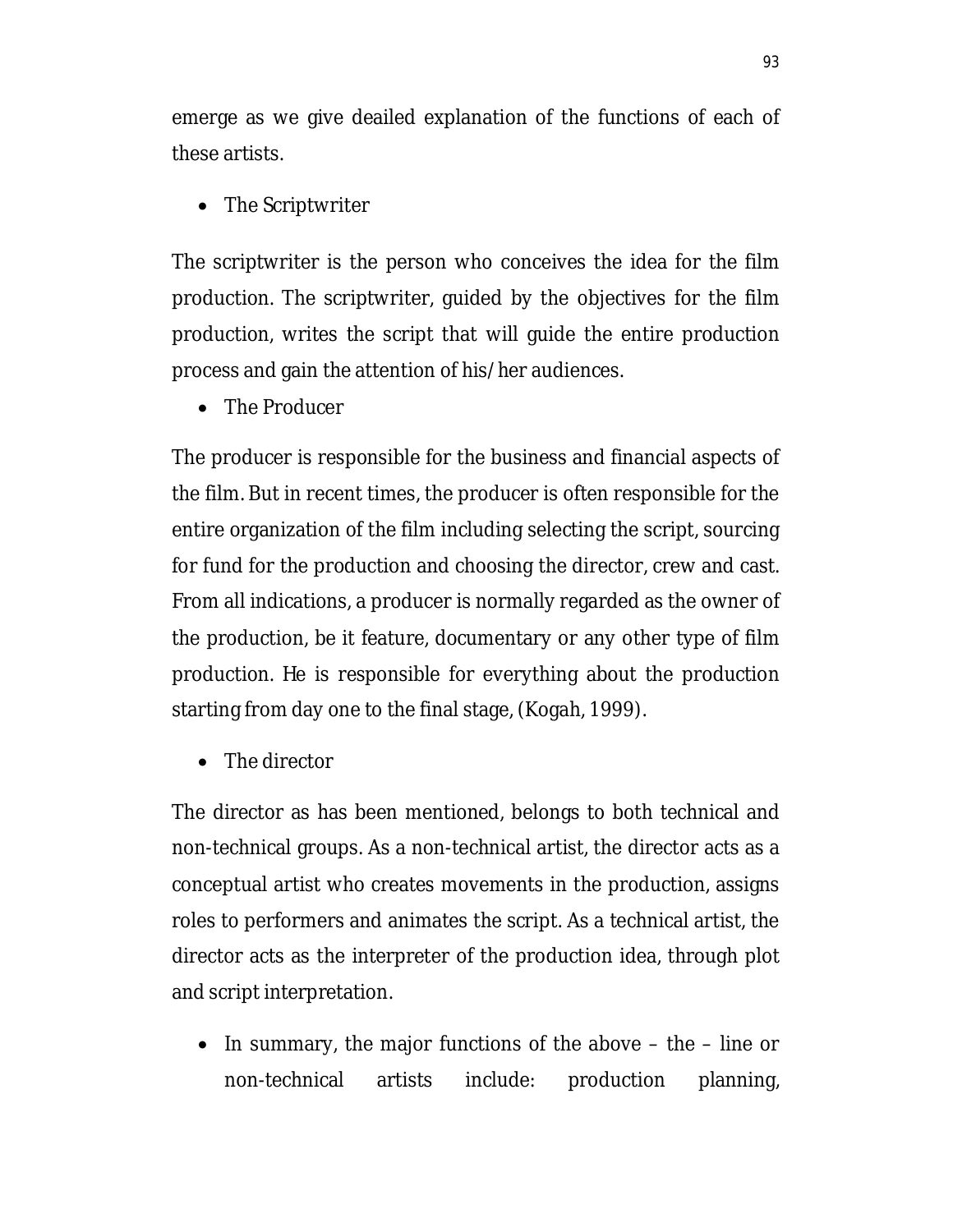emerge as we give deailed explanation of the functions of each of these artists.

- The Scriptwriter

The scriptwriter is the person who conceives the idea for the film production. The scriptwriter, guided by the objectives for the film production, writes the script that will guide the entire production process and gain the attention of his/her audiences.

- The Producer

The producer is responsible for the business and financial aspects of the film. But in recent times, the producer is often responsible for the entire organization of the film including selecting the script, sourcing for fund for the production and choosing the director, crew and cast. From all indications, a producer is normally regarded as the owner of the production, be it feature, documentary or any other type of film production. He is responsible for everything about the production starting from day one to the final stage, (Kogah, 1999).

- The director

The director as has been mentioned, belongs to both technical and non-technical groups. As a non-technical artist, the director acts as a conceptual artist who creates movements in the production, assigns roles to performers and animates the script. As a technical artist, the director acts as the interpreter of the production idea, through plot and script interpretation.

- In summary, the major functions of the above – the – line or non-technical artists include: production planning,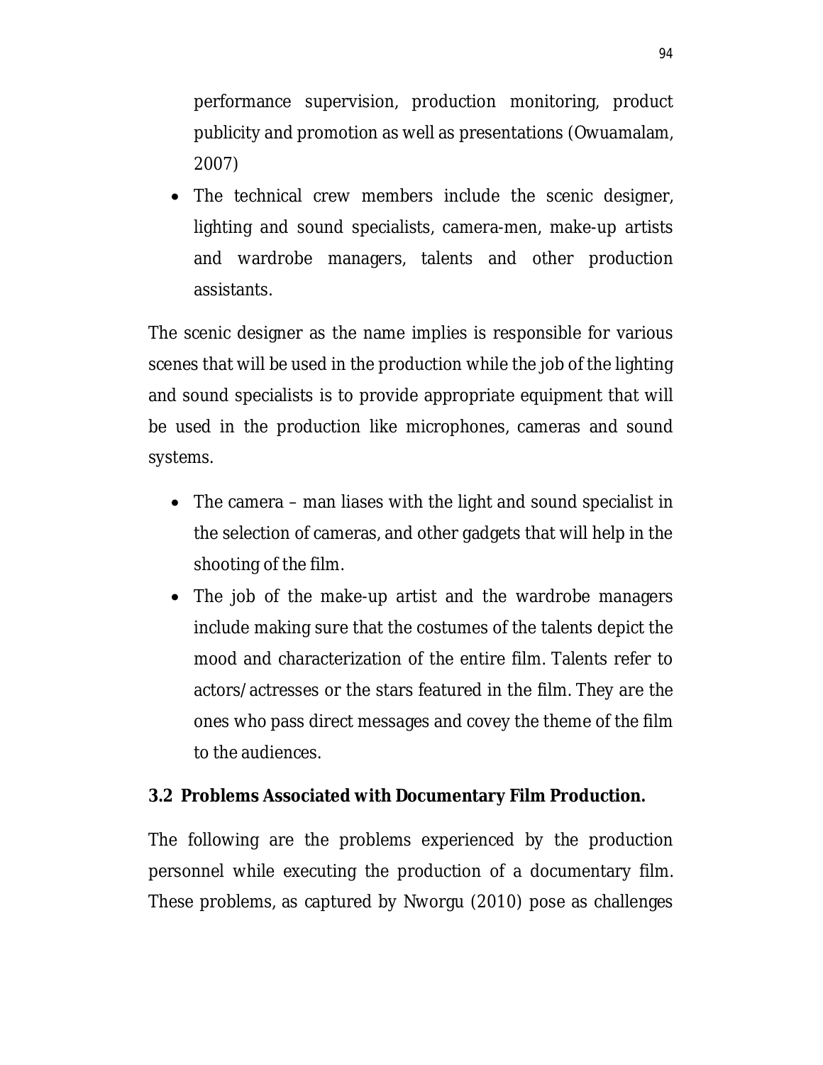performance supervision, production monitoring, product publicity and promotion as well as presentations (Owuamalam, 2007)

- The technical crew members include the scenic designer, lighting and sound specialists, camera-men, make-up artists and wardrobe managers, talents and other production assistants.

The scenic designer as the name implies is responsible for various scenes that will be used in the production while the job of the lighting and sound specialists is to provide appropriate equipment that will be used in the production like microphones, cameras and sound systems.

- The camera – man liases with the light and sound specialist in the selection of cameras, and other gadgets that will help in the shooting of the film.
- The job of the make-up artist and the wardrobe managers include making sure that the costumes of the talents depict the mood and characterization of the entire film. Talents refer to actors/actresses or the stars featured in the film. They are the ones who pass direct messages and covey the theme of the film to the audiences.

### 3.2 Problems Associated with Documentary Film Production.

The following are the problems experienced by the production personnel while executing the production of a documentary film. These problems, as captured by Nworgu (2010) pose as challenges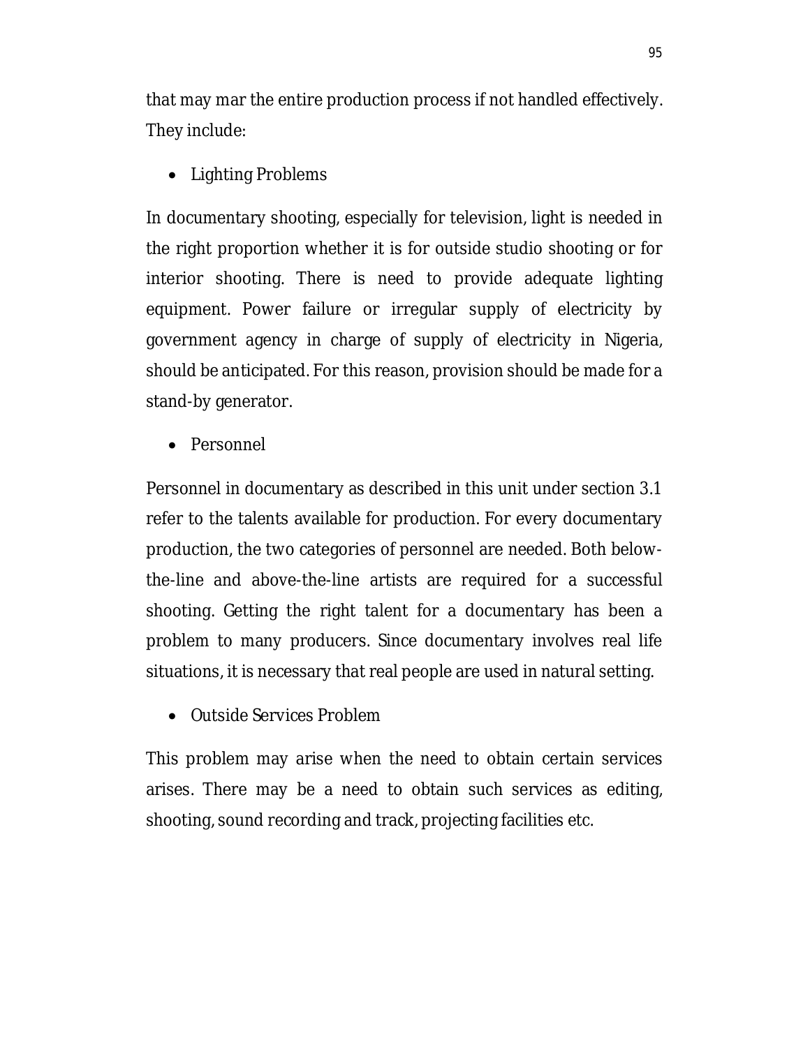that may mar the entire production process if not handled effectively. They include:

- Lighting Problems

In documentary shooting, especially for television, light is needed in the right proportion whether it is for outside studio shooting or for interior shooting. There is need to provide adequate lighting equipment. Power failure or irregular supply of electricity by government agency in charge of supply of electricity in Nigeria, should be anticipated. For this reason, provision should be made for a stand-by generator.

- Personnel

Personnel in documentary as described in this unit under section 3.1 refer to the talents available for production. For every documentary production, the two categories of personnel are needed. Both below-the-line and above-the-line artists are required for a successful shooting. Getting the right talent for a documentary has been a problem to many producers. Since documentary involves real life situations, it is necessary that real people are used in natural setting.

- Outside Services Problem

This problem may arise when the need to obtain certain services arises. There may be a need to obtain such services as editing, shooting, sound recording and track, projecting facilities etc.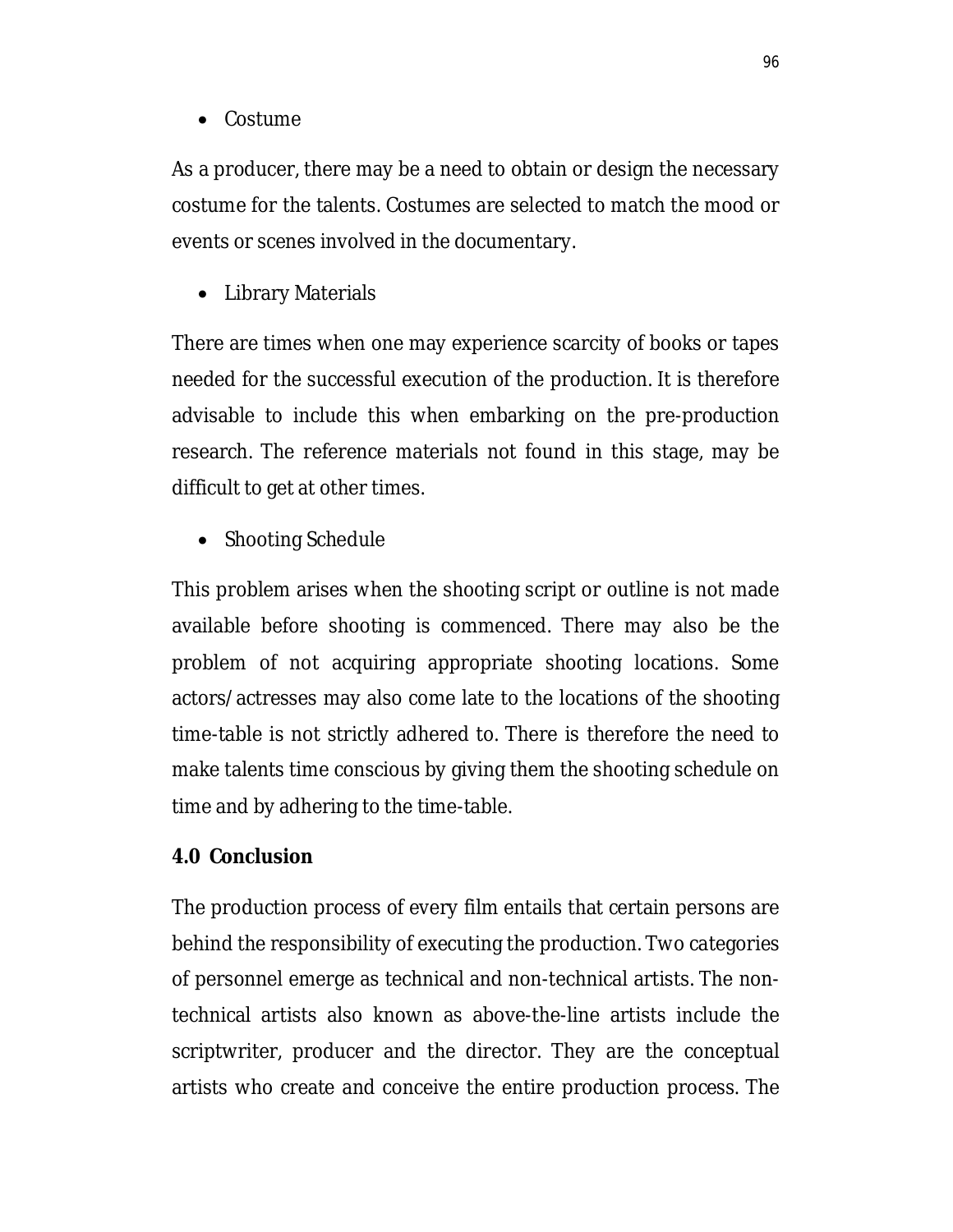- Costume

As a producer, there may be a need to obtain or design the necessary costume for the talents. Costumes are selected to match the mood or events or scenes involved in the documentary.

- Library Materials

There are times when one may experience scarcity of books or tapes needed for the successful execution of the production. It is therefore advisable to include this when embarking on the pre-production research. The reference materials not found in this stage, may be difficult to get at other times.

- Shooting Schedule

This problem arises when the shooting script or outline is not made available before shooting is commenced. There may also be the problem of not acquiring appropriate shooting locations. Some actors/actresses may also come late to the locations of the shooting time-table is not strictly adhered to. There is therefore the need to make talents time conscious by giving them the shooting schedule on time and by adhering to the time-table.

**4.0 Conclusion**

The production process of every film entails that certain persons are behind the responsibility of executing the production. Two categories of personnel emerge as technical and non-technical artists. The non-technical artists also known as above-the-line artists include the scriptwriter, producer and the director. They are the conceptual artists who create and conceive the entire production process. The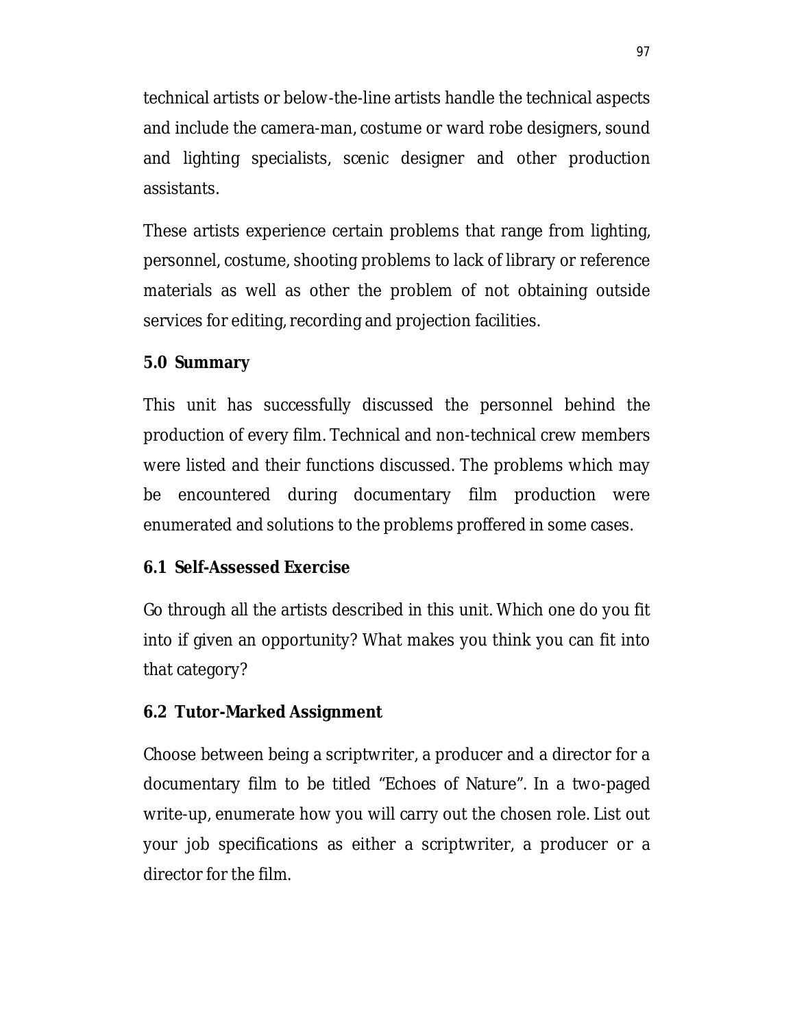technical artists or below-the-line artists handle the technical aspects and include the camera-man, costume or ward robe designers, sound and lighting specialists, scenic designer and other production assistants.

These artists experience certain problems that range from lighting, personnel, costume, shooting problems to lack of library or reference materials as well as other the problem of not obtaining outside services for editing, recording and projection facilities.

## 5.0 Summary

This unit has successfully discussed the personnel behind the production of every film. Technical and non-technical crew members were listed and their functions discussed. The problems which may be encountered during documentary film production were enumerated and solutions to the problems proffered in some cases.

## 6.1 Self-Assessed Exercise

Go through all the artists described in this unit. Which one do you fit into if given an opportunity? What makes you think you can fit into that category?

## 6.2 Tutor-Marked Assignment

Choose between being a scriptwriter, a producer and a director for a documentary film to be titled "Echoes of Nature". In a two-paged write-up, enumerate how you will carry out the chosen role. List out your job specifications as either a scriptwriter, a producer or a director for the film.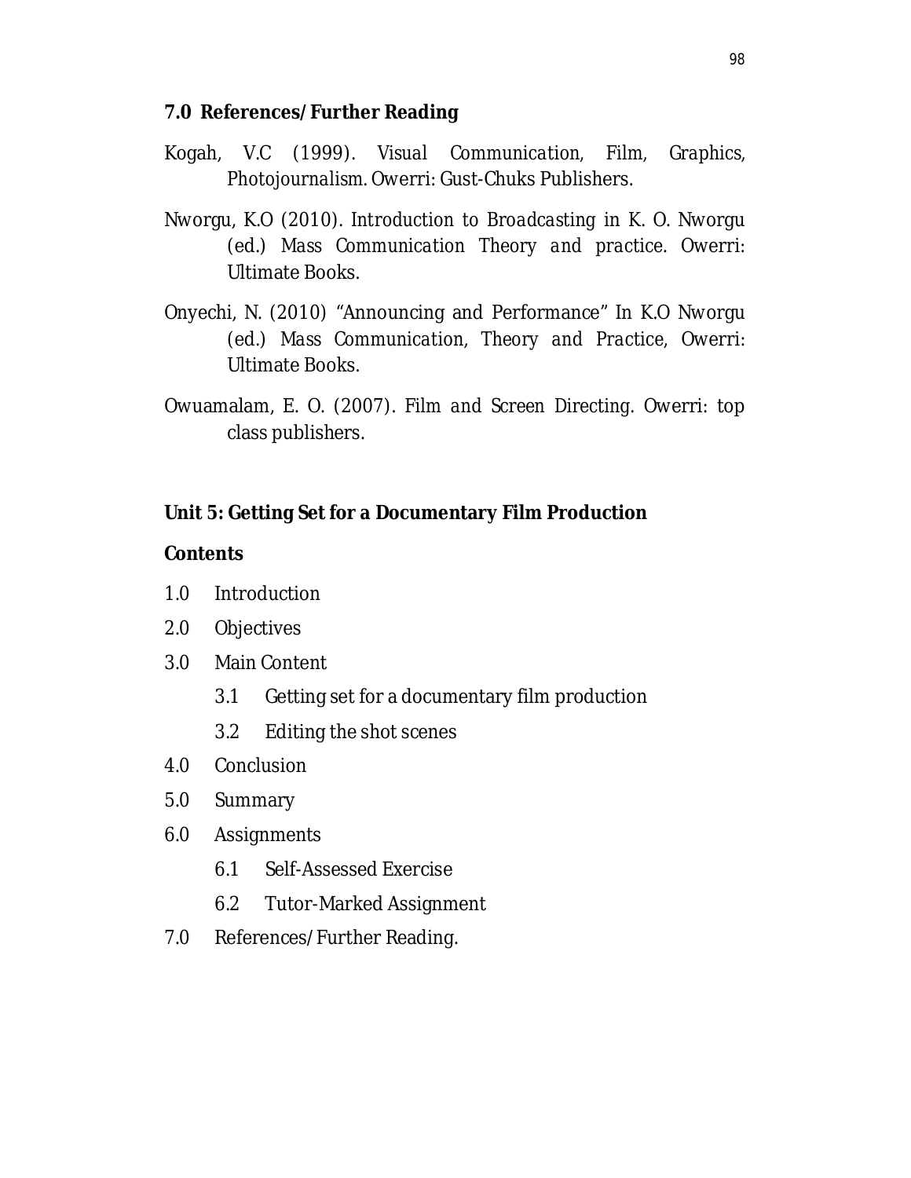### 7.0 References/Further Reading

Kogah, V.C (1999). *Visual Communication, Film, Graphics, Photojournalism*. Owerri: Gust-Chuks Publishers.

Nworgu, K.O (2010). *Introduction to Broadcasting* in K. O. Nworgu (ed.) *Mass Communication Theory and practice*. Owerri: Ultimate Books.

Onyechi, N. (2010) "Announcing and Performance" In K.O Nworgu (ed.) *Mass Communication, Theory and Practice*, Owerri: Ultimate Books.

Owuamalam, E. O. (2007). *Film and Screen Directing*. Owerri: top class publishers.

## Unit 5: Getting Set for a Documentary Film Production

**Contents**

1.0 Introduction

2.0 Objectives

3.0 Main Content

- 3.1 Getting set for a documentary film production
- 3.2 Editing the shot scenes

4.0 Conclusion

5.0 Summary

6.0 Assignments

- 6.1 Self-Assessed Exercise
- 6.2 Tutor-Marked Assignment

7.0 References/Further Reading.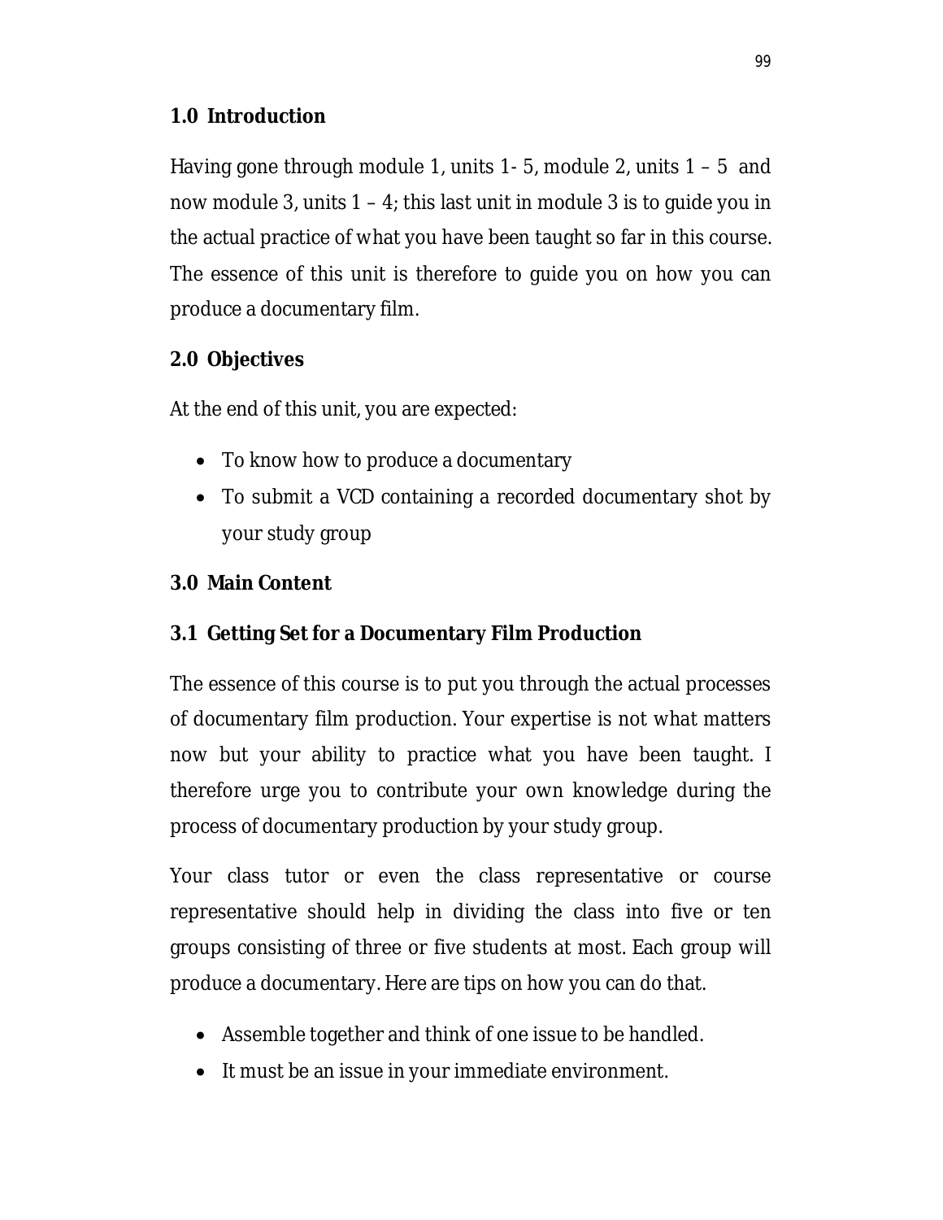## 1.0 Introduction

Having gone through module 1, units 1- 5, module 2, units 1 – 5 and now module 3, units 1 – 4; this last unit in module 3 is to guide you in the actual practice of what you have been taught so far in this course. The essence of this unit is therefore to guide you on how you can produce a documentary film.

## 2.0 Objectives

At the end of this unit, you are expected:

- To know how to produce a documentary
- To submit a VCD containing a recorded documentary shot by your study group

## 3.0 Main Content

### 3.1 Getting Set for a Documentary Film Production

The essence of this course is to put you through the actual processes of documentary film production. Your expertise is not what matters now but your ability to practice what you have been taught. I therefore urge you to contribute your own knowledge during the process of documentary production by your study group.

Your class tutor or even the class representative or course representative should help in dividing the class into five or ten groups consisting of three or five students at most. Each group will produce a documentary. Here are tips on how you can do that.

- Assemble together and think of one issue to be handled.
- It must be an issue in your immediate environment.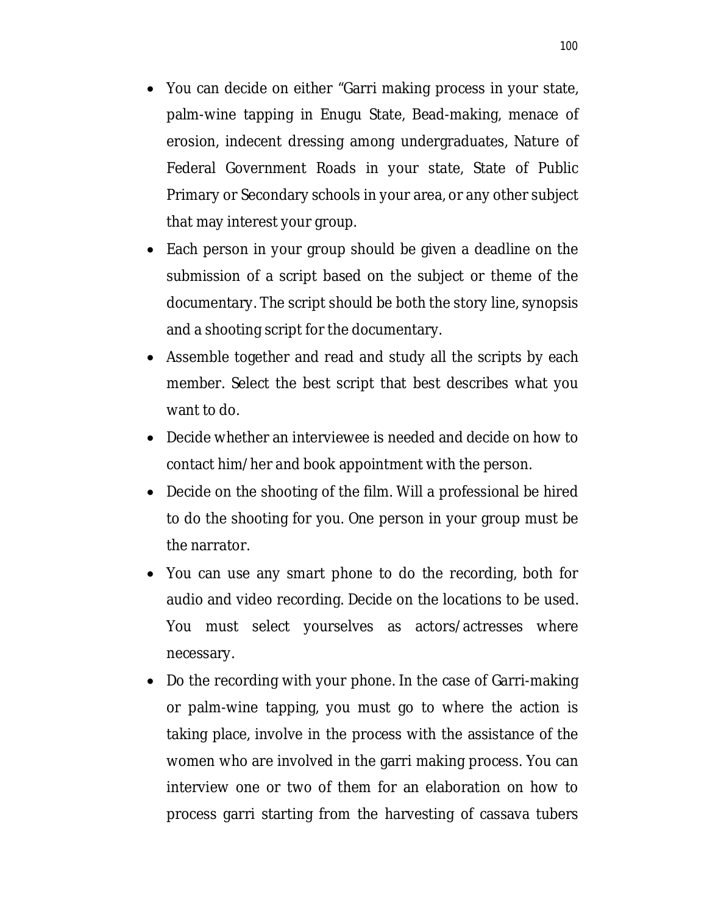- You can decide on either "Garri making process in your state, palm-wine tapping in Enugu State, Bead-making, menace of erosion, indecent dressing among undergraduates, Nature of Federal Government Roads in your state, State of Public Primary or Secondary schools in your area, or any other subject that may interest your group.
- Each person in your group should be given a deadline on the submission of a script based on the subject or theme of the documentary. The script should be both the story line, synopsis and a shooting script for the documentary.
- Assemble together and read and study all the scripts by each member. Select the best script that best describes what you want to do.
- Decide whether an interviewee is needed and decide on how to contact him/her and book appointment with the person.
- Decide on the shooting of the film. Will a professional be hired to do the shooting for you. One person in your group must be the narrator.
- You can use any smart phone to do the recording, both for audio and video recording. Decide on the locations to be used. You must select yourselves as actors/actresses where necessary.
- Do the recording with your phone. In the case of Garri-making or palm-wine tapping, you must go to where the action is taking place, involve in the process with the assistance of the women who are involved in the garri making process. You can interview one or two of them for an elaboration on how to process garri starting from the harvesting of cassava tubers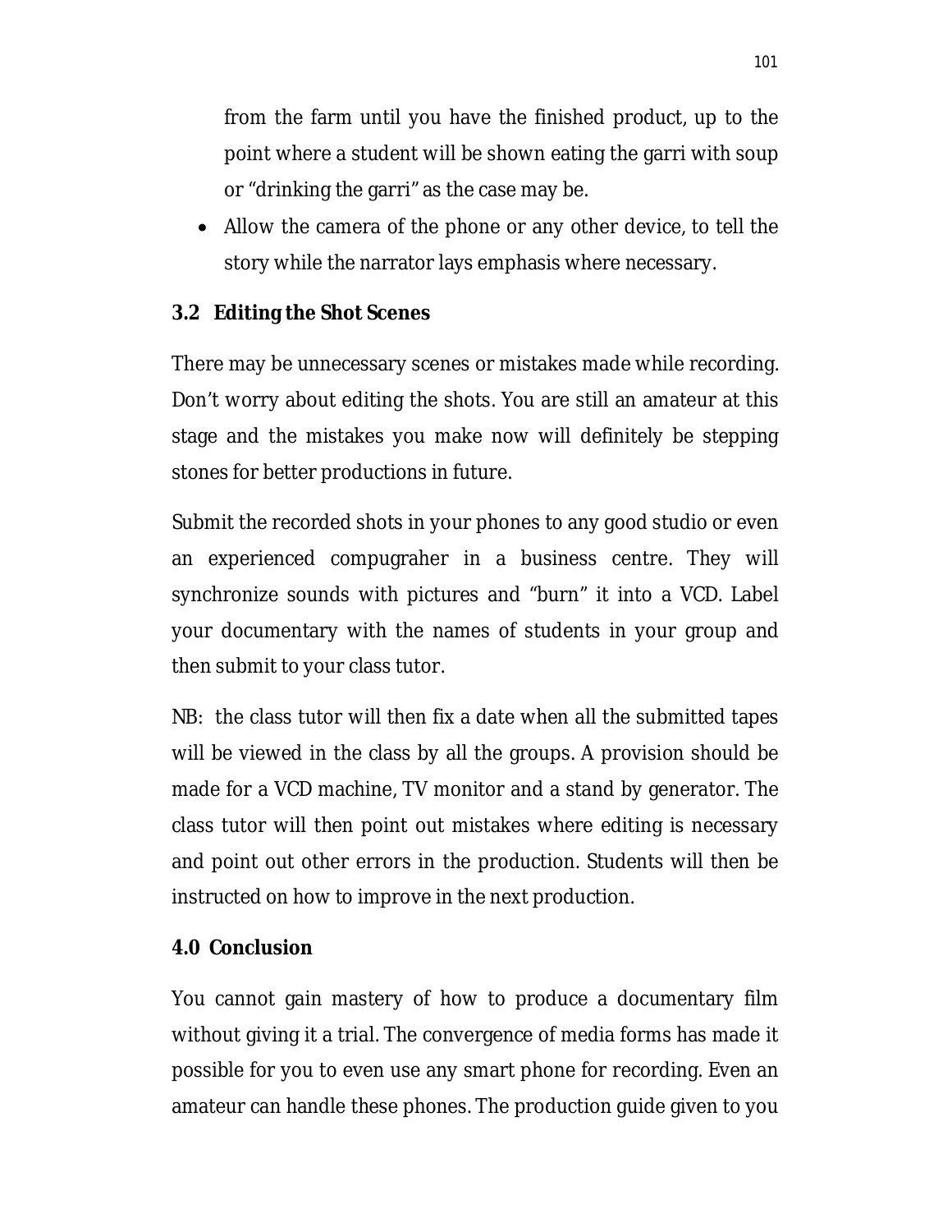from the farm until you have the finished product, up to the point where a student will be shown eating the garri with soup or “drinking the garri” as the case may be.

- Allow the camera of the phone or any other device, to tell the story while the narrator lays emphasis where necessary.

### 3.2 Editing the Shot Scenes

There may be unnecessary scenes or mistakes made while recording. Don’t worry about editing the shots. You are still an amateur at this stage and the mistakes you make now will definitely be stepping stones for better productions in future.

Submit the recorded shots in your phones to any good studio or even an experienced compugraher in a business centre. They will synchronize sounds with pictures and “burn” it into a VCD. Label your documentary with the names of students in your group and then submit to your class tutor.

NB: the class tutor will then fix a date when all the submitted tapes will be viewed in the class by all the groups. A provision should be made for a VCD machine, TV monitor and a stand by generator. The class tutor will then point out mistakes where editing is necessary and point out other errors in the production. Students will then be instructed on how to improve in the next production.

## 4.0 Conclusion

You cannot gain mastery of how to produce a documentary film without giving it a trial. The convergence of media forms has made it possible for you to even use any smart phone for recording. Even an amateur can handle these phones. The production guide given to you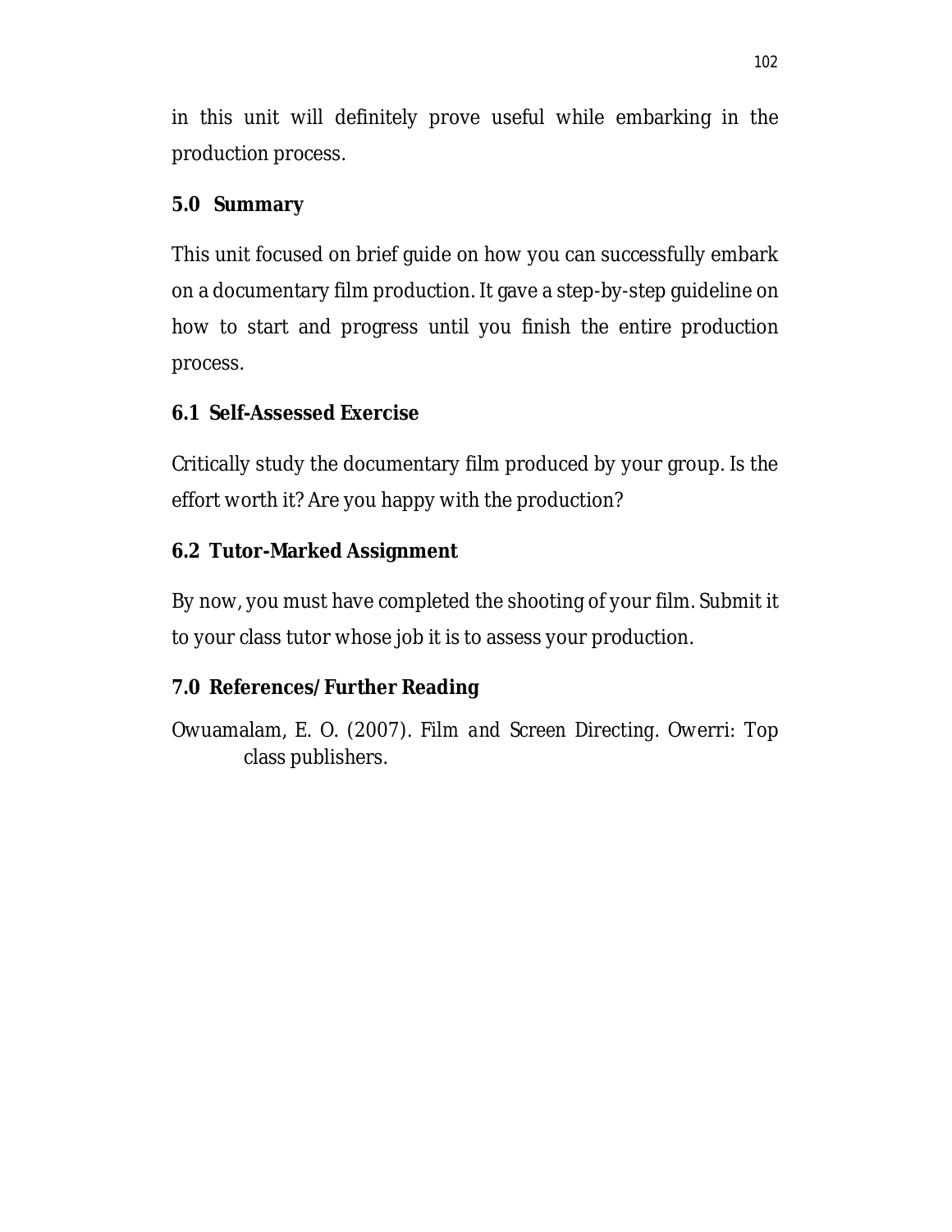in this unit will definitely prove useful while embarking in the production process.

## 5.0 Summary

This unit focused on brief guide on how you can successfully embark on a documentary film production. It gave a step-by-step guideline on how to start and progress until you finish the entire production process.

## 6.1 Self-Assessed Exercise

Critically study the documentary film produced by your group. Is the effort worth it? Are you happy with the production?

## 6.2 Tutor-Marked Assignment

By now, you must have completed the shooting of your film. Submit it to your class tutor whose job it is to assess your production.

## 7.0 References/Further Reading

Owuamalam, E. O. (2007). *Film and Screen Directing.* Owerri: Top class publishers.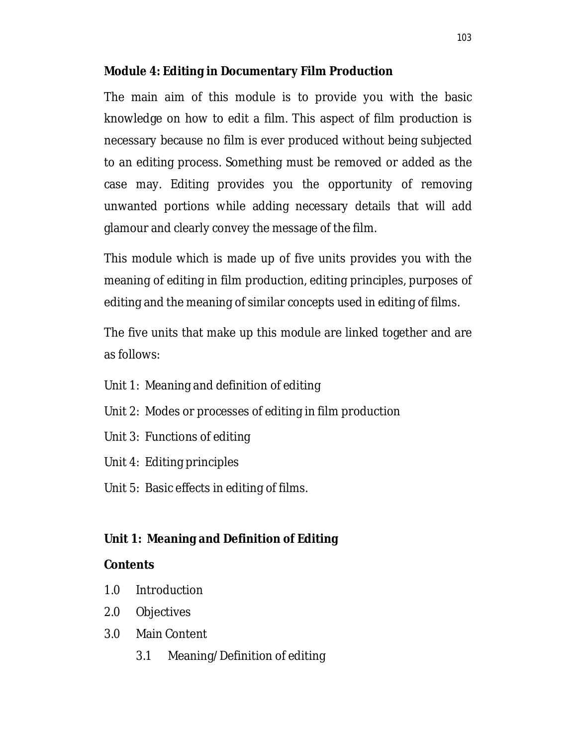## Module 4: Editing in Documentary Film Production

The main aim of this module is to provide you with the basic knowledge on how to edit a film. This aspect of film production is necessary because no film is ever produced without being subjected to an editing process. Something must be removed or added as the case may. Editing provides you the opportunity of removing unwanted portions while adding necessary details that will add glamour and clearly convey the message of the film.

This module which is made up of five units provides you with the meaning of editing in film production, editing principles, purposes of editing and the meaning of similar concepts used in editing of films.

The five units that make up this module are linked together and are as follows:

Unit 1: Meaning and definition of editing

Unit 2: Modes or processes of editing in film production

Unit 3: Functions of editing

Unit 4: Editing principles

Unit 5: Basic effects in editing of films.

### Unit 1: Meaning and Definition of Editing

**Contents**

1.0 Introduction

2.0 Objectives

3.0 Main Content

  3.1 Meaning/Definition of editing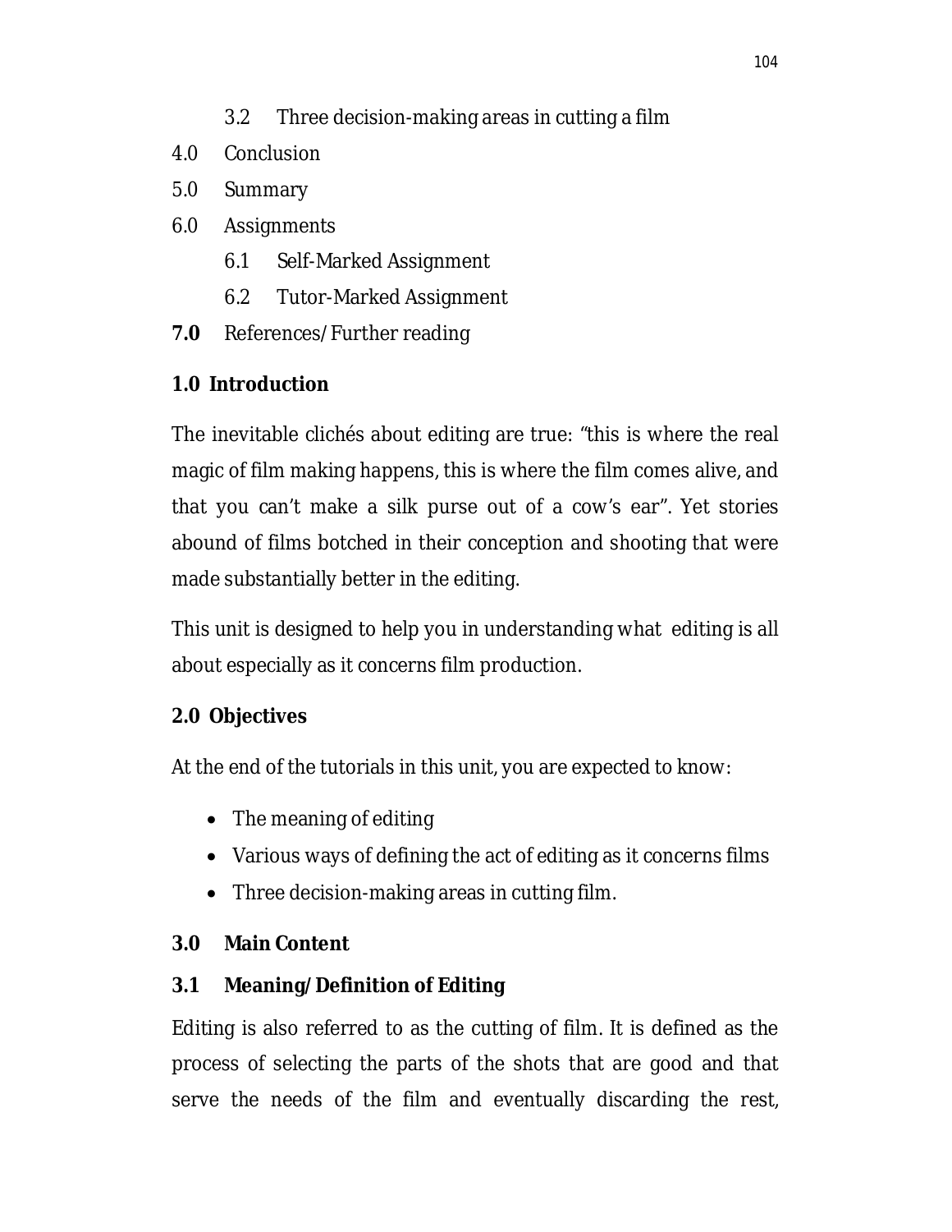3.2 Three decision-making areas in cutting a film

4.0 Conclusion

5.0 Summary

6.0 Assignments

6.1 Self-Marked Assignment

6.2 Tutor-Marked Assignment

**7.0** References/Further reading

## 1.0 Introduction

The inevitable clichés about editing are true: "this is where the real magic of film making happens, this is where the film comes alive, and that you can't make a silk purse out of a cow's ear". Yet stories abound of films botched in their conception and shooting that were made substantially better in the editing.

This unit is designed to help you in understanding what editing is all about especially as it concerns film production.

## 2.0 Objectives

At the end of the tutorials in this unit, you are expected to know:

- The meaning of editing
- Various ways of defining the act of editing as it concerns films
- Three decision-making areas in cutting film.

## 3.0 Main Content

### 3.1 Meaning/Definition of Editing

Editing is also referred to as the cutting of film. It is defined as the process of selecting the parts of the shots that are good and that serve the needs of the film and eventually discarding the rest,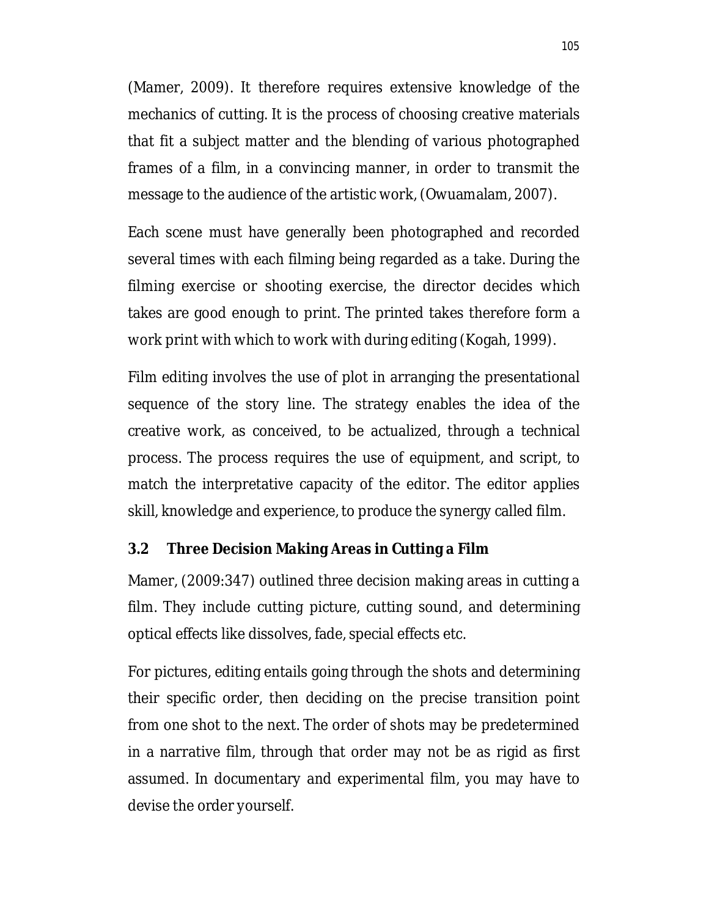(Mamer, 2009). It therefore requires extensive knowledge of the mechanics of cutting. It is the process of choosing creative materials that fit a subject matter and the blending of various photographed frames of a film, in a convincing manner, in order to transmit the message to the audience of the artistic work, (Owuamalam, 2007).

Each scene must have generally been photographed and recorded several times with each filming being regarded as a take. During the filming exercise or shooting exercise, the director decides which takes are good enough to print. The printed takes therefore form a work print with which to work with during editing (Kogah, 1999).

Film editing involves the use of plot in arranging the presentational sequence of the story line. The strategy enables the idea of the creative work, as conceived, to be actualized, through a technical process. The process requires the use of equipment, and script, to match the interpretative capacity of the editor. The editor applies skill, knowledge and experience, to produce the synergy called film.

### 3.2 Three Decision Making Areas in Cutting a Film

Mamer, (2009:347) outlined three decision making areas in cutting a film. They include cutting picture, cutting sound, and determining optical effects like dissolves, fade, special effects etc.

For pictures, editing entails going through the shots and determining their specific order, then deciding on the precise transition point from one shot to the next. The order of shots may be predetermined in a narrative film, through that order may not be as rigid as first assumed. In documentary and experimental film, you may have to devise the order yourself.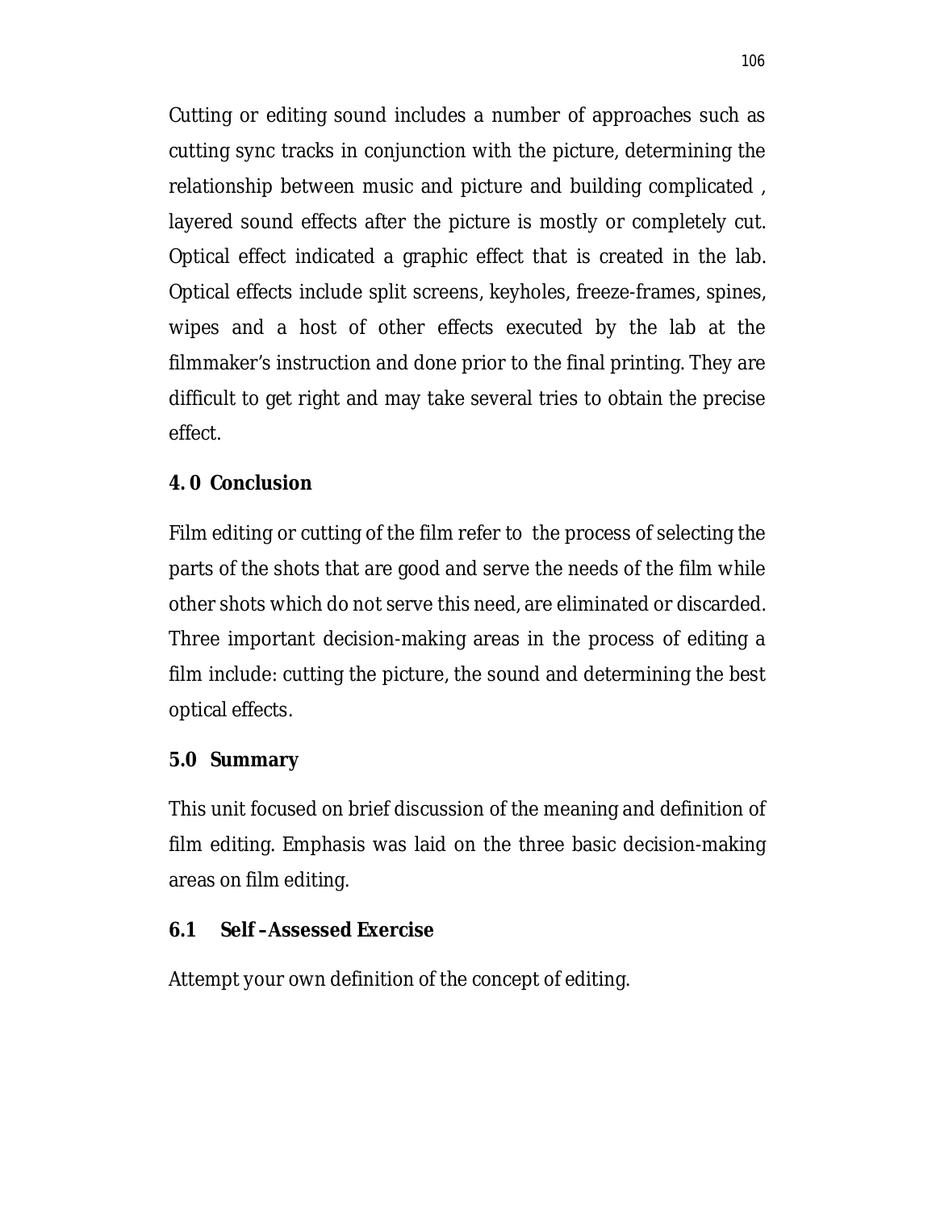Cutting or editing sound includes a number of approaches such as cutting sync tracks in conjunction with the picture, determining the relationship between music and picture and building complicated , layered sound effects after the picture is mostly or completely cut. Optical effect indicated a graphic effect that is created in the lab. Optical effects include split screens, keyholes, freeze-frames, spines, wipes and a host of other effects executed by the lab at the filmmaker's instruction and done prior to the final printing. They are difficult to get right and may take several tries to obtain the precise effect.

## 4. 0 Conclusion

Film editing or cutting of the film refer to the process of selecting the parts of the shots that are good and serve the needs of the film while other shots which do not serve this need, are eliminated or discarded. Three important decision-making areas in the process of editing a film include: cutting the picture, the sound and determining the best optical effects.

## 5.0 Summary

This unit focused on brief discussion of the meaning and definition of film editing. Emphasis was laid on the three basic decision-making areas on film editing.

## 6.1 Self –Assessed Exercise

Attempt your own definition of the concept of editing.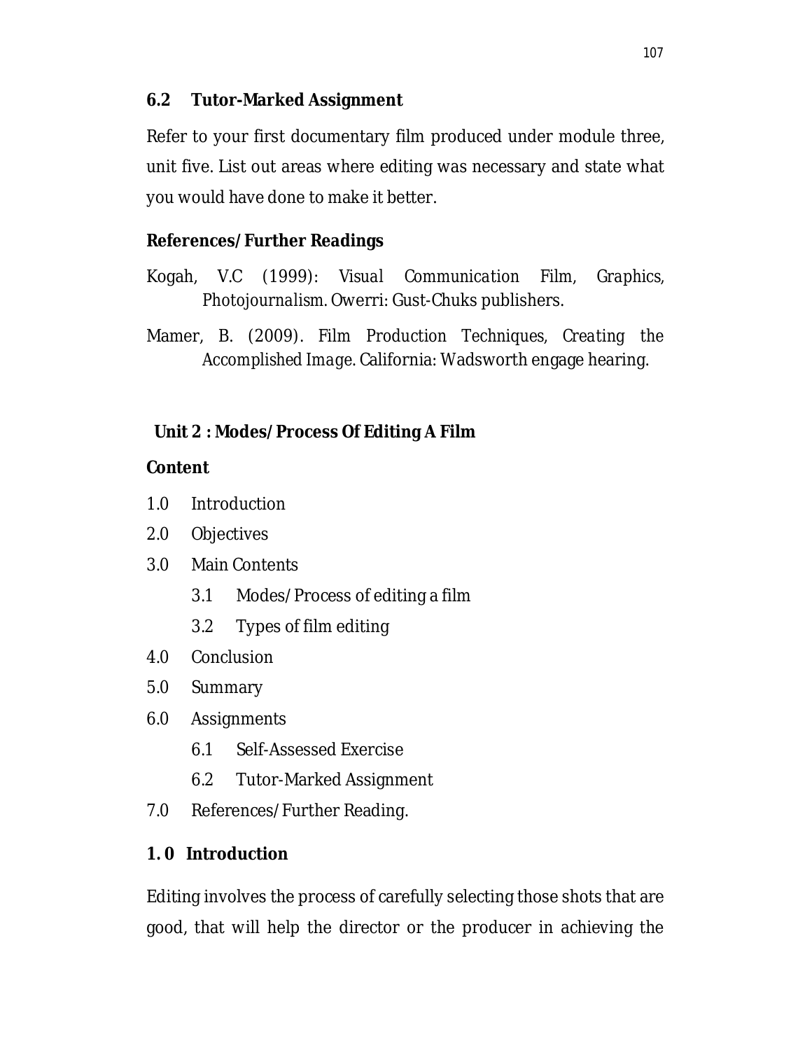### 6.2 Tutor-Marked Assignment

Refer to your first documentary film produced under module three, unit five. List out areas where editing was necessary and state what you would have done to make it better.

### References/Further Readings

Kogah, V.C (1999): *Visual Communication Film, Graphics, Photojournalism*. Owerri: Gust-Chuks publishers.

Mamer, B. (2009). *Film Production Techniques, Creating the Accomplished Image*. California: Wadsworth engage hearing.

## Unit 2 : Modes/Process Of Editing A Film

### Content

1.0 Introduction

2.0 Objectives

3.0 Main Contents

- 3.1 Modes/Process of editing a film
- 3.2 Types of film editing

4.0 Conclusion

5.0 Summary

6.0 Assignments

- 6.1 Self-Assessed Exercise
- 6.2 Tutor-Marked Assignment

7.0 References/Further Reading.

### 1. 0 Introduction

Editing involves the process of carefully selecting those shots that are good, that will help the director or the producer in achieving the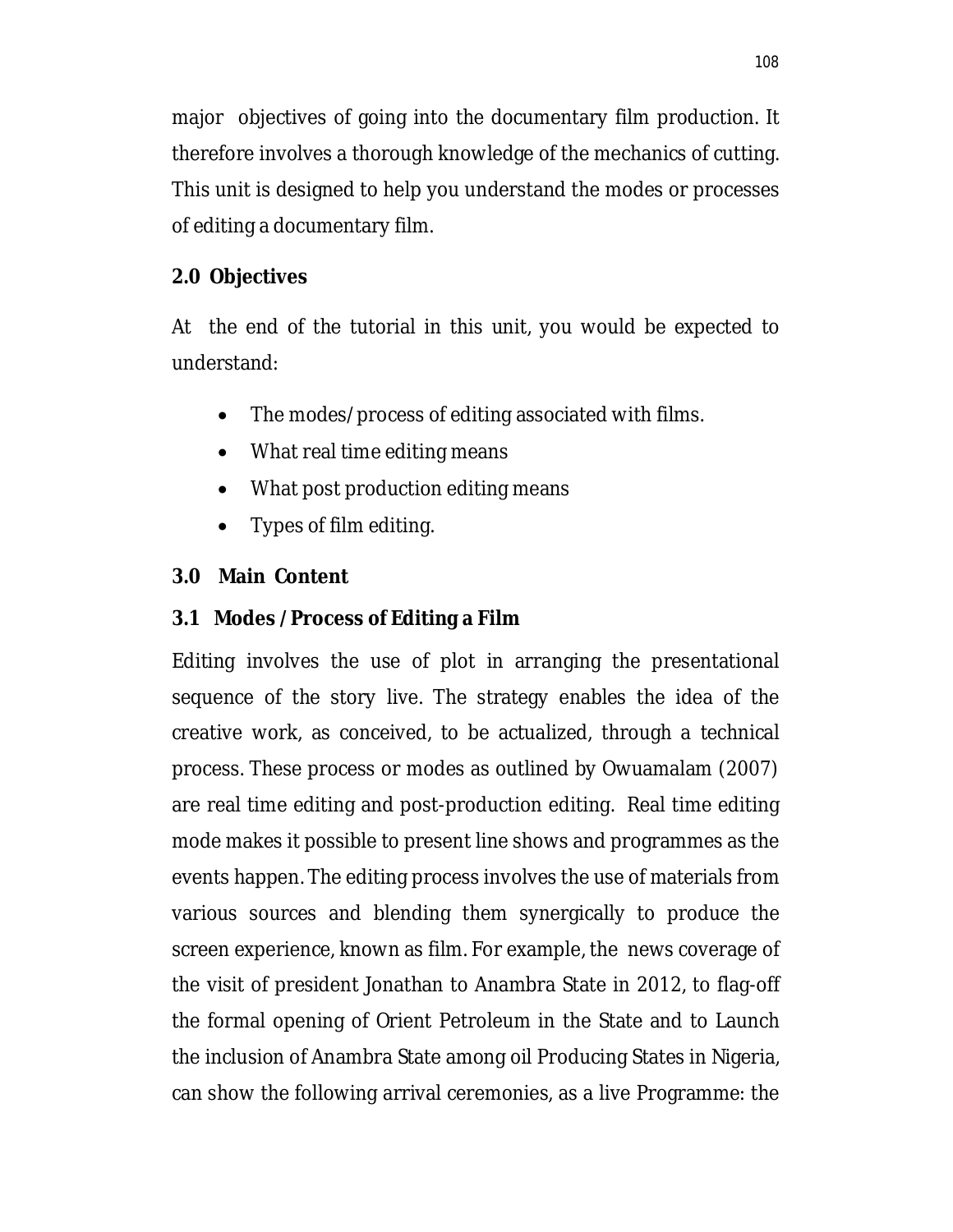major objectives of going into the documentary film production. It therefore involves a thorough knowledge of the mechanics of cutting. This unit is designed to help you understand the modes or processes of editing a documentary film.

## 2.0 Objectives

At the end of the tutorial in this unit, you would be expected to understand:

- The modes/process of editing associated with films.
- What real time editing means
- What post production editing means
- Types of film editing.

## 3.0 Main Content

### 3.1 Modes / Process of Editing a Film

Editing involves the use of plot in arranging the presentational sequence of the story live. The strategy enables the idea of the creative work, as conceived, to be actualized, through a technical process. These process or modes as outlined by Owuamalam (2007) are real time editing and post-production editing. Real time editing mode makes it possible to present line shows and programmes as the events happen. The editing process involves the use of materials from various sources and blending them synergically to produce the screen experience, known as film. For example, the news coverage of the visit of president Jonathan to Anambra State in 2012, to flag-off the formal opening of Orient Petroleum in the State and to Launch the inclusion of Anambra State among oil Producing States in Nigeria, can show the following arrival ceremonies, as a live Programme: the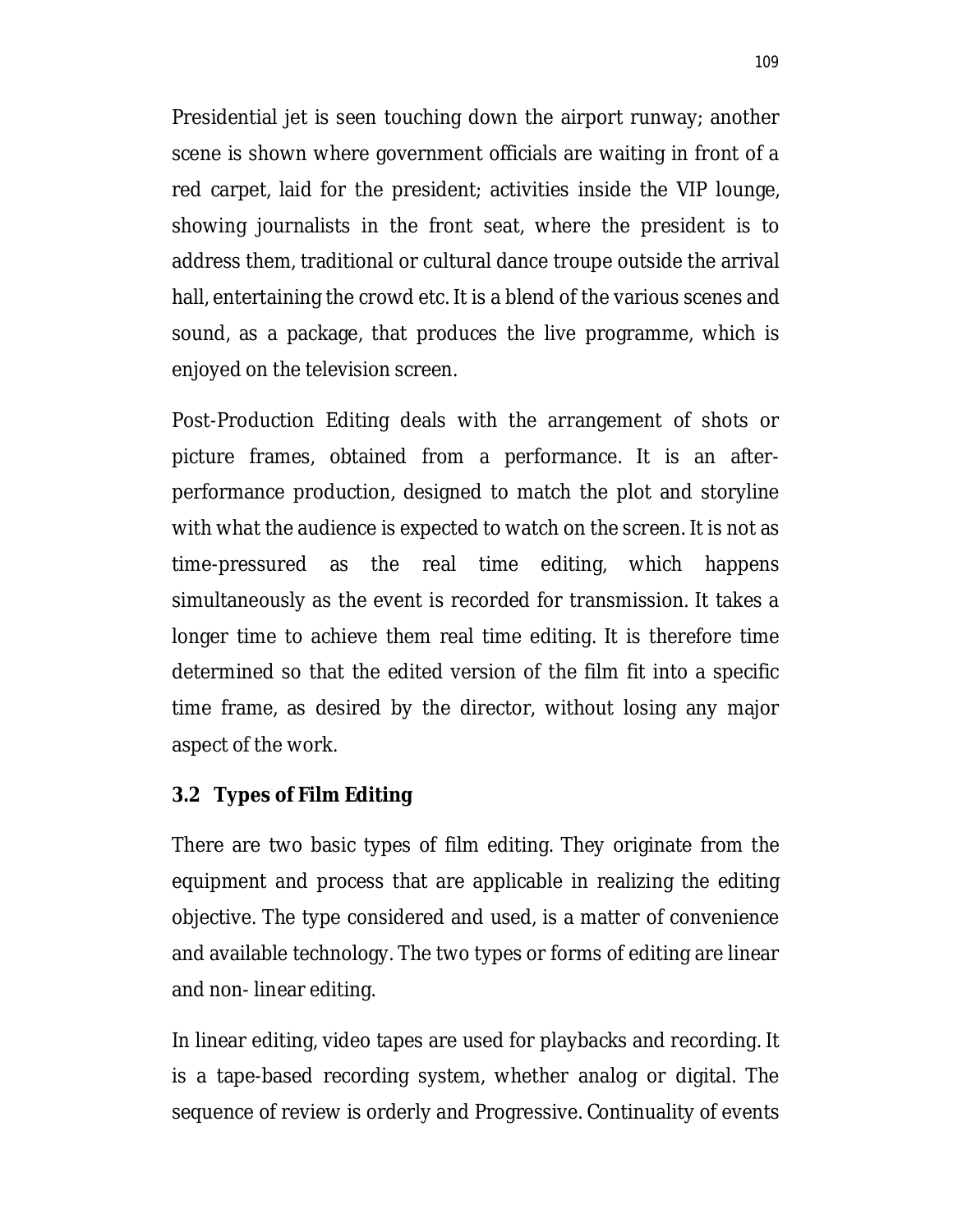Presidential jet is seen touching down the airport runway; another scene is shown where government officials are waiting in front of a red carpet, laid for the president; activities inside the VIP lounge, showing journalists in the front seat, where the president is to address them, traditional or cultural dance troupe outside the arrival hall, entertaining the crowd etc. It is a blend of the various scenes and sound, as a package, that produces the live programme, which is enjoyed on the television screen.

Post-Production Editing deals with the arrangement of shots or picture frames, obtained from a performance. It is an after-performance production, designed to match the plot and storyline with what the audience is expected to watch on the screen. It is not as time-pressured as the real time editing, which happens simultaneously as the event is recorded for transmission. It takes a longer time to achieve them real time editing. It is therefore time determined so that the edited version of the film fit into a specific time frame, as desired by the director, without losing any major aspect of the work.

### 3.2 Types of Film Editing

There are two basic types of film editing. They originate from the equipment and process that are applicable in realizing the editing objective. The type considered and used, is a matter of convenience and available technology. The two types or forms of editing are linear and non- linear editing.

In linear editing, video tapes are used for playbacks and recording. It is a tape-based recording system, whether analog or digital. The sequence of review is orderly and Progressive. Continuality of events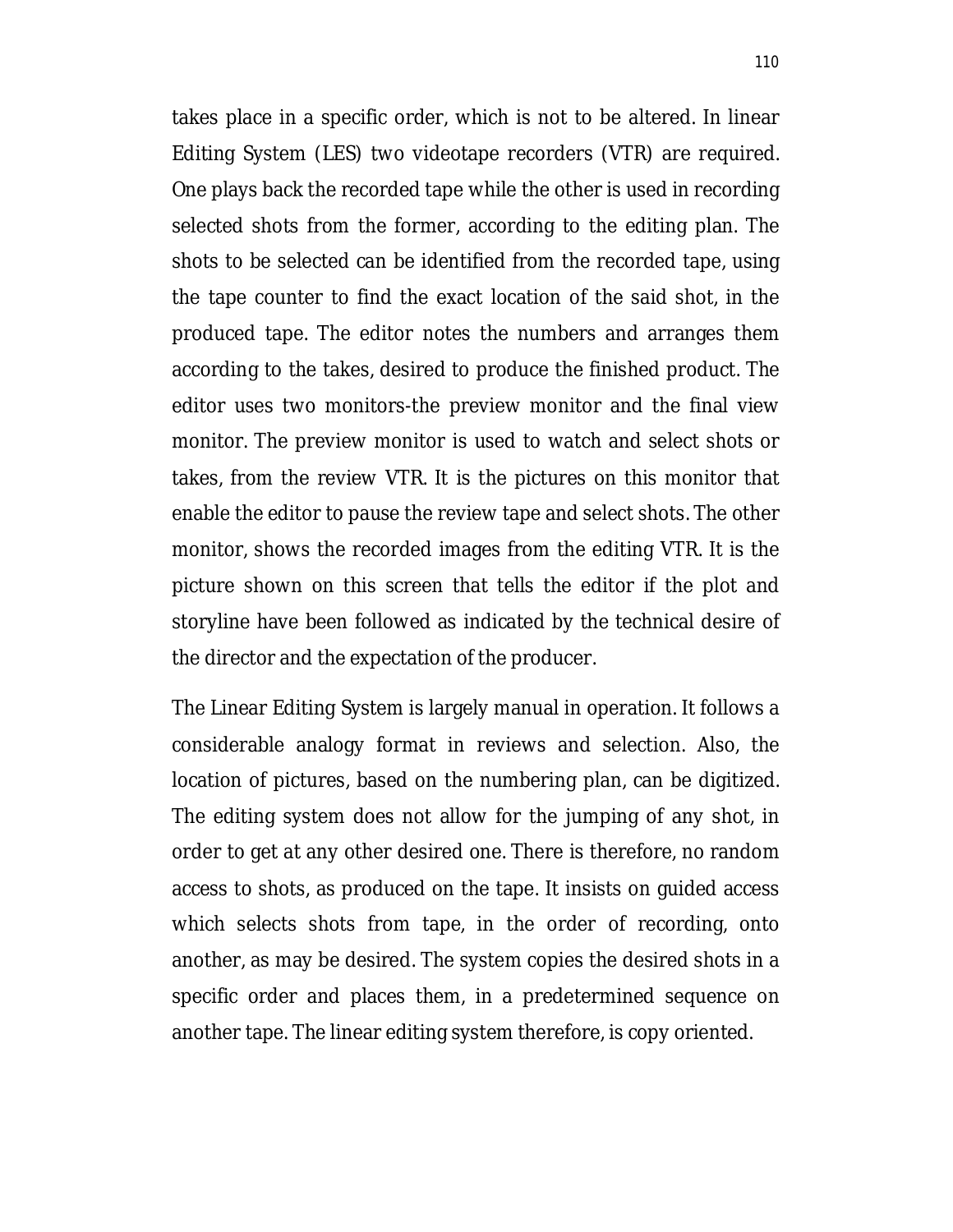takes place in a specific order, which is not to be altered. In linear Editing System (LES) two videotape recorders (VTR) are required. One plays back the recorded tape while the other is used in recording selected shots from the former, according to the editing plan. The shots to be selected can be identified from the recorded tape, using the tape counter to find the exact location of the said shot, in the produced tape. The editor notes the numbers and arranges them according to the takes, desired to produce the finished product. The editor uses two monitors-the preview monitor and the final view monitor. The preview monitor is used to watch and select shots or takes, from the review VTR. It is the pictures on this monitor that enable the editor to pause the review tape and select shots. The other monitor, shows the recorded images from the editing VTR. It is the picture shown on this screen that tells the editor if the plot and storyline have been followed as indicated by the technical desire of the director and the expectation of the producer.

The Linear Editing System is largely manual in operation. It follows a considerable analogy format in reviews and selection. Also, the location of pictures, based on the numbering plan, can be digitized. The editing system does not allow for the jumping of any shot, in order to get at any other desired one. There is therefore, no random access to shots, as produced on the tape. It insists on guided access which selects shots from tape, in the order of recording, onto another, as may be desired. The system copies the desired shots in a specific order and places them, in a predetermined sequence on another tape. The linear editing system therefore, is copy oriented.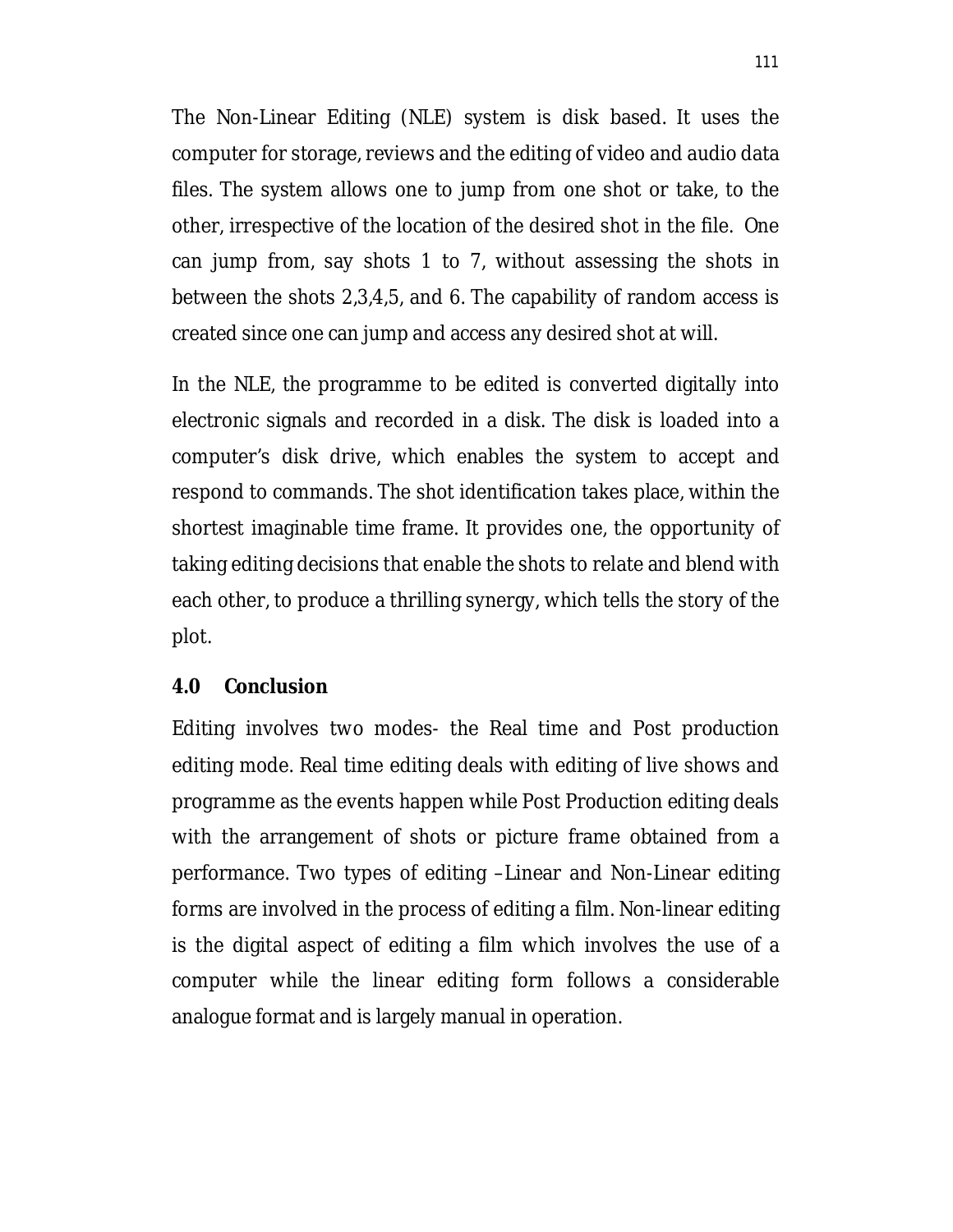The Non-Linear Editing (NLE) system is disk based. It uses the computer for storage, reviews and the editing of video and audio data files. The system allows one to jump from one shot or take, to the other, irrespective of the location of the desired shot in the file. One can jump from, say shots 1 to 7, without assessing the shots in between the shots 2,3,4,5, and 6. The capability of random access is created since one can jump and access any desired shot at will.

In the NLE, the programme to be edited is converted digitally into electronic signals and recorded in a disk. The disk is loaded into a computer's disk drive, which enables the system to accept and respond to commands. The shot identification takes place, within the shortest imaginable time frame. It provides one, the opportunity of taking editing decisions that enable the shots to relate and blend with each other, to produce a thrilling synergy, which tells the story of the plot.

## 4.0 Conclusion

Editing involves two modes- the Real time and Post production editing mode. Real time editing deals with editing of live shows and programme as the events happen while Post Production editing deals with the arrangement of shots or picture frame obtained from a performance. Two types of editing –Linear and Non-Linear editing forms are involved in the process of editing a film. Non-linear editing is the digital aspect of editing a film which involves the use of a computer while the linear editing form follows a considerable analogue format and is largely manual in operation.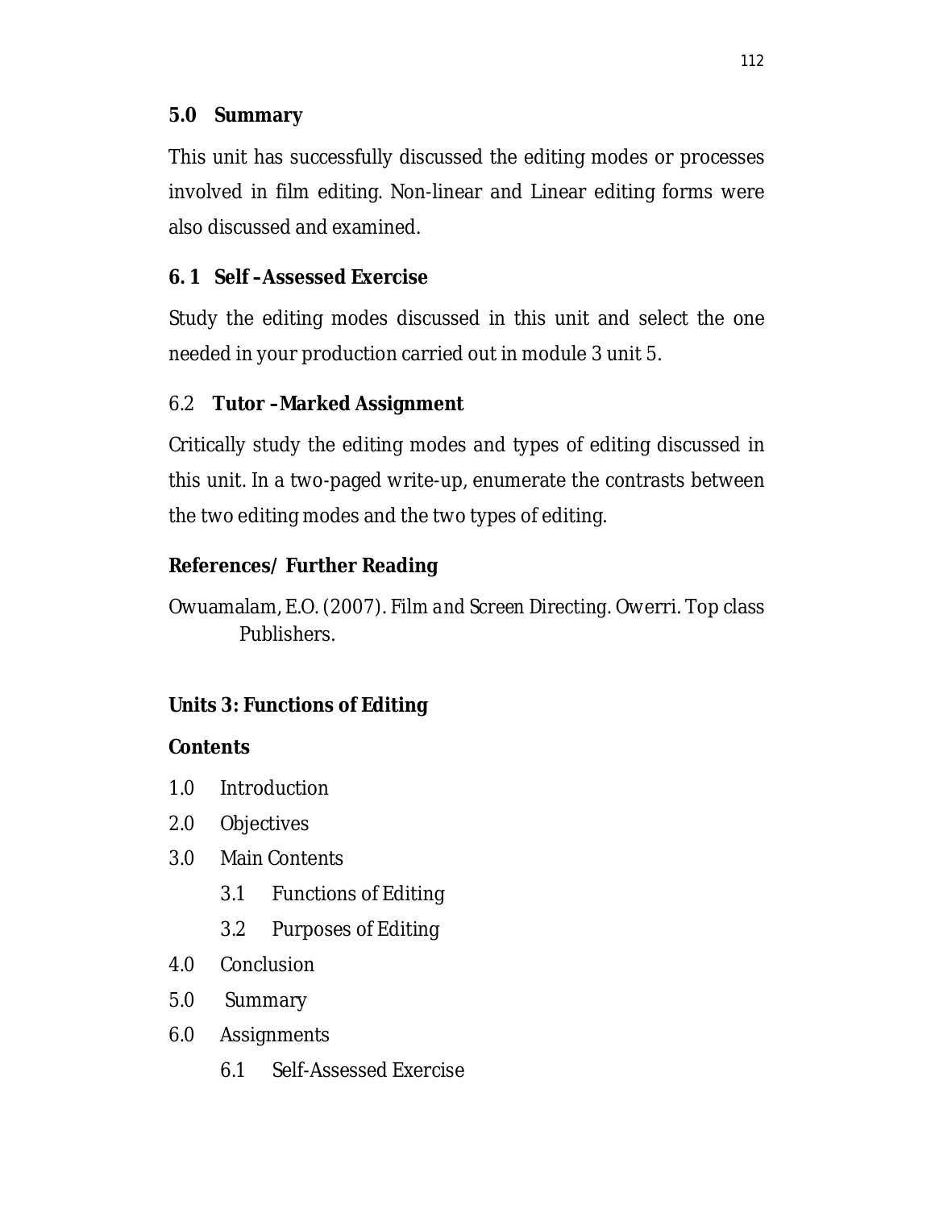### 5.0 Summary

This unit has successfully discussed the editing modes or processes involved in film editing. Non-linear and Linear editing forms were also discussed and examined.

### 6. 1 Self –Assessed Exercise

Study the editing modes discussed in this unit and select the one needed in your production carried out in module 3 unit 5.

### 6.2 Tutor –Marked Assignment

Critically study the editing modes and types of editing discussed in this unit. In a two-paged write-up, enumerate the contrasts between the two editing modes and the two types of editing.

### References/ Further Reading

Owuamalam, E.O. (2007). *Film and Screen Directing*. Owerri. Top class Publishers.

## Units 3: Functions of Editing

**Contents**

1.0 Introduction

2.0 Objectives

3.0 Main Contents

- 3.1 Functions of Editing
- 3.2 Purposes of Editing

4.0 Conclusion

5.0 Summary

6.0 Assignments

- 6.1 Self-Assessed Exercise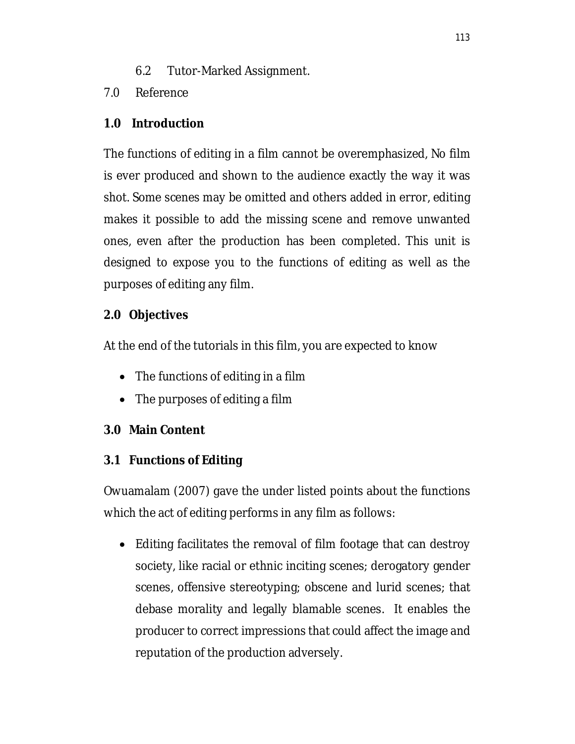6.2 Tutor-Marked Assignment.

7.0 Reference

## 1.0 Introduction

The functions of editing in a film cannot be overemphasized, No film is ever produced and shown to the audience exactly the way it was shot. Some scenes may be omitted and others added in error, editing makes it possible to add the missing scene and remove unwanted ones, even after the production has been completed. This unit is designed to expose you to the functions of editing as well as the purposes of editing any film.

## 2.0 Objectives

At the end of the tutorials in this film, you are expected to know

- The functions of editing in a film
- The purposes of editing a film

## 3.0 Main Content

### 3.1 Functions of Editing

Owuamalam (2007) gave the under listed points about the functions which the act of editing performs in any film as follows:

- Editing facilitates the removal of film footage that can destroy society, like racial or ethnic inciting scenes; derogatory gender scenes, offensive stereotyping; obscene and lurid scenes; that debase morality and legally blamable scenes. It enables the producer to correct impressions that could affect the image and reputation of the production adversely.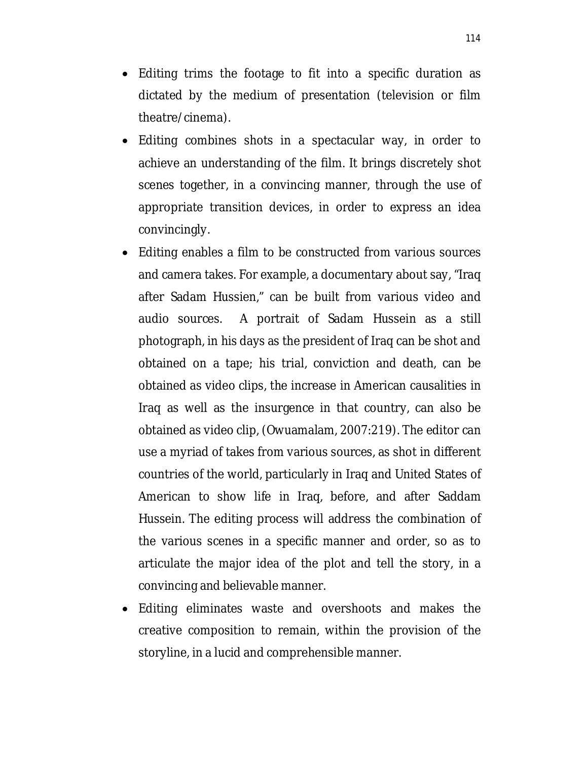- Editing trims the footage to fit into a specific duration as dictated by the medium of presentation (television or film theatre/cinema).
- Editing combines shots in a spectacular way, in order to achieve an understanding of the film. It brings discretely shot scenes together, in a convincing manner, through the use of appropriate transition devices, in order to express an idea convincingly.
- Editing enables a film to be constructed from various sources and camera takes. For example, a documentary about say, "Iraq after Sadam Hussien," can be built from various video and audio sources. A portrait of Sadam Hussein as a still photograph, in his days as the president of Iraq can be shot and obtained on a tape; his trial, conviction and death, can be obtained as video clips, the increase in American causalities in Iraq as well as the insurgence in that country, can also be obtained as video clip, (Owuamalam, 2007:219). The editor can use a myriad of takes from various sources, as shot in different countries of the world, particularly in Iraq and United States of American to show life in Iraq, before, and after Saddam Hussein. The editing process will address the combination of the various scenes in a specific manner and order, so as to articulate the major idea of the plot and tell the story, in a convincing and believable manner.
- Editing eliminates waste and overshoots and makes the creative composition to remain, within the provision of the storyline, in a lucid and comprehensible manner.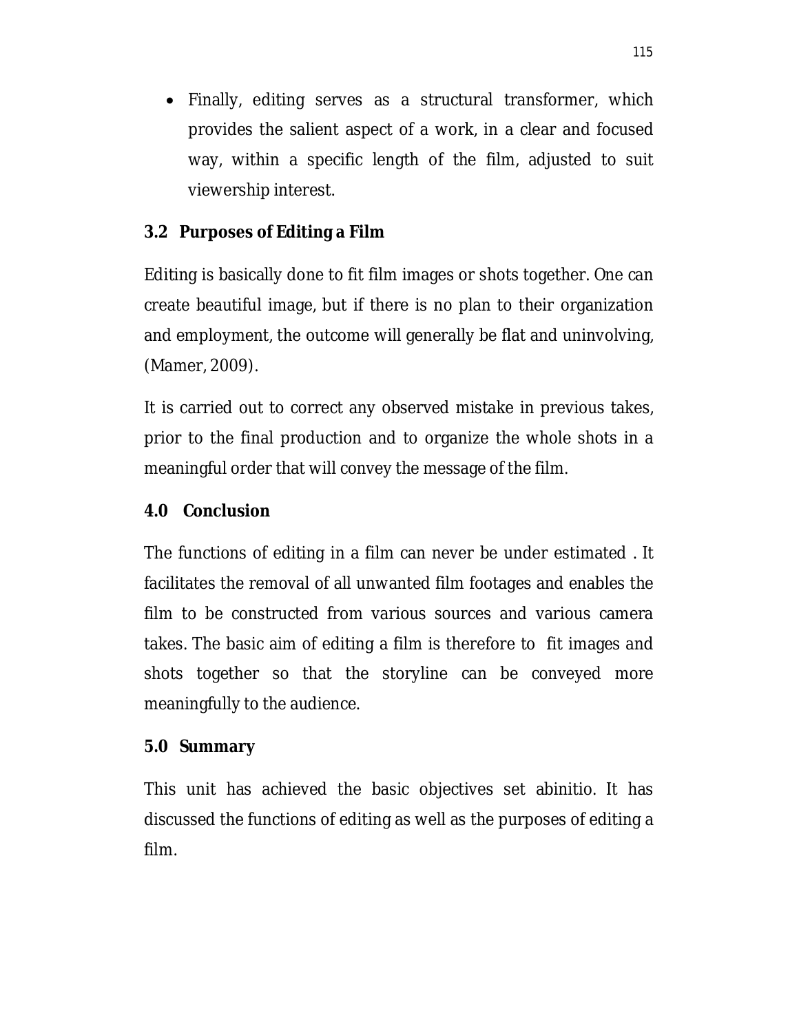- Finally, editing serves as a structural transformer, which provides the salient aspect of a work, in a clear and focused way, within a specific length of the film, adjusted to suit viewership interest.

### 3.2 Purposes of Editing a Film

Editing is basically done to fit film images or shots together. One can create beautiful image, but if there is no plan to their organization and employment, the outcome will generally be flat and uninvolving, (Mamer, 2009).

It is carried out to correct any observed mistake in previous takes, prior to the final production and to organize the whole shots in a meaningful order that will convey the message of the film.

## 4.0 Conclusion

The functions of editing in a film can never be under estimated . It facilitates the removal of all unwanted film footages and enables the film to be constructed from various sources and various camera takes. The basic aim of editing a film is therefore to fit images and shots together so that the storyline can be conveyed more meaningfully to the audience.

## 5.0 Summary

This unit has achieved the basic objectives set abinitio. It has discussed the functions of editing as well as the purposes of editing a film.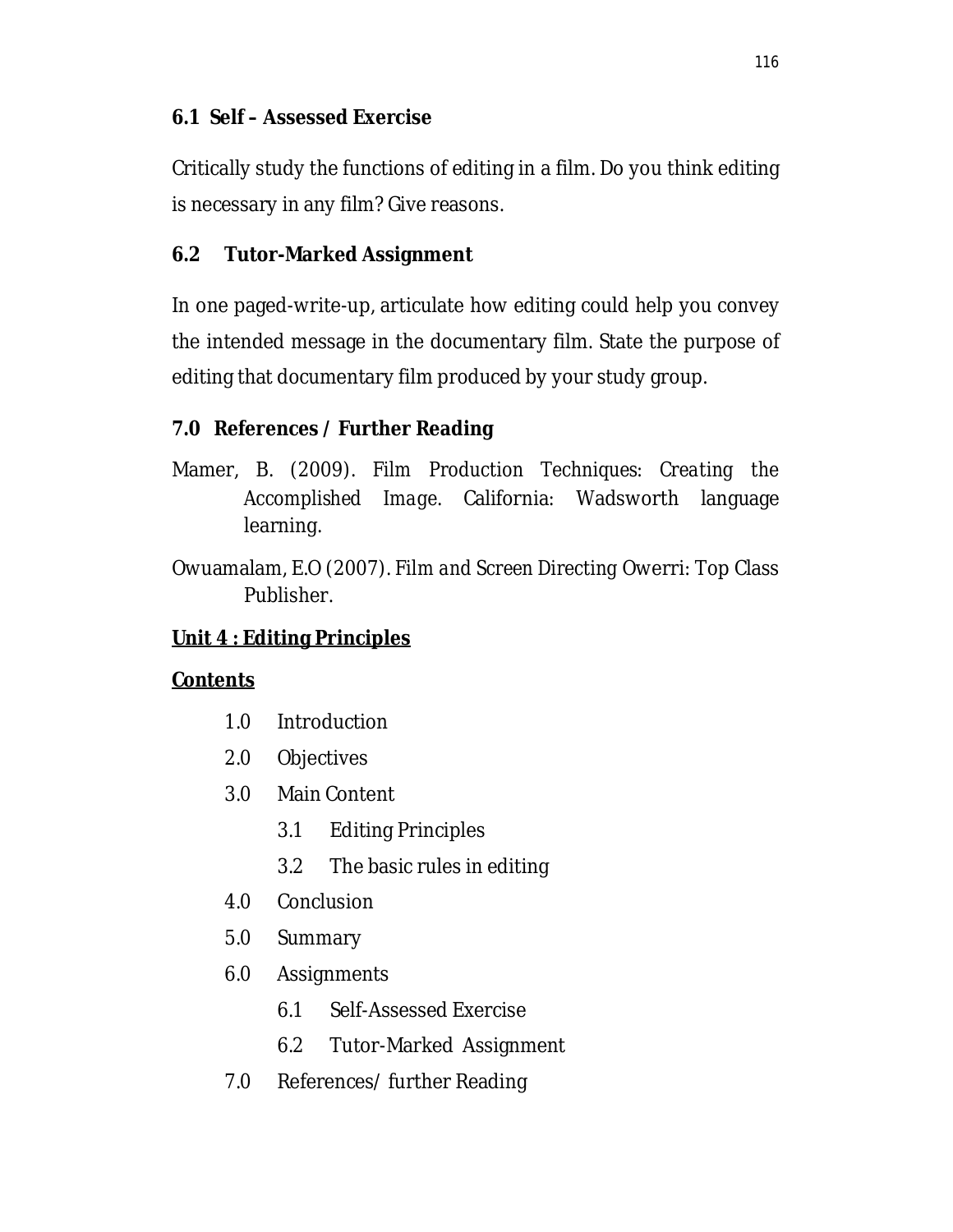### 6.1 Self – Assessed Exercise

Critically study the functions of editing in a film. Do you think editing is necessary in any film? Give reasons.

### 6.2 Tutor-Marked Assignment

In one paged-write-up, articulate how editing could help you convey the intended message in the documentary film. State the purpose of editing that documentary film produced by your study group.

### 7.0 References / Further Reading

Mamer, B. (2009). *Film Production Techniques: Creating the Accomplished Image*. California: Wadsworth language learning.

Owuamalam, E.O (2007). *Film and Screen Directing* Owerri: Top Class Publisher.

## Unit 4 : Editing Principles

**Contents**

- 1.0 Introduction
- 2.0 Objectives
- 3.0 Main Content
  - 3.1 Editing Principles
  - 3.2 The basic rules in editing
- 4.0 Conclusion
- 5.0 Summary
- 6.0 Assignments
  - 6.1 Self-Assessed Exercise
  - 6.2 Tutor-Marked Assignment
- 7.0 References/ further Reading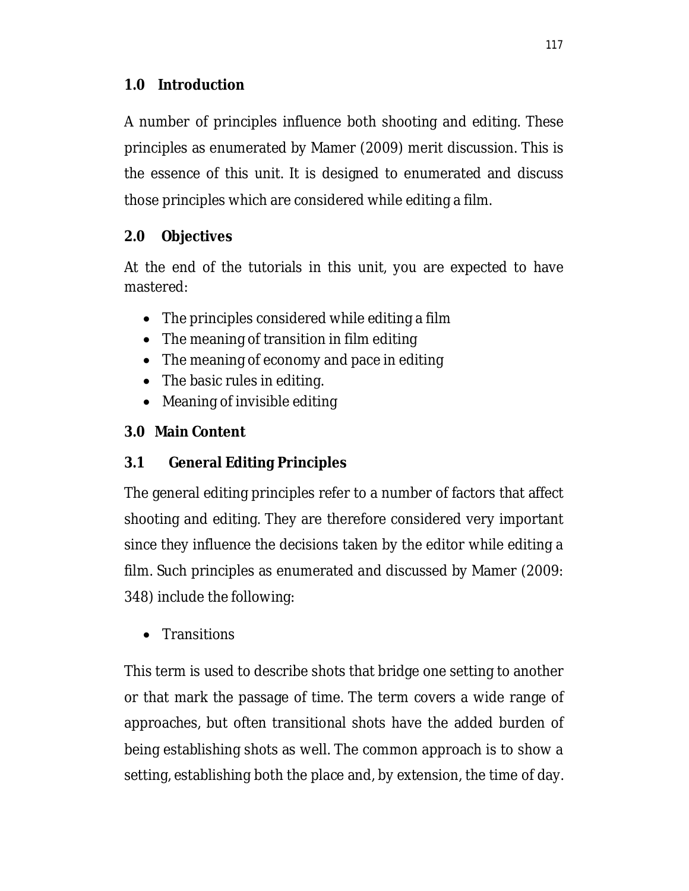## 1.0 Introduction

A number of principles influence both shooting and editing. These principles as enumerated by Mamer (2009) merit discussion. This is the essence of this unit. It is designed to enumerated and discuss those principles which are considered while editing a film.

## 2.0 Objectives

At the end of the tutorials in this unit, you are expected to have mastered:

- The principles considered while editing a film
- The meaning of transition in film editing
- The meaning of economy and pace in editing
- The basic rules in editing.
- Meaning of invisible editing

## 3.0 Main Content

### 3.1 General Editing Principles

The general editing principles refer to a number of factors that affect shooting and editing. They are therefore considered very important since they influence the decisions taken by the editor while editing a film. Such principles as enumerated and discussed by Mamer (2009: 348) include the following:

- Transitions

This term is used to describe shots that bridge one setting to another or that mark the passage of time. The term covers a wide range of approaches, but often transitional shots have the added burden of being establishing shots as well. The common approach is to show a setting, establishing both the place and, by extension, the time of day.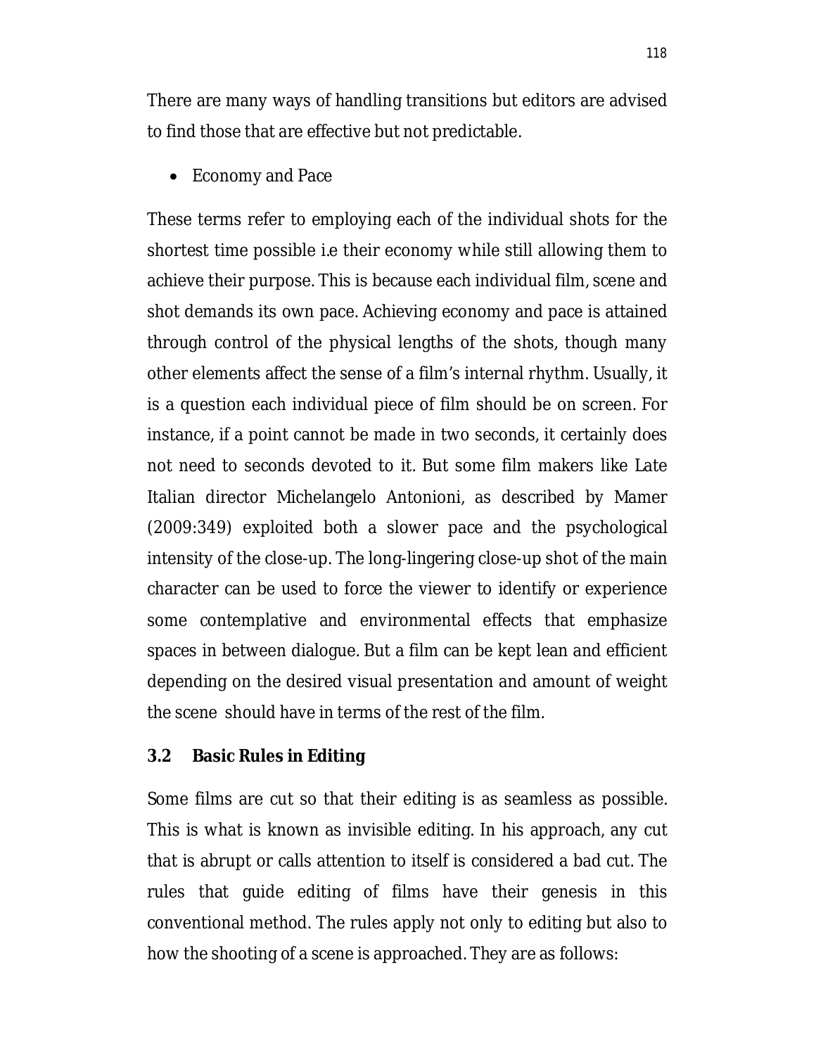There are many ways of handling transitions but editors are advised to find those that are effective but not predictable.

- Economy and Pace

These terms refer to employing each of the individual shots for the shortest time possible i.e their economy while still allowing them to achieve their purpose. This is because each individual film, scene and shot demands its own pace. Achieving economy and pace is attained through control of the physical lengths of the shots, though many other elements affect the sense of a film's internal rhythm. Usually, it is a question each individual piece of film should be on screen. For instance, if a point cannot be made in two seconds, it certainly does not need to seconds devoted to it. But some film makers like Late Italian director Michelangelo Antonioni, as described by Mamer (2009:349) exploited both a slower pace and the psychological intensity of the close-up. The long-lingering close-up shot of the main character can be used to force the viewer to identify or experience some contemplative and environmental effects that emphasize spaces in between dialogue. But a film can be kept lean and efficient depending on the desired visual presentation and amount of weight the scene should have in terms of the rest of the film.

### 3.2 Basic Rules in Editing

Some films are cut so that their editing is as seamless as possible. This is what is known as invisible editing. In his approach, any cut that is abrupt or calls attention to itself is considered a bad cut. The rules that guide editing of films have their genesis in this conventional method. The rules apply not only to editing but also to how the shooting of a scene is approached. They are as follows: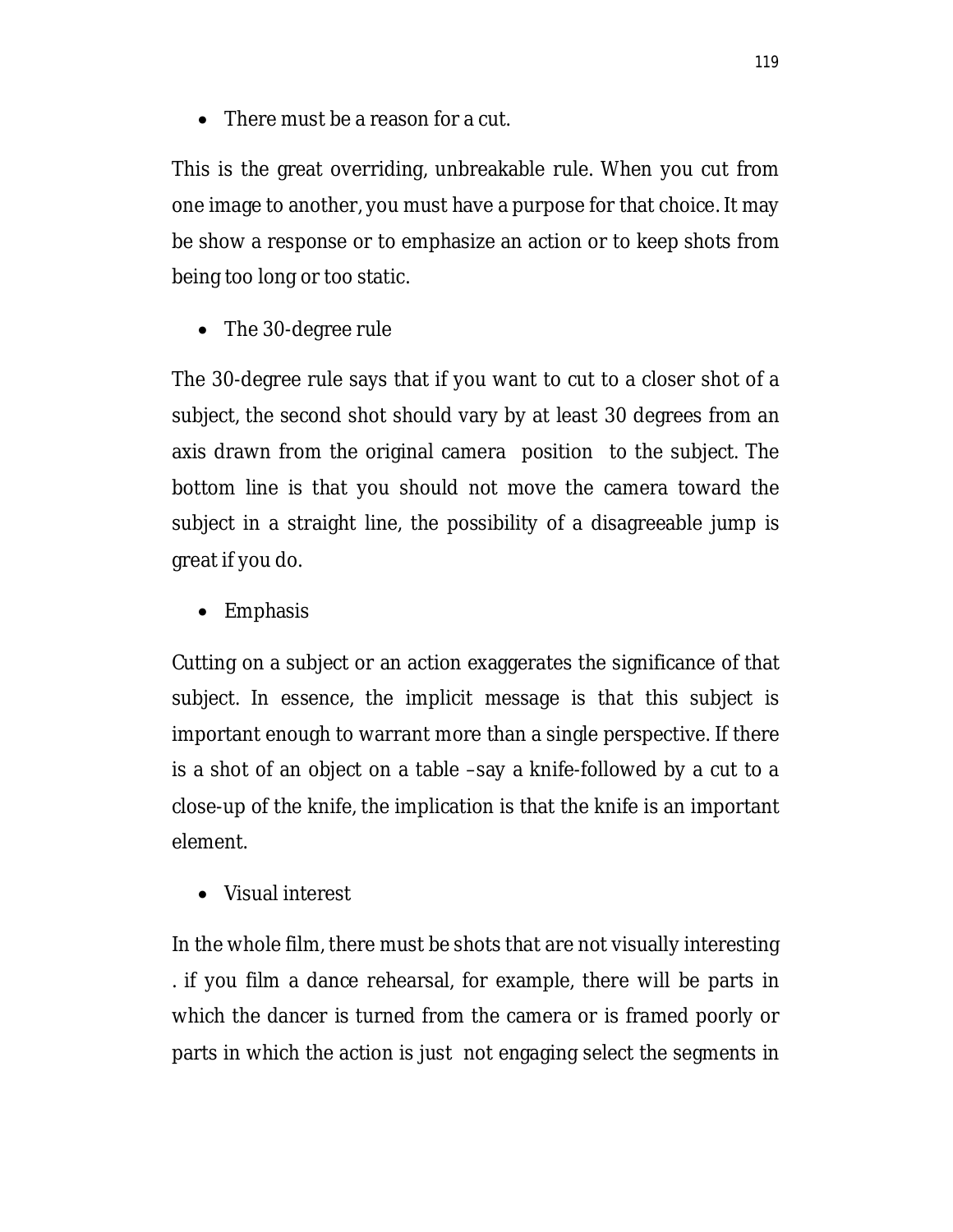- There must be a reason for a cut.

This is the great overriding, unbreakable rule. When you cut from one image to another, you must have a purpose for that choice. It may be show a response or to emphasize an action or to keep shots from being too long or too static.

- The 30-degree rule

The 30-degree rule says that if you want to cut to a closer shot of a subject, the second shot should vary by at least 30 degrees from an axis drawn from the original camera position to the subject. The bottom line is that you should not move the camera toward the subject in a straight line, the possibility of a disagreeable jump is great if you do.

- Emphasis

Cutting on a subject or an action exaggerates the significance of that subject. In essence, the implicit message is that this subject is important enough to warrant more than a single perspective. If there is a shot of an object on a table –say a knife-followed by a cut to a close-up of the knife, the implication is that the knife is an important element.

- Visual interest

In the whole film, there must be shots that are not visually interesting . if you film a dance rehearsal, for example, there will be parts in which the dancer is turned from the camera or is framed poorly or parts in which the action is just not engaging select the segments in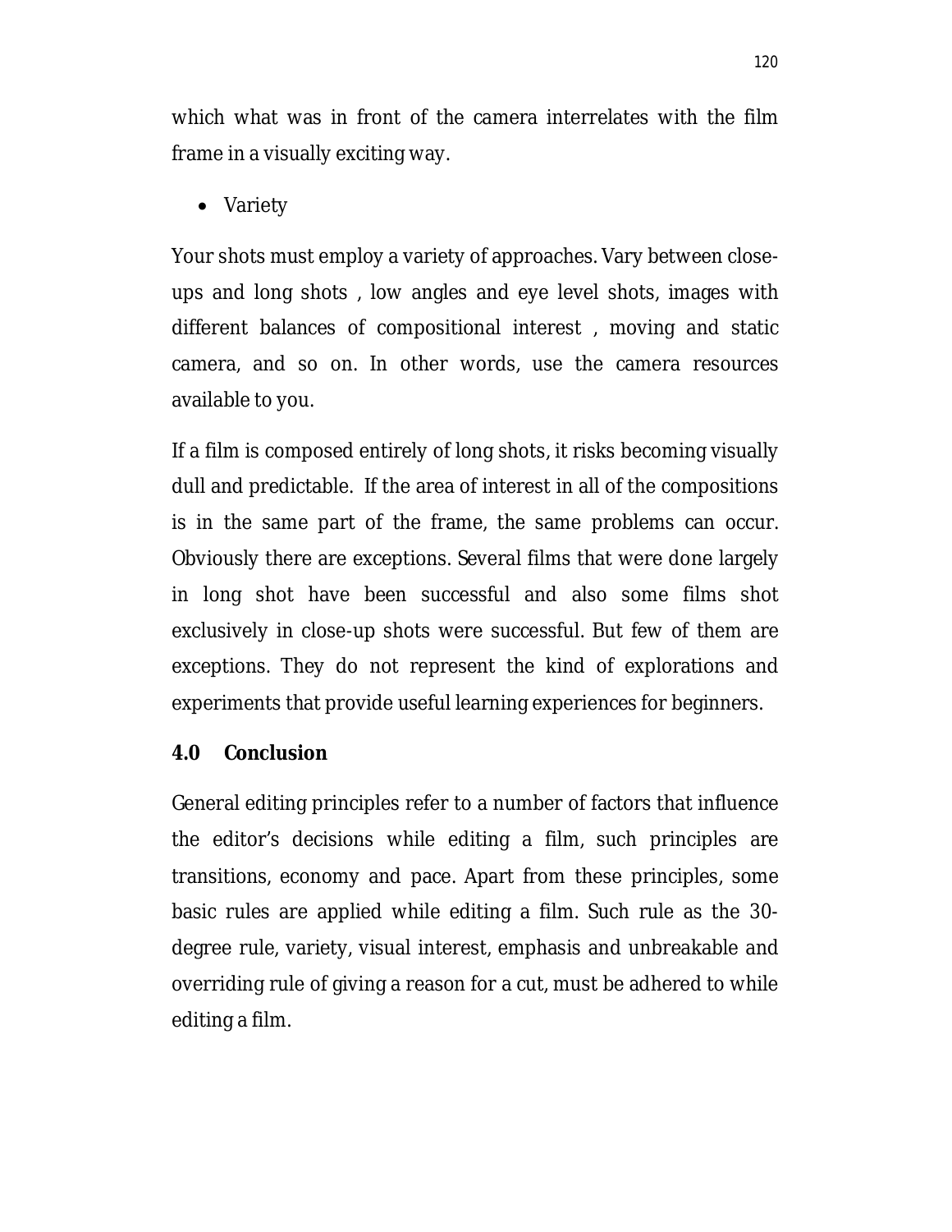which what was in front of the camera interrelates with the film frame in a visually exciting way.

- Variety

Your shots must employ a variety of approaches. Vary between close-ups and long shots , low angles and eye level shots, images with different balances of compositional interest , moving and static camera, and so on. In other words, use the camera resources available to you.

If a film is composed entirely of long shots, it risks becoming visually dull and predictable.  If the area of interest in all of the compositions is in the same part of the frame, the same problems can occur. Obviously there are exceptions. Several films that were done largely in long shot have been successful and also some films shot exclusively in close-up shots were successful. But few of them are exceptions. They do not represent the kind of explorations and experiments that provide useful learning experiences for beginners.

## 4.0 Conclusion

General editing principles refer to a number of factors that influence the editor's decisions while editing a film, such principles are transitions, economy and pace. Apart from these principles, some basic rules are applied while editing a film. Such rule as the 30-degree rule, variety, visual interest, emphasis and unbreakable and overriding rule of giving a reason for a cut, must be adhered to while editing a film.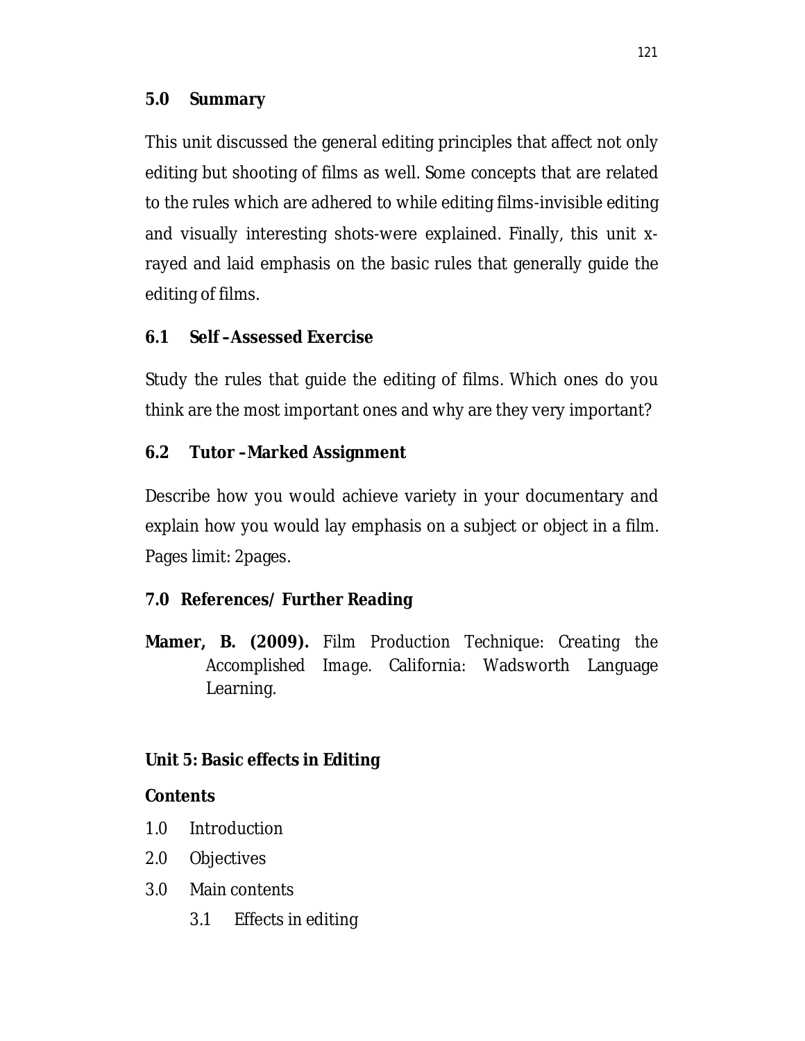### 5.0 Summary

This unit discussed the general editing principles that affect not only editing but shooting of films as well. Some concepts that are related to the rules which are adhered to while editing films-invisible editing and visually interesting shots-were explained. Finally, this unit x-rayed and laid emphasis on the basic rules that generally guide the editing of films.

### 6.1 Self –Assessed Exercise

Study the rules that guide the editing of films. Which ones do you think are the most important ones and why are they very important?

### 6.2 Tutor –Marked Assignment

Describe how you would achieve variety in your documentary and explain how you would lay emphasis on a subject or object in a film. Pages limit: 2pages.

### 7.0 References/ Further Reading

**Mamer, B. (2009).** *Film Production Technique: Creating the Accomplished Image.* California: Wadsworth Language Learning.

## Unit 5: Basic effects in Editing

**Contents**

1.0 Introduction

2.0 Objectives

3.0 Main contents

  3.1 Effects in editing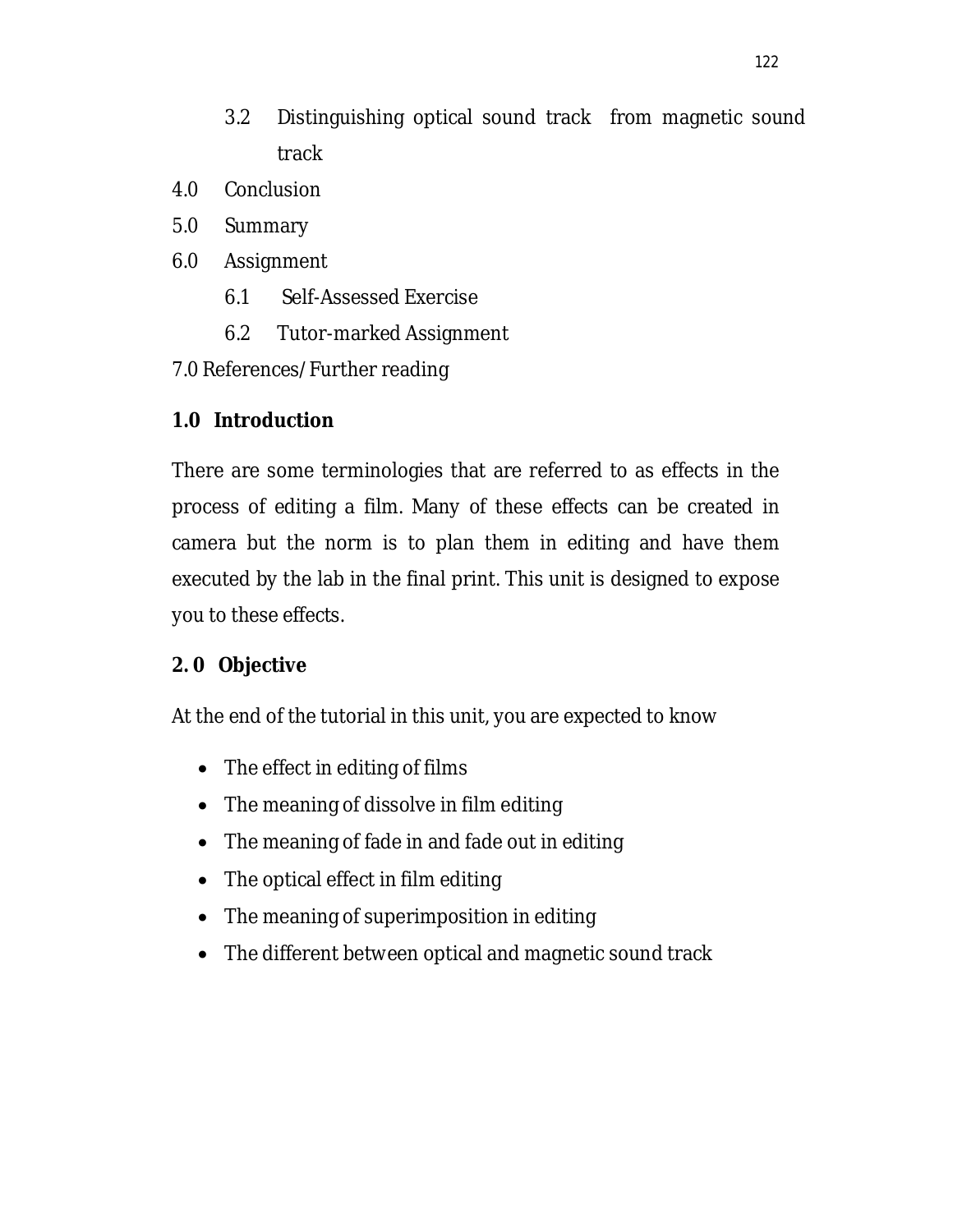3.2 Distinguishing optical sound track from magnetic sound track

4.0 Conclusion

5.0 Summary

6.0 Assignment

6.1 Self-Assessed Exercise

6.2 Tutor-marked Assignment

7.0 References/Further reading

## 1.0 Introduction

There are some terminologies that are referred to as effects in the process of editing a film. Many of these effects can be created in camera but the norm is to plan them in editing and have them executed by the lab in the final print. This unit is designed to expose you to these effects.

## 2. 0 Objective

At the end of the tutorial in this unit, you are expected to know

- The effect in editing of films
- The meaning of dissolve in film editing
- The meaning of fade in and fade out in editing
- The optical effect in film editing
- The meaning of superimposition in editing
- The different between optical and magnetic sound track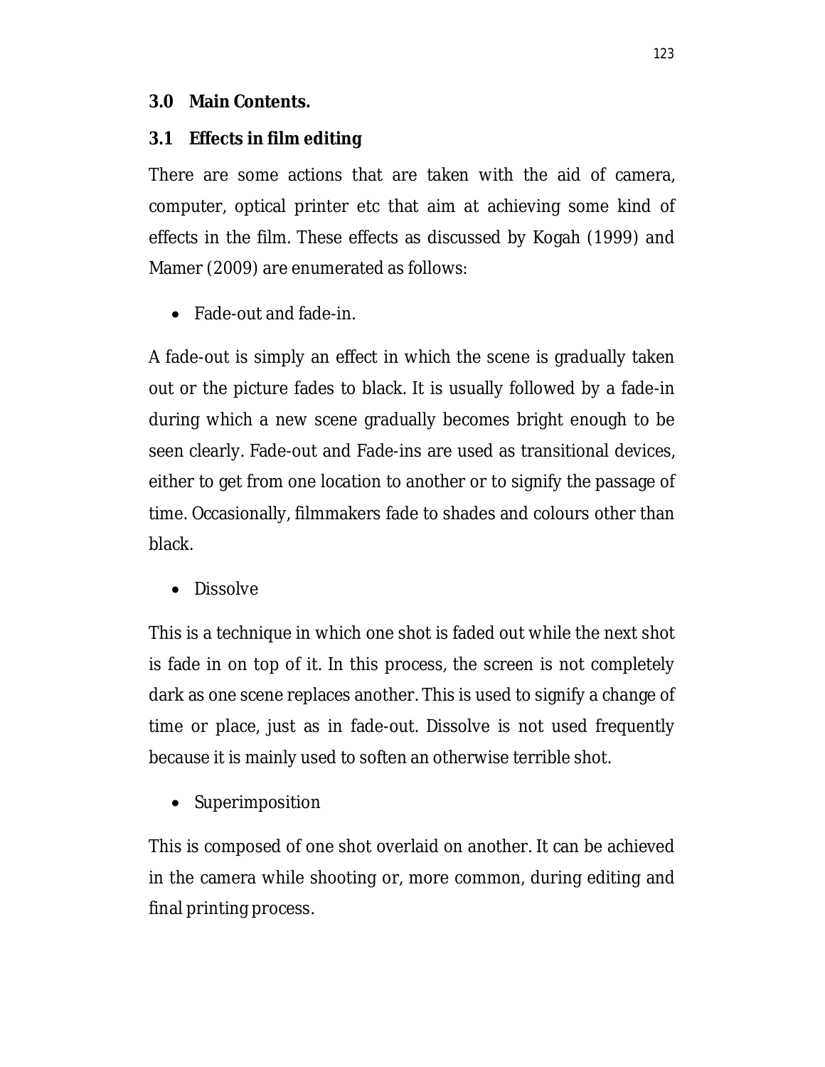## 3.0 Main Contents.

### 3.1 Effects in film editing

There are some actions that are taken with the aid of camera, computer, optical printer etc that aim at achieving some kind of effects in the film. These effects as discussed by Kogah (1999) and Mamer (2009) are enumerated as follows:

- Fade-out and fade-in.

A fade-out is simply an effect in which the scene is gradually taken out or the picture fades to black. It is usually followed by a fade-in during which a new scene gradually becomes bright enough to be seen clearly. Fade-out and Fade-ins are used as transitional devices, either to get from one location to another or to signify the passage of time. Occasionally, filmmakers fade to shades and colours other than black.

- Dissolve

This is a technique in which one shot is faded out while the next shot is fade in on top of it. In this process, the screen is not completely dark as one scene replaces another. This is used to signify a change of time or place, just as in fade-out. Dissolve is not used frequently because it is mainly used to soften an otherwise terrible shot.

- Superimposition

This is composed of one shot overlaid on another. It can be achieved in the camera while shooting or, more common, during editing and final printing process.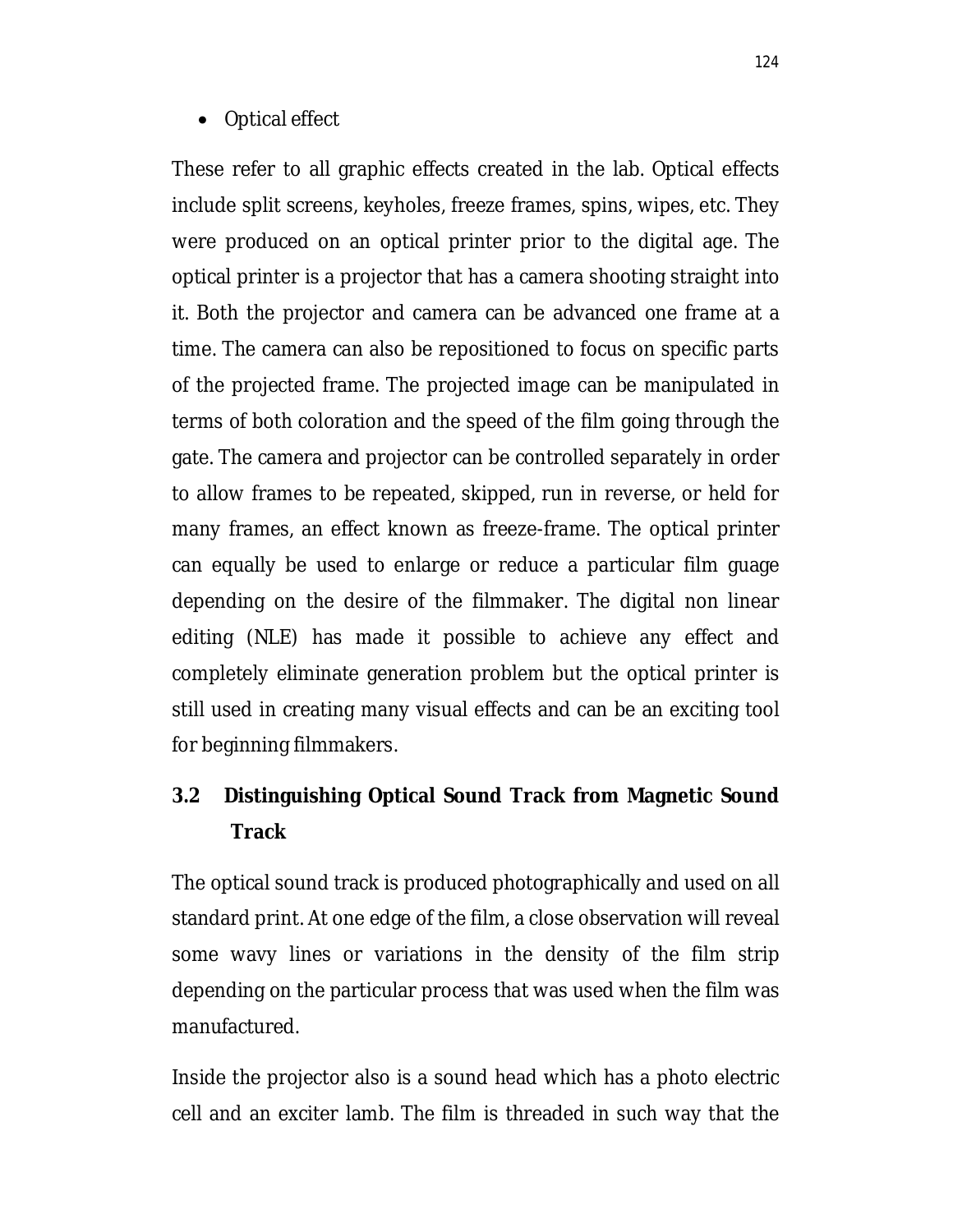- Optical effect

These refer to all graphic effects created in the lab. Optical effects include split screens, keyholes, freeze frames, spins, wipes, etc. They were produced on an optical printer prior to the digital age. The optical printer is a projector that has a camera shooting straight into it. Both the projector and camera can be advanced one frame at a time. The camera can also be repositioned to focus on specific parts of the projected frame. The projected image can be manipulated in terms of both coloration and the speed of the film going through the gate. The camera and projector can be controlled separately in order to allow frames to be repeated, skipped, run in reverse, or held for many frames, an effect known as freeze-frame. The optical printer can equally be used to enlarge or reduce a particular film guage depending on the desire of the filmmaker. The digital non linear editing (NLE) has made it possible to achieve any effect and completely eliminate generation problem but the optical printer is still used in creating many visual effects and can be an exciting tool for beginning filmmakers.

## 3.2 Distinguishing Optical Sound Track from Magnetic Sound Track

The optical sound track is produced photographically and used on all standard print. At one edge of the film, a close observation will reveal some wavy lines or variations in the density of the film strip depending on the particular process that was used when the film was manufactured.

Inside the projector also is a sound head which has a photo electric cell and an exciter lamb. The film is threaded in such way that the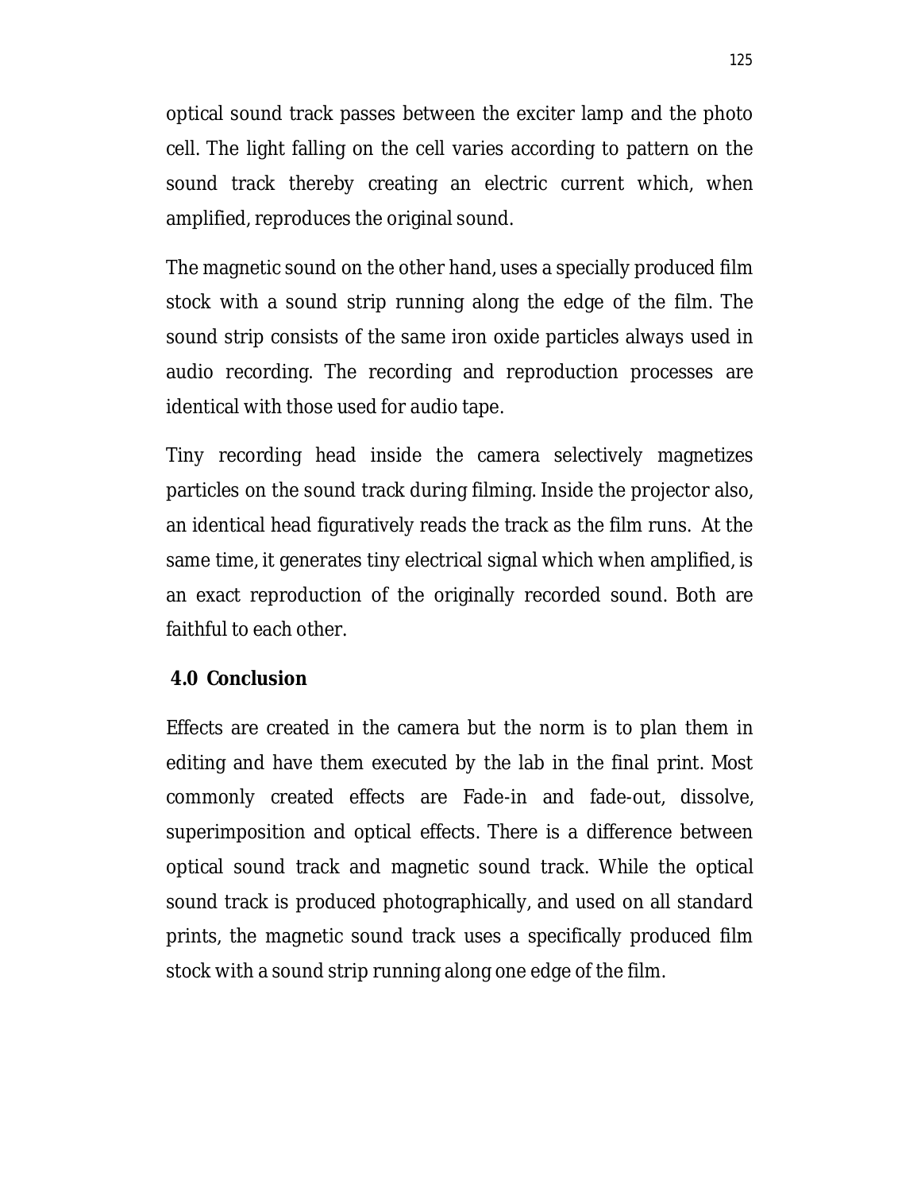optical sound track passes between the exciter lamp and the photo cell. The light falling on the cell varies according to pattern on the sound track thereby creating an electric current which, when amplified, reproduces the original sound.

The magnetic sound on the other hand, uses a specially produced film stock with a sound strip running along the edge of the film. The sound strip consists of the same iron oxide particles always used in audio recording. The recording and reproduction processes are identical with those used for audio tape.

Tiny recording head inside the camera selectively magnetizes particles on the sound track during filming. Inside the projector also, an identical head figuratively reads the track as the film runs. At the same time, it generates tiny electrical signal which when amplified, is an exact reproduction of the originally recorded sound. Both are faithful to each other.

## 4.0 Conclusion

Effects are created in the camera but the norm is to plan them in editing and have them executed by the lab in the final print. Most commonly created effects are Fade-in and fade-out, dissolve, superimposition and optical effects. There is a difference between optical sound track and magnetic sound track. While the optical sound track is produced photographically, and used on all standard prints, the magnetic sound track uses a specifically produced film stock with a sound strip running along one edge of the film.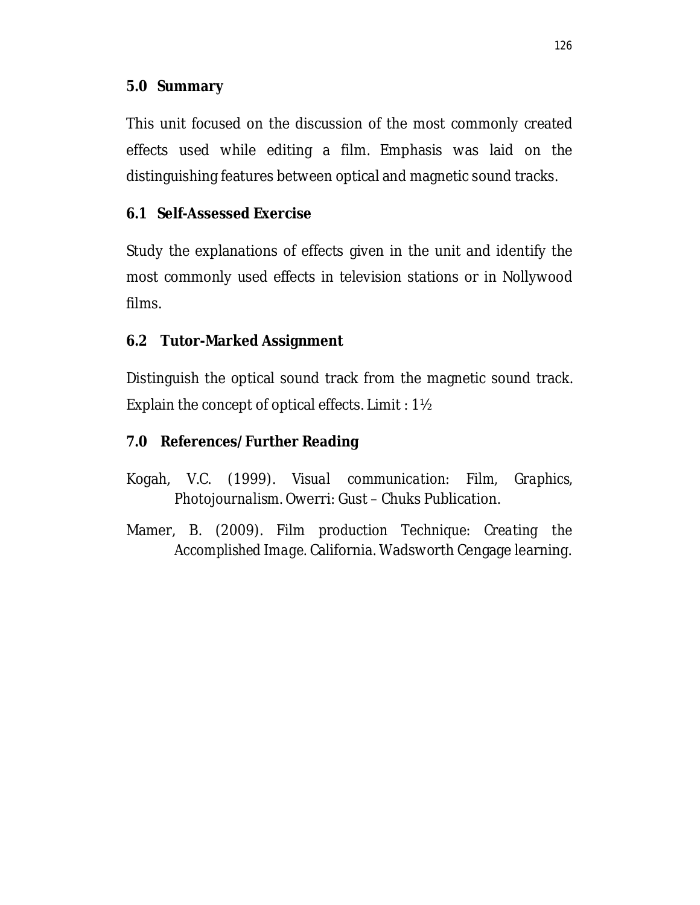## 5.0 Summary

This unit focused on the discussion of the most commonly created effects used while editing a film. Emphasis was laid on the distinguishing features between optical and magnetic sound tracks.

## 6.1 Self-Assessed Exercise

Study the explanations of effects given in the unit and identify the most commonly used effects in television stations or in Nollywood films.

## 6.2 Tutor-Marked Assignment

Distinguish the optical sound track from the magnetic sound track. Explain the concept of optical effects. Limit : 1½

## 7.0 References/Further Reading

Kogah, V.C. (1999). *Visual communication: Film, Graphics, Photojournalism*. Owerri: Gust – Chuks Publication.

Mamer, B. (2009). *Film production Technique: Creating the Accomplished Image*. California. Wadsworth Cengage learning.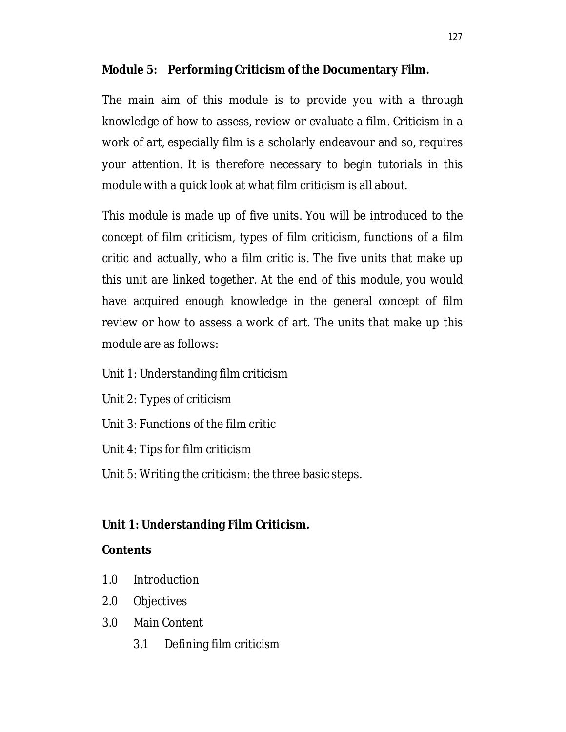## Module 5: Performing Criticism of the Documentary Film.

The main aim of this module is to provide you with a through knowledge of how to assess, review or evaluate a film. Criticism in a work of art, especially film is a scholarly endeavour and so, requires your attention. It is therefore necessary to begin tutorials in this module with a quick look at what film criticism is all about.

This module is made up of five units. You will be introduced to the concept of film criticism, types of film criticism, functions of a film critic and actually, who a film critic is. The five units that make up this unit are linked together. At the end of this module, you would have acquired enough knowledge in the general concept of film review or how to assess a work of art. The units that make up this module are as follows:

Unit 1: Understanding film criticism

Unit 2: Types of criticism

Unit 3: Functions of the film critic

Unit 4: Tips for film criticism

Unit 5: Writing the criticism: the three basic steps.

### Unit 1: Understanding Film Criticism.

**Contents**

1.0 Introduction

2.0 Objectives

3.0 Main Content

  3.1 Defining film criticism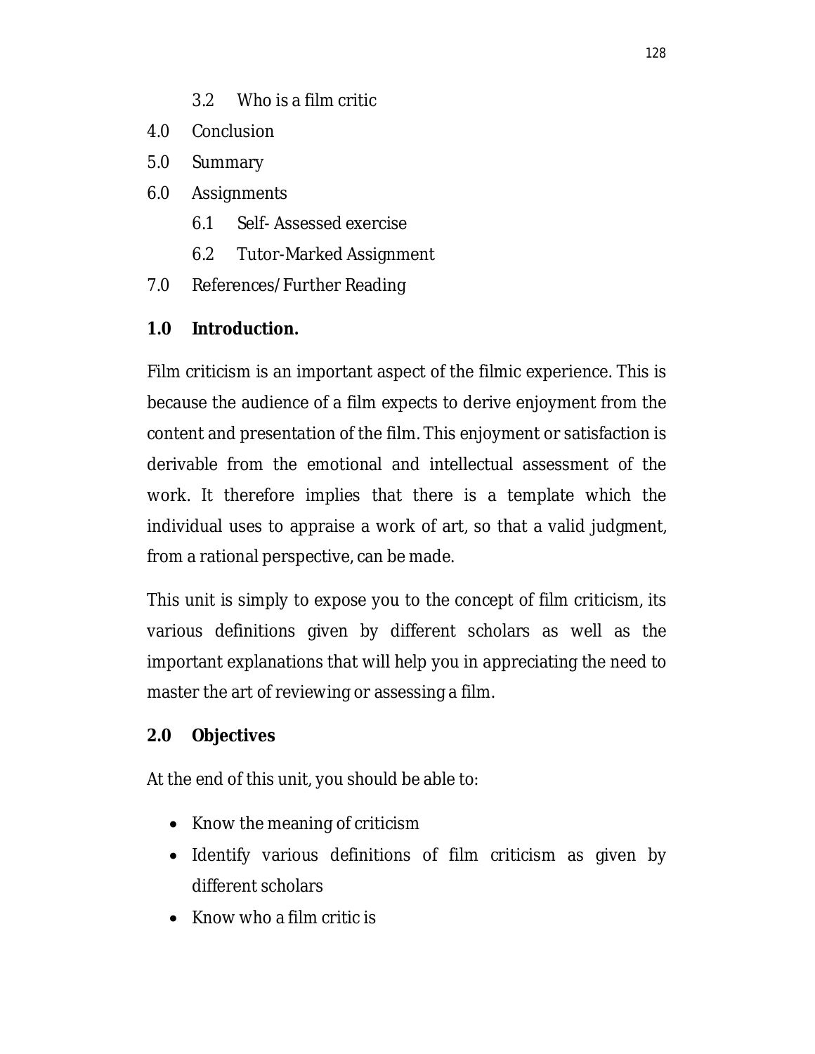3.2 Who is a film critic

4.0 Conclusion

5.0 Summary

6.0 Assignments

    6.1 Self- Assessed exercise

    6.2 Tutor-Marked Assignment

7.0 References/Further Reading

## 1.0 Introduction.

Film criticism is an important aspect of the filmic experience. This is because the audience of a film expects to derive enjoyment from the content and presentation of the film. This enjoyment or satisfaction is derivable from the emotional and intellectual assessment of the work. It therefore implies that there is a template which the individual uses to appraise a work of art, so that a valid judgment, from a rational perspective, can be made.

This unit is simply to expose you to the concept of film criticism, its various definitions given by different scholars as well as the important explanations that will help you in appreciating the need to master the art of reviewing or assessing a film.

## 2.0 Objectives

At the end of this unit, you should be able to:

- Know the meaning of criticism
- Identify various definitions of film criticism as given by different scholars
- Know who a film critic is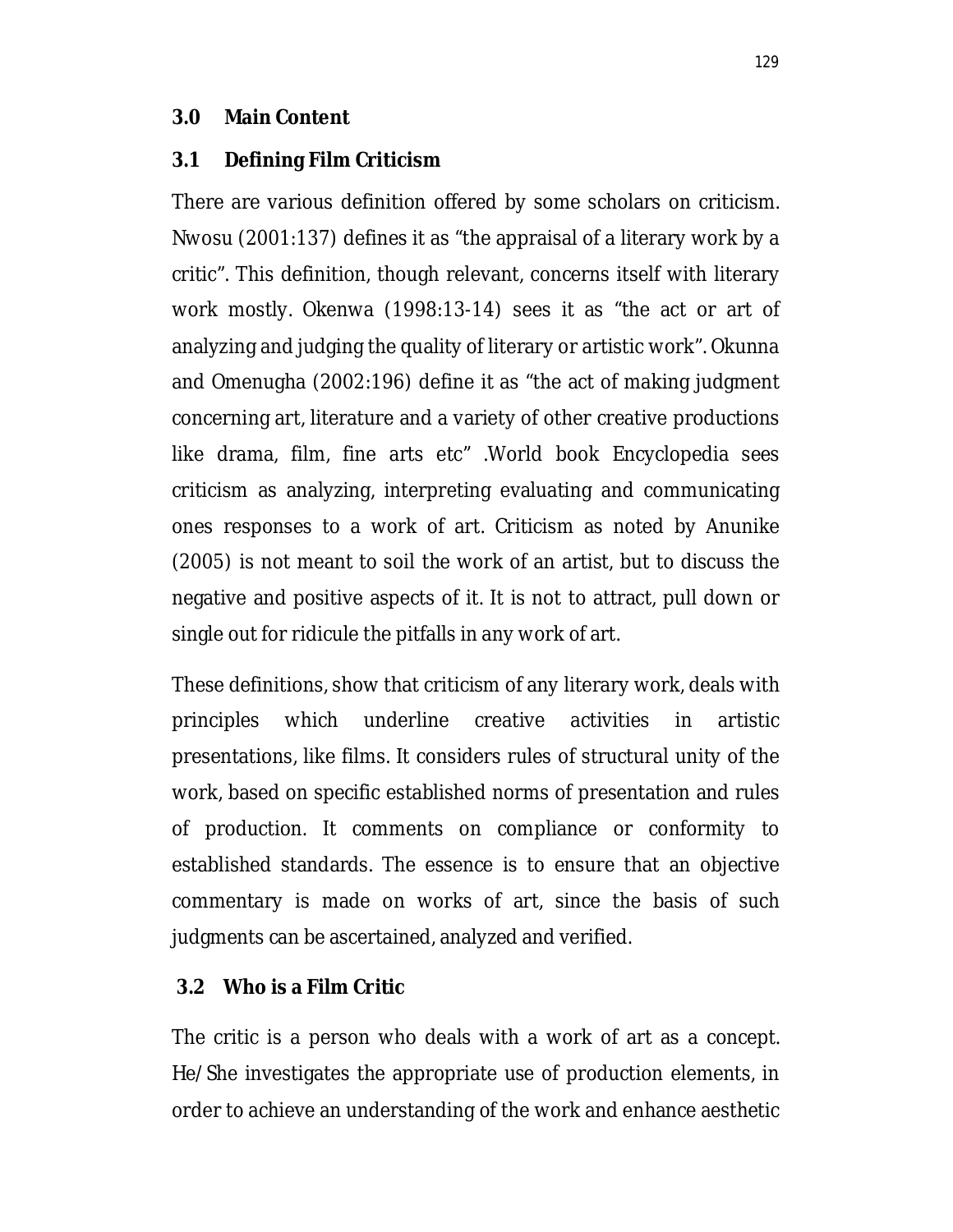## 3.0 Main Content

### 3.1 Defining Film Criticism

There are various definition offered by some scholars on criticism. Nwosu (2001:137) defines it as "the appraisal of a literary work by a critic". This definition, though relevant, concerns itself with literary work mostly. Okenwa (1998:13-14) sees it as "the act or art of analyzing and judging the quality of literary or artistic work". Okunna and Omenugha (2002:196) define it as "the act of making judgment concerning art, literature and a variety of other creative productions like drama, film, fine arts etc" .World book Encyclopedia sees criticism as analyzing, interpreting evaluating and communicating ones responses to a work of art. Criticism as noted by Anunike (2005) is not meant to soil the work of an artist, but to discuss the negative and positive aspects of it. It is not to attract, pull down or single out for ridicule the pitfalls in any work of art.

These definitions, show that criticism of any literary work, deals with principles which underline creative activities in artistic presentations, like films. It considers rules of structural unity of the work, based on specific established norms of presentation and rules of production. It comments on compliance or conformity to established standards. The essence is to ensure that an objective commentary is made on works of art, since the basis of such judgments can be ascertained, analyzed and verified.

### 3.2 Who is a Film Critic

The critic is a person who deals with a work of art as a concept. He/She investigates the appropriate use of production elements, in order to achieve an understanding of the work and enhance aesthetic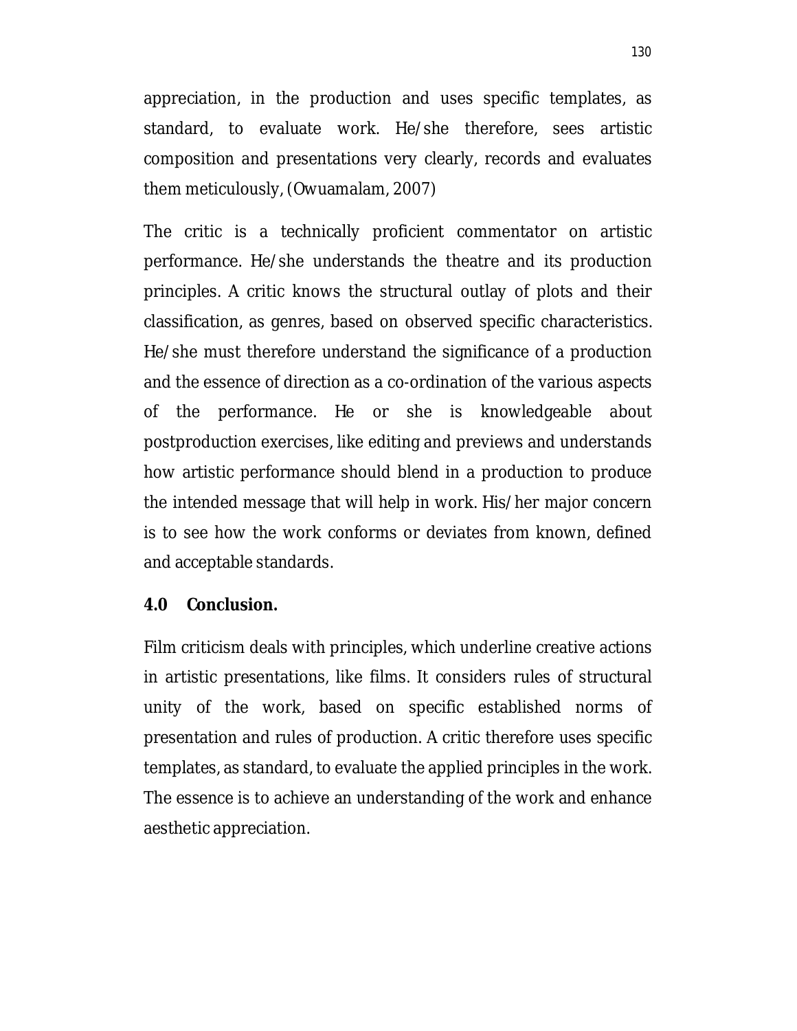appreciation, in the production and uses specific templates, as standard, to evaluate work. He/she therefore, sees artistic composition and presentations very clearly, records and evaluates them meticulously, (Owuamalam, 2007)

The critic is a technically proficient commentator on artistic performance. He/she understands the theatre and its production principles. A critic knows the structural outlay of plots and their classification, as genres, based on observed specific characteristics. He/she must therefore understand the significance of a production and the essence of direction as a co-ordination of the various aspects of the performance. He or she is knowledgeable about postproduction exercises, like editing and previews and understands how artistic performance should blend in a production to produce the intended message that will help in work. His/her major concern is to see how the work conforms or deviates from known, defined and acceptable standards.

## 4.0 Conclusion.

Film criticism deals with principles, which underline creative actions in artistic presentations, like films. It considers rules of structural unity of the work, based on specific established norms of presentation and rules of production. A critic therefore uses specific templates, as standard, to evaluate the applied principles in the work. The essence is to achieve an understanding of the work and enhance aesthetic appreciation.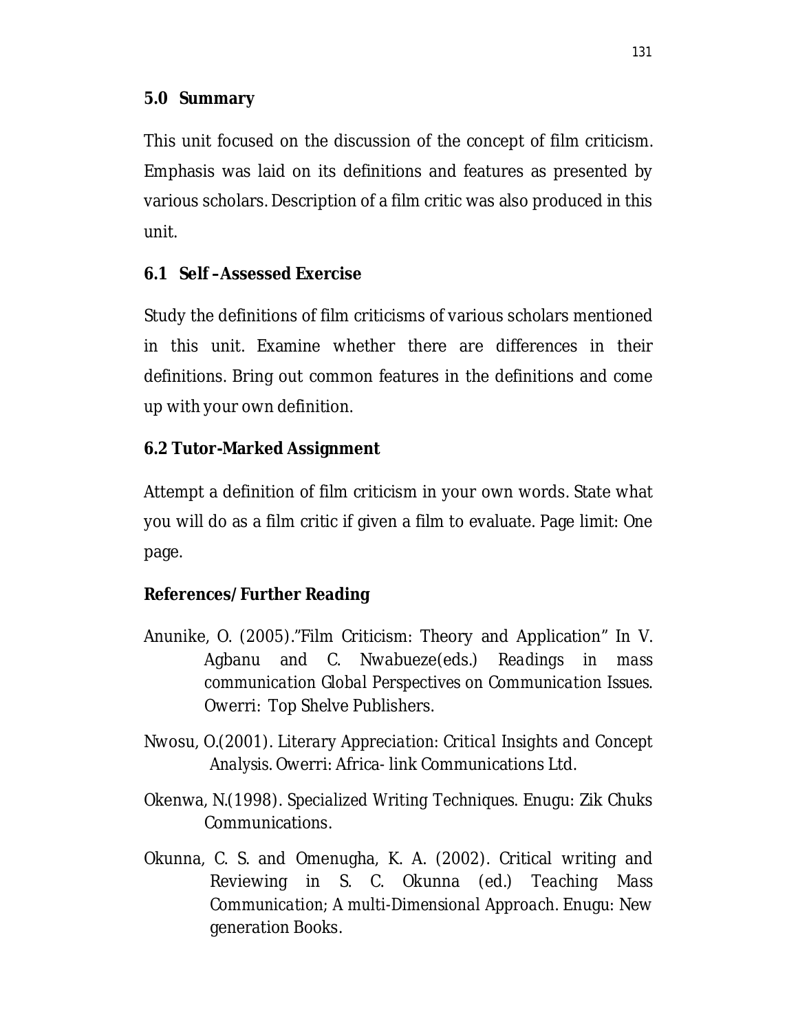### 5.0 Summary

This unit focused on the discussion of the concept of film criticism. Emphasis was laid on its definitions and features as presented by various scholars. Description of a film critic was also produced in this unit.

### 6.1 Self –Assessed Exercise

Study the definitions of film criticisms of various scholars mentioned in this unit. Examine whether there are differences in their definitions. Bring out common features in the definitions and come up with your own definition.

### 6.2 Tutor-Marked Assignment

Attempt a definition of film criticism in your own words. State what you will do as a film critic if given a film to evaluate. Page limit: One page.

### References/ Further Reading

Anunike, O. (2005)."Film Criticism: Theory and Application" In V. Agbanu and C. Nwabueze(eds.) *Readings in mass communication Global Perspectives on Communication Issues*. Owerri: Top Shelve Publishers.

Nwosu, O.(2001). *Literary Appreciation: Critical Insights and Concept Analysis*. Owerri: Africa- link Communications Ltd.

Okenwa, N.(1998). *Specialized Writing Techniques*. Enugu: Zik Chuks Communications.

Okunna, C. S. and Omenugha, K. A. (2002). Critical writing and Reviewing in S. C. Okunna (ed.) *Teaching Mass Communication; A multi-Dimensional Approach*. Enugu: New generation Books.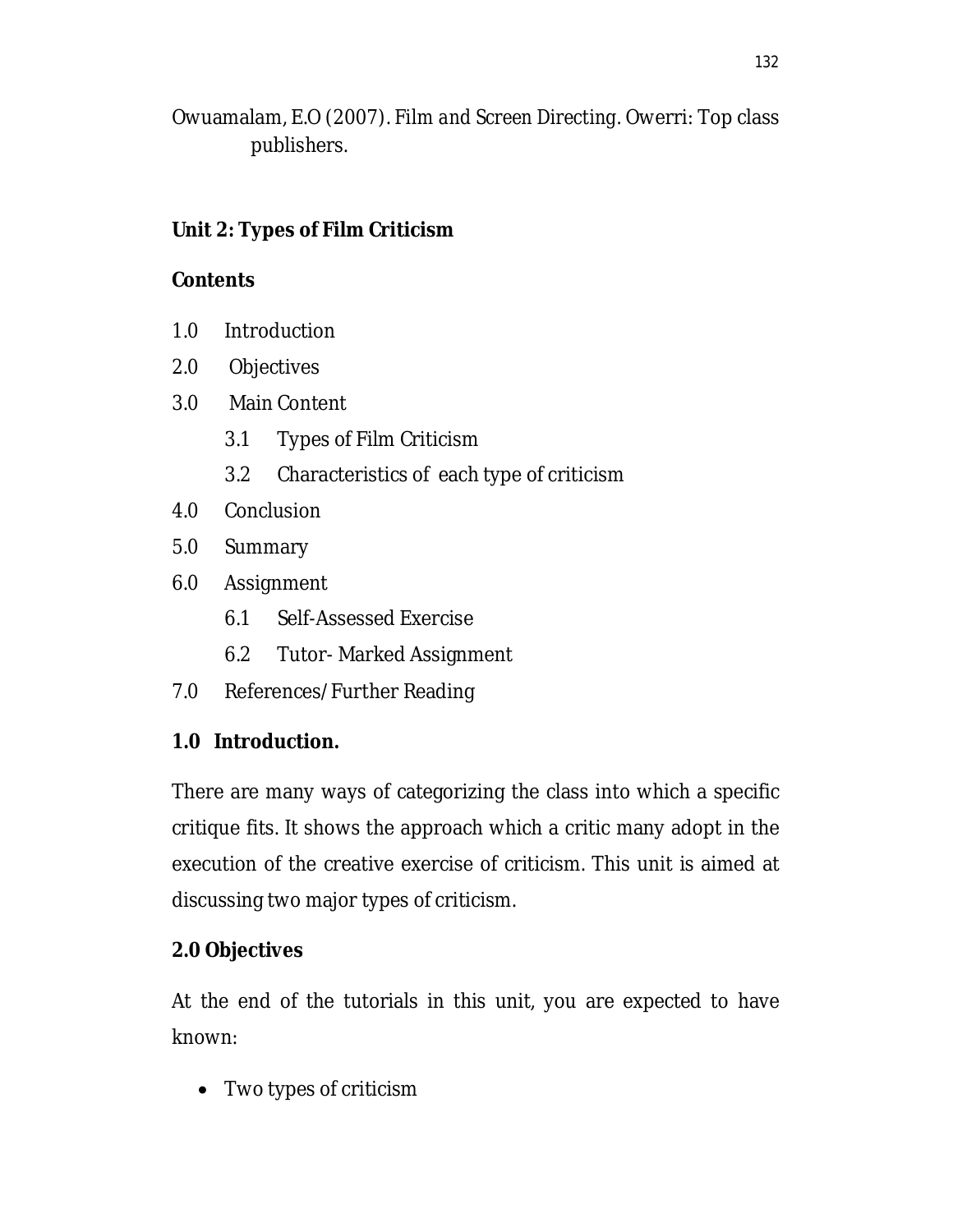Owuamalam, E.O (2007). *Film and Screen Directing*. Owerri: Top class publishers.

## Unit 2: Types of Film Criticism

**Contents**

1.0 Introduction

2.0 Objectives

3.0 Main Content

- 3.1 Types of Film Criticism
- 3.2 Characteristics of each type of criticism

4.0 Conclusion

5.0 Summary

6.0 Assignment

- 6.1 Self-Assessed Exercise
- 6.2 Tutor- Marked Assignment

7.0 References/Further Reading

### 1.0 Introduction.

There are many ways of categorizing the class into which a specific critique fits. It shows the approach which a critic many adopt in the execution of the creative exercise of criticism. This unit is aimed at discussing two major types of criticism.

### 2.0 Objectives

At the end of the tutorials in this unit, you are expected to have known:

- Two types of criticism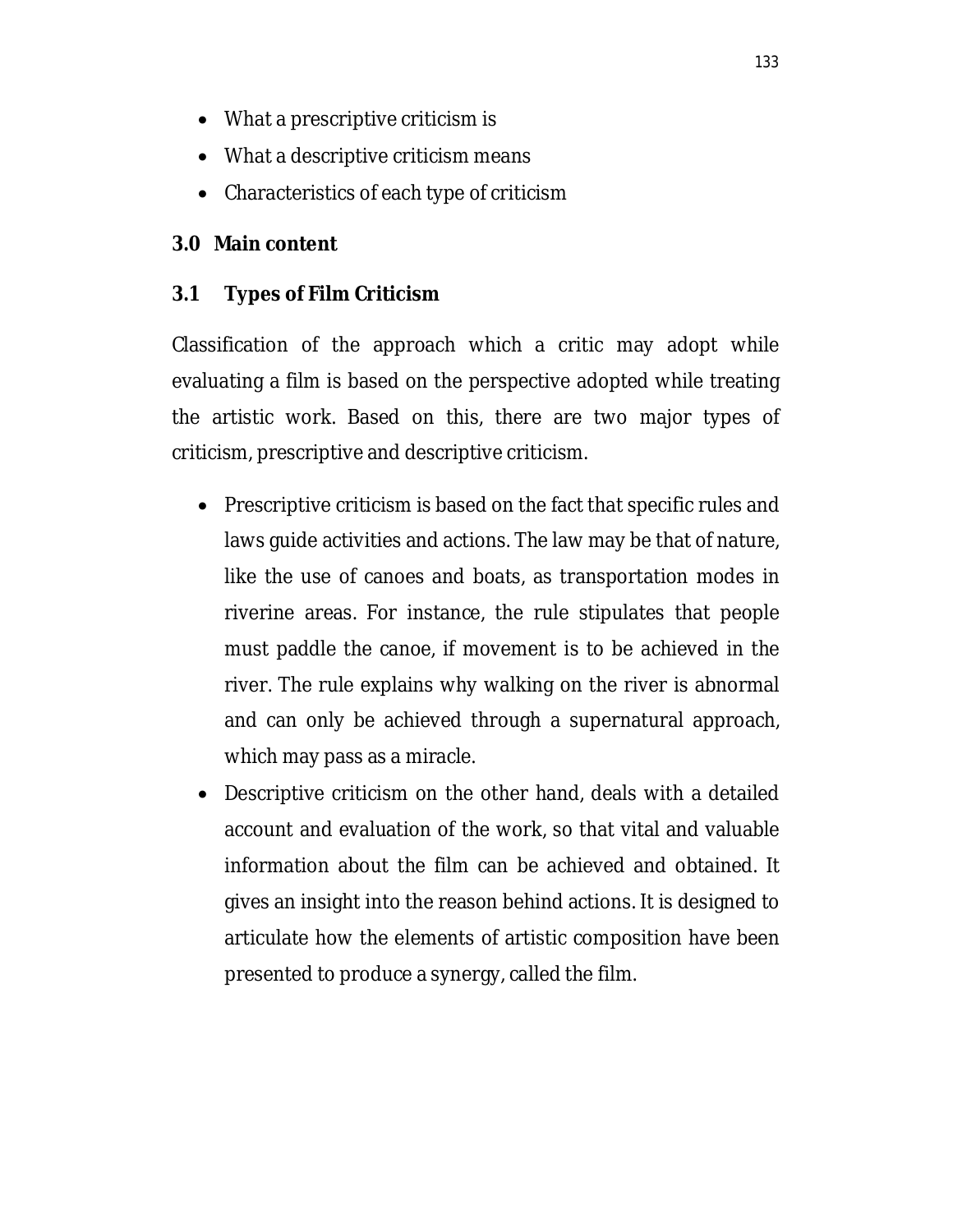- What a prescriptive criticism is
- What a descriptive criticism means
- Characteristics of each type of criticism

## 3.0 Main content

### 3.1 Types of Film Criticism

Classification of the approach which a critic may adopt while evaluating a film is based on the perspective adopted while treating the artistic work. Based on this, there are two major types of criticism, prescriptive and descriptive criticism.

- Prescriptive criticism is based on the fact that specific rules and laws guide activities and actions. The law may be that of nature, like the use of canoes and boats, as transportation modes in riverine areas. For instance, the rule stipulates that people must paddle the canoe, if movement is to be achieved in the river. The rule explains why walking on the river is abnormal and can only be achieved through a supernatural approach, which may pass as a miracle.
- Descriptive criticism on the other hand, deals with a detailed account and evaluation of the work, so that vital and valuable information about the film can be achieved and obtained. It gives an insight into the reason behind actions. It is designed to articulate how the elements of artistic composition have been presented to produce a synergy, called the film.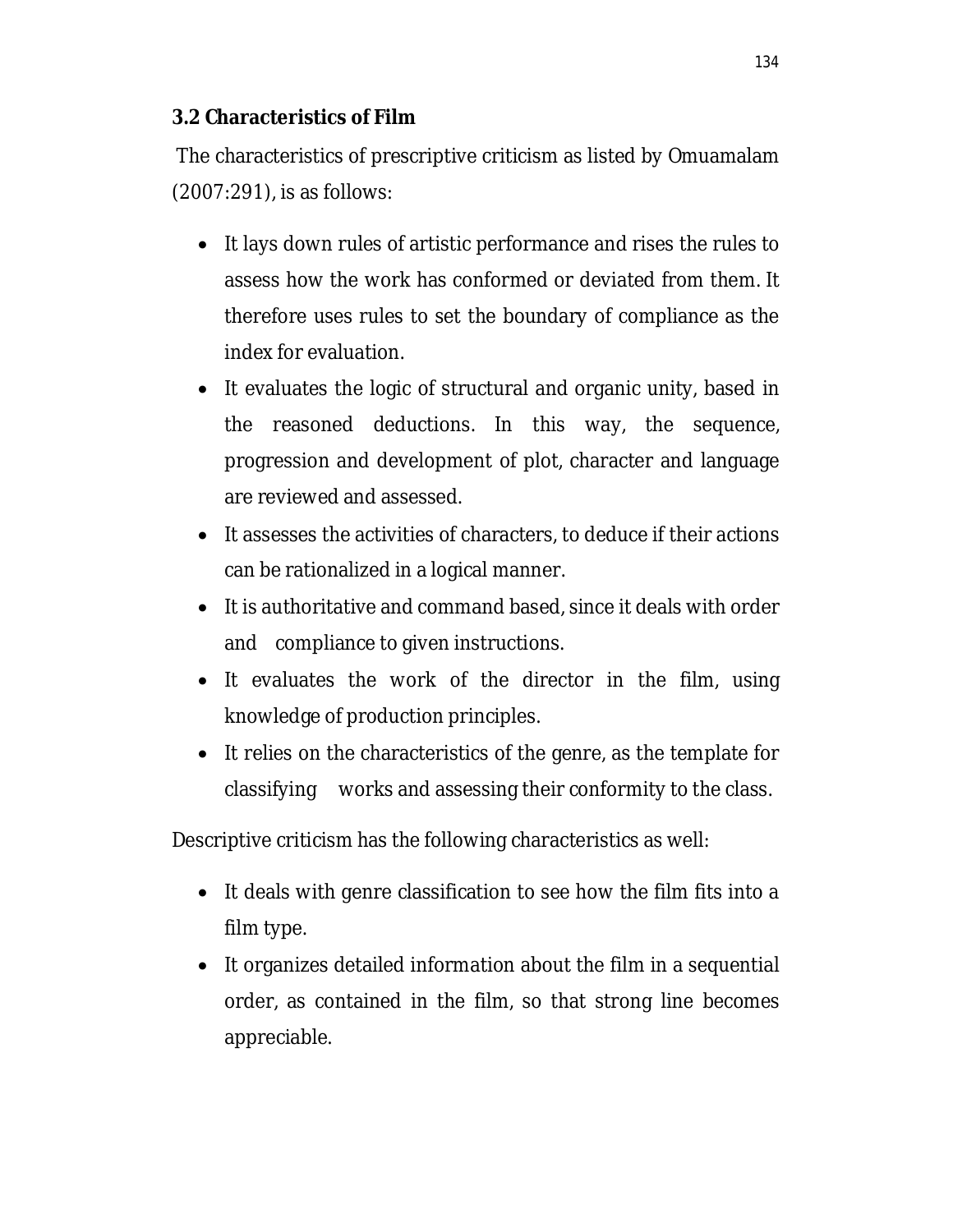### 3.2 Characteristics of Film

The characteristics of prescriptive criticism as listed by Omuamalam (2007:291), is as follows:

- It lays down rules of artistic performance and rises the rules to assess how the work has conformed or deviated from them. It therefore uses rules to set the boundary of compliance as the index for evaluation.
- It evaluates the logic of structural and organic unity, based in the reasoned deductions. In this way, the sequence, progression and development of plot, character and language are reviewed and assessed.
- It assesses the activities of characters, to deduce if their actions can be rationalized in a logical manner.
- It is authoritative and command based, since it deals with order and compliance to given instructions.
- It evaluates the work of the director in the film, using knowledge of production principles.
- It relies on the characteristics of the genre, as the template for classifying works and assessing their conformity to the class.

Descriptive criticism has the following characteristics as well:

- It deals with genre classification to see how the film fits into a film type.
- It organizes detailed information about the film in a sequential order, as contained in the film, so that strong line becomes appreciable.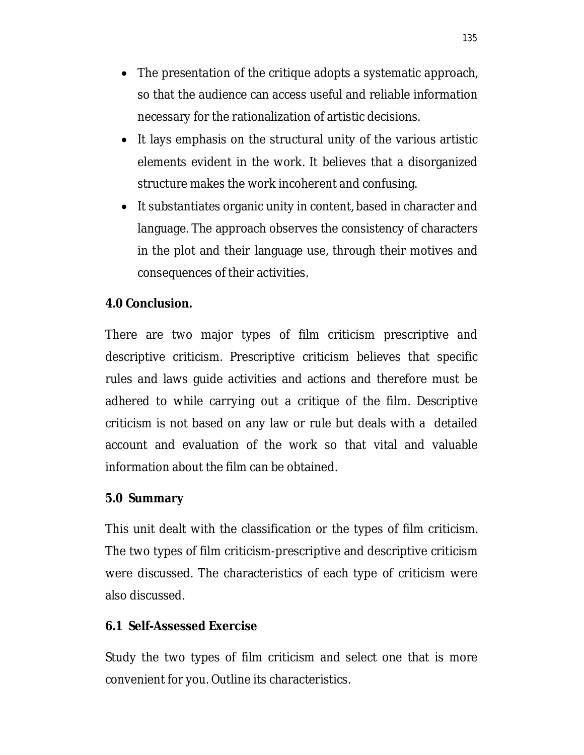- The presentation of the critique adopts a systematic approach, so that the audience can access useful and reliable information necessary for the rationalization of artistic decisions.
- It lays emphasis on the structural unity of the various artistic elements evident in the work. It believes that a disorganized structure makes the work incoherent and confusing.
- It substantiates organic unity in content, based in character and language. The approach observes the consistency of characters in the plot and their language use, through their motives and consequences of their activities.

**4.0 Conclusion.**

There are two major types of film criticism prescriptive and descriptive criticism. Prescriptive criticism believes that specific rules and laws guide activities and actions and therefore must be adhered to while carrying out a critique of the film. Descriptive criticism is not based on any law or rule but deals with a detailed account and evaluation of the work so that vital and valuable information about the film can be obtained.

**5.0 Summary**

This unit dealt with the classification or the types of film criticism. The two types of film criticism-prescriptive and descriptive criticism were discussed. The characteristics of each type of criticism were also discussed.

**6.1 Self-Assessed Exercise**

Study the two types of film criticism and select one that is more convenient for you. Outline its characteristics.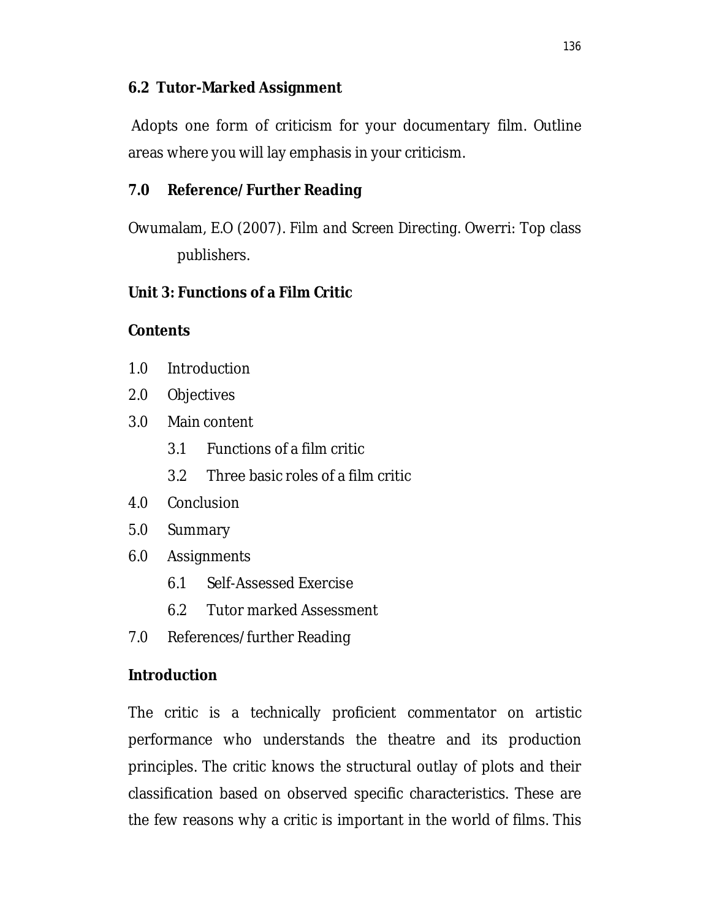**6.2 Tutor-Marked Assignment**

Adopts one form of criticism for your documentary film. Outline areas where you will lay emphasis in your criticism.

**7.0 Reference/Further Reading**

Owumalam, E.O (2007). *Film and Screen Directing*. Owerri: Top class publishers.

## Unit 3: Functions of a Film Critic

**Contents**

1.0 Introduction

2.0 Objectives

3.0 Main content

  3.1 Functions of a film critic

  3.2 Three basic roles of a film critic

4.0 Conclusion

5.0 Summary

6.0 Assignments

  6.1 Self-Assessed Exercise

  6.2 Tutor marked Assessment

7.0 References/further Reading

**Introduction**

The critic is a technically proficient commentator on artistic performance who understands the theatre and its production principles. The critic knows the structural outlay of plots and their classification based on observed specific characteristics. These are the few reasons why a critic is important in the world of films. This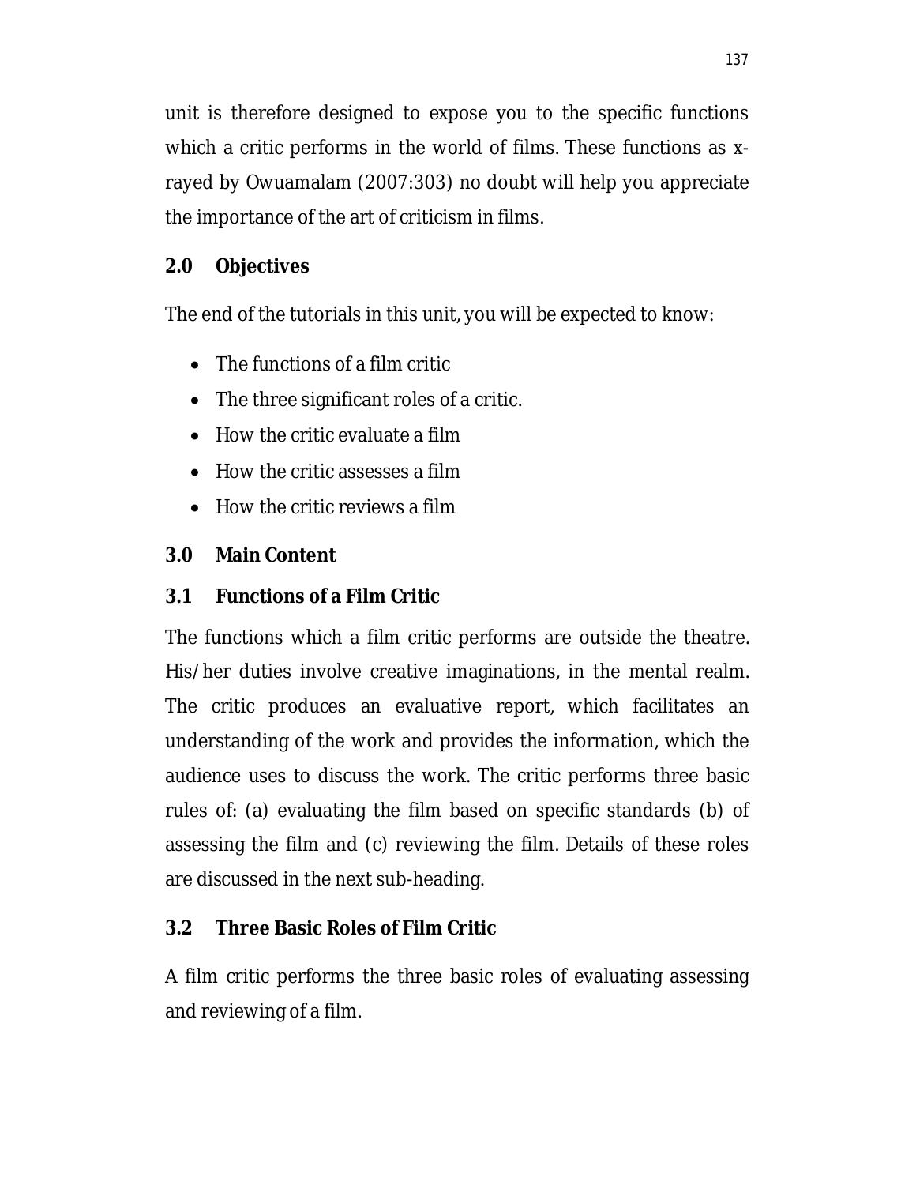unit is therefore designed to expose you to the specific functions which a critic performs in the world of films. These functions as x-rayed by Owuamalam (2007:303) no doubt will help you appreciate the importance of the art of criticism in films.

## 2.0 Objectives

The end of the tutorials in this unit, you will be expected to know:

- The functions of a film critic
- The three significant roles of a critic.
- How the critic evaluate a film
- How the critic assesses a film
- How the critic reviews a film

## 3.0 Main Content

### 3.1 Functions of a Film Critic

The functions which a film critic performs are outside the theatre. His/her duties involve creative imaginations, in the mental realm. The critic produces an evaluative report, which facilitates an understanding of the work and provides the information, which the audience uses to discuss the work. The critic performs three basic rules of: (a) evaluating the film based on specific standards (b) of assessing the film and (c) reviewing the film. Details of these roles are discussed in the next sub-heading.

### 3.2 Three Basic Roles of Film Critic

A film critic performs the three basic roles of evaluating assessing and reviewing of a film.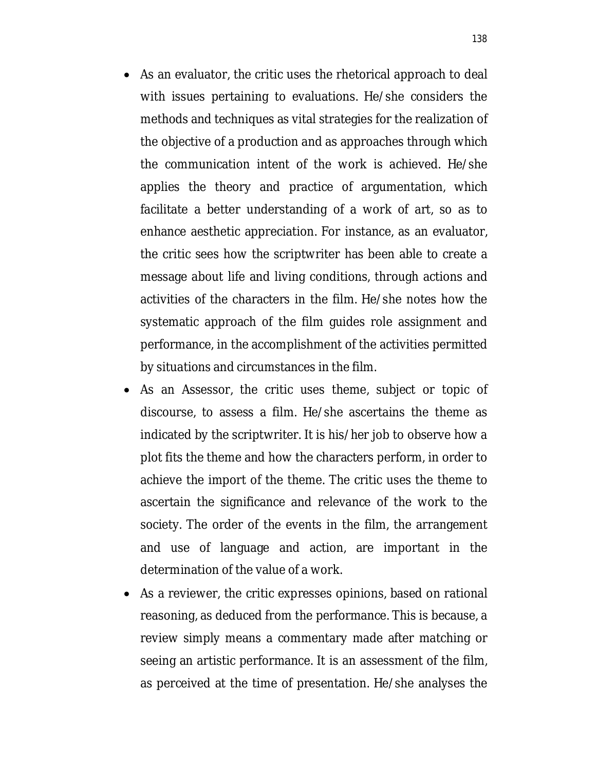- As an evaluator, the critic uses the rhetorical approach to deal with issues pertaining to evaluations. He/she considers the methods and techniques as vital strategies for the realization of the objective of a production and as approaches through which the communication intent of the work is achieved. He/she applies the theory and practice of argumentation, which facilitate a better understanding of a work of art, so as to enhance aesthetic appreciation. For instance, as an evaluator, the critic sees how the scriptwriter has been able to create a message about life and living conditions, through actions and activities of the characters in the film. He/she notes how the systematic approach of the film guides role assignment and performance, in the accomplishment of the activities permitted by situations and circumstances in the film.
- As an Assessor, the critic uses theme, subject or topic of discourse, to assess a film. He/she ascertains the theme as indicated by the scriptwriter. It is his/her job to observe how a plot fits the theme and how the characters perform, in order to achieve the import of the theme. The critic uses the theme to ascertain the significance and relevance of the work to the society. The order of the events in the film, the arrangement and use of language and action, are important in the determination of the value of a work.
- As a reviewer, the critic expresses opinions, based on rational reasoning, as deduced from the performance. This is because, a review simply means a commentary made after matching or seeing an artistic performance. It is an assessment of the film, as perceived at the time of presentation. He/she analyses the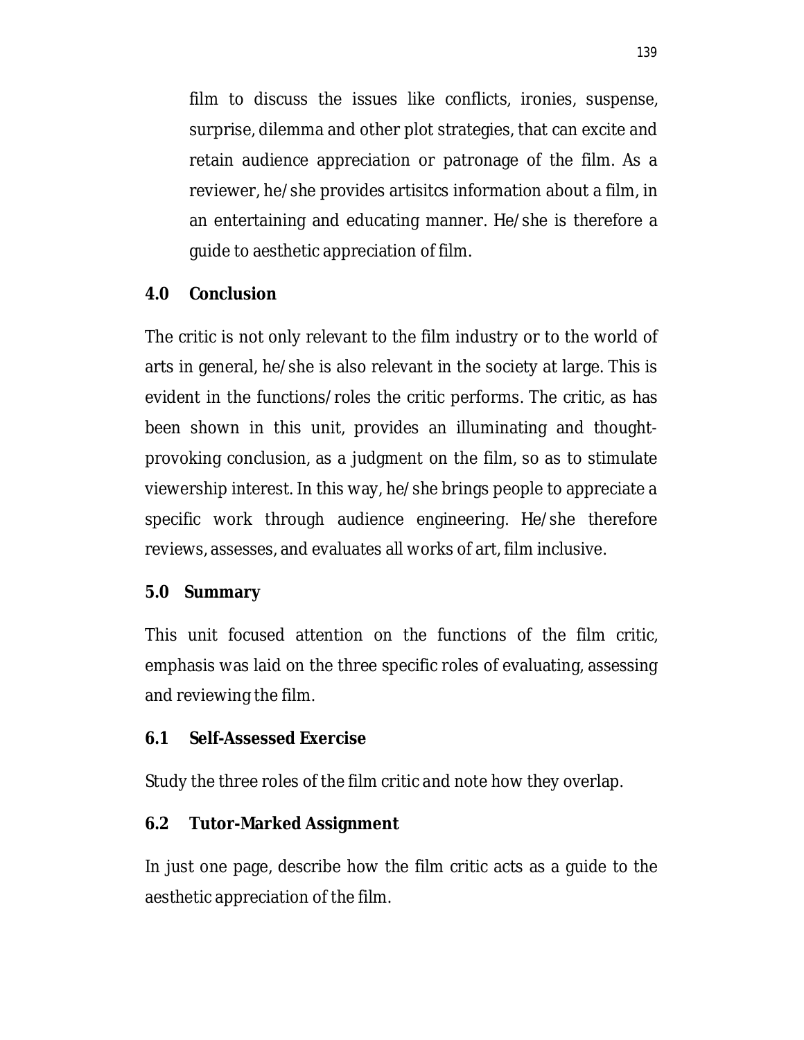film to discuss the issues like conflicts, ironies, suspense, surprise, dilemma and other plot strategies, that can excite and retain audience appreciation or patronage of the film. As a reviewer, he/she provides artisitcs information about a film, in an entertaining and educating manner. He/she is therefore a guide to aesthetic appreciation of film.

## 4.0 Conclusion

The critic is not only relevant to the film industry or to the world of arts in general, he/she is also relevant in the society at large. This is evident in the functions/roles the critic performs. The critic, as has been shown in this unit, provides an illuminating and thought-provoking conclusion, as a judgment on the film, so as to stimulate viewership interest. In this way, he/she brings people to appreciate a specific work through audience engineering. He/she therefore reviews, assesses, and evaluates all works of art, film inclusive.

## 5.0 Summary

This unit focused attention on the functions of the film critic, emphasis was laid on the three specific roles of evaluating, assessing and reviewing the film.

## 6.1 Self-Assessed Exercise

Study the three roles of the film critic and note how they overlap.

## 6.2 Tutor-Marked Assignment

In just one page, describe how the film critic acts as a guide to the aesthetic appreciation of the film.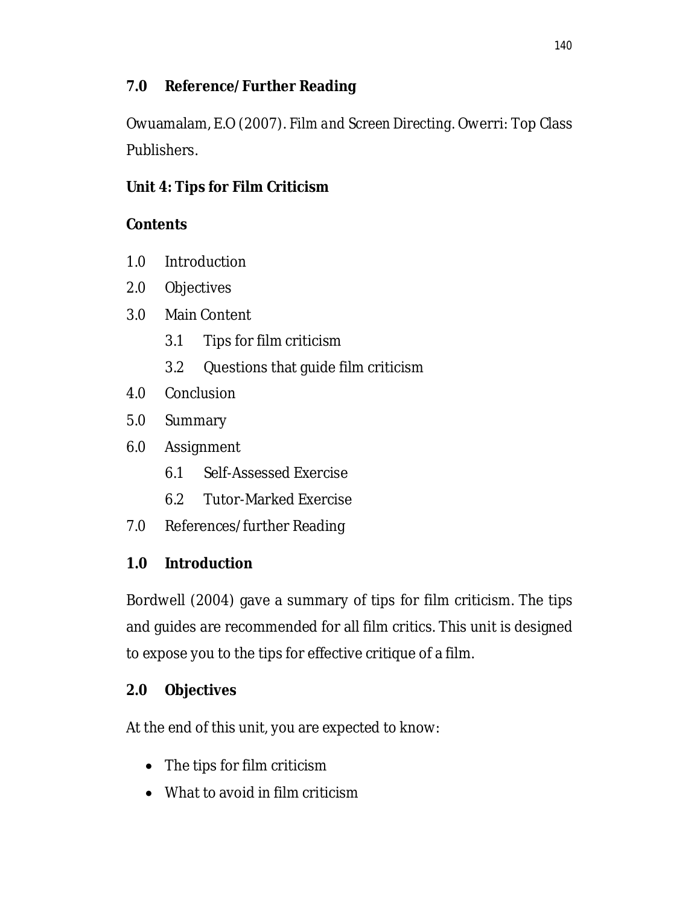## 7.0 Reference/Further Reading

Owuamalam, E.O (2007). *Film and Screen Directing*. Owerri: Top Class Publishers.

## Unit 4: Tips for Film Criticism

**Contents**

1.0 Introduction

2.0 Objectives

3.0 Main Content

- 3.1 Tips for film criticism
- 3.2 Questions that guide film criticism

4.0 Conclusion

5.0 Summary

6.0 Assignment

- 6.1 Self-Assessed Exercise
- 6.2 Tutor-Marked Exercise

7.0 References/further Reading

### 1.0 Introduction

Bordwell (2004) gave a summary of tips for film criticism. The tips and guides are recommended for all film critics. This unit is designed to expose you to the tips for effective critique of a film.

### 2.0 Objectives

At the end of this unit, you are expected to know:

- The tips for film criticism
- What to avoid in film criticism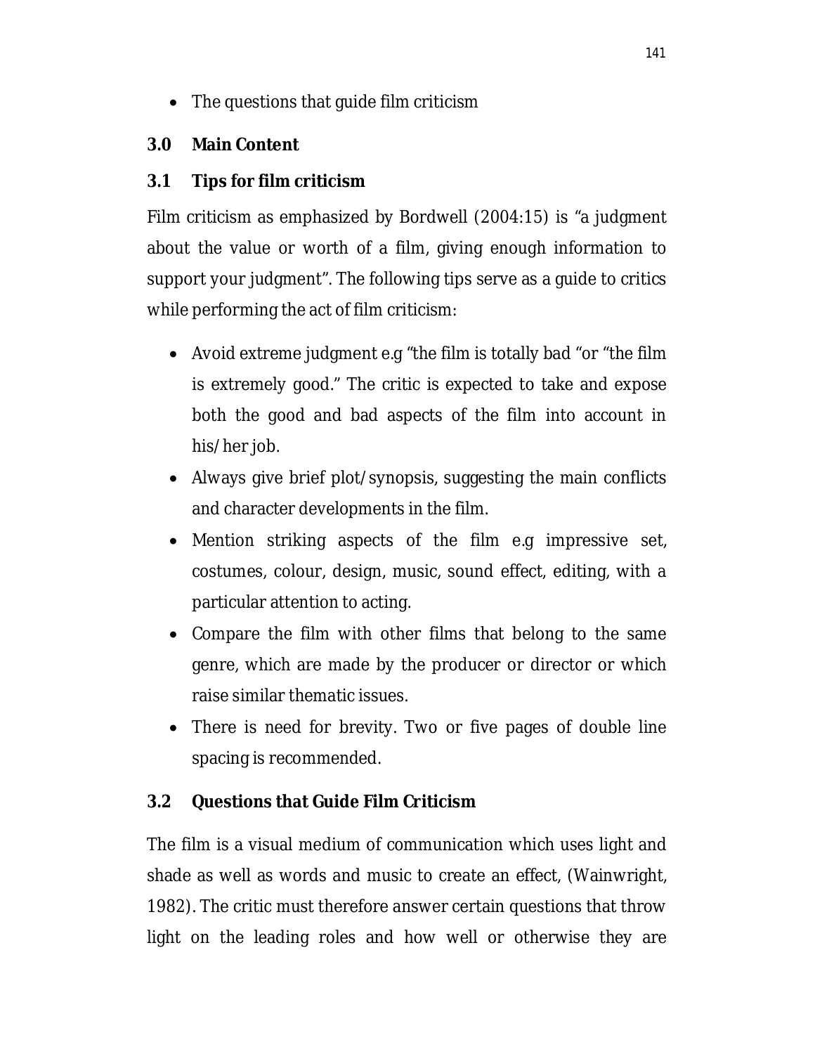- The questions that guide film criticism

## 3.0 Main Content

### 3.1 Tips for film criticism

Film criticism as emphasized by Bordwell (2004:15) is "a judgment about the value or worth of a film, giving enough information to support your judgment". The following tips serve as a guide to critics while performing the act of film criticism:

- Avoid extreme judgment e.g "the film is totally bad "or "the film is extremely good." The critic is expected to take and expose both the good and bad aspects of the film into account in his/her job.
- Always give brief plot/synopsis, suggesting the main conflicts and character developments in the film.
- Mention striking aspects of the film e.g impressive set, costumes, colour, design, music, sound effect, editing, with a particular attention to acting.
- Compare the film with other films that belong to the same genre, which are made by the producer or director or which raise similar thematic issues.
- There is need for brevity. Two or five pages of double line spacing is recommended.

### 3.2 Questions that Guide Film Criticism

The film is a visual medium of communication which uses light and shade as well as words and music to create an effect, (Wainwright, 1982). The critic must therefore answer certain questions that throw light on the leading roles and how well or otherwise they are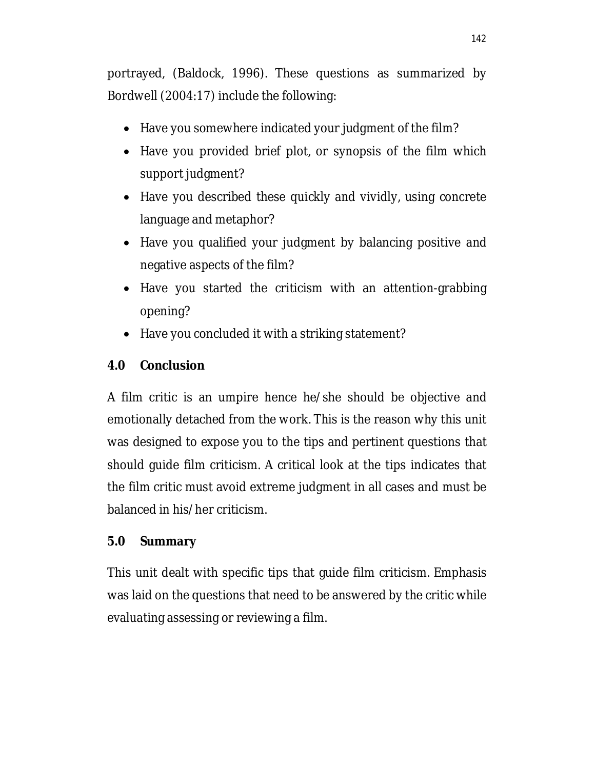portrayed, (Baldock, 1996). These questions as summarized by Bordwell (2004:17) include the following:

- Have you somewhere indicated your judgment of the film?
- Have you provided brief plot, or synopsis of the film which support judgment?
- Have you described these quickly and vividly, using concrete language and metaphor?
- Have you qualified your judgment by balancing positive and negative aspects of the film?
- Have you started the criticism with an attention-grabbing opening?
- Have you concluded it with a striking statement?

## 4.0 Conclusion

A film critic is an umpire hence he/she should be objective and emotionally detached from the work. This is the reason why this unit was designed to expose you to the tips and pertinent questions that should guide film criticism. A critical look at the tips indicates that the film critic must avoid extreme judgment in all cases and must be balanced in his/her criticism.

## 5.0 Summary

This unit dealt with specific tips that guide film criticism. Emphasis was laid on the questions that need to be answered by the critic while evaluating assessing or reviewing a film.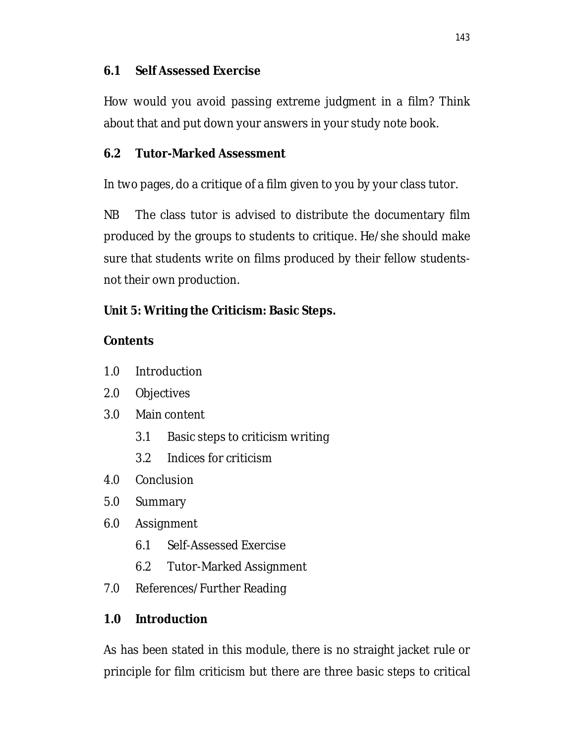### 6.1 Self Assessed Exercise

How would you avoid passing extreme judgment in a film? Think about that and put down your answers in your study note book.

### 6.2 Tutor-Marked Assessment

In two pages, do a critique of a film given to you by your class tutor.

NB The class tutor is advised to distribute the documentary film produced by the groups to students to critique. He/she should make sure that students write on films produced by their fellow students- not their own production.

## Unit 5: Writing the Criticism: Basic Steps.

**Contents**

1.0 Introduction

2.0 Objectives

3.0 Main content

- 3.1 Basic steps to criticism writing
- 3.2 Indices for criticism

4.0 Conclusion

5.0 Summary

6.0 Assignment

- 6.1 Self-Assessed Exercise
- 6.2 Tutor-Marked Assignment

7.0 References/Further Reading

### 1.0 Introduction

As has been stated in this module, there is no straight jacket rule or principle for film criticism but there are three basic steps to critical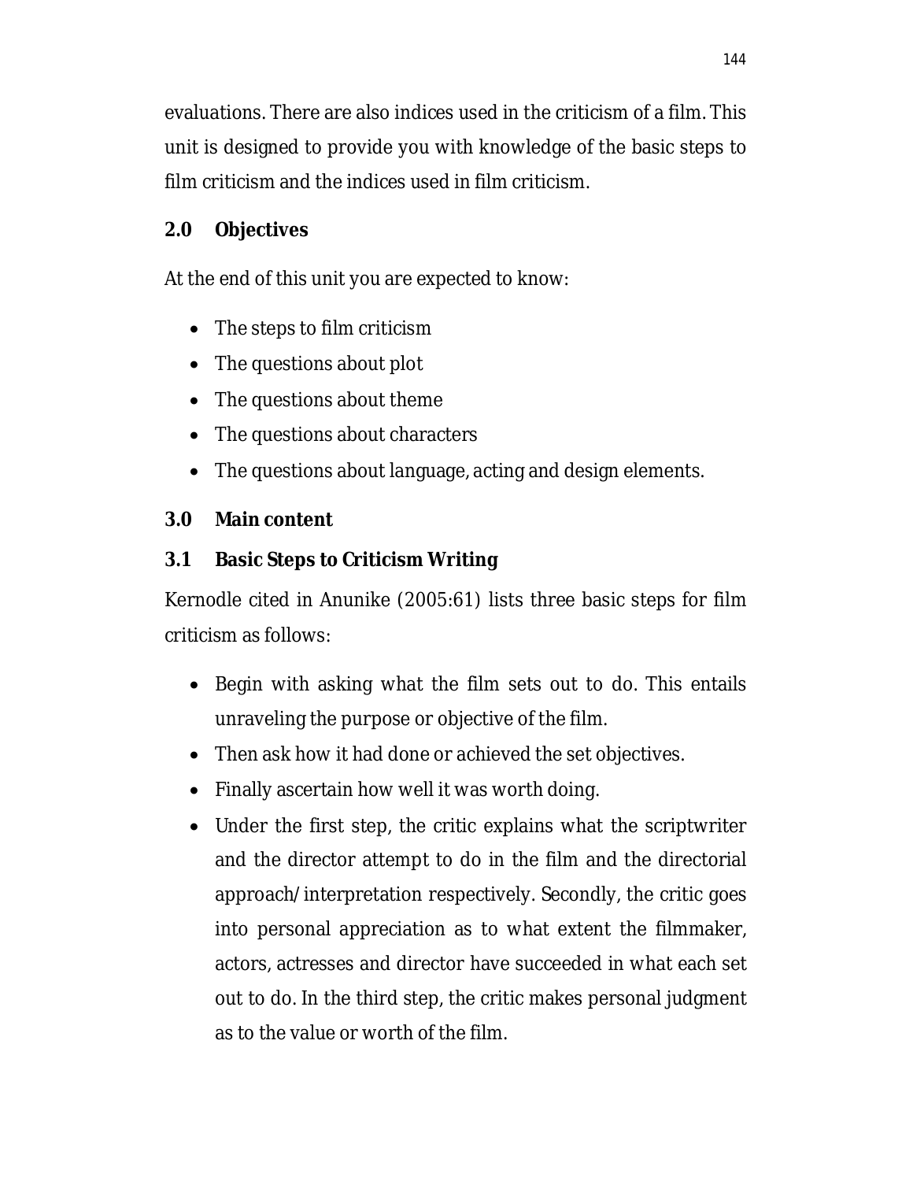evaluations. There are also indices used in the criticism of a film. This unit is designed to provide you with knowledge of the basic steps to film criticism and the indices used in film criticism.

## 2.0 Objectives

At the end of this unit you are expected to know:

- The steps to film criticism
- The questions about plot
- The questions about theme
- The questions about characters
- The questions about language, acting and design elements.

## 3.0 Main content

### 3.1 Basic Steps to Criticism Writing

Kernodle cited in Anunike (2005:61) lists three basic steps for film criticism as follows:

- Begin with asking what the film sets out to do. This entails unraveling the purpose or objective of the film.
- Then ask how it had done or achieved the set objectives.
- Finally ascertain how well it was worth doing.
- Under the first step, the critic explains what the scriptwriter and the director attempt to do in the film and the directorial approach/interpretation respectively. Secondly, the critic goes into personal appreciation as to what extent the filmmaker, actors, actresses and director have succeeded in what each set out to do. In the third step, the critic makes personal judgment as to the value or worth of the film.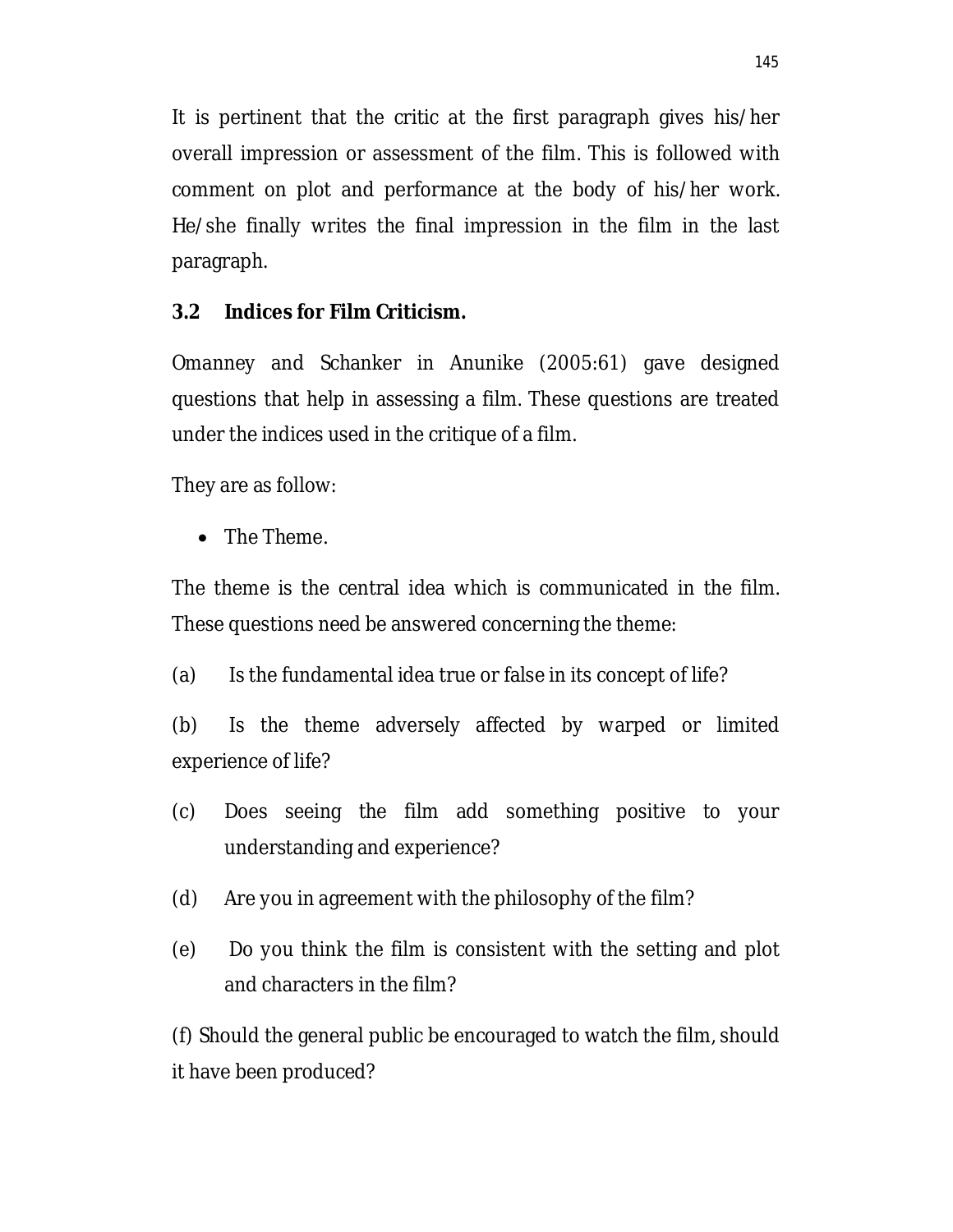It is pertinent that the critic at the first paragraph gives his/her overall impression or assessment of the film. This is followed with comment on plot and performance at the body of his/her work. He/she finally writes the final impression in the film in the last paragraph.

### 3.2 Indices for Film Criticism.

Omanney and Schanker in Anunike (2005:61) gave designed questions that help in assessing a film. These questions are treated under the indices used in the critique of a film.

They are as follow:

- The Theme.

The theme is the central idea which is communicated in the film. These questions need be answered concerning the theme:

(a) Is the fundamental idea true or false in its concept of life?

(b) Is the theme adversely affected by warped or limited experience of life?

(c) Does seeing the film add something positive to your understanding and experience?

(d) Are you in agreement with the philosophy of the film?

(e) Do you think the film is consistent with the setting and plot and characters in the film?

(f) Should the general public be encouraged to watch the film, should it have been produced?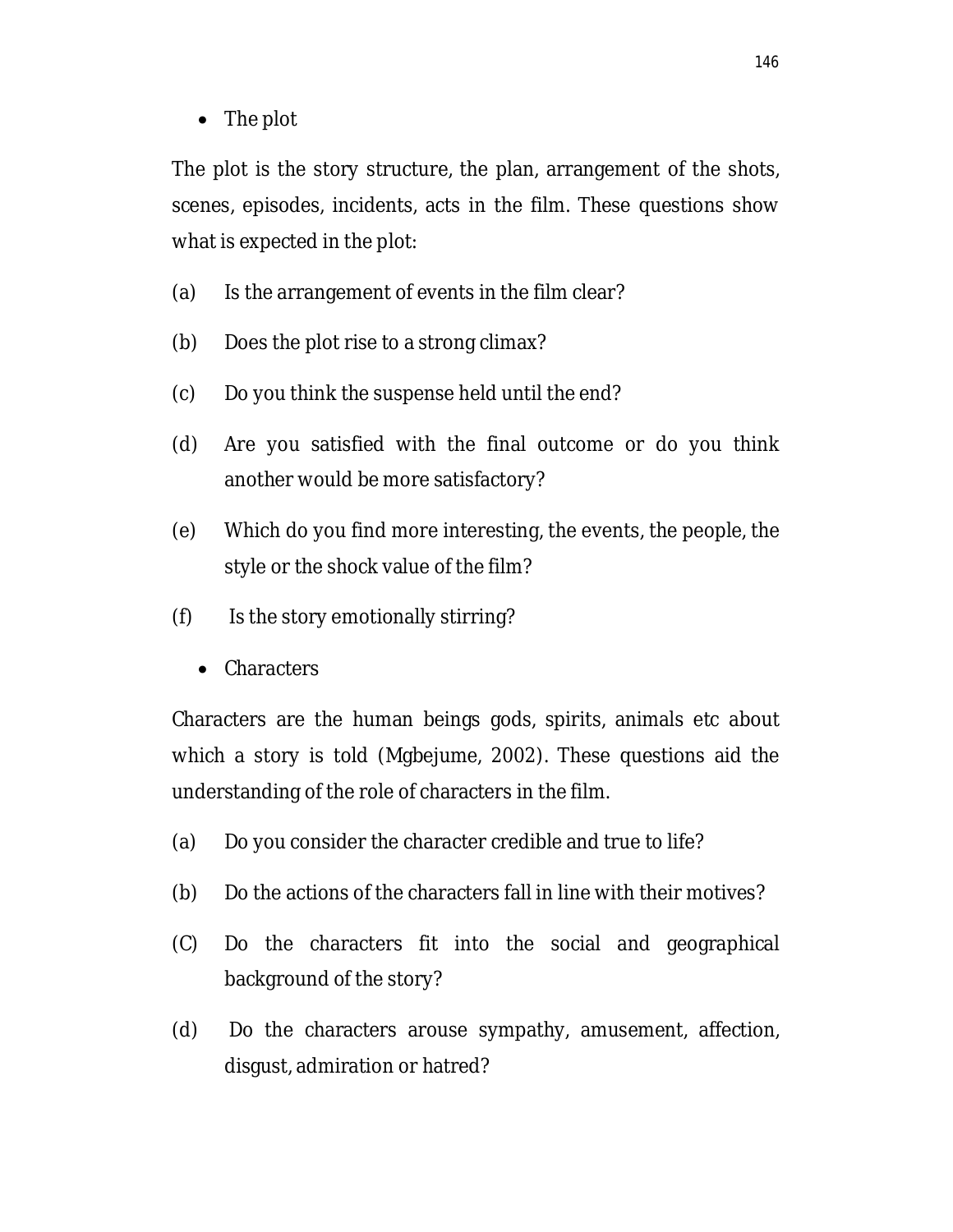- The plot

The plot is the story structure, the plan, arrangement of the shots, scenes, episodes, incidents, acts in the film. These questions show what is expected in the plot:

(a) Is the arrangement of events in the film clear?

(b) Does the plot rise to a strong climax?

(c) Do you think the suspense held until the end?

(d) Are you satisfied with the final outcome or do you think another would be more satisfactory?

(e) Which do you find more interesting, the events, the people, the style or the shock value of the film?

(f) Is the story emotionally stirring?

- Characters

Characters are the human beings gods, spirits, animals etc about which a story is told (Mgbejume, 2002). These questions aid the understanding of the role of characters in the film.

(a) Do you consider the character credible and true to life?

(b) Do the actions of the characters fall in line with their motives?

(C) Do the characters fit into the social and geographical background of the story?

(d) Do the characters arouse sympathy, amusement, affection, disgust, admiration or hatred?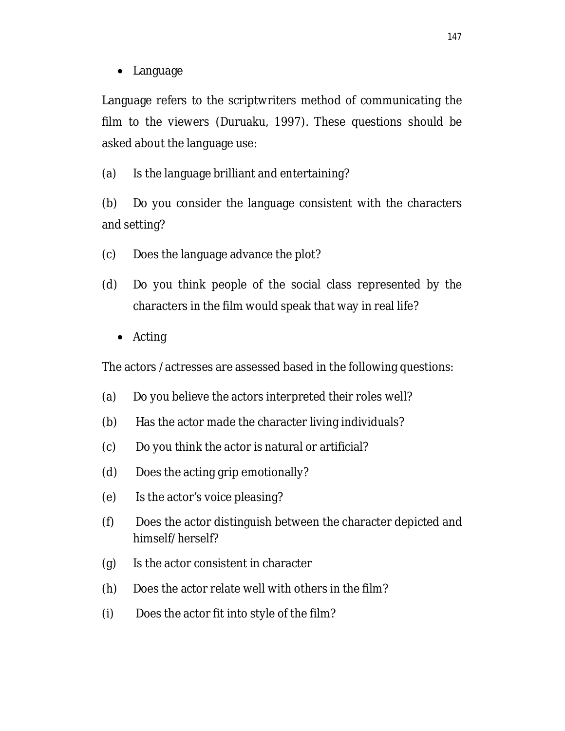- Language

Language refers to the scriptwriters method of communicating the film to the viewers (Duruaku, 1997). These questions should be asked about the language use:

(a) Is the language brilliant and entertaining?

(b) Do you consider the language consistent with the characters and setting?

(c) Does the language advance the plot?

(d) Do you think people of the social class represented by the characters in the film would speak that way in real life?

- Acting

The actors /actresses are assessed based in the following questions:

(a) Do you believe the actors interpreted their roles well?

(b) Has the actor made the character living individuals?

(c) Do you think the actor is natural or artificial?

(d) Does the acting grip emotionally?

(e) Is the actor's voice pleasing?

(f) Does the actor distinguish between the character depicted and himself/ herself?

(g) Is the actor consistent in character

(h) Does the actor relate well with others in the film?

(i) Does the actor fit into style of the film?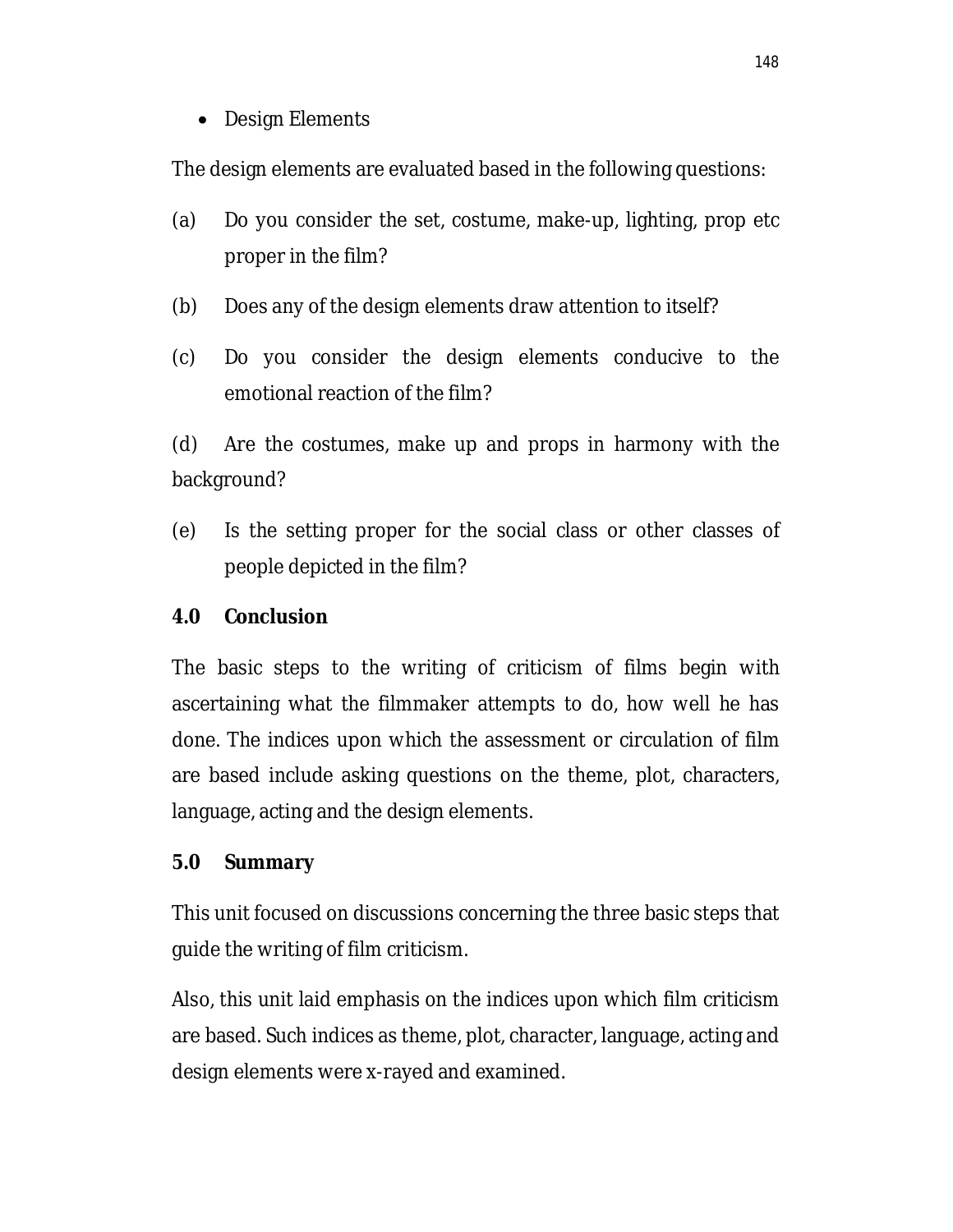- Design Elements

The design elements are evaluated based in the following questions:

(a) Do you consider the set, costume, make-up, lighting, prop etc proper in the film?

(b) Does any of the design elements draw attention to itself?

(c) Do you consider the design elements conducive to the emotional reaction of the film?

(d) Are the costumes, make up and props in harmony with the background?

(e) Is the setting proper for the social class or other classes of people depicted in the film?

## 4.0 Conclusion

The basic steps to the writing of criticism of films begin with ascertaining what the filmmaker attempts to do, how well he has done. The indices upon which the assessment or circulation of film are based include asking questions on the theme, plot, characters, language, acting and the design elements.

## 5.0 Summary

This unit focused on discussions concerning the three basic steps that guide the writing of film criticism.

Also, this unit laid emphasis on the indices upon which film criticism are based. Such indices as theme, plot, character, language, acting and design elements were x-rayed and examined.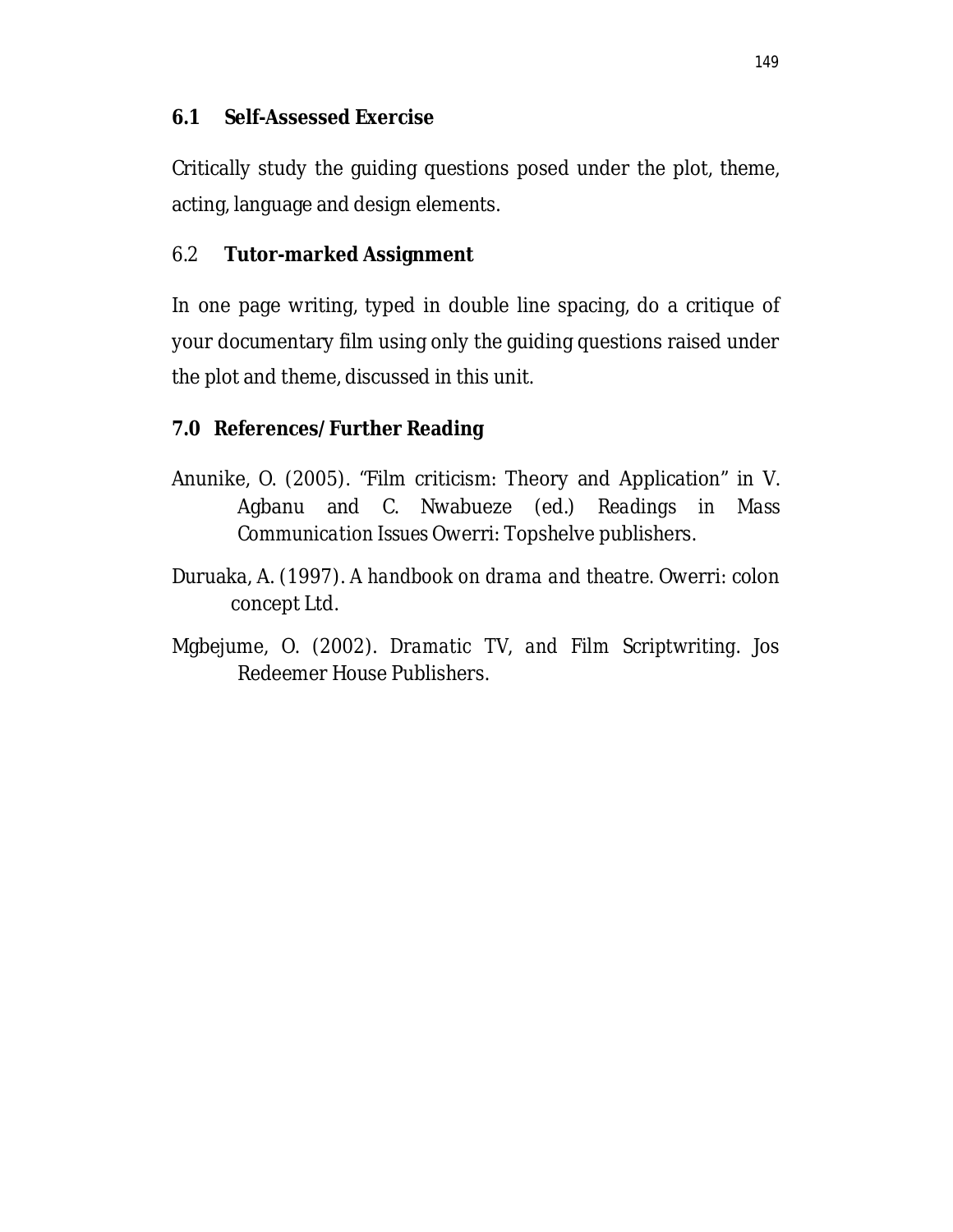### 6.1 Self-Assessed Exercise

Critically study the guiding questions posed under the plot, theme, acting, language and design elements.

### 6.2 Tutor-marked Assignment

In one page writing, typed in double line spacing, do a critique of your documentary film using only the guiding questions raised under the plot and theme, discussed in this unit.

## 7.0 References/ Further Reading

Anunike, O. (2005). "Film criticism: Theory and Application" in V. Agbanu and C. Nwabueze (ed.) *Readings in Mass Communication Issues* Owerri: Topshelve publishers.

Duruaka, A. (1997). *A handbook on drama and theatre.* Owerri: colon concept Ltd.

Mgbejume, O. (2002). *Dramatic TV, and Film Scriptwriting.* Jos Redeemer House Publishers.